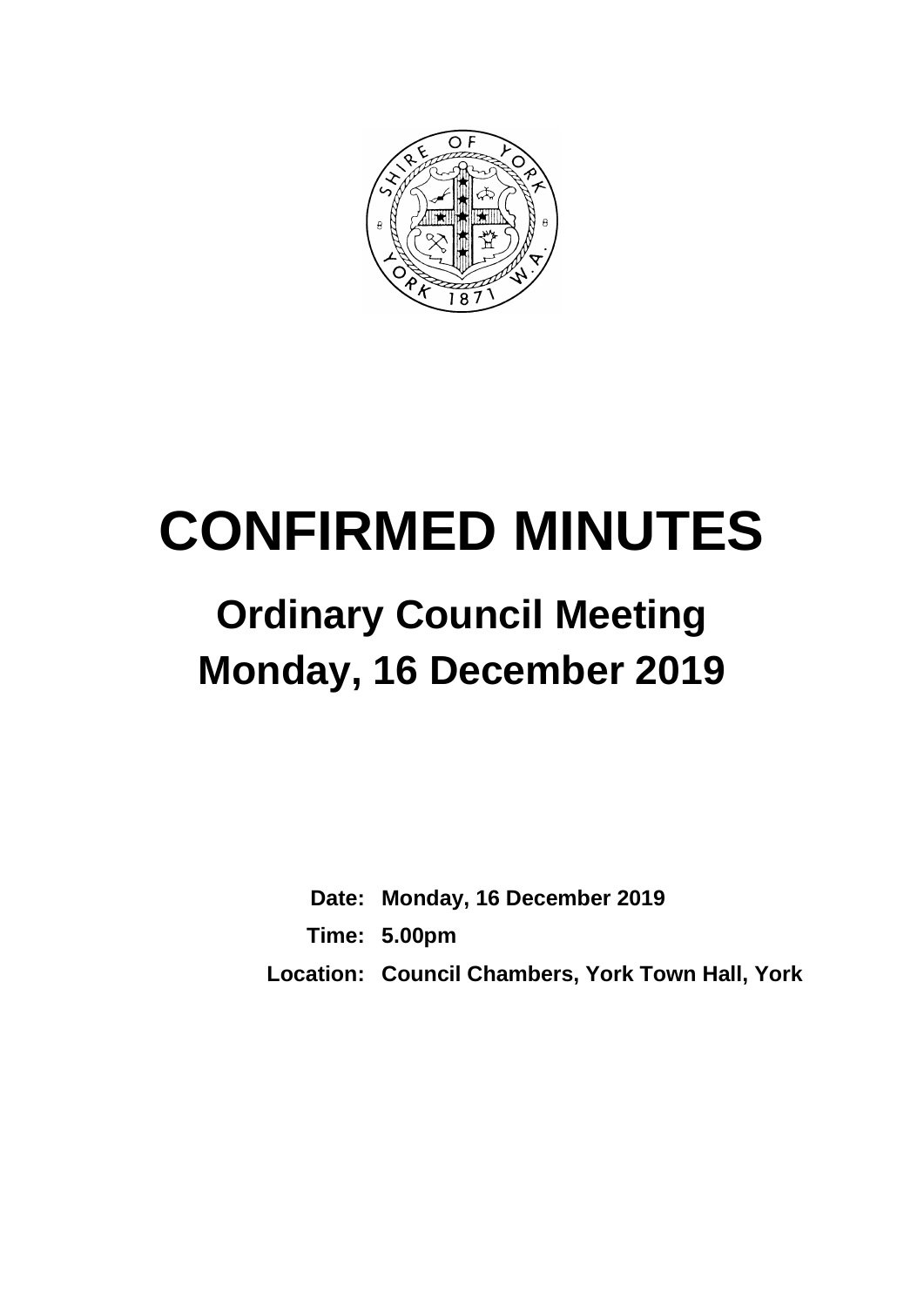# CONFIRMED MINUTES

## Ordinary Council Meeting

## Monday, 16 December 2019

**Date:** Monday, 16 December 2019

**Time:** 5.00pm

**Location:** Council Chambers, York Town Hall, York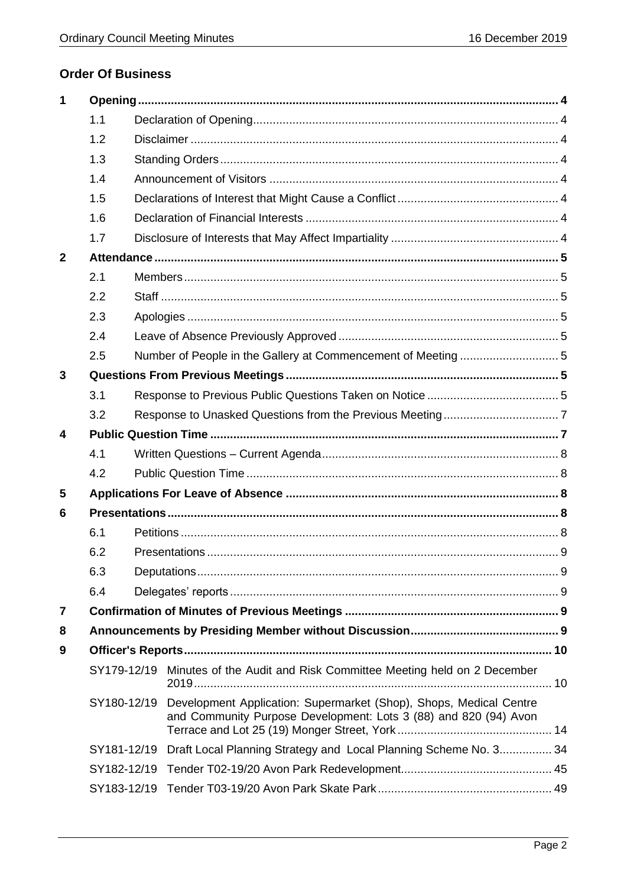## Order Of Business

| | | | |
|---|---|---|---|
| **1** | **Opening** | | **4** |
| | 1.1 | Declaration of Opening | 4 |
| | 1.2 | Disclaimer | 4 |
| | 1.3 | Standing Orders | 4 |
| | 1.4 | Announcement of Visitors | 4 |
| | 1.5 | Declarations of Interest that Might Cause a Conflict | 4 |
| | 1.6 | Declaration of Financial Interests | 4 |
| | 1.7 | Disclosure of Interests that May Affect Impartiality | 4 |
| **2** | **Attendance** | | **5** |
| | 2.1 | Members | 5 |
| | 2.2 | Staff | 5 |
| | 2.3 | Apologies | 5 |
| | 2.4 | Leave of Absence Previously Approved | 5 |
| | 2.5 | Number of People in the Gallery at Commencement of Meeting | 5 |
| **3** | **Questions From Previous Meetings** | | **5** |
| | 3.1 | Response to Previous Public Questions Taken on Notice | 5 |
| | 3.2 | Response to Unasked Questions from the Previous Meeting | 7 |
| **4** | **Public Question Time** | | **7** |
| | 4.1 | Written Questions – Current Agenda | 8 |
| | 4.2 | Public Question Time | 8 |
| **5** | **Applications For Leave of Absence** | | **8** |
| **6** | **Presentations** | | **8** |
| | 6.1 | Petitions | 8 |
| | 6.2 | Presentations | 9 |
| | 6.3 | Deputations | 9 |
| | 6.4 | Delegates' reports | 9 |
| **7** | **Confirmation of Minutes of Previous Meetings** | | **9** |
| **8** | **Announcements by Presiding Member without Discussion** | | **9** |
| **9** | **Officer's Reports** | | **10** |
| | SY179-12/19 | Minutes of the Audit and Risk Committee Meeting held on 2 December 2019 | 10 |
| | SY180-12/19 | Development Application: Supermarket (Shop), Shops, Medical Centre and Community Purpose Development: Lots 3 (88) and 820 (94) Avon Terrace and Lot 25 (19) Monger Street, York | 14 |
| | SY181-12/19 | Draft Local Planning Strategy and Local Planning Scheme No. 3 | 34 |
| | SY182-12/19 | Tender T02-19/20 Avon Park Redevelopment | 45 |
| | SY183-12/19 | Tender T03-19/20 Avon Park Skate Park | 49 |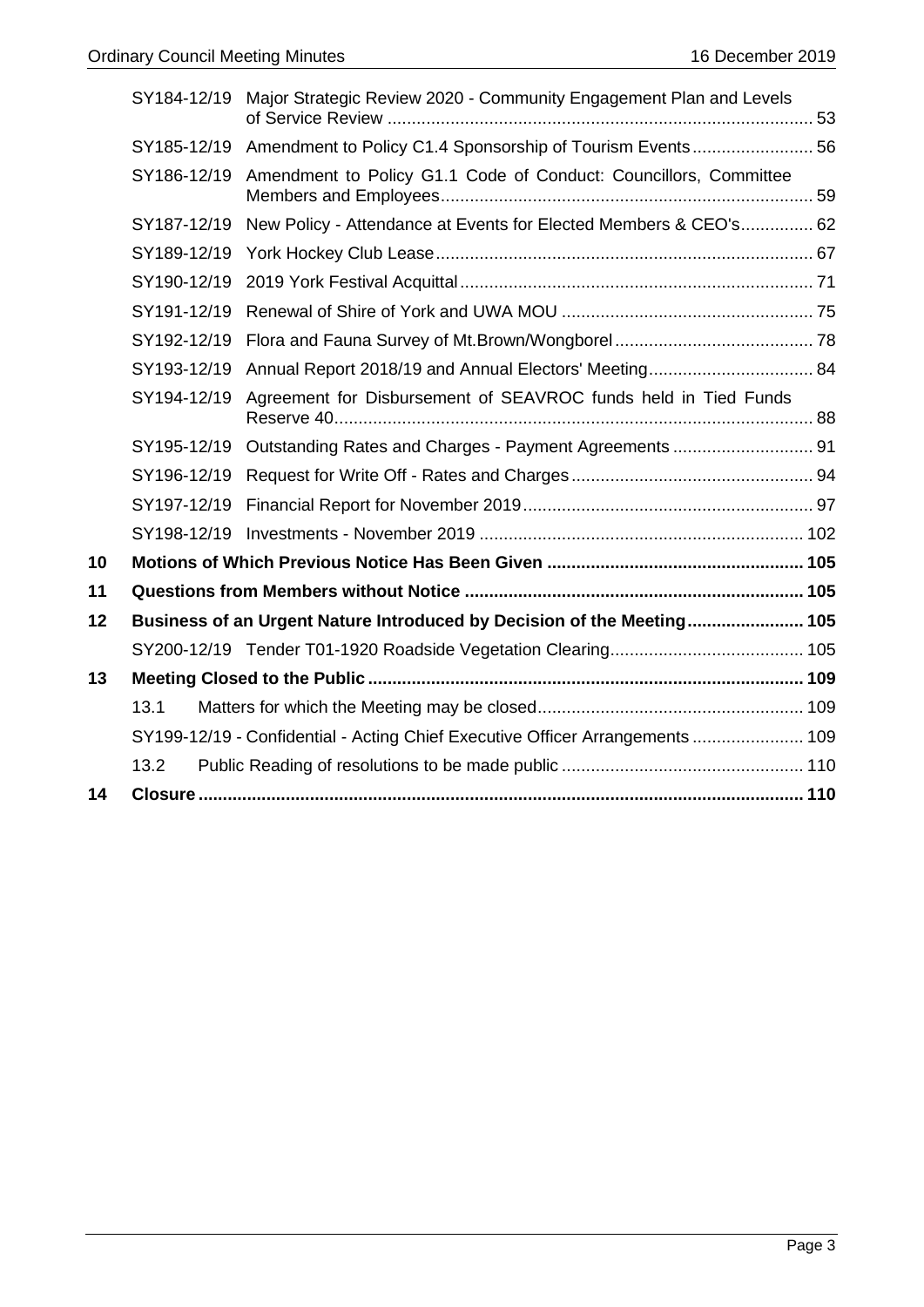| | | |
|---|---|---|
| SY184-12/19 | Major Strategic Review 2020 - Community Engagement Plan and Levels of Service Review | 53 |
| SY185-12/19 | Amendment to Policy C1.4 Sponsorship of Tourism Events | 56 |
| SY186-12/19 | Amendment to Policy G1.1 Code of Conduct: Councillors, Committee Members and Employees | 59 |
| SY187-12/19 | New Policy - Attendance at Events for Elected Members & CEO's | 62 |
| SY189-12/19 | York Hockey Club Lease | 67 |
| SY190-12/19 | 2019 York Festival Acquittal | 71 |
| SY191-12/19 | Renewal of Shire of York and UWA MOU | 75 |
| SY192-12/19 | Flora and Fauna Survey of Mt.Brown/Wongborel | 78 |
| SY193-12/19 | Annual Report 2018/19 and Annual Electors' Meeting | 84 |
| SY194-12/19 | Agreement for Disbursement of SEAVROC funds held in Tied Funds Reserve 40 | 88 |
| SY195-12/19 | Outstanding Rates and Charges - Payment Agreements | 91 |
| SY196-12/19 | Request for Write Off - Rates and Charges | 94 |
| SY197-12/19 | Financial Report for November 2019 | 97 |
| SY198-12/19 | Investments - November 2019 | 102 |

**10 Motions of Which Previous Notice Has Been Given ..... 105**

**11 Questions from Members without Notice ..... 105**

**12 Business of an Urgent Nature Introduced by Decision of the Meeting ..... 105**

SY200-12/19 Tender T01-1920 Roadside Vegetation Clearing ..... 105

**13 Meeting Closed to the Public ..... 109**

13.1 Matters for which the Meeting may be closed ..... 109

SY199-12/19 - Confidential - Acting Chief Executive Officer Arrangements ..... 109

13.2 Public Reading of resolutions to be made public ..... 110

**14 Closure ..... 110**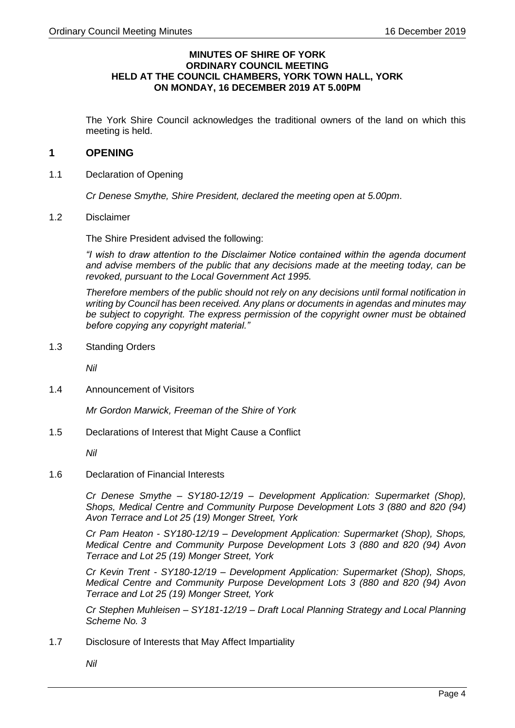**MINUTES OF SHIRE OF YORK**
**ORDINARY COUNCIL MEETING**
**HELD AT THE COUNCIL CHAMBERS, YORK TOWN HALL, YORK**
**ON MONDAY, 16 DECEMBER 2019 AT 5.00PM**

The York Shire Council acknowledges the traditional owners of the land on which this meeting is held.

# 1 OPENING

1.1 Declaration of Opening

*Cr Denese Smythe, Shire President, declared the meeting open at 5.00pm.*

1.2 Disclaimer

The Shire President advised the following:

*"I wish to draw attention to the Disclaimer Notice contained within the agenda document and advise members of the public that any decisions made at the meeting today, can be revoked, pursuant to the Local Government Act 1995.*

*Therefore members of the public should not rely on any decisions until formal notification in writing by Council has been received. Any plans or documents in agendas and minutes may be subject to copyright. The express permission of the copyright owner must be obtained before copying any copyright material."*

1.3 Standing Orders

*Nil*

1.4 Announcement of Visitors

*Mr Gordon Marwick, Freeman of the Shire of York*

1.5 Declarations of Interest that Might Cause a Conflict

*Nil*

1.6 Declaration of Financial Interests

*Cr Denese Smythe – SY180-12/19 – Development Application: Supermarket (Shop), Shops, Medical Centre and Community Purpose Development Lots 3 (880 and 820 (94) Avon Terrace and Lot 25 (19) Monger Street, York*

*Cr Pam Heaton - SY180-12/19 – Development Application: Supermarket (Shop), Shops, Medical Centre and Community Purpose Development Lots 3 (880 and 820 (94) Avon Terrace and Lot 25 (19) Monger Street, York*

*Cr Kevin Trent - SY180-12/19 – Development Application: Supermarket (Shop), Shops, Medical Centre and Community Purpose Development Lots 3 (880 and 820 (94) Avon Terrace and Lot 25 (19) Monger Street, York*

*Cr Stephen Muhleisen – SY181-12/19 – Draft Local Planning Strategy and Local Planning Scheme No. 3*

1.7 Disclosure of Interests that May Affect Impartiality

*Nil*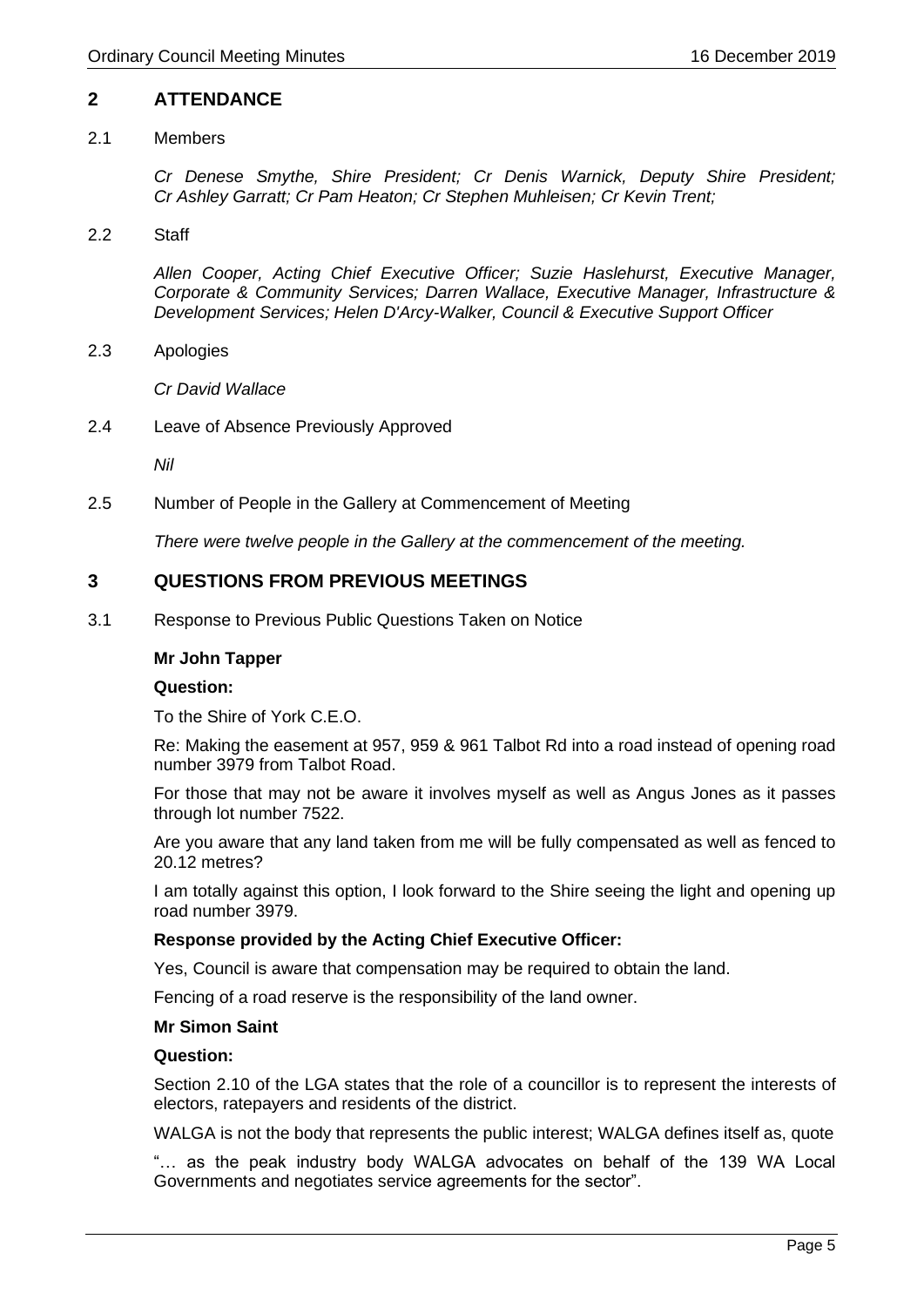## 2 ATTENDANCE

2.1 Members

*Cr Denese Smythe, Shire President; Cr Denis Warnick, Deputy Shire President; Cr Ashley Garratt; Cr Pam Heaton; Cr Stephen Muhleisen; Cr Kevin Trent;*

2.2 Staff

*Allen Cooper, Acting Chief Executive Officer; Suzie Haslehurst, Executive Manager, Corporate & Community Services; Darren Wallace, Executive Manager, Infrastructure & Development Services; Helen D'Arcy-Walker, Council & Executive Support Officer*

2.3 Apologies

*Cr David Wallace*

2.4 Leave of Absence Previously Approved

*Nil*

2.5 Number of People in the Gallery at Commencement of Meeting

*There were twelve people in the Gallery at the commencement of the meeting.*

## 3 QUESTIONS FROM PREVIOUS MEETINGS

3.1 Response to Previous Public Questions Taken on Notice

**Mr John Tapper**

**Question:**

To the Shire of York C.E.O.

Re: Making the easement at 957, 959 & 961 Talbot Rd into a road instead of opening road number 3979 from Talbot Road.

For those that may not be aware it involves myself as well as Angus Jones as it passes through lot number 7522.

Are you aware that any land taken from me will be fully compensated as well as fenced to 20.12 metres?

I am totally against this option, I look forward to the Shire seeing the light and opening up road number 3979.

**Response provided by the Acting Chief Executive Officer:**

Yes, Council is aware that compensation may be required to obtain the land.

Fencing of a road reserve is the responsibility of the land owner.

**Mr Simon Saint**

**Question:**

Section 2.10 of the LGA states that the role of a councillor is to represent the interests of electors, ratepayers and residents of the district.

WALGA is not the body that represents the public interest; WALGA defines itself as, quote

"… as the peak industry body WALGA advocates on behalf of the 139 WA Local Governments and negotiates service agreements for the sector".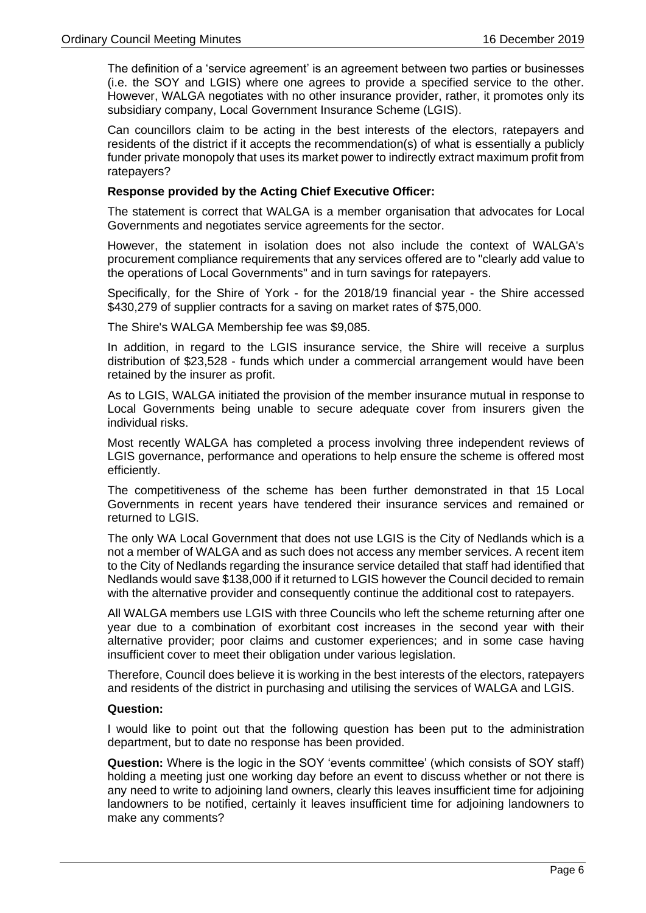The definition of a 'service agreement' is an agreement between two parties or businesses (i.e. the SOY and LGIS) where one agrees to provide a specified service to the other. However, WALGA negotiates with no other insurance provider, rather, it promotes only its subsidiary company, Local Government Insurance Scheme (LGIS).

Can councillors claim to be acting in the best interests of the electors, ratepayers and residents of the district if it accepts the recommendation(s) of what is essentially a publicly funder private monopoly that uses its market power to indirectly extract maximum profit from ratepayers?

**Response provided by the Acting Chief Executive Officer:**

The statement is correct that WALGA is a member organisation that advocates for Local Governments and negotiates service agreements for the sector.

However, the statement in isolation does not also include the context of WALGA's procurement compliance requirements that any services offered are to "clearly add value to the operations of Local Governments" and in turn savings for ratepayers.

Specifically, for the Shire of York - for the 2018/19 financial year - the Shire accessed $430,279 of supplier contracts for a saving on market rates of $75,000.

The Shire's WALGA Membership fee was $9,085.

In addition, in regard to the LGIS insurance service, the Shire will receive a surplus distribution of $23,528 - funds which under a commercial arrangement would have been retained by the insurer as profit.

As to LGIS, WALGA initiated the provision of the member insurance mutual in response to Local Governments being unable to secure adequate cover from insurers given the individual risks.

Most recently WALGA has completed a process involving three independent reviews of LGIS governance, performance and operations to help ensure the scheme is offered most efficiently.

The competitiveness of the scheme has been further demonstrated in that 15 Local Governments in recent years have tendered their insurance services and remained or returned to LGIS.

The only WA Local Government that does not use LGIS is the City of Nedlands which is a not a member of WALGA and as such does not access any member services. A recent item to the City of Nedlands regarding the insurance service detailed that staff had identified that Nedlands would save $138,000 if it returned to LGIS however the Council decided to remain with the alternative provider and consequently continue the additional cost to ratepayers.

All WALGA members use LGIS with three Councils who left the scheme returning after one year due to a combination of exorbitant cost increases in the second year with their alternative provider; poor claims and customer experiences; and in some case having insufficient cover to meet their obligation under various legislation.

Therefore, Council does believe it is working in the best interests of the electors, ratepayers and residents of the district in purchasing and utilising the services of WALGA and LGIS.

**Question:**

I would like to point out that the following question has been put to the administration department, but to date no response has been provided.

**Question:** Where is the logic in the SOY 'events committee' (which consists of SOY staff) holding a meeting just one working day before an event to discuss whether or not there is any need to write to adjoining land owners, clearly this leaves insufficient time for adjoining landowners to be notified, certainly it leaves insufficient time for adjoining landowners to make any comments?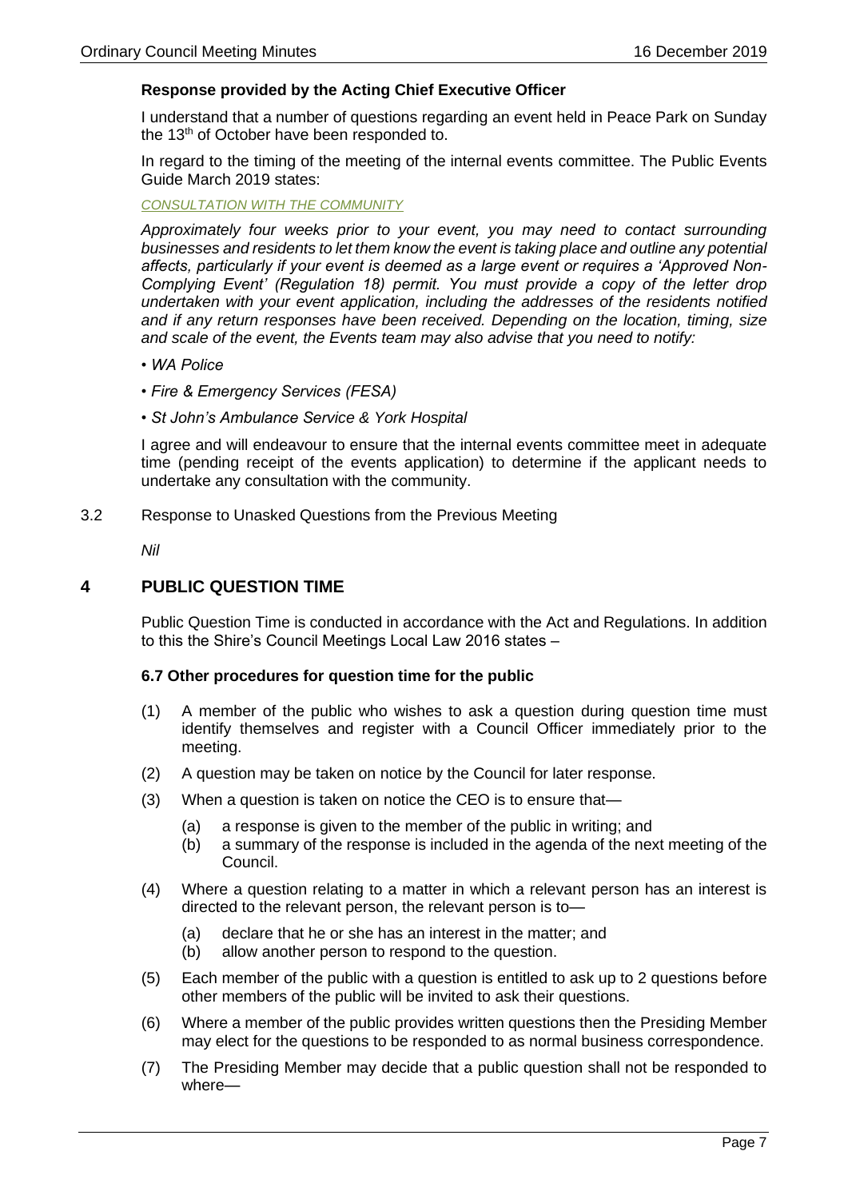**Response provided by the Acting Chief Executive Officer**

I understand that a number of questions regarding an event held in Peace Park on Sunday the 13th of October have been responded to.

In regard to the timing of the meeting of the internal events committee. The Public Events Guide March 2019 states:

*CONSULTATION WITH THE COMMUNITY*

*Approximately four weeks prior to your event, you may need to contact surrounding businesses and residents to let them know the event is taking place and outline any potential affects, particularly if your event is deemed as a large event or requires a 'Approved Non-Complying Event' (Regulation 18) permit. You must provide a copy of the letter drop undertaken with your event application, including the addresses of the residents notified and if any return responses have been received. Depending on the location, timing, size and scale of the event, the Events team may also advise that you need to notify:*

- *WA Police*
- *Fire & Emergency Services (FESA)*
- *St John's Ambulance Service & York Hospital*

I agree and will endeavour to ensure that the internal events committee meet in adequate time (pending receipt of the events application) to determine if the applicant needs to undertake any consultation with the community.

3.2 Response to Unasked Questions from the Previous Meeting

*Nil*

## 4 PUBLIC QUESTION TIME

Public Question Time is conducted in accordance with the Act and Regulations. In addition to this the Shire's Council Meetings Local Law 2016 states –

**6.7 Other procedures for question time for the public**

(1) A member of the public who wishes to ask a question during question time must identify themselves and register with a Council Officer immediately prior to the meeting.

(2) A question may be taken on notice by the Council for later response.

(3) When a question is taken on notice the CEO is to ensure that—
  (a) a response is given to the member of the public in writing; and
  (b) a summary of the response is included in the agenda of the next meeting of the Council.

(4) Where a question relating to a matter in which a relevant person has an interest is directed to the relevant person, the relevant person is to—
  (a) declare that he or she has an interest in the matter; and
  (b) allow another person to respond to the question.

(5) Each member of the public with a question is entitled to ask up to 2 questions before other members of the public will be invited to ask their questions.

(6) Where a member of the public provides written questions then the Presiding Member may elect for the questions to be responded to as normal business correspondence.

(7) The Presiding Member may decide that a public question shall not be responded to where—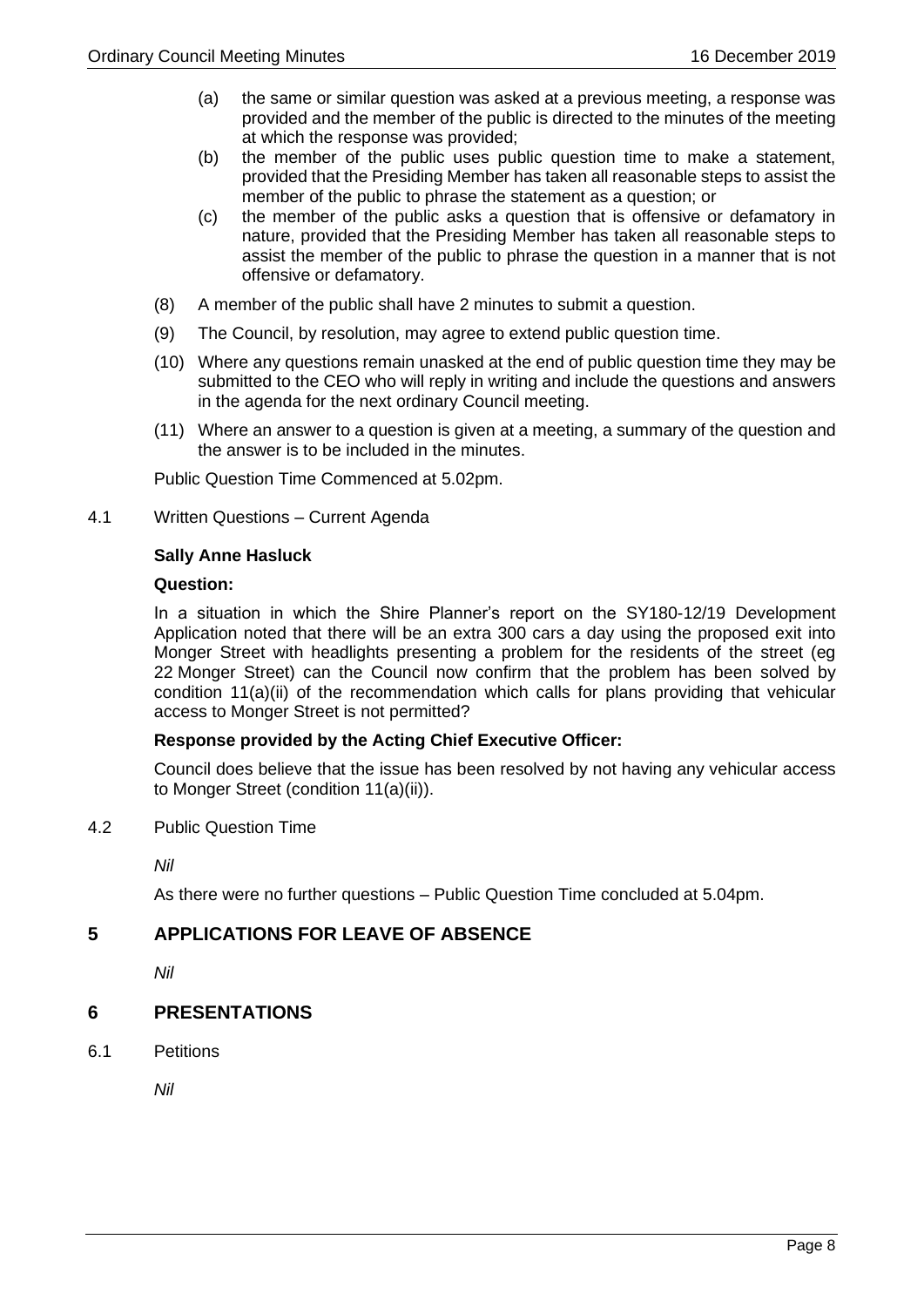(a) the same or similar question was asked at a previous meeting, a response was provided and the member of the public is directed to the minutes of the meeting at which the response was provided;

(b) the member of the public uses public question time to make a statement, provided that the Presiding Member has taken all reasonable steps to assist the member of the public to phrase the statement as a question; or

(c) the member of the public asks a question that is offensive or defamatory in nature, provided that the Presiding Member has taken all reasonable steps to assist the member of the public to phrase the question in a manner that is not offensive or defamatory.

(8) A member of the public shall have 2 minutes to submit a question.

(9) The Council, by resolution, may agree to extend public question time.

(10) Where any questions remain unasked at the end of public question time they may be submitted to the CEO who will reply in writing and include the questions and answers in the agenda for the next ordinary Council meeting.

(11) Where an answer to a question is given at a meeting, a summary of the question and the answer is to be included in the minutes.

Public Question Time Commenced at 5.02pm.

4.1 Written Questions – Current Agenda

**Sally Anne Hasluck**

**Question:**

In a situation in which the Shire Planner's report on the SY180-12/19 Development Application noted that there will be an extra 300 cars a day using the proposed exit into Monger Street with headlights presenting a problem for the residents of the street (eg 22 Monger Street) can the Council now confirm that the problem has been solved by condition 11(a)(ii) of the recommendation which calls for plans providing that vehicular access to Monger Street is not permitted?

**Response provided by the Acting Chief Executive Officer:**

Council does believe that the issue has been resolved by not having any vehicular access to Monger Street (condition 11(a)(ii)).

4.2 Public Question Time

*Nil*

As there were no further questions – Public Question Time concluded at 5.04pm.

## 5 APPLICATIONS FOR LEAVE OF ABSENCE

*Nil*

## 6 PRESENTATIONS

6.1 Petitions

*Nil*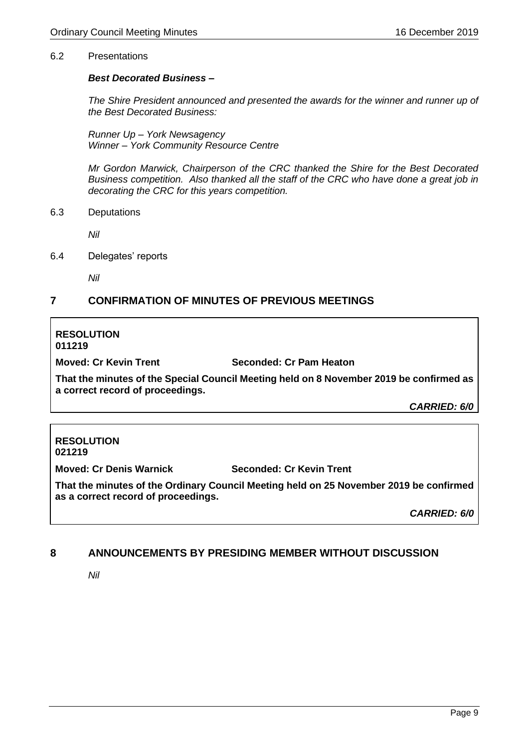6.2 Presentations

***Best Decorated Business –***

*The Shire President announced and presented the awards for the winner and runner up of the Best Decorated Business:*

*Runner Up – York Newsagency*
*Winner – York Community Resource Centre*

*Mr Gordon Marwick, Chairperson of the CRC thanked the Shire for the Best Decorated Business competition. Also thanked all the staff of the CRC who have done a great job in decorating the CRC for this years competition.*

6.3 Deputations

*Nil*

6.4 Delegates' reports

*Nil*

## 7 CONFIRMATION OF MINUTES OF PREVIOUS MEETINGS

**RESOLUTION**
**011219**

**Moved: Cr Kevin Trent** **Seconded: Cr Pam Heaton**

**That the minutes of the Special Council Meeting held on 8 November 2019 be confirmed as a correct record of proceedings.**

***CARRIED: 6/0***

**RESOLUTION**
**021219**

**Moved: Cr Denis Warnick** **Seconded: Cr Kevin Trent**

**That the minutes of the Ordinary Council Meeting held on 25 November 2019 be confirmed as a correct record of proceedings.**

***CARRIED: 6/0***

## 8 ANNOUNCEMENTS BY PRESIDING MEMBER WITHOUT DISCUSSION

*Nil*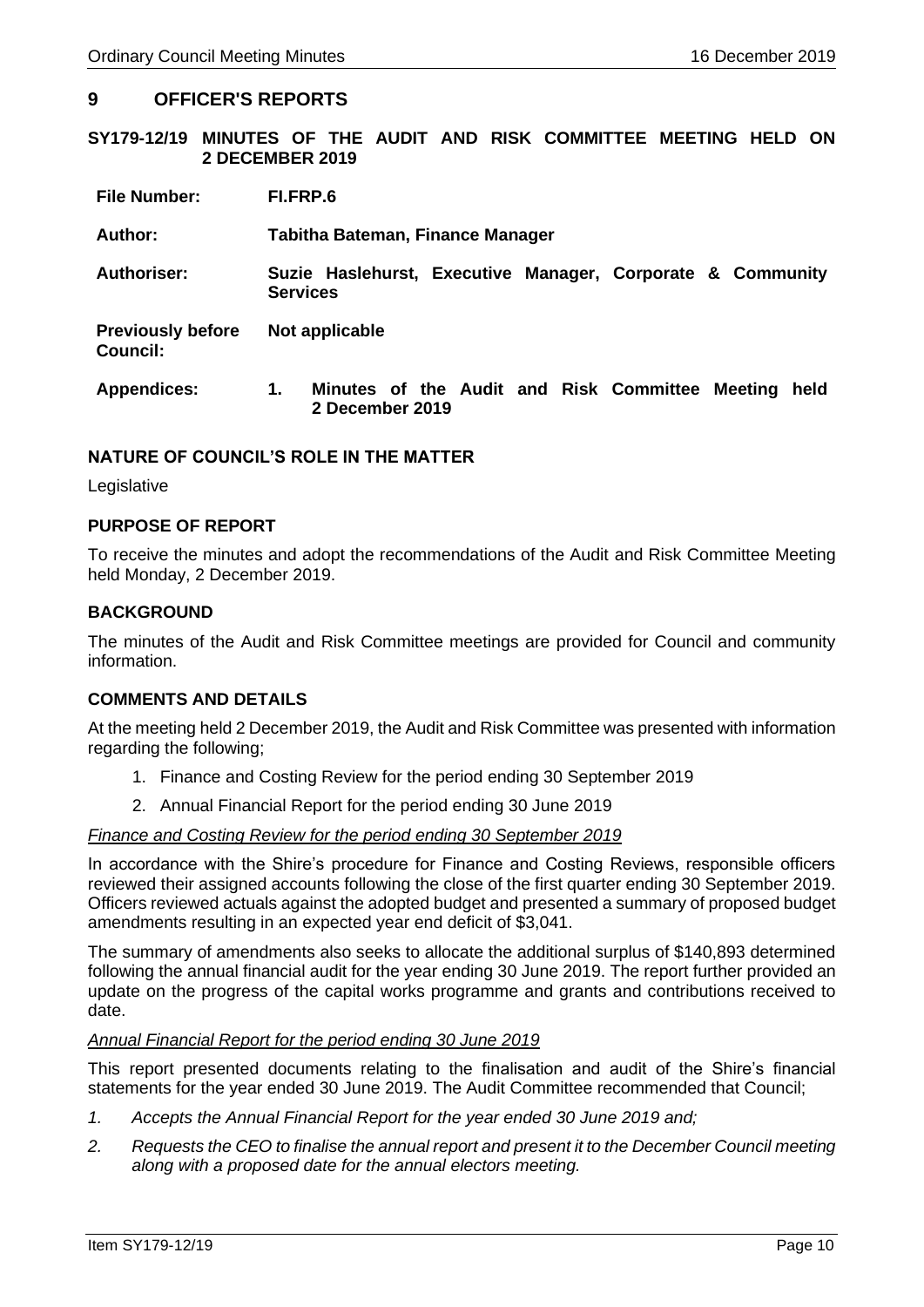## 9 OFFICER'S REPORTS

### SY179-12/19 MINUTES OF THE AUDIT AND RISK COMMITTEE MEETING HELD ON 2 DECEMBER 2019

| | |
|---|---|
| **File Number:** | **FI.FRP.6** |
| **Author:** | **Tabitha Bateman, Finance Manager** |
| **Authoriser:** | **Suzie Haslehurst, Executive Manager, Corporate & Community Services** |
| **Previously before Council:** | **Not applicable** |
| **Appendices:** | **1. Minutes of the Audit and Risk Committee Meeting held 2 December 2019** |

#### NATURE OF COUNCIL'S ROLE IN THE MATTER

Legislative

#### PURPOSE OF REPORT

To receive the minutes and adopt the recommendations of the Audit and Risk Committee Meeting held Monday, 2 December 2019.

#### BACKGROUND

The minutes of the Audit and Risk Committee meetings are provided for Council and community information.

#### COMMENTS AND DETAILS

At the meeting held 2 December 2019, the Audit and Risk Committee was presented with information regarding the following;

1. Finance and Costing Review for the period ending 30 September 2019
2. Annual Financial Report for the period ending 30 June 2019

*Finance and Costing Review for the period ending 30 September 2019*

In accordance with the Shire's procedure for Finance and Costing Reviews, responsible officers reviewed their assigned accounts following the close of the first quarter ending 30 September 2019. Officers reviewed actuals against the adopted budget and presented a summary of proposed budget amendments resulting in an expected year end deficit of $3,041.

The summary of amendments also seeks to allocate the additional surplus of $140,893 determined following the annual financial audit for the year ending 30 June 2019. The report further provided an update on the progress of the capital works programme and grants and contributions received to date.

*Annual Financial Report for the period ending 30 June 2019*

This report presented documents relating to the finalisation and audit of the Shire's financial statements for the year ended 30 June 2019. The Audit Committee recommended that Council;

1. *Accepts the Annual Financial Report for the year ended 30 June 2019 and;*
2. *Requests the CEO to finalise the annual report and present it to the December Council meeting along with a proposed date for the annual electors meeting.*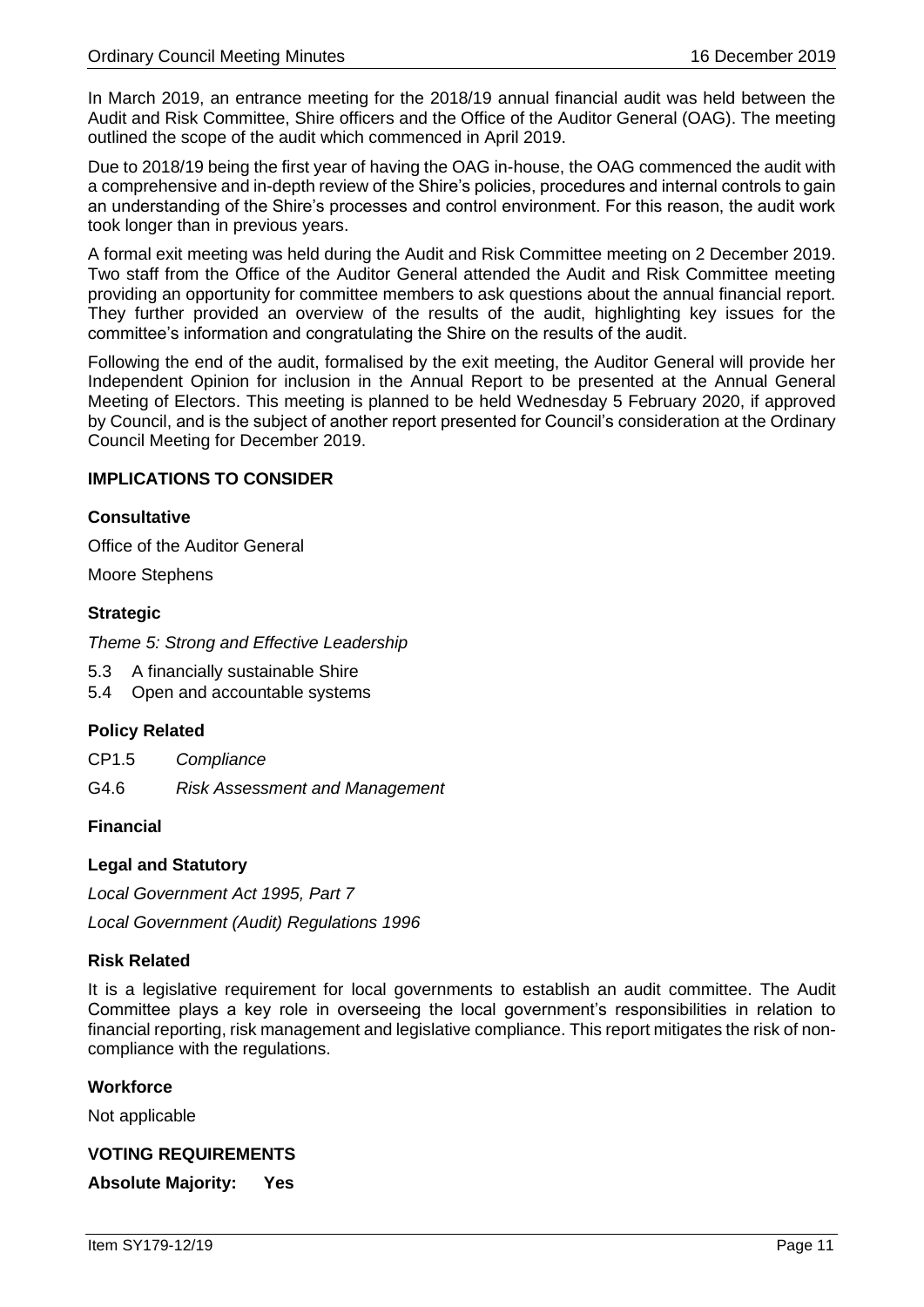In March 2019, an entrance meeting for the 2018/19 annual financial audit was held between the Audit and Risk Committee, Shire officers and the Office of the Auditor General (OAG). The meeting outlined the scope of the audit which commenced in April 2019.

Due to 2018/19 being the first year of having the OAG in-house, the OAG commenced the audit with a comprehensive and in-depth review of the Shire's policies, procedures and internal controls to gain an understanding of the Shire's processes and control environment. For this reason, the audit work took longer than in previous years.

A formal exit meeting was held during the Audit and Risk Committee meeting on 2 December 2019. Two staff from the Office of the Auditor General attended the Audit and Risk Committee meeting providing an opportunity for committee members to ask questions about the annual financial report. They further provided an overview of the results of the audit, highlighting key issues for the committee's information and congratulating the Shire on the results of the audit.

Following the end of the audit, formalised by the exit meeting, the Auditor General will provide her Independent Opinion for inclusion in the Annual Report to be presented at the Annual General Meeting of Electors. This meeting is planned to be held Wednesday 5 February 2020, if approved by Council, and is the subject of another report presented for Council's consideration at the Ordinary Council Meeting for December 2019.

## IMPLICATIONS TO CONSIDER

### Consultative

Office of the Auditor General

Moore Stephens

### Strategic

*Theme 5: Strong and Effective Leadership*

5.3 A financially sustainable Shire
5.4 Open and accountable systems

### Policy Related

CP1.5 *Compliance*

G4.6 *Risk Assessment and Management*

### Financial

### Legal and Statutory

*Local Government Act 1995, Part 7*

*Local Government (Audit) Regulations 1996*

### Risk Related

It is a legislative requirement for local governments to establish an audit committee. The Audit Committee plays a key role in overseeing the local government's responsibilities in relation to financial reporting, risk management and legislative compliance. This report mitigates the risk of non-compliance with the regulations.

### Workforce

Not applicable

## VOTING REQUIREMENTS

**Absolute Majority: Yes**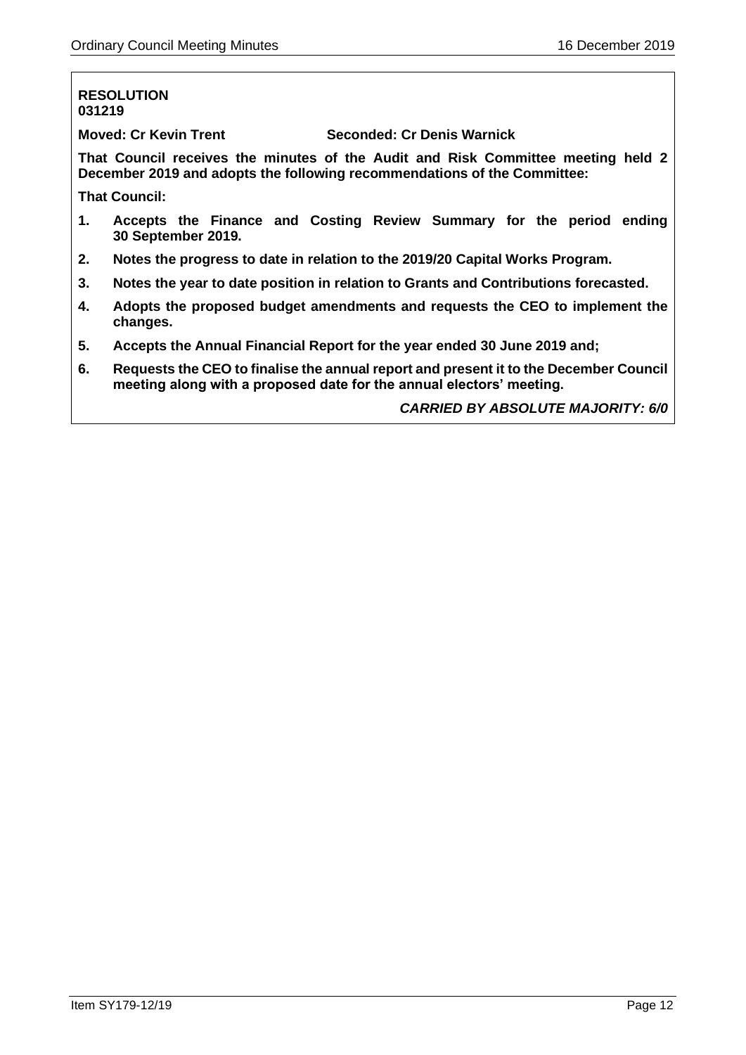**RESOLUTION**
**031219**

**Moved: Cr Kevin Trent** **Seconded: Cr Denis Warnick**

**That Council receives the minutes of the Audit and Risk Committee meeting held 2 December 2019 and adopts the following recommendations of the Committee:**

**That Council:**

1. **Accepts the Finance and Costing Review Summary for the period ending 30 September 2019.**
2. **Notes the progress to date in relation to the 2019/20 Capital Works Program.**
3. **Notes the year to date position in relation to Grants and Contributions forecasted.**
4. **Adopts the proposed budget amendments and requests the CEO to implement the changes.**
5. **Accepts the Annual Financial Report for the year ended 30 June 2019 and;**
6. **Requests the CEO to finalise the annual report and present it to the December Council meeting along with a proposed date for the annual electors' meeting.**

***CARRIED BY ABSOLUTE MAJORITY: 6/0***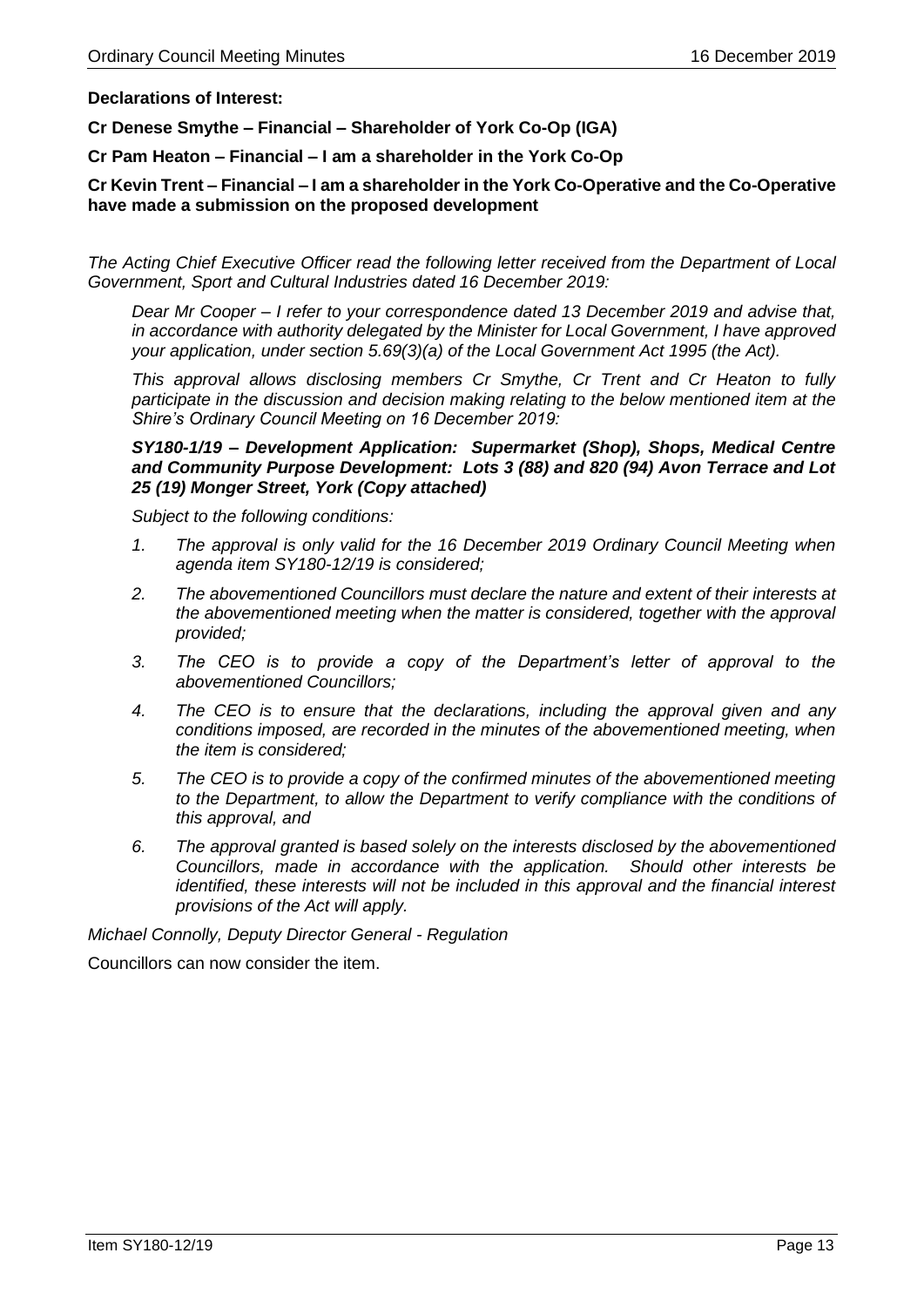**Declarations of Interest:**

**Cr Denese Smythe – Financial – Shareholder of York Co-Op (IGA)**

**Cr Pam Heaton – Financial – I am a shareholder in the York Co-Op**

**Cr Kevin Trent – Financial – I am a shareholder in the York Co-Operative and the Co-Operative have made a submission on the proposed development**

*The Acting Chief Executive Officer read the following letter received from the Department of Local Government, Sport and Cultural Industries dated 16 December 2019:*

> *Dear Mr Cooper – I refer to your correspondence dated 13 December 2019 and advise that, in accordance with authority delegated by the Minister for Local Government, I have approved your application, under section 5.69(3)(a) of the Local Government Act 1995 (the Act).*
>
> *This approval allows disclosing members Cr Smythe, Cr Trent and Cr Heaton to fully participate in the discussion and decision making relating to the below mentioned item at the Shire's Ordinary Council Meeting on 16 December 2019:*
>
> ***SY180-1/19 – Development Application: Supermarket (Shop), Shops, Medical Centre and Community Purpose Development: Lots 3 (88) and 820 (94) Avon Terrace and Lot 25 (19) Monger Street, York (Copy attached)***
>
> *Subject to the following conditions:*
>
> 1. *The approval is only valid for the 16 December 2019 Ordinary Council Meeting when agenda item SY180-12/19 is considered;*
> 2. *The abovementioned Councillors must declare the nature and extent of their interests at the abovementioned meeting when the matter is considered, together with the approval provided;*
> 3. *The CEO is to provide a copy of the Department's letter of approval to the abovementioned Councillors;*
> 4. *The CEO is to ensure that the declarations, including the approval given and any conditions imposed, are recorded in the minutes of the abovementioned meeting, when the item is considered;*
> 5. *The CEO is to provide a copy of the confirmed minutes of the abovementioned meeting to the Department, to allow the Department to verify compliance with the conditions of this approval, and*
> 6. *The approval granted is based solely on the interests disclosed by the abovementioned Councillors, made in accordance with the application. Should other interests be identified, these interests will not be included in this approval and the financial interest provisions of the Act will apply.*

*Michael Connolly, Deputy Director General - Regulation*

Councillors can now consider the item.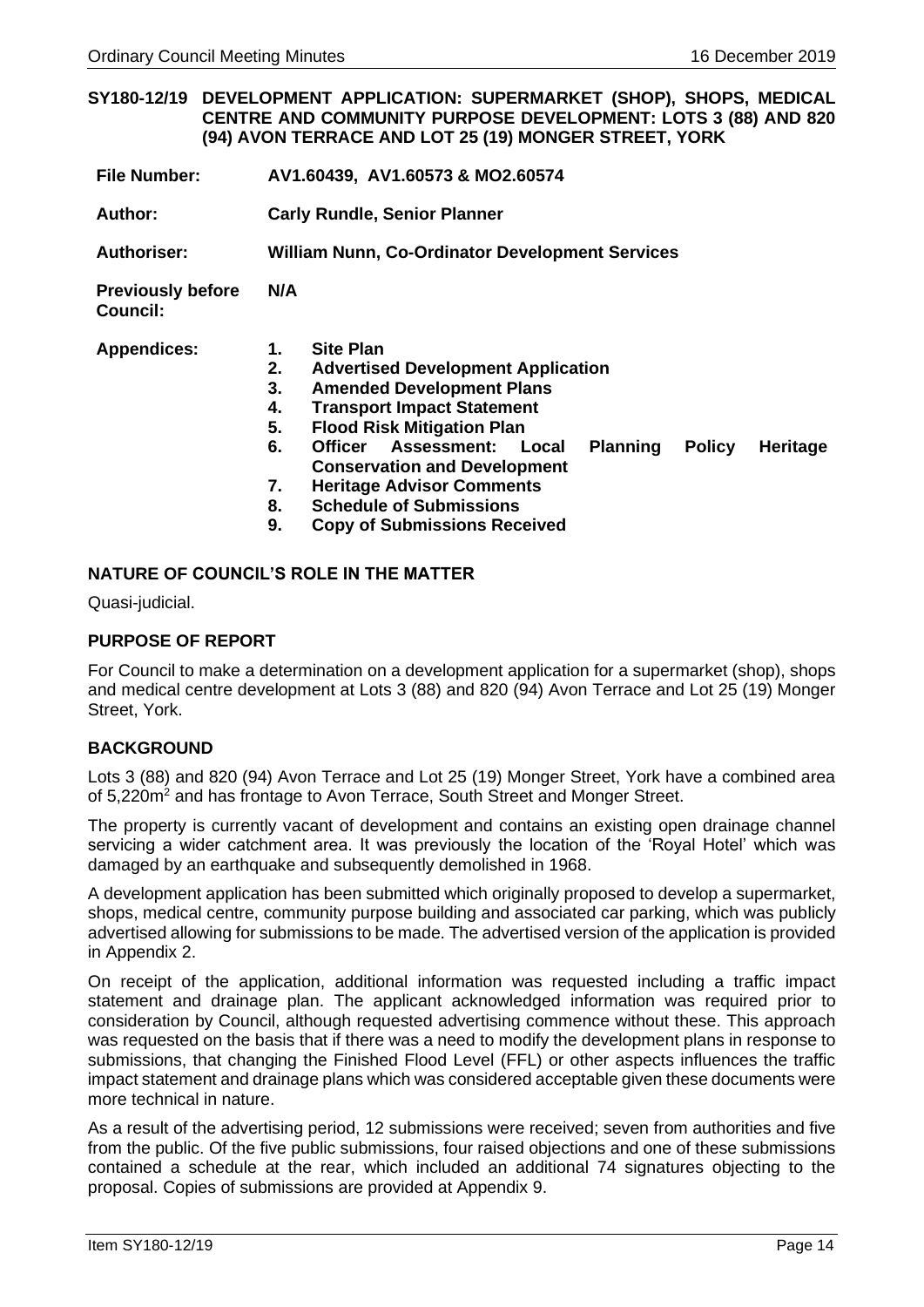## SY180-12/19 DEVELOPMENT APPLICATION: SUPERMARKET (SHOP), SHOPS, MEDICAL CENTRE AND COMMUNITY PURPOSE DEVELOPMENT: LOTS 3 (88) AND 820 (94) AVON TERRACE AND LOT 25 (19) MONGER STREET, YORK

| | |
|---|---|
| **File Number:** | **AV1.60439, AV1.60573 & MO2.60574** |
| **Author:** | **Carly Rundle, Senior Planner** |
| **Authoriser:** | **William Nunn, Co-Ordinator Development Services** |
| **Previously before Council:** | **N/A** |
| **Appendices:** | **1. Site Plan**<br>**2. Advertised Development Application**<br>**3. Amended Development Plans**<br>**4. Transport Impact Statement**<br>**5. Flood Risk Mitigation Plan**<br>**6. Officer Assessment: Local Planning Policy Heritage Conservation and Development**<br>**7. Heritage Advisor Comments**<br>**8. Schedule of Submissions**<br>**9. Copy of Submissions Received** |

### NATURE OF COUNCIL'S ROLE IN THE MATTER

Quasi-judicial.

### PURPOSE OF REPORT

For Council to make a determination on a development application for a supermarket (shop), shops and medical centre development at Lots 3 (88) and 820 (94) Avon Terrace and Lot 25 (19) Monger Street, York.

### BACKGROUND

Lots 3 (88) and 820 (94) Avon Terrace and Lot 25 (19) Monger Street, York have a combined area of 5,220m$^2$ and has frontage to Avon Terrace, South Street and Monger Street.

The property is currently vacant of development and contains an existing open drainage channel servicing a wider catchment area. It was previously the location of the 'Royal Hotel' which was damaged by an earthquake and subsequently demolished in 1968.

A development application has been submitted which originally proposed to develop a supermarket, shops, medical centre, community purpose building and associated car parking, which was publicly advertised allowing for submissions to be made. The advertised version of the application is provided in Appendix 2.

On receipt of the application, additional information was requested including a traffic impact statement and drainage plan. The applicant acknowledged information was required prior to consideration by Council, although requested advertising commence without these. This approach was requested on the basis that if there was a need to modify the development plans in response to submissions, that changing the Finished Flood Level (FFL) or other aspects influences the traffic impact statement and drainage plans which was considered acceptable given these documents were more technical in nature.

As a result of the advertising period, 12 submissions were received; seven from authorities and five from the public. Of the five public submissions, four raised objections and one of these submissions contained a schedule at the rear, which included an additional 74 signatures objecting to the proposal. Copies of submissions are provided at Appendix 9.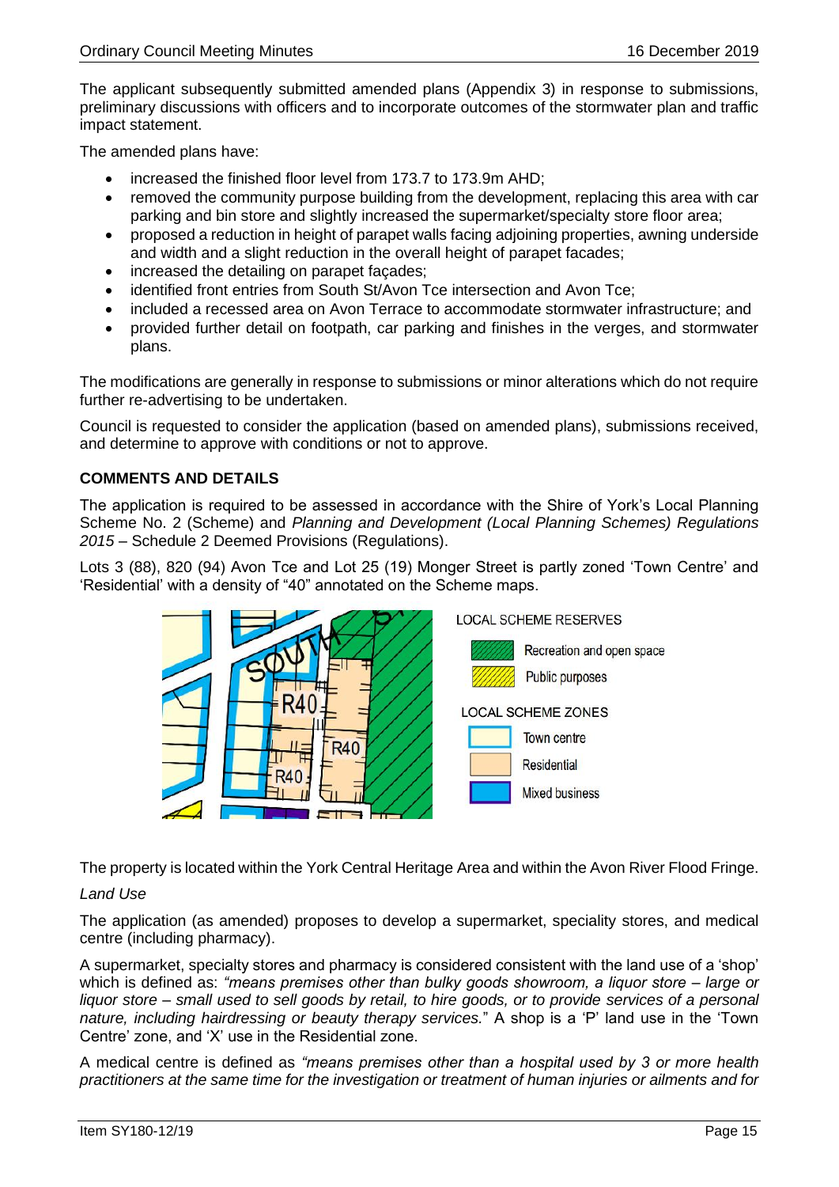The applicant subsequently submitted amended plans (Appendix 3) in response to submissions, preliminary discussions with officers and to incorporate outcomes of the stormwater plan and traffic impact statement.

The amended plans have:

- increased the finished floor level from 173.7 to 173.9m AHD;
- removed the community purpose building from the development, replacing this area with car parking and bin store and slightly increased the supermarket/specialty store floor area;
- proposed a reduction in height of parapet walls facing adjoining properties, awning underside and width and a slight reduction in the overall height of parapet facades;
- increased the detailing on parapet façades;
- identified front entries from South St/Avon Tce intersection and Avon Tce;
- included a recessed area on Avon Terrace to accommodate stormwater infrastructure; and
- provided further detail on footpath, car parking and finishes in the verges, and stormwater plans.

The modifications are generally in response to submissions or minor alterations which do not require further re-advertising to be undertaken.

Council is requested to consider the application (based on amended plans), submissions received, and determine to approve with conditions or not to approve.

**COMMENTS AND DETAILS**

The application is required to be assessed in accordance with the Shire of York's Local Planning Scheme No. 2 (Scheme) and *Planning and Development (Local Planning Schemes) Regulations 2015* – Schedule 2 Deemed Provisions (Regulations).

Lots 3 (88), 820 (94) Avon Tce and Lot 25 (19) Monger Street is partly zoned 'Town Centre' and 'Residential' with a density of "40" annotated on the Scheme maps.

LOCAL SCHEME RESERVES

- Recreation and open space
- Public purposes

LOCAL SCHEME ZONES

- Town centre
- Residential
- Mixed business

The property is located within the York Central Heritage Area and within the Avon River Flood Fringe.

*Land Use*

The application (as amended) proposes to develop a supermarket, speciality stores, and medical centre (including pharmacy).

A supermarket, specialty stores and pharmacy is considered consistent with the land use of a 'shop' which is defined as: *"means premises other than bulky goods showroom, a liquor store – large or liquor store – small used to sell goods by retail, to hire goods, or to provide services of a personal nature, including hairdressing or beauty therapy services."* A shop is a 'P' land use in the 'Town Centre' zone, and 'X' use in the Residential zone.

A medical centre is defined as *"means premises other than a hospital used by 3 or more health practitioners at the same time for the investigation or treatment of human injuries or ailments and for*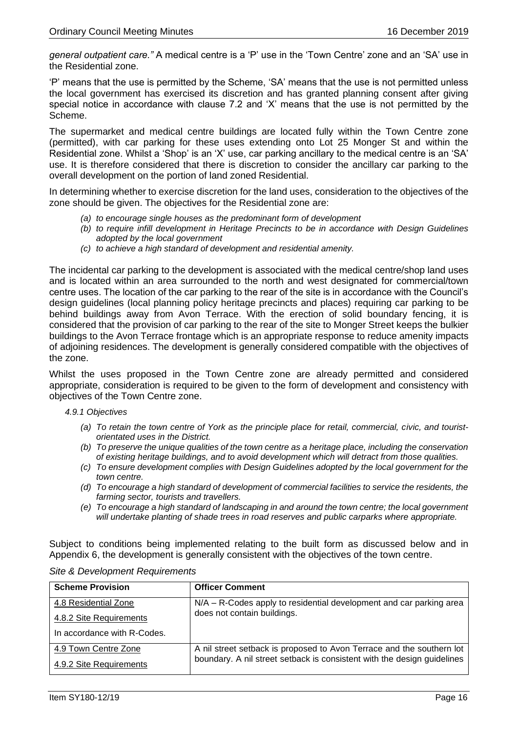*general outpatient care."* A medical centre is a 'P' use in the 'Town Centre' zone and an 'SA' use in the Residential zone.

'P' means that the use is permitted by the Scheme, 'SA' means that the use is not permitted unless the local government has exercised its discretion and has granted planning consent after giving special notice in accordance with clause 7.2 and 'X' means that the use is not permitted by the Scheme.

The supermarket and medical centre buildings are located fully within the Town Centre zone (permitted), with car parking for these uses extending onto Lot 25 Monger St and within the Residential zone. Whilst a 'Shop' is an 'X' use, car parking ancillary to the medical centre is an 'SA' use. It is therefore considered that there is discretion to consider the ancillary car parking to the overall development on the portion of land zoned Residential.

In determining whether to exercise discretion for the land uses, consideration to the objectives of the zone should be given. The objectives for the Residential zone are:

- *(a) to encourage single houses as the predominant form of development*
- *(b) to require infill development in Heritage Precincts to be in accordance with Design Guidelines adopted by the local government*
- *(c) to achieve a high standard of development and residential amenity.*

The incidental car parking to the development is associated with the medical centre/shop land uses and is located within an area surrounded to the north and west designated for commercial/town centre uses. The location of the car parking to the rear of the site is in accordance with the Council's design guidelines (local planning policy heritage precincts and places) requiring car parking to be behind buildings away from Avon Terrace. With the erection of solid boundary fencing, it is considered that the provision of car parking to the rear of the site to Monger Street keeps the bulkier buildings to the Avon Terrace frontage which is an appropriate response to reduce amenity impacts of adjoining residences. The development is generally considered compatible with the objectives of the zone.

Whilst the uses proposed in the Town Centre zone are already permitted and considered appropriate, consideration is required to be given to the form of development and consistency with objectives of the Town Centre zone.

*4.9.1 Objectives*

- *(a) To retain the town centre of York as the principle place for retail, commercial, civic, and tourist-orientated uses in the District.*
- *(b) To preserve the unique qualities of the town centre as a heritage place, including the conservation of existing heritage buildings, and to avoid development which will detract from those qualities.*
- *(c) To ensure development complies with Design Guidelines adopted by the local government for the town centre.*
- *(d) To encourage a high standard of development of commercial facilities to service the residents, the farming sector, tourists and travellers.*
- *(e) To encourage a high standard of landscaping in and around the town centre; the local government will undertake planting of shade trees in road reserves and public carparks where appropriate.*

Subject to conditions being implemented relating to the built form as discussed below and in Appendix 6, the development is generally consistent with the objectives of the town centre.

*Site & Development Requirements*

| Scheme Provision | Officer Comment |
|---|---|
| 4.8 Residential Zone<br>4.8.2 Site Requirements<br>In accordance with R-Codes. | N/A – R-Codes apply to residential development and car parking area does not contain buildings. |
| 4.9 Town Centre Zone<br>4.9.2 Site Requirements | A nil street setback is proposed to Avon Terrace and the southern lot boundary. A nil street setback is consistent with the design guidelines |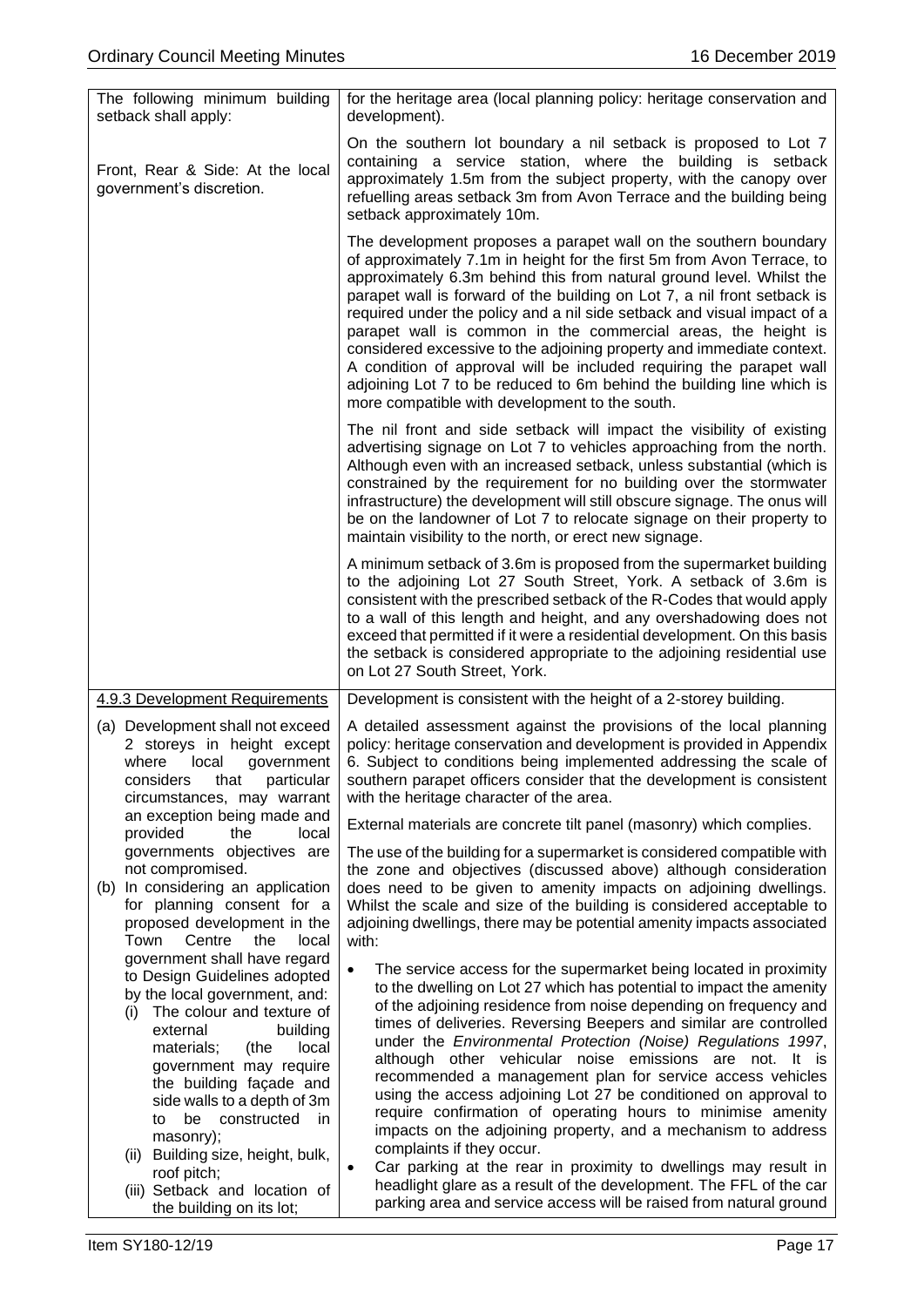| | |
|---|---|
| The following minimum building setback shall apply:<br><br>Front, Rear & Side: At the local government's discretion. | for the heritage area (local planning policy: heritage conservation and development).<br><br>On the southern lot boundary a nil setback is proposed to Lot 7 containing a service station, where the building is setback approximately 1.5m from the subject property, with the canopy over refuelling areas setback 3m from Avon Terrace and the building being setback approximately 10m.<br><br>The development proposes a parapet wall on the southern boundary of approximately 7.1m in height for the first 5m from Avon Terrace, to approximately 6.3m behind this from natural ground level. Whilst the parapet wall is forward of the building on Lot 7, a nil front setback is required under the policy and a nil side setback and visual impact of a parapet wall is common in the commercial areas, the height is considered excessive to the adjoining property and immediate context. A condition of approval will be included requiring the parapet wall adjoining Lot 7 to be reduced to 6m behind the building line which is more compatible with development to the south.<br><br>The nil front and side setback will impact the visibility of existing advertising signage on Lot 7 to vehicles approaching from the north. Although even with an increased setback, unless substantial (which is constrained by the requirement for no building over the stormwater infrastructure) the development will still obscure signage. The onus will be on the landowner of Lot 7 to relocate signage on their property to maintain visibility to the north, or erect new signage.<br><br>A minimum setback of 3.6m is proposed from the supermarket building to the adjoining Lot 27 South Street, York. A setback of 3.6m is consistent with the prescribed setback of the R-Codes that would apply to a wall of this length and height, and any overshadowing does not exceed that permitted if it were a residential development. On this basis the setback is considered appropriate to the adjoining residential use on Lot 27 South Street, York. |
| <u>4.9.3 Development Requirements</u><br><br>(a) Development shall not exceed 2 storeys in height except where local government considers that particular circumstances, may warrant an exception being made and provided the local governments objectives are not compromised.<br>(b) In considering an application for planning consent for a proposed development in the Town Centre the local government shall have regard to Design Guidelines adopted by the local government, and:<br>(i) The colour and texture of external building materials; (the local government may require the building façade and side walls to a depth of 3m to be constructed in masonry);<br>(ii) Building size, height, bulk, roof pitch;<br>(iii) Setback and location of the building on its lot; | Development is consistent with the height of a 2-storey building.<br><br>A detailed assessment against the provisions of the local planning policy: heritage conservation and development is provided in Appendix 6. Subject to conditions being implemented addressing the scale of southern parapet officers consider that the development is consistent with the heritage character of the area.<br><br>External materials are concrete tilt panel (masonry) which complies.<br><br>The use of the building for a supermarket is considered compatible with the zone and objectives (discussed above) although consideration does need to be given to amenity impacts on adjoining dwellings. Whilst the scale and size of the building is considered acceptable to adjoining dwellings, there may be potential amenity impacts associated with:<br><br>• The service access for the supermarket being located in proximity to the dwelling on Lot 27 which has potential to impact the amenity of the adjoining residence from noise depending on frequency and times of deliveries. Reversing Beepers and similar are controlled under the *Environmental Protection (Noise) Regulations 1997*, although other vehicular noise emissions are not. It is recommended a management plan for service access vehicles using the access adjoining Lot 27 be conditioned on approval to require confirmation of operating hours to minimise amenity impacts on the adjoining property, and a mechanism to address complaints if they occur.<br>• Car parking at the rear in proximity to dwellings may result in headlight glare as a result of the development. The FFL of the car parking area and service access will be raised from natural ground |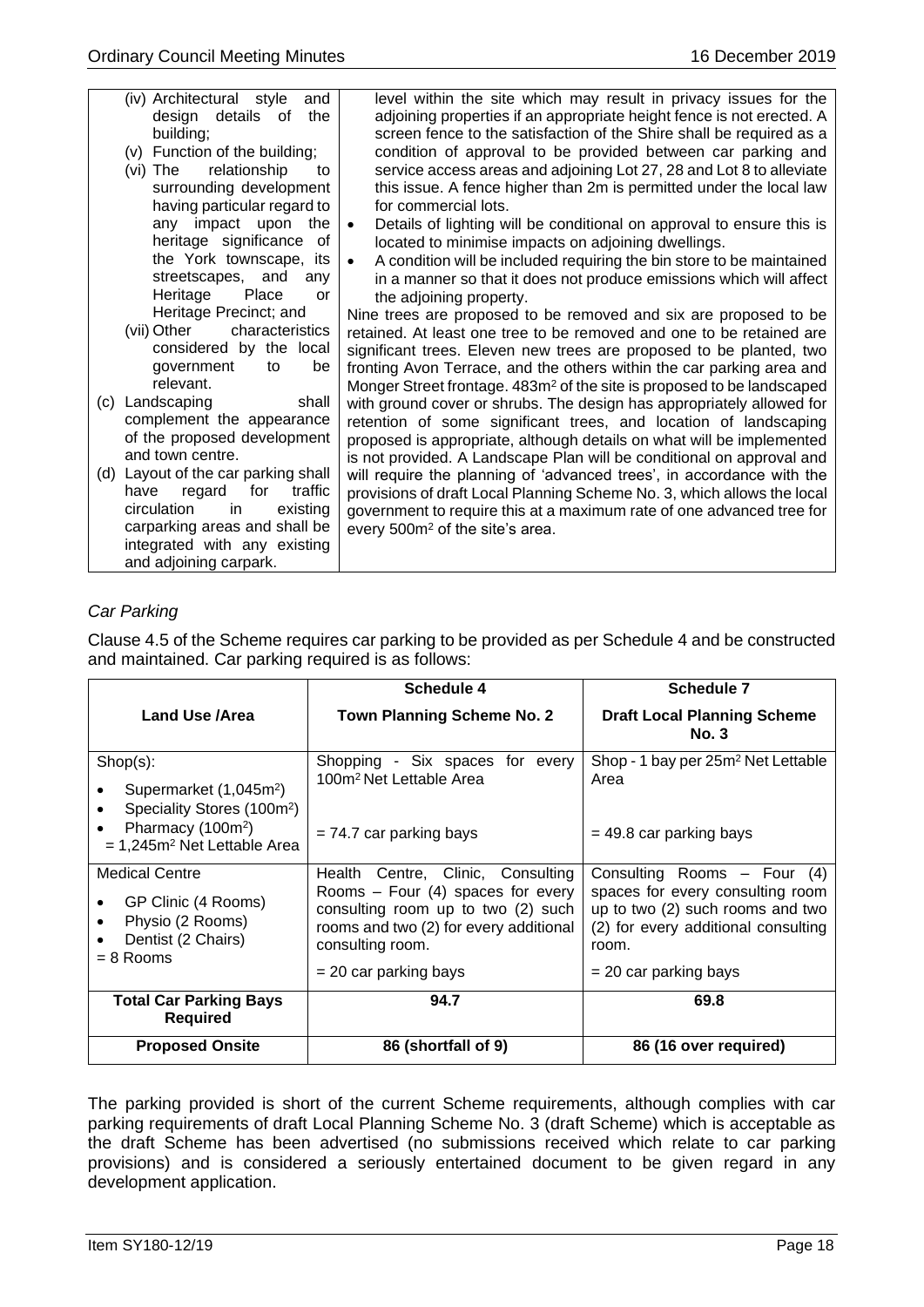| | |
|---|---|
| (iv) Architectural style and design details of the building;<br>(v) Function of the building;<br>(vi) The relationship to surrounding development having particular regard to any impact upon the heritage significance of the York townscape, its streetscapes, and any Heritage Place or Heritage Precinct; and<br>(vii) Other characteristics considered by the local government to be relevant.<br>(c) Landscaping shall complement the appearance of the proposed development and town centre.<br>(d) Layout of the car parking shall have regard for traffic circulation in existing carparking areas and shall be integrated with any existing and adjoining carpark. | level within the site which may result in privacy issues for the adjoining properties if an appropriate height fence is not erected. A screen fence to the satisfaction of the Shire shall be required as a condition of approval to be provided between car parking and service access areas and adjoining Lot 27, 28 and Lot 8 to alleviate this issue. A fence higher than 2m is permitted under the local law for commercial lots.<br>• Details of lighting will be conditional on approval to ensure this is located to minimise impacts on adjoining dwellings.<br>• A condition will be included requiring the bin store to be maintained in a manner so that it does not produce emissions which will affect the adjoining property.<br>Nine trees are proposed to be removed and six are proposed to be retained. At least one tree to be removed and one to be retained are significant trees. Eleven new trees are proposed to be planted, two fronting Avon Terrace, and the others within the car parking area and Monger Street frontage. 483m² of the site is proposed to be landscaped with ground cover or shrubs. The design has appropriately allowed for retention of some significant trees, and location of landscaping proposed is appropriate, although details on what will be implemented is not provided. A Landscape Plan will be conditional on approval and will require the planning of 'advanced trees', in accordance with the provisions of draft Local Planning Scheme No. 3, which allows the local government to require this at a maximum rate of one advanced tree for every 500m² of the site's area. |

*Car Parking*

Clause 4.5 of the Scheme requires car parking to be provided as per Schedule 4 and be constructed and maintained. Car parking required is as follows:

| Land Use /Area | Schedule 4<br>Town Planning Scheme No. 2 | Schedule 7<br>Draft Local Planning Scheme No. 3 |
|---|---|---|
| Shop(s):<br>• Supermarket (1,045m²)<br>• Speciality Stores (100m²)<br>• Pharmacy (100m²)<br>= 1,245m² Net Lettable Area | Shopping - Six spaces for every 100m² Net Lettable Area<br><br>= 74.7 car parking bays | Shop - 1 bay per 25m² Net Lettable Area<br><br>= 49.8 car parking bays |
| Medical Centre<br>• GP Clinic (4 Rooms)<br>• Physio (2 Rooms)<br>• Dentist (2 Chairs)<br>= 8 Rooms | Health Centre, Clinic, Consulting Rooms – Four (4) spaces for every consulting room up to two (2) such rooms and two (2) for every additional consulting room.<br><br>= 20 car parking bays | Consulting Rooms – Four (4) spaces for every consulting room up to two (2) such rooms and two (2) for every additional consulting room.<br><br>= 20 car parking bays |
| **Total Car Parking Bays Required** | **94.7** | **69.8** |
| **Proposed Onsite** | **86 (shortfall of 9)** | **86 (16 over required)** |

The parking provided is short of the current Scheme requirements, although complies with car parking requirements of draft Local Planning Scheme No. 3 (draft Scheme) which is acceptable as the draft Scheme has been advertised (no submissions received which relate to car parking provisions) and is considered a seriously entertained document to be given regard in any development application.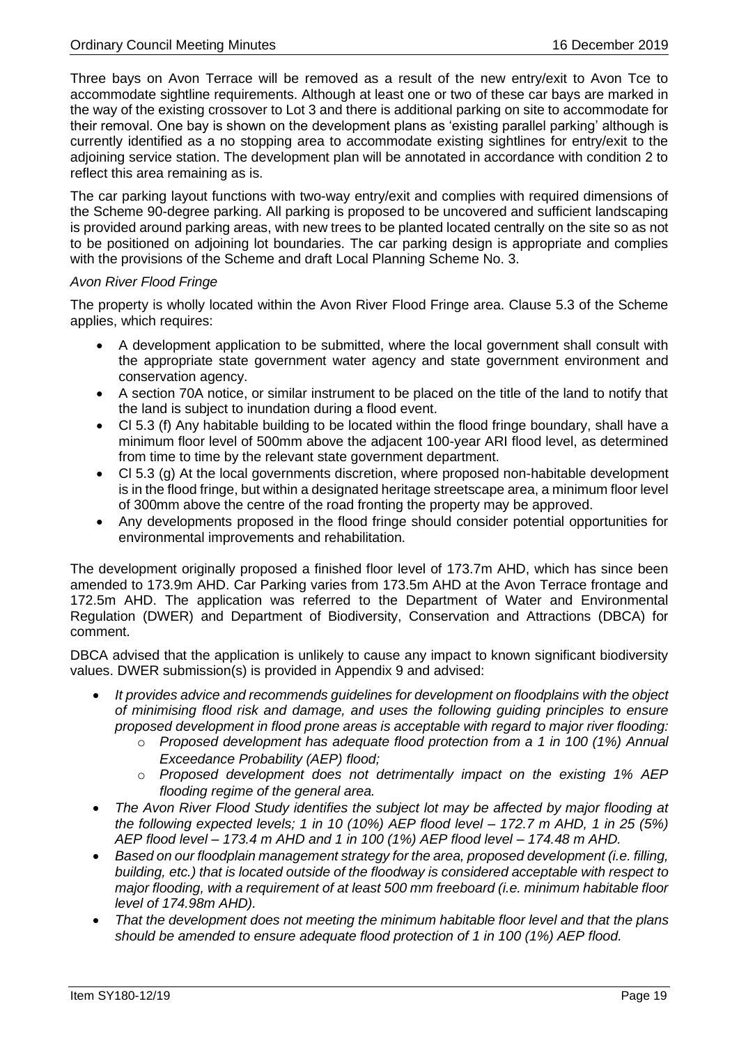Three bays on Avon Terrace will be removed as a result of the new entry/exit to Avon Tce to accommodate sightline requirements. Although at least one or two of these car bays are marked in the way of the existing crossover to Lot 3 and there is additional parking on site to accommodate for their removal. One bay is shown on the development plans as 'existing parallel parking' although is currently identified as a no stopping area to accommodate existing sightlines for entry/exit to the adjoining service station. The development plan will be annotated in accordance with condition 2 to reflect this area remaining as is.

The car parking layout functions with two-way entry/exit and complies with required dimensions of the Scheme 90-degree parking. All parking is proposed to be uncovered and sufficient landscaping is provided around parking areas, with new trees to be planted located centrally on the site so as not to be positioned on adjoining lot boundaries. The car parking design is appropriate and complies with the provisions of the Scheme and draft Local Planning Scheme No. 3.

*Avon River Flood Fringe*

The property is wholly located within the Avon River Flood Fringe area. Clause 5.3 of the Scheme applies, which requires:

- A development application to be submitted, where the local government shall consult with the appropriate state government water agency and state government environment and conservation agency.
- A section 70A notice, or similar instrument to be placed on the title of the land to notify that the land is subject to inundation during a flood event.
- Cl 5.3 (f) Any habitable building to be located within the flood fringe boundary, shall have a minimum floor level of 500mm above the adjacent 100-year ARI flood level, as determined from time to time by the relevant state government department.
- Cl 5.3 (g) At the local governments discretion, where proposed non-habitable development is in the flood fringe, but within a designated heritage streetscape area, a minimum floor level of 300mm above the centre of the road fronting the property may be approved.
- Any developments proposed in the flood fringe should consider potential opportunities for environmental improvements and rehabilitation.

The development originally proposed a finished floor level of 173.7m AHD, which has since been amended to 173.9m AHD. Car Parking varies from 173.5m AHD at the Avon Terrace frontage and 172.5m AHD. The application was referred to the Department of Water and Environmental Regulation (DWER) and Department of Biodiversity, Conservation and Attractions (DBCA) for comment.

DBCA advised that the application is unlikely to cause any impact to known significant biodiversity values. DWER submission(s) is provided in Appendix 9 and advised:

- *It provides advice and recommends guidelines for development on floodplains with the object of minimising flood risk and damage, and uses the following guiding principles to ensure proposed development in flood prone areas is acceptable with regard to major river flooding:*
  - *Proposed development has adequate flood protection from a 1 in 100 (1%) Annual Exceedance Probability (AEP) flood;*
  - *Proposed development does not detrimentally impact on the existing 1% AEP flooding regime of the general area.*
- *The Avon River Flood Study identifies the subject lot may be affected by major flooding at the following expected levels; 1 in 10 (10%) AEP flood level – 172.7 m AHD, 1 in 25 (5%) AEP flood level – 173.4 m AHD and 1 in 100 (1%) AEP flood level – 174.48 m AHD.*
- *Based on our floodplain management strategy for the area, proposed development (i.e. filling, building, etc.) that is located outside of the floodway is considered acceptable with respect to major flooding, with a requirement of at least 500 mm freeboard (i.e. minimum habitable floor level of 174.98m AHD).*
- *That the development does not meeting the minimum habitable floor level and that the plans should be amended to ensure adequate flood protection of 1 in 100 (1%) AEP flood.*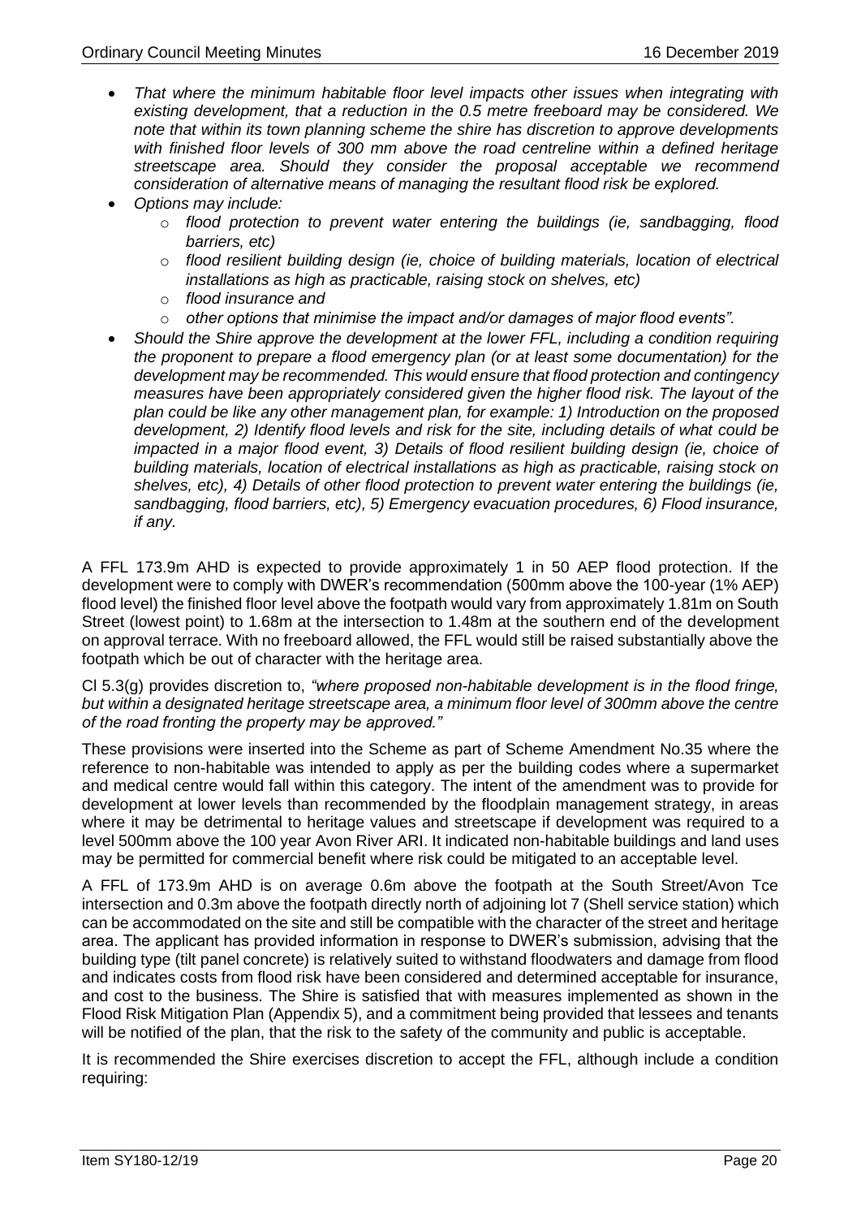- *That where the minimum habitable floor level impacts other issues when integrating with existing development, that a reduction in the 0.5 metre freeboard may be considered. We note that within its town planning scheme the shire has discretion to approve developments with finished floor levels of 300 mm above the road centreline within a defined heritage streetscape area. Should they consider the proposal acceptable we recommend consideration of alternative means of managing the resultant flood risk be explored.*
- *Options may include:*
  - *flood protection to prevent water entering the buildings (ie, sandbagging, flood barriers, etc)*
  - *flood resilient building design (ie, choice of building materials, location of electrical installations as high as practicable, raising stock on shelves, etc)*
  - *flood insurance and*
  - *other options that minimise the impact and/or damages of major flood events".*
- *Should the Shire approve the development at the lower FFL, including a condition requiring the proponent to prepare a flood emergency plan (or at least some documentation) for the development may be recommended. This would ensure that flood protection and contingency measures have been appropriately considered given the higher flood risk. The layout of the plan could be like any other management plan, for example: 1) Introduction on the proposed development, 2) Identify flood levels and risk for the site, including details of what could be impacted in a major flood event, 3) Details of flood resilient building design (ie, choice of building materials, location of electrical installations as high as practicable, raising stock on shelves, etc), 4) Details of other flood protection to prevent water entering the buildings (ie, sandbagging, flood barriers, etc), 5) Emergency evacuation procedures, 6) Flood insurance, if any.*

A FFL 173.9m AHD is expected to provide approximately 1 in 50 AEP flood protection. If the development were to comply with DWER's recommendation (500mm above the 100-year (1% AEP) flood level) the finished floor level above the footpath would vary from approximately 1.81m on South Street (lowest point) to 1.68m at the intersection to 1.48m at the southern end of the development on approval terrace. With no freeboard allowed, the FFL would still be raised substantially above the footpath which be out of character with the heritage area.

Cl 5.3(g) provides discretion to, *"where proposed non-habitable development is in the flood fringe, but within a designated heritage streetscape area, a minimum floor level of 300mm above the centre of the road fronting the property may be approved."*

These provisions were inserted into the Scheme as part of Scheme Amendment No.35 where the reference to non-habitable was intended to apply as per the building codes where a supermarket and medical centre would fall within this category. The intent of the amendment was to provide for development at lower levels than recommended by the floodplain management strategy, in areas where it may be detrimental to heritage values and streetscape if development was required to a level 500mm above the 100 year Avon River ARI. It indicated non-habitable buildings and land uses may be permitted for commercial benefit where risk could be mitigated to an acceptable level.

A FFL of 173.9m AHD is on average 0.6m above the footpath at the South Street/Avon Tce intersection and 0.3m above the footpath directly north of adjoining lot 7 (Shell service station) which can be accommodated on the site and still be compatible with the character of the street and heritage area. The applicant has provided information in response to DWER's submission, advising that the building type (tilt panel concrete) is relatively suited to withstand floodwaters and damage from flood and indicates costs from flood risk have been considered and determined acceptable for insurance, and cost to the business. The Shire is satisfied that with measures implemented as shown in the Flood Risk Mitigation Plan (Appendix 5), and a commitment being provided that lessees and tenants will be notified of the plan, that the risk to the safety of the community and public is acceptable.

It is recommended the Shire exercises discretion to accept the FFL, although include a condition requiring: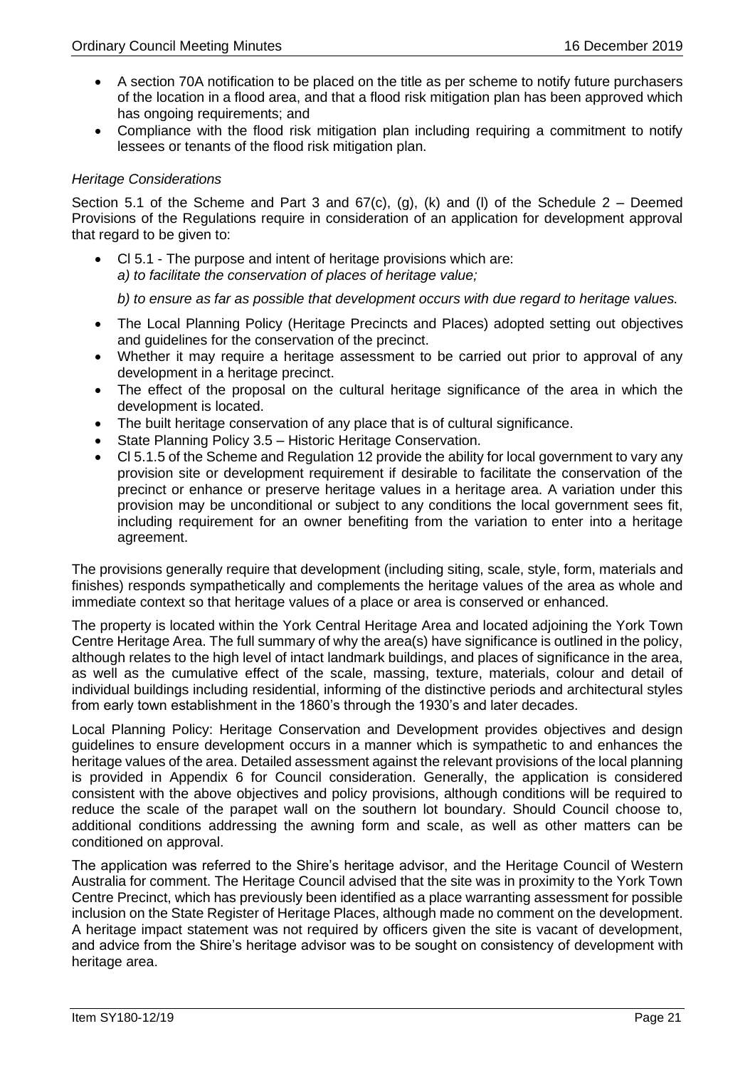- A section 70A notification to be placed on the title as per scheme to notify future purchasers of the location in a flood area, and that a flood risk mitigation plan has been approved which has ongoing requirements; and
- Compliance with the flood risk mitigation plan including requiring a commitment to notify lessees or tenants of the flood risk mitigation plan.

*Heritage Considerations*

Section 5.1 of the Scheme and Part 3 and 67(c), (g), (k) and (l) of the Schedule 2 – Deemed Provisions of the Regulations require in consideration of an application for development approval that regard to be given to:

- Cl 5.1 - The purpose and intent of heritage provisions which are:
  *a) to facilitate the conservation of places of heritage value;*

  *b) to ensure as far as possible that development occurs with due regard to heritage values.*
- The Local Planning Policy (Heritage Precincts and Places) adopted setting out objectives and guidelines for the conservation of the precinct.
- Whether it may require a heritage assessment to be carried out prior to approval of any development in a heritage precinct.
- The effect of the proposal on the cultural heritage significance of the area in which the development is located.
- The built heritage conservation of any place that is of cultural significance.
- State Planning Policy 3.5 – Historic Heritage Conservation.
- Cl 5.1.5 of the Scheme and Regulation 12 provide the ability for local government to vary any provision site or development requirement if desirable to facilitate the conservation of the precinct or enhance or preserve heritage values in a heritage area. A variation under this provision may be unconditional or subject to any conditions the local government sees fit, including requirement for an owner benefiting from the variation to enter into a heritage agreement.

The provisions generally require that development (including siting, scale, style, form, materials and finishes) responds sympathetically and complements the heritage values of the area as whole and immediate context so that heritage values of a place or area is conserved or enhanced.

The property is located within the York Central Heritage Area and located adjoining the York Town Centre Heritage Area. The full summary of why the area(s) have significance is outlined in the policy, although relates to the high level of intact landmark buildings, and places of significance in the area, as well as the cumulative effect of the scale, massing, texture, materials, colour and detail of individual buildings including residential, informing of the distinctive periods and architectural styles from early town establishment in the 1860's through the 1930's and later decades.

Local Planning Policy: Heritage Conservation and Development provides objectives and design guidelines to ensure development occurs in a manner which is sympathetic to and enhances the heritage values of the area. Detailed assessment against the relevant provisions of the local planning is provided in Appendix 6 for Council consideration. Generally, the application is considered consistent with the above objectives and policy provisions, although conditions will be required to reduce the scale of the parapet wall on the southern lot boundary. Should Council choose to, additional conditions addressing the awning form and scale, as well as other matters can be conditioned on approval.

The application was referred to the Shire's heritage advisor, and the Heritage Council of Western Australia for comment. The Heritage Council advised that the site was in proximity to the York Town Centre Precinct, which has previously been identified as a place warranting assessment for possible inclusion on the State Register of Heritage Places, although made no comment on the development. A heritage impact statement was not required by officers given the site is vacant of development, and advice from the Shire's heritage advisor was to be sought on consistency of development with heritage area.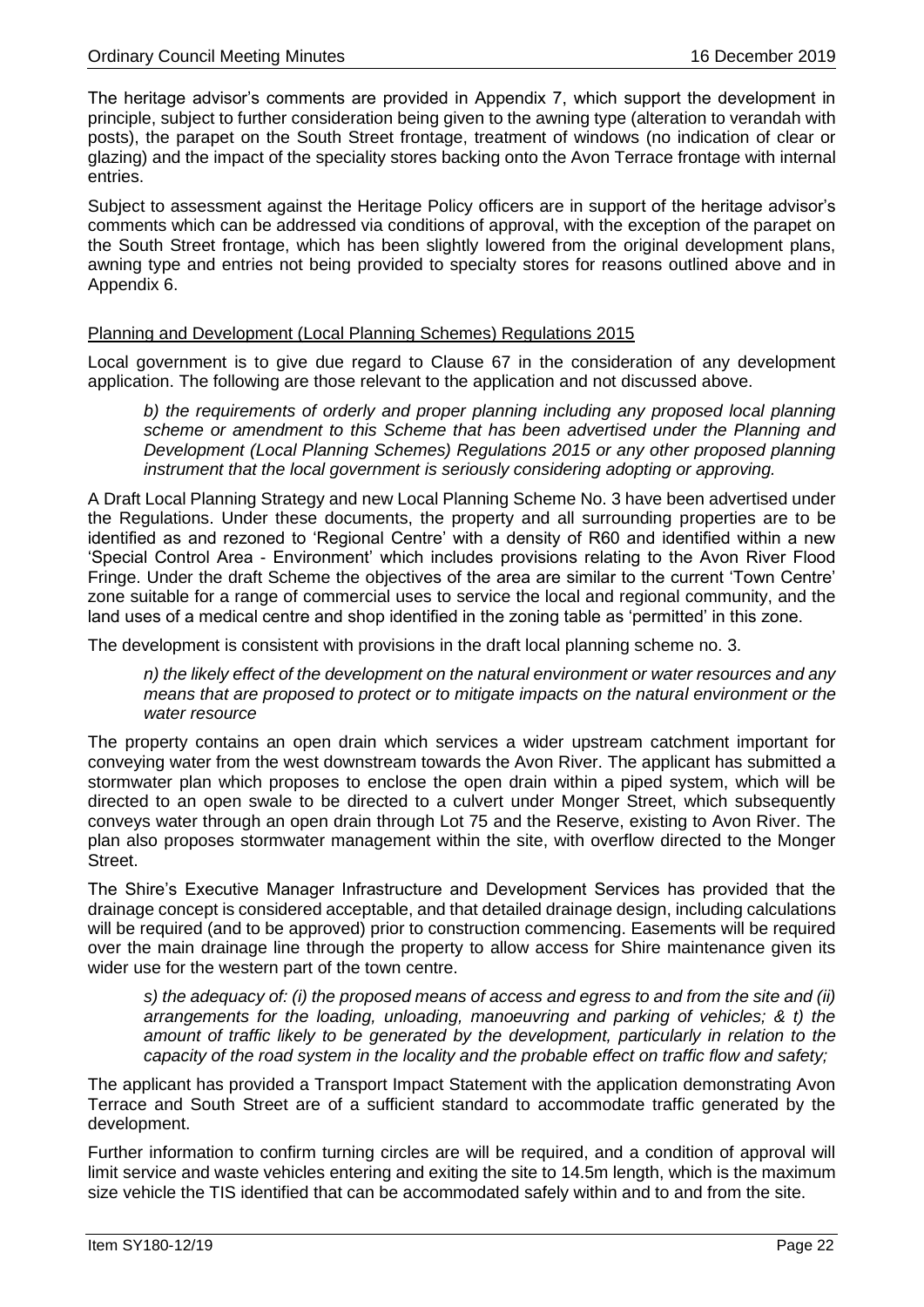The heritage advisor's comments are provided in Appendix 7, which support the development in principle, subject to further consideration being given to the awning type (alteration to verandah with posts), the parapet on the South Street frontage, treatment of windows (no indication of clear or glazing) and the impact of the speciality stores backing onto the Avon Terrace frontage with internal entries.

Subject to assessment against the Heritage Policy officers are in support of the heritage advisor's comments which can be addressed via conditions of approval, with the exception of the parapet on the South Street frontage, which has been slightly lowered from the original development plans, awning type and entries not being provided to specialty stores for reasons outlined above and in Appendix 6.

Planning and Development (Local Planning Schemes) Regulations 2015

Local government is to give due regard to Clause 67 in the consideration of any development application. The following are those relevant to the application and not discussed above.

> *b) the requirements of orderly and proper planning including any proposed local planning scheme or amendment to this Scheme that has been advertised under the Planning and Development (Local Planning Schemes) Regulations 2015 or any other proposed planning instrument that the local government is seriously considering adopting or approving.*

A Draft Local Planning Strategy and new Local Planning Scheme No. 3 have been advertised under the Regulations. Under these documents, the property and all surrounding properties are to be identified as and rezoned to 'Regional Centre' with a density of R60 and identified within a new 'Special Control Area - Environment' which includes provisions relating to the Avon River Flood Fringe. Under the draft Scheme the objectives of the area are similar to the current 'Town Centre' zone suitable for a range of commercial uses to service the local and regional community, and the land uses of a medical centre and shop identified in the zoning table as 'permitted' in this zone.

The development is consistent with provisions in the draft local planning scheme no. 3.

> *n) the likely effect of the development on the natural environment or water resources and any means that are proposed to protect or to mitigate impacts on the natural environment or the water resource*

The property contains an open drain which services a wider upstream catchment important for conveying water from the west downstream towards the Avon River. The applicant has submitted a stormwater plan which proposes to enclose the open drain within a piped system, which will be directed to an open swale to be directed to a culvert under Monger Street, which subsequently conveys water through an open drain through Lot 75 and the Reserve, existing to Avon River. The plan also proposes stormwater management within the site, with overflow directed to the Monger Street.

The Shire's Executive Manager Infrastructure and Development Services has provided that the drainage concept is considered acceptable, and that detailed drainage design, including calculations will be required (and to be approved) prior to construction commencing. Easements will be required over the main drainage line through the property to allow access for Shire maintenance given its wider use for the western part of the town centre.

> *s) the adequacy of: (i) the proposed means of access and egress to and from the site and (ii) arrangements for the loading, unloading, manoeuvring and parking of vehicles; & t) the amount of traffic likely to be generated by the development, particularly in relation to the capacity of the road system in the locality and the probable effect on traffic flow and safety;*

The applicant has provided a Transport Impact Statement with the application demonstrating Avon Terrace and South Street are of a sufficient standard to accommodate traffic generated by the development.

Further information to confirm turning circles are will be required, and a condition of approval will limit service and waste vehicles entering and exiting the site to 14.5m length, which is the maximum size vehicle the TIS identified that can be accommodated safely within and to and from the site.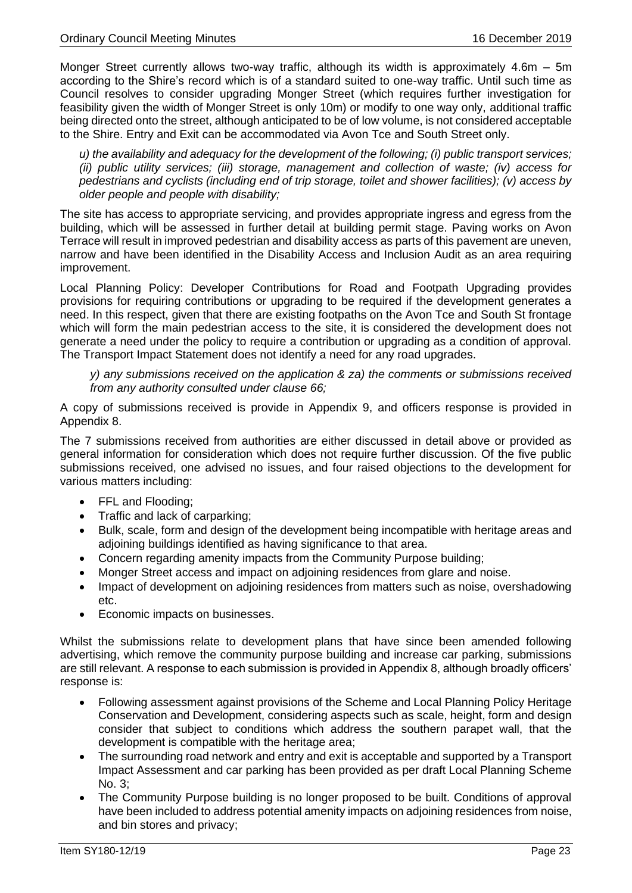Monger Street currently allows two-way traffic, although its width is approximately 4.6m – 5m according to the Shire's record which is of a standard suited to one-way traffic. Until such time as Council resolves to consider upgrading Monger Street (which requires further investigation for feasibility given the width of Monger Street is only 10m) or modify to one way only, additional traffic being directed onto the street, although anticipated to be of low volume, is not considered acceptable to the Shire. Entry and Exit can be accommodated via Avon Tce and South Street only.

*u) the availability and adequacy for the development of the following; (i) public transport services; (ii) public utility services; (iii) storage, management and collection of waste; (iv) access for pedestrians and cyclists (including end of trip storage, toilet and shower facilities); (v) access by older people and people with disability;*

The site has access to appropriate servicing, and provides appropriate ingress and egress from the building, which will be assessed in further detail at building permit stage. Paving works on Avon Terrace will result in improved pedestrian and disability access as parts of this pavement are uneven, narrow and have been identified in the Disability Access and Inclusion Audit as an area requiring improvement.

Local Planning Policy: Developer Contributions for Road and Footpath Upgrading provides provisions for requiring contributions or upgrading to be required if the development generates a need. In this respect, given that there are existing footpaths on the Avon Tce and South St frontage which will form the main pedestrian access to the site, it is considered the development does not generate a need under the policy to require a contribution or upgrading as a condition of approval. The Transport Impact Statement does not identify a need for any road upgrades.

*y) any submissions received on the application & za) the comments or submissions received from any authority consulted under clause 66;*

A copy of submissions received is provide in Appendix 9, and officers response is provided in Appendix 8.

The 7 submissions received from authorities are either discussed in detail above or provided as general information for consideration which does not require further discussion. Of the five public submissions received, one advised no issues, and four raised objections to the development for various matters including:

- FFL and Flooding;
- Traffic and lack of carparking;
- Bulk, scale, form and design of the development being incompatible with heritage areas and adjoining buildings identified as having significance to that area.
- Concern regarding amenity impacts from the Community Purpose building;
- Monger Street access and impact on adjoining residences from glare and noise.
- Impact of development on adjoining residences from matters such as noise, overshadowing etc.
- Economic impacts on businesses.

Whilst the submissions relate to development plans that have since been amended following advertising, which remove the community purpose building and increase car parking, submissions are still relevant. A response to each submission is provided in Appendix 8, although broadly officers' response is:

- Following assessment against provisions of the Scheme and Local Planning Policy Heritage Conservation and Development, considering aspects such as scale, height, form and design consider that subject to conditions which address the southern parapet wall, that the development is compatible with the heritage area;
- The surrounding road network and entry and exit is acceptable and supported by a Transport Impact Assessment and car parking has been provided as per draft Local Planning Scheme No. 3;
- The Community Purpose building is no longer proposed to be built. Conditions of approval have been included to address potential amenity impacts on adjoining residences from noise, and bin stores and privacy;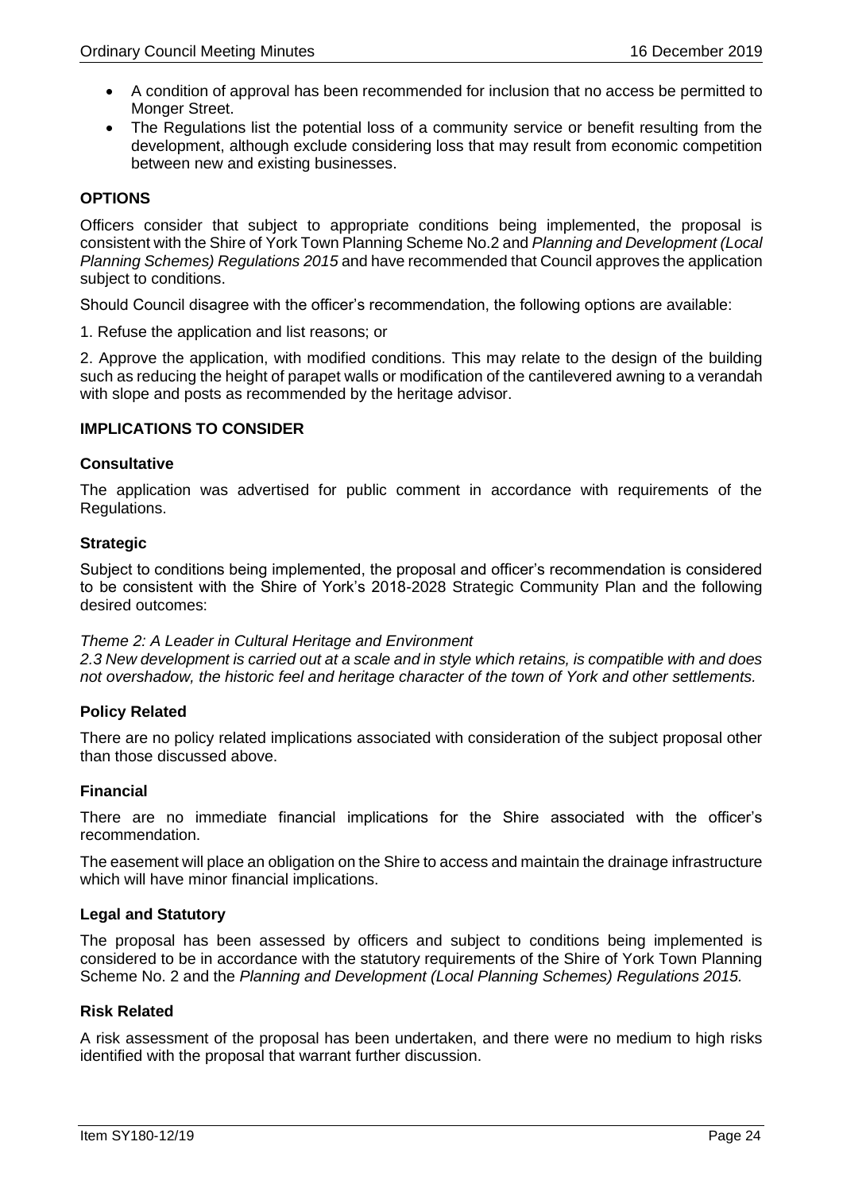- A condition of approval has been recommended for inclusion that no access be permitted to Monger Street.
- The Regulations list the potential loss of a community service or benefit resulting from the development, although exclude considering loss that may result from economic competition between new and existing businesses.

### OPTIONS

Officers consider that subject to appropriate conditions being implemented, the proposal is consistent with the Shire of York Town Planning Scheme No.2 and *Planning and Development (Local Planning Schemes) Regulations 2015* and have recommended that Council approves the application subject to conditions.

Should Council disagree with the officer's recommendation, the following options are available:

1. Refuse the application and list reasons; or

2. Approve the application, with modified conditions. This may relate to the design of the building such as reducing the height of parapet walls or modification of the cantilevered awning to a verandah with slope and posts as recommended by the heritage advisor.

### IMPLICATIONS TO CONSIDER

#### Consultative

The application was advertised for public comment in accordance with requirements of the Regulations.

#### Strategic

Subject to conditions being implemented, the proposal and officer's recommendation is considered to be consistent with the Shire of York's 2018-2028 Strategic Community Plan and the following desired outcomes:

*Theme 2: A Leader in Cultural Heritage and Environment*
*2.3 New development is carried out at a scale and in style which retains, is compatible with and does not overshadow, the historic feel and heritage character of the town of York and other settlements.*

#### Policy Related

There are no policy related implications associated with consideration of the subject proposal other than those discussed above.

#### Financial

There are no immediate financial implications for the Shire associated with the officer's recommendation.

The easement will place an obligation on the Shire to access and maintain the drainage infrastructure which will have minor financial implications.

#### Legal and Statutory

The proposal has been assessed by officers and subject to conditions being implemented is considered to be in accordance with the statutory requirements of the Shire of York Town Planning Scheme No. 2 and the *Planning and Development (Local Planning Schemes) Regulations 2015.*

#### Risk Related

A risk assessment of the proposal has been undertaken, and there were no medium to high risks identified with the proposal that warrant further discussion.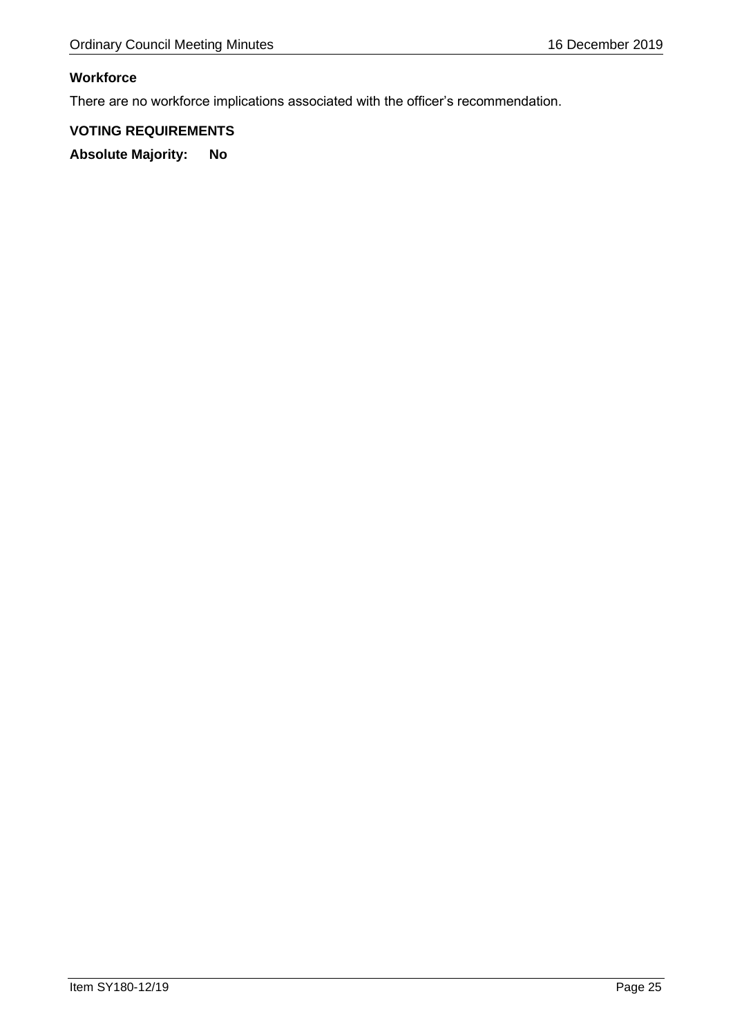**Workforce**

There are no workforce implications associated with the officer's recommendation.

**VOTING REQUIREMENTS**

**Absolute Majority: No**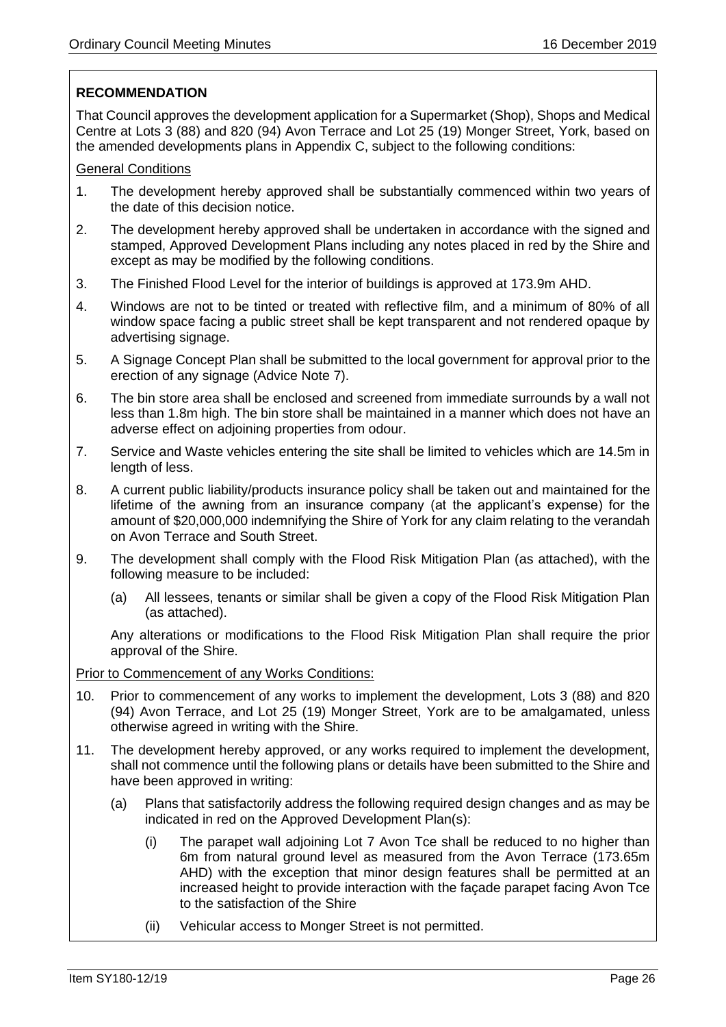**RECOMMENDATION**

That Council approves the development application for a Supermarket (Shop), Shops and Medical Centre at Lots 3 (88) and 820 (94) Avon Terrace and Lot 25 (19) Monger Street, York, based on the amended developments plans in Appendix C, subject to the following conditions:

General Conditions

1. The development hereby approved shall be substantially commenced within two years of the date of this decision notice.
2. The development hereby approved shall be undertaken in accordance with the signed and stamped, Approved Development Plans including any notes placed in red by the Shire and except as may be modified by the following conditions.
3. The Finished Flood Level for the interior of buildings is approved at 173.9m AHD.
4. Windows are not to be tinted or treated with reflective film, and a minimum of 80% of all window space facing a public street shall be kept transparent and not rendered opaque by advertising signage.
5. A Signage Concept Plan shall be submitted to the local government for approval prior to the erection of any signage (Advice Note 7).
6. The bin store area shall be enclosed and screened from immediate surrounds by a wall not less than 1.8m high. The bin store shall be maintained in a manner which does not have an adverse effect on adjoining properties from odour.
7. Service and Waste vehicles entering the site shall be limited to vehicles which are 14.5m in length of less.
8. A current public liability/products insurance policy shall be taken out and maintained for the lifetime of the awning from an insurance company (at the applicant's expense) for the amount of $20,000,000 indemnifying the Shire of York for any claim relating to the verandah on Avon Terrace and South Street.
9. The development shall comply with the Flood Risk Mitigation Plan (as attached), with the following measure to be included:
   (a) All lessees, tenants or similar shall be given a copy of the Flood Risk Mitigation Plan (as attached).

   Any alterations or modifications to the Flood Risk Mitigation Plan shall require the prior approval of the Shire.

Prior to Commencement of any Works Conditions:

10. Prior to commencement of any works to implement the development, Lots 3 (88) and 820 (94) Avon Terrace, and Lot 25 (19) Monger Street, York are to be amalgamated, unless otherwise agreed in writing with the Shire.
11. The development hereby approved, or any works required to implement the development, shall not commence until the following plans or details have been submitted to the Shire and have been approved in writing:
    (a) Plans that satisfactorily address the following required design changes and as may be indicated in red on the Approved Development Plan(s):
        (i) The parapet wall adjoining Lot 7 Avon Tce shall be reduced to no higher than 6m from natural ground level as measured from the Avon Terrace (173.65m AHD) with the exception that minor design features shall be permitted at an increased height to provide interaction with the façade parapet facing Avon Tce to the satisfaction of the Shire
        (ii) Vehicular access to Monger Street is not permitted.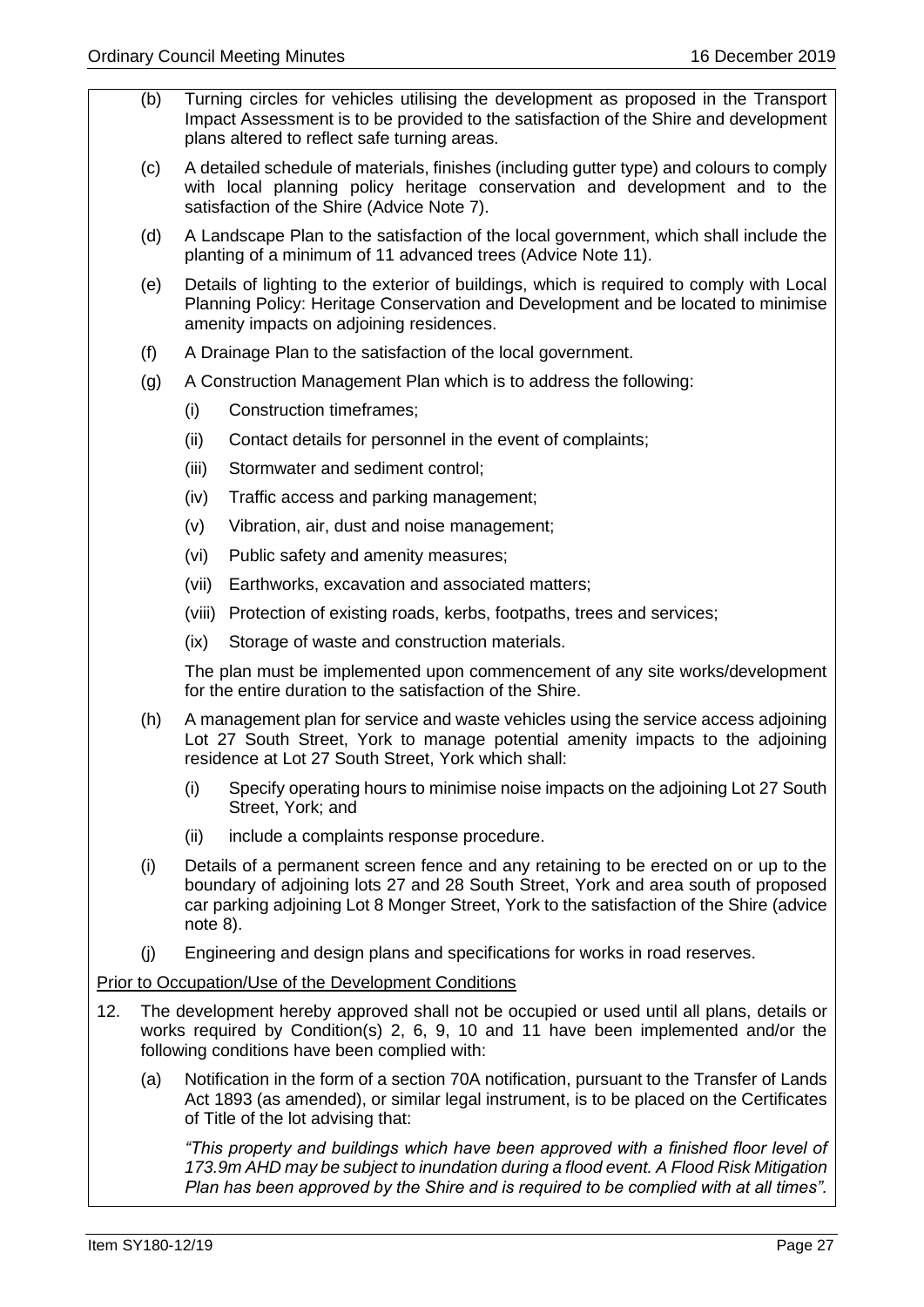(b) Turning circles for vehicles utilising the development as proposed in the Transport Impact Assessment is to be provided to the satisfaction of the Shire and development plans altered to reflect safe turning areas.

(c) A detailed schedule of materials, finishes (including gutter type) and colours to comply with local planning policy heritage conservation and development and to the satisfaction of the Shire (Advice Note 7).

(d) A Landscape Plan to the satisfaction of the local government, which shall include the planting of a minimum of 11 advanced trees (Advice Note 11).

(e) Details of lighting to the exterior of buildings, which is required to comply with Local Planning Policy: Heritage Conservation and Development and be located to minimise amenity impacts on adjoining residences.

(f) A Drainage Plan to the satisfaction of the local government.

(g) A Construction Management Plan which is to address the following:

   (i) Construction timeframes;

   (ii) Contact details for personnel in the event of complaints;

   (iii) Stormwater and sediment control;

   (iv) Traffic access and parking management;

   (v) Vibration, air, dust and noise management;

   (vi) Public safety and amenity measures;

   (vii) Earthworks, excavation and associated matters;

   (viii) Protection of existing roads, kerbs, footpaths, trees and services;

   (ix) Storage of waste and construction materials.

   The plan must be implemented upon commencement of any site works/development for the entire duration to the satisfaction of the Shire.

(h) A management plan for service and waste vehicles using the service access adjoining Lot 27 South Street, York to manage potential amenity impacts to the adjoining residence at Lot 27 South Street, York which shall:

   (i) Specify operating hours to minimise noise impacts on the adjoining Lot 27 South Street, York; and

   (ii) include a complaints response procedure.

(i) Details of a permanent screen fence and any retaining to be erected on or up to the boundary of adjoining lots 27 and 28 South Street, York and area south of proposed car parking adjoining Lot 8 Monger Street, York to the satisfaction of the Shire (advice note 8).

(j) Engineering and design plans and specifications for works in road reserves.

<u>Prior to Occupation/Use of the Development Conditions</u>

12. The development hereby approved shall not be occupied or used until all plans, details or works required by Condition(s) 2, 6, 9, 10 and 11 have been implemented and/or the following conditions have been complied with:

   (a) Notification in the form of a section 70A notification, pursuant to the Transfer of Lands Act 1893 (as amended), or similar legal instrument, is to be placed on the Certificates of Title of the lot advising that:

   *"This property and buildings which have been approved with a finished floor level of 173.9m AHD may be subject to inundation during a flood event. A Flood Risk Mitigation Plan has been approved by the Shire and is required to be complied with at all times".*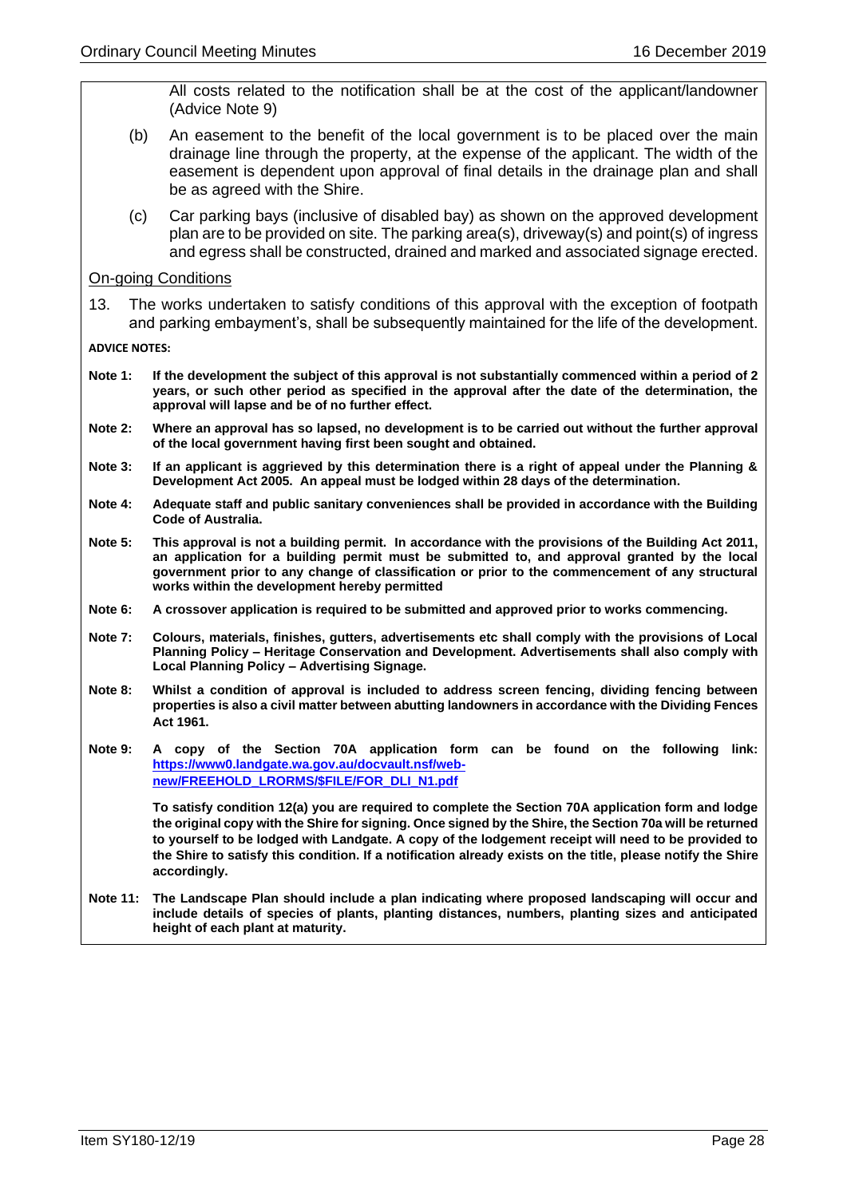All costs related to the notification shall be at the cost of the applicant/landowner (Advice Note 9)

(b) An easement to the benefit of the local government is to be placed over the main drainage line through the property, at the expense of the applicant. The width of the easement is dependent upon approval of final details in the drainage plan and shall be as agreed with the Shire.

(c) Car parking bays (inclusive of disabled bay) as shown on the approved development plan are to be provided on site. The parking area(s), driveway(s) and point(s) of ingress and egress shall be constructed, drained and marked and associated signage erected.

On-going Conditions

13. The works undertaken to satisfy conditions of this approval with the exception of footpath and parking embayment's, shall be subsequently maintained for the life of the development.

**ADVICE NOTES:**

**Note 1: If the development the subject of this approval is not substantially commenced within a period of 2 years, or such other period as specified in the approval after the date of the determination, the approval will lapse and be of no further effect.**

**Note 2: Where an approval has so lapsed, no development is to be carried out without the further approval of the local government having first been sought and obtained.**

**Note 3: If an applicant is aggrieved by this determination there is a right of appeal under the Planning & Development Act 2005. An appeal must be lodged within 28 days of the determination.**

**Note 4: Adequate staff and public sanitary conveniences shall be provided in accordance with the Building Code of Australia.**

**Note 5: This approval is not a building permit. In accordance with the provisions of the Building Act 2011, an application for a building permit must be submitted to, and approval granted by the local government prior to any change of classification or prior to the commencement of any structural works within the development hereby permitted**

**Note 6: A crossover application is required to be submitted and approved prior to works commencing.**

**Note 7: Colours, materials, finishes, gutters, advertisements etc shall comply with the provisions of Local Planning Policy – Heritage Conservation and Development. Advertisements shall also comply with Local Planning Policy – Advertising Signage.**

**Note 8: Whilst a condition of approval is included to address screen fencing, dividing fencing between properties is also a civil matter between abutting landowners in accordance with the Dividing Fences Act 1961.**

**Note 9: A copy of the Section 70A application form can be found on the following link: https://www0.landgate.wa.gov.au/docvault.nsf/web-new/FREEHOLD_LRORMS/$FILE/FOR_DLI_N1.pdf**

**To satisfy condition 12(a) you are required to complete the Section 70A application form and lodge the original copy with the Shire for signing. Once signed by the Shire, the Section 70a will be returned to yourself to be lodged with Landgate. A copy of the lodgement receipt will need to be provided to the Shire to satisfy this condition. If a notification already exists on the title, please notify the Shire accordingly.**

**Note 11: The Landscape Plan should include a plan indicating where proposed landscaping will occur and include details of species of plants, planting distances, numbers, planting sizes and anticipated height of each plant at maturity.**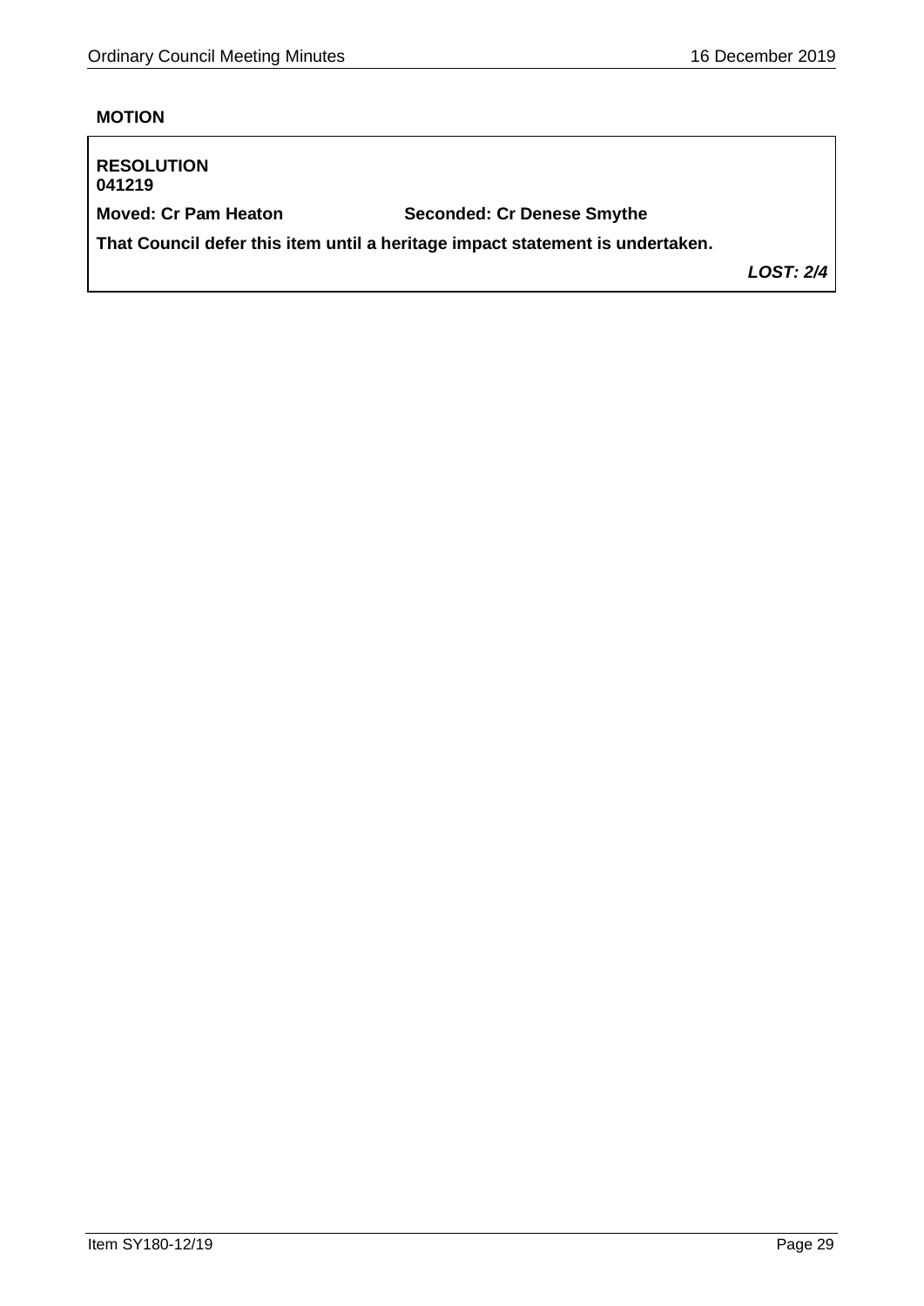**MOTION**

**RESOLUTION**
**041219**

**Moved: Cr Pam Heaton** **Seconded: Cr Denese Smythe**

**That Council defer this item until a heritage impact statement is undertaken.**

***LOST: 2/4***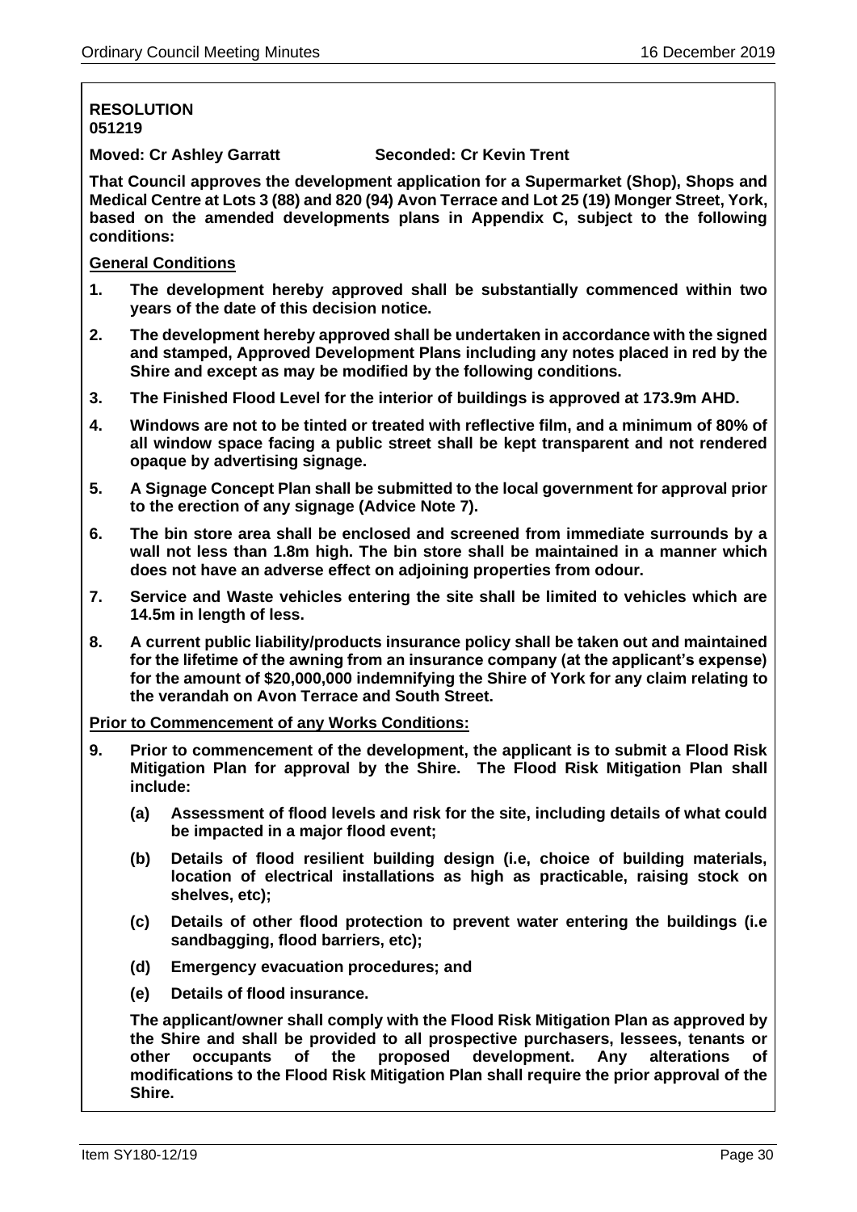**RESOLUTION**
**051219**

**Moved: Cr Ashley Garratt Seconded: Cr Kevin Trent**

**That Council approves the development application for a Supermarket (Shop), Shops and Medical Centre at Lots 3 (88) and 820 (94) Avon Terrace and Lot 25 (19) Monger Street, York, based on the amended developments plans in Appendix C, subject to the following conditions:**

**General Conditions**

1. **The development hereby approved shall be substantially commenced within two years of the date of this decision notice.**
2. **The development hereby approved shall be undertaken in accordance with the signed and stamped, Approved Development Plans including any notes placed in red by the Shire and except as may be modified by the following conditions.**
3. **The Finished Flood Level for the interior of buildings is approved at 173.9m AHD.**
4. **Windows are not to be tinted or treated with reflective film, and a minimum of 80% of all window space facing a public street shall be kept transparent and not rendered opaque by advertising signage.**
5. **A Signage Concept Plan shall be submitted to the local government for approval prior to the erection of any signage (Advice Note 7).**
6. **The bin store area shall be enclosed and screened from immediate surrounds by a wall not less than 1.8m high. The bin store shall be maintained in a manner which does not have an adverse effect on adjoining properties from odour.**
7. **Service and Waste vehicles entering the site shall be limited to vehicles which are 14.5m in length of less.**
8. **A current public liability/products insurance policy shall be taken out and maintained for the lifetime of the awning from an insurance company (at the applicant's expense) for the amount of $20,000,000 indemnifying the Shire of York for any claim relating to the verandah on Avon Terrace and South Street.**

**Prior to Commencement of any Works Conditions:**

9. **Prior to commencement of the development, the applicant is to submit a Flood Risk Mitigation Plan for approval by the Shire. The Flood Risk Mitigation Plan shall include:**

   **(a) Assessment of flood levels and risk for the site, including details of what could be impacted in a major flood event;**

   **(b) Details of flood resilient building design (i.e, choice of building materials, location of electrical installations as high as practicable, raising stock on shelves, etc);**

   **(c) Details of other flood protection to prevent water entering the buildings (i.e sandbagging, flood barriers, etc);**

   **(d) Emergency evacuation procedures; and**

   **(e) Details of flood insurance.**

   **The applicant/owner shall comply with the Flood Risk Mitigation Plan as approved by the Shire and shall be provided to all prospective purchasers, lessees, tenants or other occupants of the proposed development. Any alterations of modifications to the Flood Risk Mitigation Plan shall require the prior approval of the Shire.**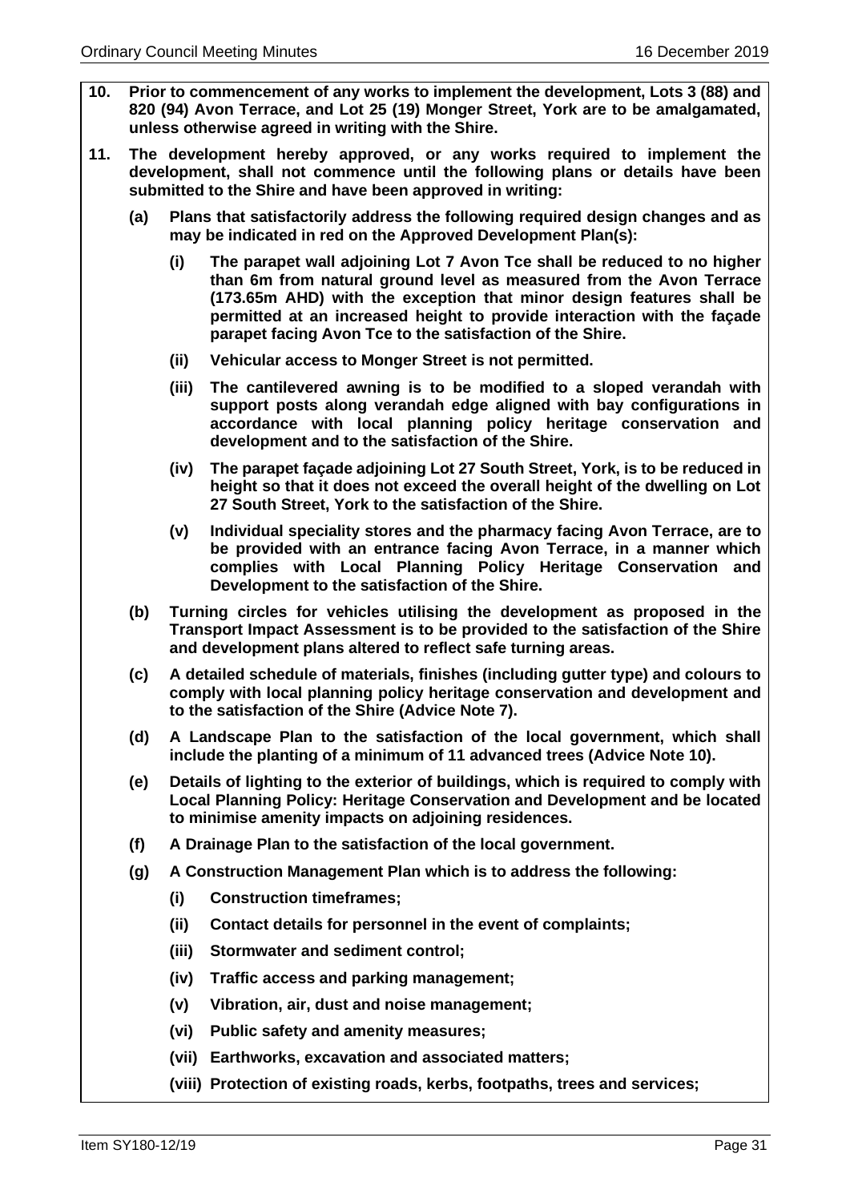**10. Prior to commencement of any works to implement the development, Lots 3 (88) and 820 (94) Avon Terrace, and Lot 25 (19) Monger Street, York are to be amalgamated, unless otherwise agreed in writing with the Shire.**

**11. The development hereby approved, or any works required to implement the development, shall not commence until the following plans or details have been submitted to the Shire and have been approved in writing:**

- **(a) Plans that satisfactorily address the following required design changes and as may be indicated in red on the Approved Development Plan(s):**
  - **(i) The parapet wall adjoining Lot 7 Avon Tce shall be reduced to no higher than 6m from natural ground level as measured from the Avon Terrace (173.65m AHD) with the exception that minor design features shall be permitted at an increased height to provide interaction with the façade parapet facing Avon Tce to the satisfaction of the Shire.**
  - **(ii) Vehicular access to Monger Street is not permitted.**
  - **(iii) The cantilevered awning is to be modified to a sloped verandah with support posts along verandah edge aligned with bay configurations in accordance with local planning policy heritage conservation and development and to the satisfaction of the Shire.**
  - **(iv) The parapet façade adjoining Lot 27 South Street, York, is to be reduced in height so that it does not exceed the overall height of the dwelling on Lot 27 South Street, York to the satisfaction of the Shire.**
  - **(v) Individual speciality stores and the pharmacy facing Avon Terrace, are to be provided with an entrance facing Avon Terrace, in a manner which complies with Local Planning Policy Heritage Conservation and Development to the satisfaction of the Shire.**
- **(b) Turning circles for vehicles utilising the development as proposed in the Transport Impact Assessment is to be provided to the satisfaction of the Shire and development plans altered to reflect safe turning areas.**
- **(c) A detailed schedule of materials, finishes (including gutter type) and colours to comply with local planning policy heritage conservation and development and to the satisfaction of the Shire (Advice Note 7).**
- **(d) A Landscape Plan to the satisfaction of the local government, which shall include the planting of a minimum of 11 advanced trees (Advice Note 10).**
- **(e) Details of lighting to the exterior of buildings, which is required to comply with Local Planning Policy: Heritage Conservation and Development and be located to minimise amenity impacts on adjoining residences.**
- **(f) A Drainage Plan to the satisfaction of the local government.**
- **(g) A Construction Management Plan which is to address the following:**
  - **(i) Construction timeframes;**
  - **(ii) Contact details for personnel in the event of complaints;**
  - **(iii) Stormwater and sediment control;**
  - **(iv) Traffic access and parking management;**
  - **(v) Vibration, air, dust and noise management;**
  - **(vi) Public safety and amenity measures;**
  - **(vii) Earthworks, excavation and associated matters;**
  - **(viii) Protection of existing roads, kerbs, footpaths, trees and services;**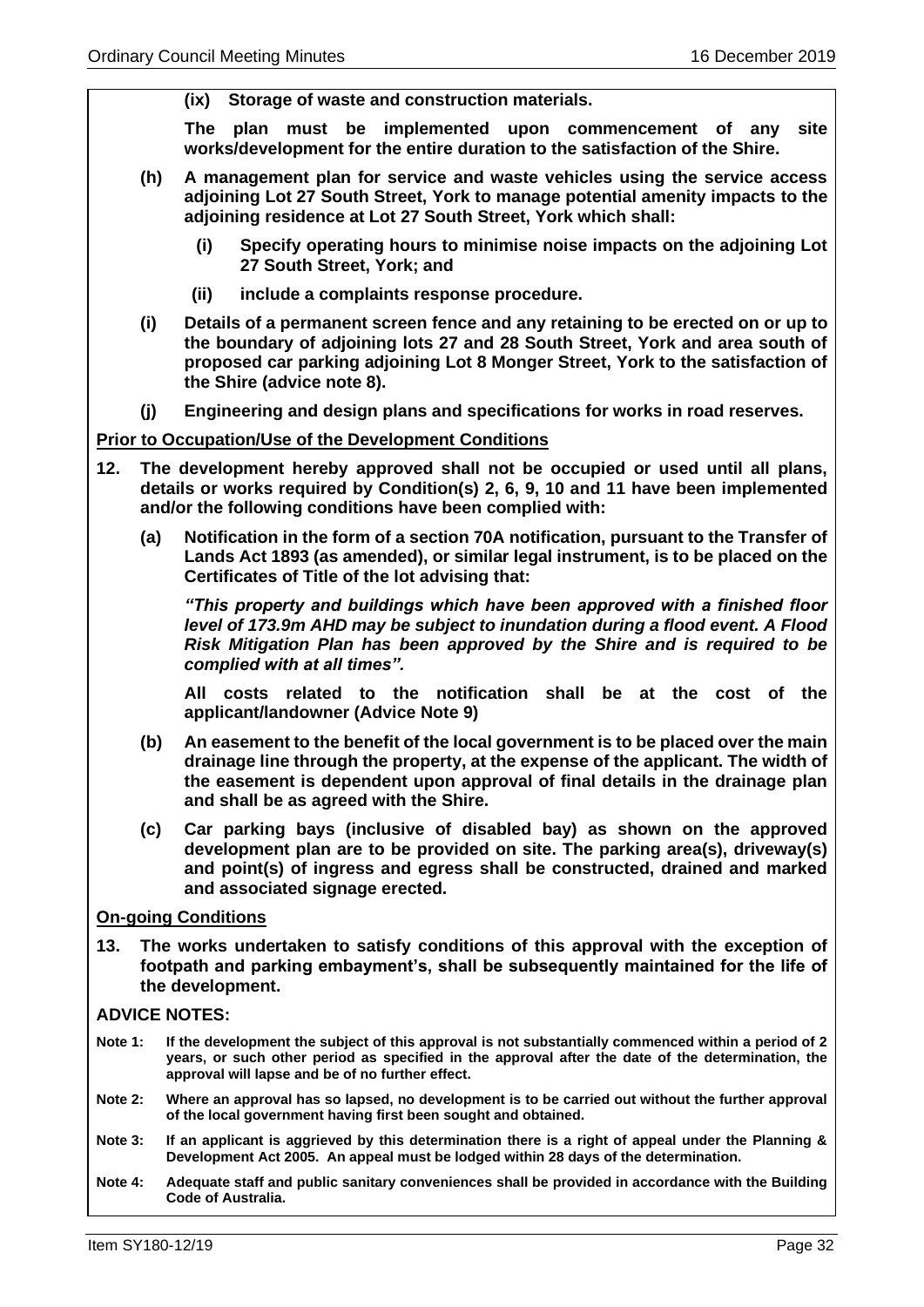**(ix) Storage of waste and construction materials.**

**The plan must be implemented upon commencement of any site works/development for the entire duration to the satisfaction of the Shire.**

**(h) A management plan for service and waste vehicles using the service access adjoining Lot 27 South Street, York to manage potential amenity impacts to the adjoining residence at Lot 27 South Street, York which shall:**

**(i) Specify operating hours to minimise noise impacts on the adjoining Lot 27 South Street, York; and**

**(ii) include a complaints response procedure.**

**(i) Details of a permanent screen fence and any retaining to be erected on or up to the boundary of adjoining lots 27 and 28 South Street, York and area south of proposed car parking adjoining Lot 8 Monger Street, York to the satisfaction of the Shire (advice note 8).**

**(j) Engineering and design plans and specifications for works in road reserves.**

**Prior to Occupation/Use of the Development Conditions**

**12. The development hereby approved shall not be occupied or used until all plans, details or works required by Condition(s) 2, 6, 9, 10 and 11 have been implemented and/or the following conditions have been complied with:**

**(a) Notification in the form of a section 70A notification, pursuant to the Transfer of Lands Act 1893 (as amended), or similar legal instrument, is to be placed on the Certificates of Title of the lot advising that:**

***"This property and buildings which have been approved with a finished floor level of 173.9m AHD may be subject to inundation during a flood event. A Flood Risk Mitigation Plan has been approved by the Shire and is required to be complied with at all times".***

**All costs related to the notification shall be at the cost of the applicant/landowner (Advice Note 9)**

**(b) An easement to the benefit of the local government is to be placed over the main drainage line through the property, at the expense of the applicant. The width of the easement is dependent upon approval of final details in the drainage plan and shall be as agreed with the Shire.**

**(c) Car parking bays (inclusive of disabled bay) as shown on the approved development plan are to be provided on site. The parking area(s), driveway(s) and point(s) of ingress and egress shall be constructed, drained and marked and associated signage erected.**

**On-going Conditions**

**13. The works undertaken to satisfy conditions of this approval with the exception of footpath and parking embayment's, shall be subsequently maintained for the life of the development.**

**ADVICE NOTES:**

**Note 1:** **If the development the subject of this approval is not substantially commenced within a period of 2 years, or such other period as specified in the approval after the date of the determination, the approval will lapse and be of no further effect.**

**Note 2:** **Where an approval has so lapsed, no development is to be carried out without the further approval of the local government having first been sought and obtained.**

**Note 3:** **If an applicant is aggrieved by this determination there is a right of appeal under the Planning & Development Act 2005. An appeal must be lodged within 28 days of the determination.**

**Note 4:** **Adequate staff and public sanitary conveniences shall be provided in accordance with the Building Code of Australia.**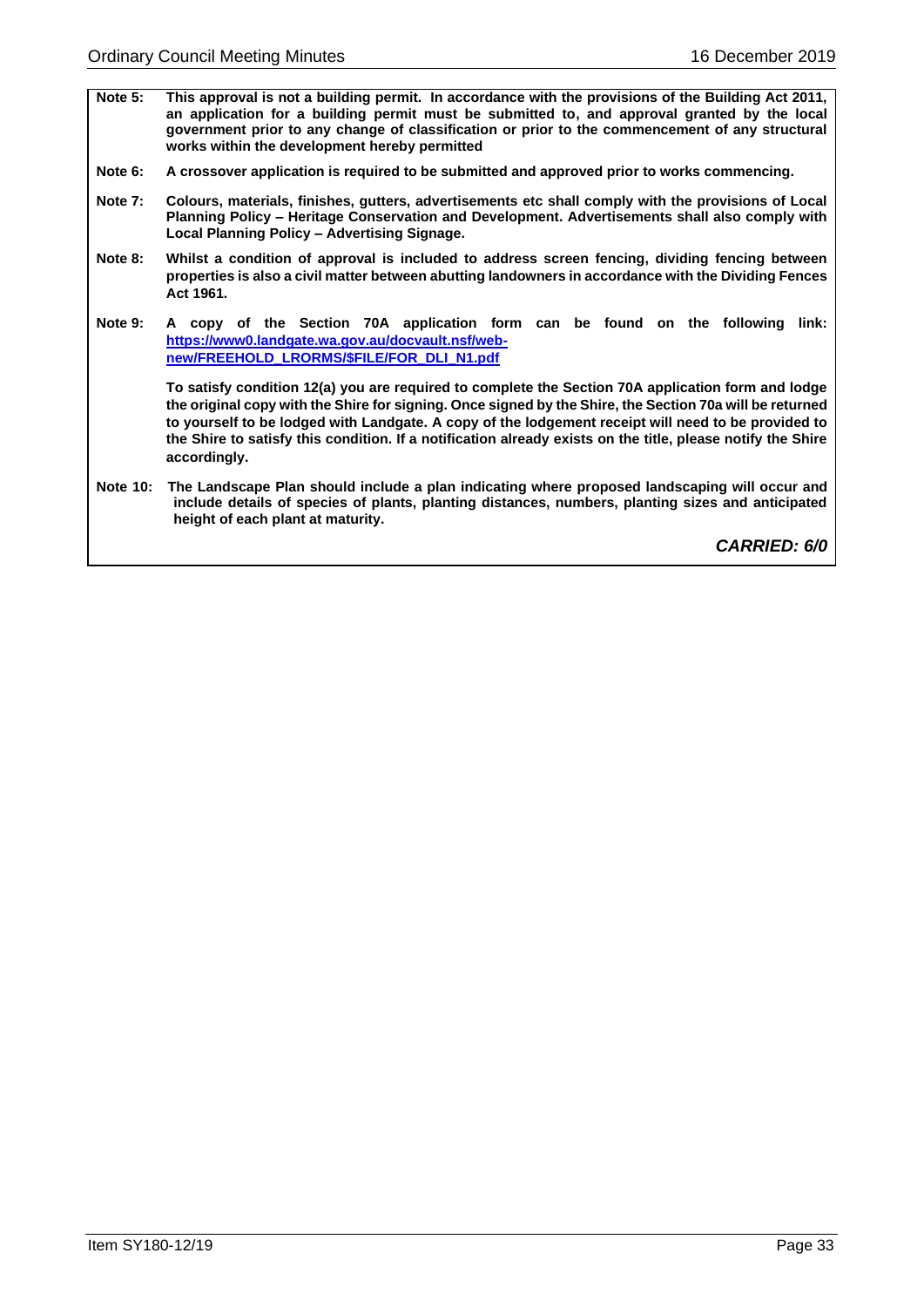**Note 5:** **This approval is not a building permit. In accordance with the provisions of the Building Act 2011, an application for a building permit must be submitted to, and approval granted by the local government prior to any change of classification or prior to the commencement of any structural works within the development hereby permitted**

**Note 6:** **A crossover application is required to be submitted and approved prior to works commencing.**

**Note 7:** **Colours, materials, finishes, gutters, advertisements etc shall comply with the provisions of Local Planning Policy – Heritage Conservation and Development. Advertisements shall also comply with Local Planning Policy – Advertising Signage.**

**Note 8:** **Whilst a condition of approval is included to address screen fencing, dividing fencing between properties is also a civil matter between abutting landowners in accordance with the Dividing Fences Act 1961.**

**Note 9:** **A copy of the Section 70A application form can be found on the following link: [https://www0.landgate.wa.gov.au/docvault.nsf/web-new/FREEHOLD_LRORMS/$FILE/FOR_DLI_N1.pdf](https://www0.landgate.wa.gov.au/docvault.nsf/web-new/FREEHOLD_LRORMS/$FILE/FOR_DLI_N1.pdf)**

**To satisfy condition 12(a) you are required to complete the Section 70A application form and lodge the original copy with the Shire for signing. Once signed by the Shire, the Section 70a will be returned to yourself to be lodged with Landgate. A copy of the lodgement receipt will need to be provided to the Shire to satisfy this condition. If a notification already exists on the title, please notify the Shire accordingly.**

**Note 10:** **The Landscape Plan should include a plan indicating where proposed landscaping will occur and include details of species of plants, planting distances, numbers, planting sizes and anticipated height of each plant at maturity.**

***CARRIED: 6/0***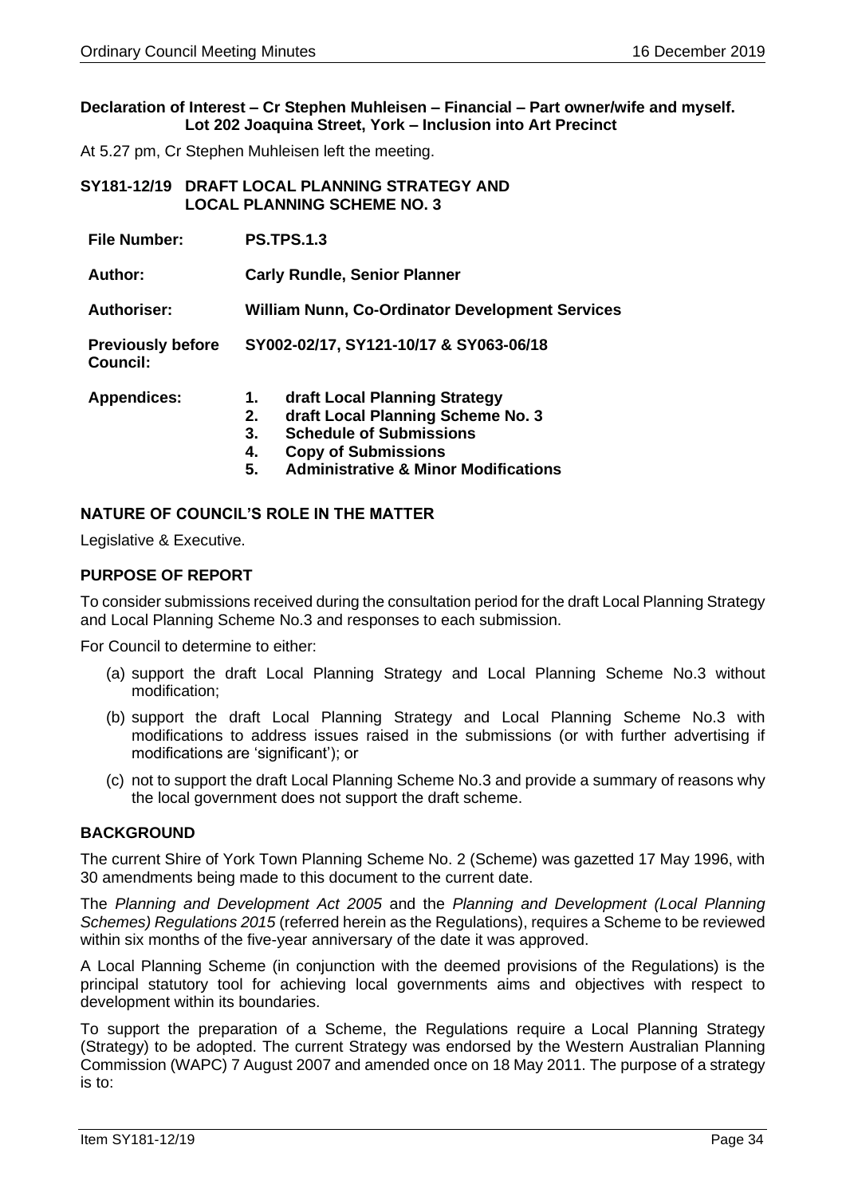**Declaration of Interest – Cr Stephen Muhleisen – Financial – Part owner/wife and myself. Lot 202 Joaquina Street, York – Inclusion into Art Precinct**

At 5.27 pm, Cr Stephen Muhleisen left the meeting.

## SY181-12/19 DRAFT LOCAL PLANNING STRATEGY AND LOCAL PLANNING SCHEME NO. 3

| | |
|---|---|
| **File Number:** | **PS.TPS.1.3** |
| **Author:** | **Carly Rundle, Senior Planner** |
| **Authoriser:** | **William Nunn, Co-Ordinator Development Services** |
| **Previously before Council:** | **SY002-02/17, SY121-10/17 & SY063-06/18** |
| **Appendices:** | **1. draft Local Planning Strategy**<br>**2. draft Local Planning Scheme No. 3**<br>**3. Schedule of Submissions**<br>**4. Copy of Submissions**<br>**5. Administrative & Minor Modifications** |

### NATURE OF COUNCIL'S ROLE IN THE MATTER

Legislative & Executive.

### PURPOSE OF REPORT

To consider submissions received during the consultation period for the draft Local Planning Strategy and Local Planning Scheme No.3 and responses to each submission.

For Council to determine to either:

(a) support the draft Local Planning Strategy and Local Planning Scheme No.3 without modification;

(b) support the draft Local Planning Strategy and Local Planning Scheme No.3 with modifications to address issues raised in the submissions (or with further advertising if modifications are 'significant'); or

(c) not to support the draft Local Planning Scheme No.3 and provide a summary of reasons why the local government does not support the draft scheme.

### BACKGROUND

The current Shire of York Town Planning Scheme No. 2 (Scheme) was gazetted 17 May 1996, with 30 amendments being made to this document to the current date.

The *Planning and Development Act 2005* and the *Planning and Development (Local Planning Schemes) Regulations 2015* (referred herein as the Regulations), requires a Scheme to be reviewed within six months of the five-year anniversary of the date it was approved.

A Local Planning Scheme (in conjunction with the deemed provisions of the Regulations) is the principal statutory tool for achieving local governments aims and objectives with respect to development within its boundaries.

To support the preparation of a Scheme, the Regulations require a Local Planning Strategy (Strategy) to be adopted. The current Strategy was endorsed by the Western Australian Planning Commission (WAPC) 7 August 2007 and amended once on 18 May 2011. The purpose of a strategy is to: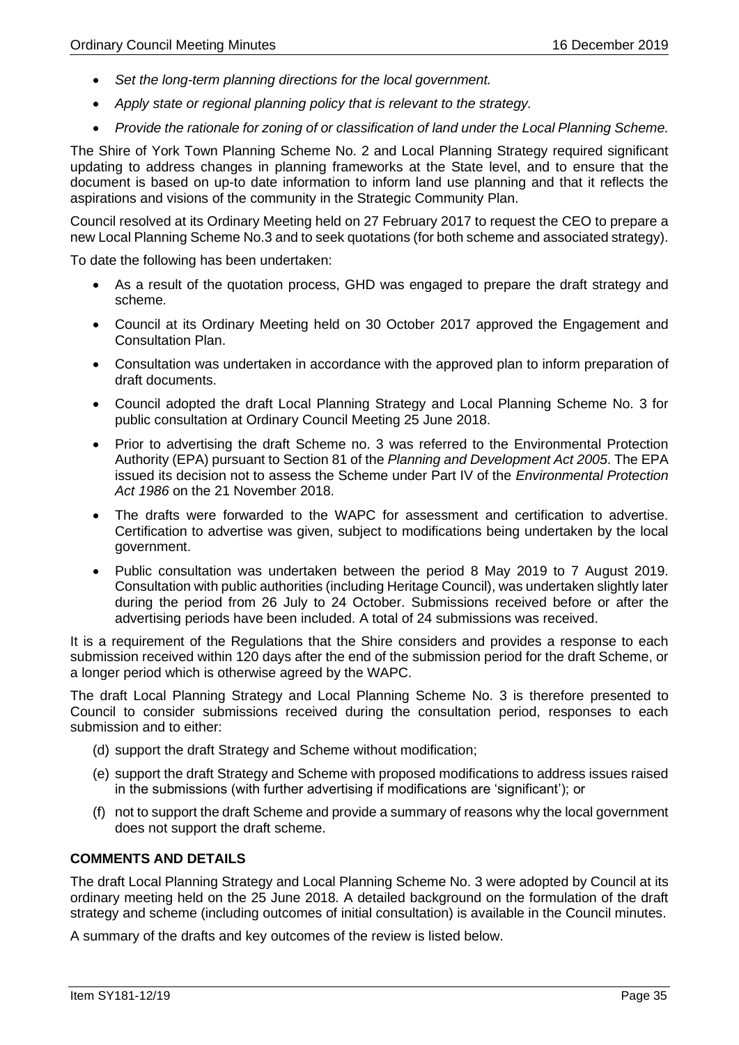- *Set the long-term planning directions for the local government.*
- *Apply state or regional planning policy that is relevant to the strategy.*
- *Provide the rationale for zoning of or classification of land under the Local Planning Scheme.*

The Shire of York Town Planning Scheme No. 2 and Local Planning Strategy required significant updating to address changes in planning frameworks at the State level, and to ensure that the document is based on up-to date information to inform land use planning and that it reflects the aspirations and visions of the community in the Strategic Community Plan.

Council resolved at its Ordinary Meeting held on 27 February 2017 to request the CEO to prepare a new Local Planning Scheme No.3 and to seek quotations (for both scheme and associated strategy).

To date the following has been undertaken:

- As a result of the quotation process, GHD was engaged to prepare the draft strategy and scheme.
- Council at its Ordinary Meeting held on 30 October 2017 approved the Engagement and Consultation Plan.
- Consultation was undertaken in accordance with the approved plan to inform preparation of draft documents.
- Council adopted the draft Local Planning Strategy and Local Planning Scheme No. 3 for public consultation at Ordinary Council Meeting 25 June 2018.
- Prior to advertising the draft Scheme no. 3 was referred to the Environmental Protection Authority (EPA) pursuant to Section 81 of the *Planning and Development Act 2005*. The EPA issued its decision not to assess the Scheme under Part IV of the *Environmental Protection Act 1986* on the 21 November 2018.
- The drafts were forwarded to the WAPC for assessment and certification to advertise. Certification to advertise was given, subject to modifications being undertaken by the local government.
- Public consultation was undertaken between the period 8 May 2019 to 7 August 2019. Consultation with public authorities (including Heritage Council), was undertaken slightly later during the period from 26 July to 24 October. Submissions received before or after the advertising periods have been included. A total of 24 submissions was received.

It is a requirement of the Regulations that the Shire considers and provides a response to each submission received within 120 days after the end of the submission period for the draft Scheme, or a longer period which is otherwise agreed by the WAPC.

The draft Local Planning Strategy and Local Planning Scheme No. 3 is therefore presented to Council to consider submissions received during the consultation period, responses to each submission and to either:

(d) support the draft Strategy and Scheme without modification;

(e) support the draft Strategy and Scheme with proposed modifications to address issues raised in the submissions (with further advertising if modifications are 'significant'); or

(f) not to support the draft Scheme and provide a summary of reasons why the local government does not support the draft scheme.

**COMMENTS AND DETAILS**

The draft Local Planning Strategy and Local Planning Scheme No. 3 were adopted by Council at its ordinary meeting held on the 25 June 2018. A detailed background on the formulation of the draft strategy and scheme (including outcomes of initial consultation) is available in the Council minutes.

A summary of the drafts and key outcomes of the review is listed below.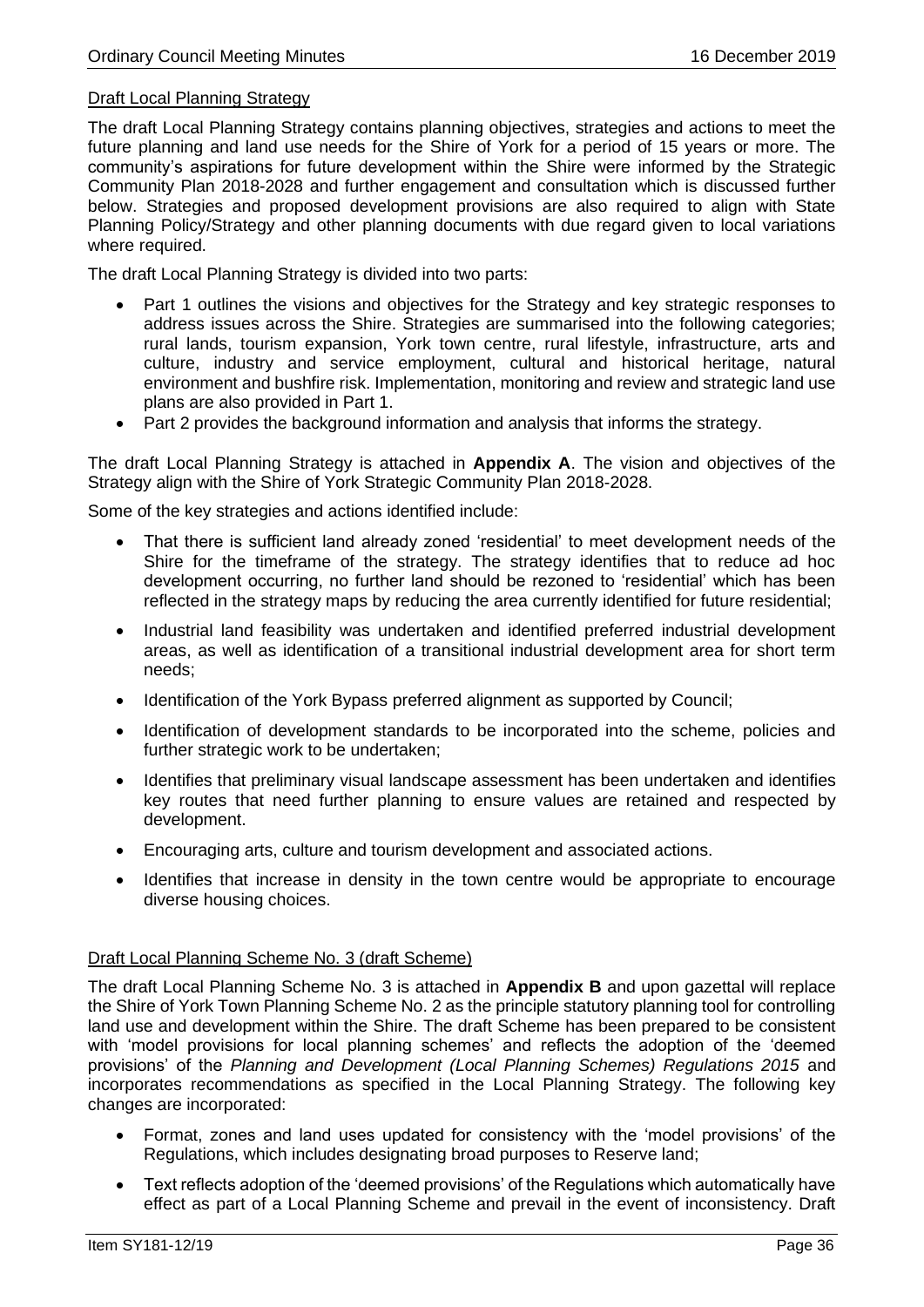Draft Local Planning Strategy

The draft Local Planning Strategy contains planning objectives, strategies and actions to meet the future planning and land use needs for the Shire of York for a period of 15 years or more. The community's aspirations for future development within the Shire were informed by the Strategic Community Plan 2018-2028 and further engagement and consultation which is discussed further below. Strategies and proposed development provisions are also required to align with State Planning Policy/Strategy and other planning documents with due regard given to local variations where required.

The draft Local Planning Strategy is divided into two parts:

- Part 1 outlines the visions and objectives for the Strategy and key strategic responses to address issues across the Shire. Strategies are summarised into the following categories; rural lands, tourism expansion, York town centre, rural lifestyle, infrastructure, arts and culture, industry and service employment, cultural and historical heritage, natural environment and bushfire risk. Implementation, monitoring and review and strategic land use plans are also provided in Part 1.
- Part 2 provides the background information and analysis that informs the strategy.

The draft Local Planning Strategy is attached in **Appendix A**. The vision and objectives of the Strategy align with the Shire of York Strategic Community Plan 2018-2028.

Some of the key strategies and actions identified include:

- That there is sufficient land already zoned 'residential' to meet development needs of the Shire for the timeframe of the strategy. The strategy identifies that to reduce ad hoc development occurring, no further land should be rezoned to 'residential' which has been reflected in the strategy maps by reducing the area currently identified for future residential;
- Industrial land feasibility was undertaken and identified preferred industrial development areas, as well as identification of a transitional industrial development area for short term needs;
- Identification of the York Bypass preferred alignment as supported by Council;
- Identification of development standards to be incorporated into the scheme, policies and further strategic work to be undertaken;
- Identifies that preliminary visual landscape assessment has been undertaken and identifies key routes that need further planning to ensure values are retained and respected by development.
- Encouraging arts, culture and tourism development and associated actions.
- Identifies that increase in density in the town centre would be appropriate to encourage diverse housing choices.

Draft Local Planning Scheme No. 3 (draft Scheme)

The draft Local Planning Scheme No. 3 is attached in **Appendix B** and upon gazettal will replace the Shire of York Town Planning Scheme No. 2 as the principle statutory planning tool for controlling land use and development within the Shire. The draft Scheme has been prepared to be consistent with 'model provisions for local planning schemes' and reflects the adoption of the 'deemed provisions' of the *Planning and Development (Local Planning Schemes) Regulations 2015* and incorporates recommendations as specified in the Local Planning Strategy. The following key changes are incorporated:

- Format, zones and land uses updated for consistency with the 'model provisions' of the Regulations, which includes designating broad purposes to Reserve land;
- Text reflects adoption of the 'deemed provisions' of the Regulations which automatically have effect as part of a Local Planning Scheme and prevail in the event of inconsistency. Draft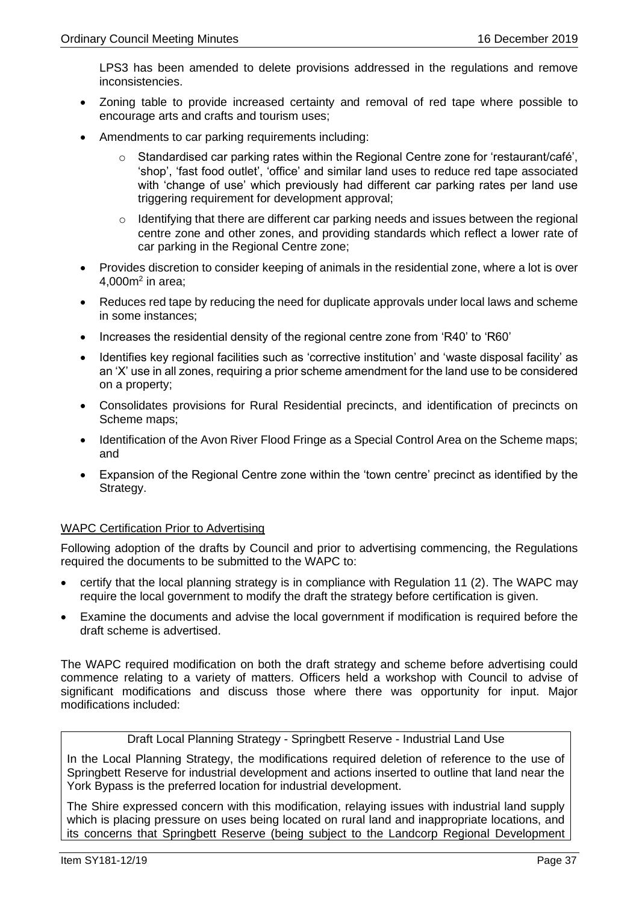LPS3 has been amended to delete provisions addressed in the regulations and remove inconsistencies.

- Zoning table to provide increased certainty and removal of red tape where possible to encourage arts and crafts and tourism uses;
- Amendments to car parking requirements including:
  - Standardised car parking rates within the Regional Centre zone for 'restaurant/café', 'shop', 'fast food outlet', 'office' and similar land uses to reduce red tape associated with 'change of use' which previously had different car parking rates per land use triggering requirement for development approval;
  - Identifying that there are different car parking needs and issues between the regional centre zone and other zones, and providing standards which reflect a lower rate of car parking in the Regional Centre zone;
- Provides discretion to consider keeping of animals in the residential zone, where a lot is over 4,000m$^2$ in area;
- Reduces red tape by reducing the need for duplicate approvals under local laws and scheme in some instances;
- Increases the residential density of the regional centre zone from 'R40' to 'R60'
- Identifies key regional facilities such as 'corrective institution' and 'waste disposal facility' as an 'X' use in all zones, requiring a prior scheme amendment for the land use to be considered on a property;
- Consolidates provisions for Rural Residential precincts, and identification of precincts on Scheme maps;
- Identification of the Avon River Flood Fringe as a Special Control Area on the Scheme maps; and
- Expansion of the Regional Centre zone within the 'town centre' precinct as identified by the Strategy.

<u>WAPC Certification Prior to Advertising</u>

Following adoption of the drafts by Council and prior to advertising commencing, the Regulations required the documents to be submitted to the WAPC to:

- certify that the local planning strategy is in compliance with Regulation 11 (2). The WAPC may require the local government to modify the draft the strategy before certification is given.
- Examine the documents and advise the local government if modification is required before the draft scheme is advertised.

The WAPC required modification on both the draft strategy and scheme before advertising could commence relating to a variety of matters. Officers held a workshop with Council to advise of significant modifications and discuss those where there was opportunity for input. Major modifications included:

| Draft Local Planning Strategy - Springbett Reserve - Industrial Land Use |
|---|
| In the Local Planning Strategy, the modifications required deletion of reference to the use of Springbett Reserve for industrial development and actions inserted to outline that land near the York Bypass is the preferred location for industrial development.<br><br>The Shire expressed concern with this modification, relaying issues with industrial land supply which is placing pressure on uses being located on rural land and inappropriate locations, and its concerns that Springbett Reserve (being subject to the Landcorp Regional Development |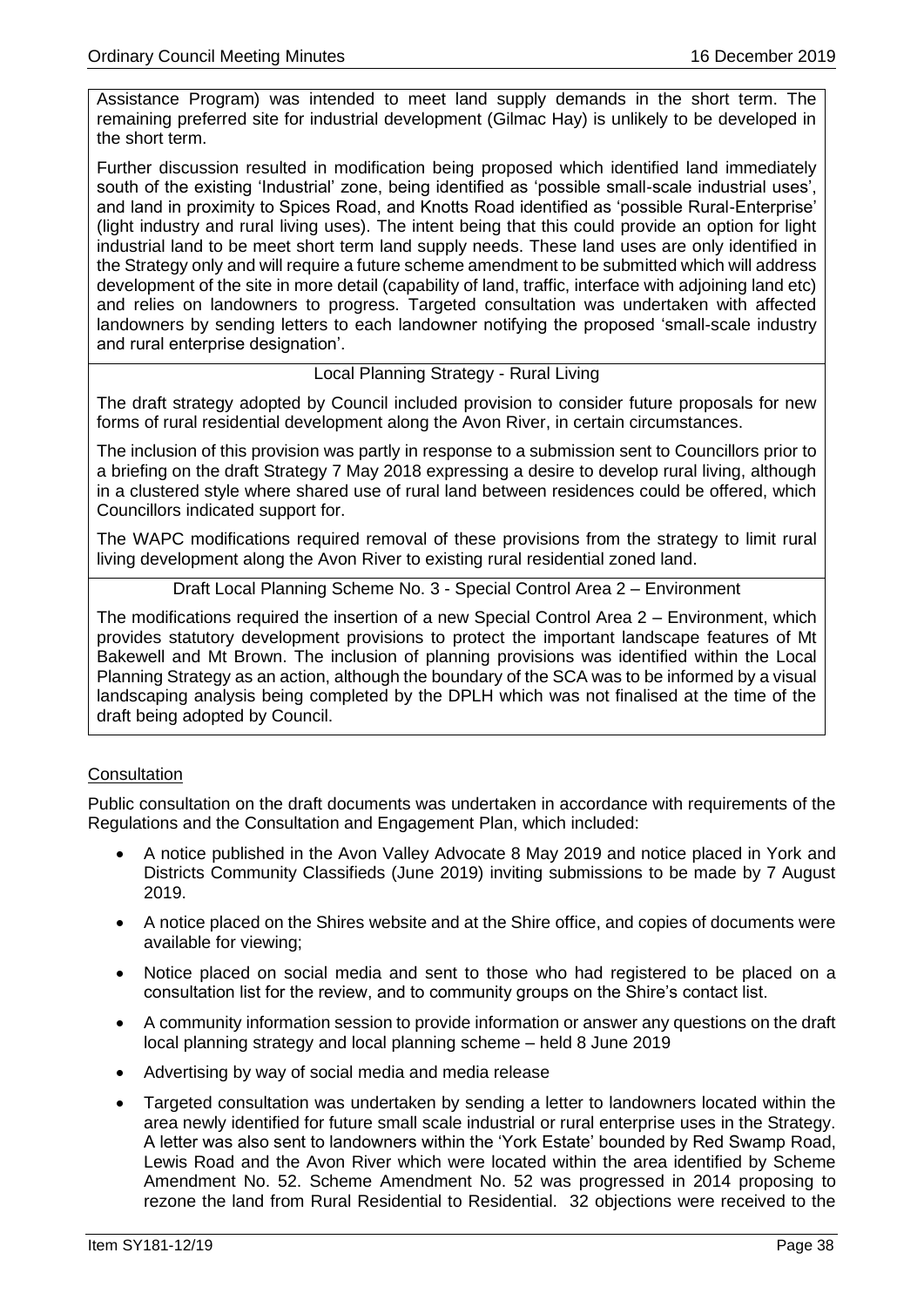Assistance Program) was intended to meet land supply demands in the short term. The remaining preferred site for industrial development (Gilmac Hay) is unlikely to be developed in the short term.

Further discussion resulted in modification being proposed which identified land immediately south of the existing 'Industrial' zone, being identified as 'possible small-scale industrial uses', and land in proximity to Spices Road, and Knotts Road identified as 'possible Rural-Enterprise' (light industry and rural living uses). The intent being that this could provide an option for light industrial land to be meet short term land supply needs. These land uses are only identified in the Strategy only and will require a future scheme amendment to be submitted which will address development of the site in more detail (capability of land, traffic, interface with adjoining land etc) and relies on landowners to progress. Targeted consultation was undertaken with affected landowners by sending letters to each landowner notifying the proposed 'small-scale industry and rural enterprise designation'.

Local Planning Strategy - Rural Living

The draft strategy adopted by Council included provision to consider future proposals for new forms of rural residential development along the Avon River, in certain circumstances.

The inclusion of this provision was partly in response to a submission sent to Councillors prior to a briefing on the draft Strategy 7 May 2018 expressing a desire to develop rural living, although in a clustered style where shared use of rural land between residences could be offered, which Councillors indicated support for.

The WAPC modifications required removal of these provisions from the strategy to limit rural living development along the Avon River to existing rural residential zoned land.

Draft Local Planning Scheme No. 3 - Special Control Area 2 – Environment

The modifications required the insertion of a new Special Control Area 2 – Environment, which provides statutory development provisions to protect the important landscape features of Mt Bakewell and Mt Brown. The inclusion of planning provisions was identified within the Local Planning Strategy as an action, although the boundary of the SCA was to be informed by a visual landscaping analysis being completed by the DPLH which was not finalised at the time of the draft being adopted by Council.

## Consultation

Public consultation on the draft documents was undertaken in accordance with requirements of the Regulations and the Consultation and Engagement Plan, which included:

- A notice published in the Avon Valley Advocate 8 May 2019 and notice placed in York and Districts Community Classifieds (June 2019) inviting submissions to be made by 7 August 2019.
- A notice placed on the Shires website and at the Shire office, and copies of documents were available for viewing;
- Notice placed on social media and sent to those who had registered to be placed on a consultation list for the review, and to community groups on the Shire's contact list.
- A community information session to provide information or answer any questions on the draft local planning strategy and local planning scheme – held 8 June 2019
- Advertising by way of social media and media release
- Targeted consultation was undertaken by sending a letter to landowners located within the area newly identified for future small scale industrial or rural enterprise uses in the Strategy. A letter was also sent to landowners within the 'York Estate' bounded by Red Swamp Road, Lewis Road and the Avon River which were located within the area identified by Scheme Amendment No. 52. Scheme Amendment No. 52 was progressed in 2014 proposing to rezone the land from Rural Residential to Residential. 32 objections were received to the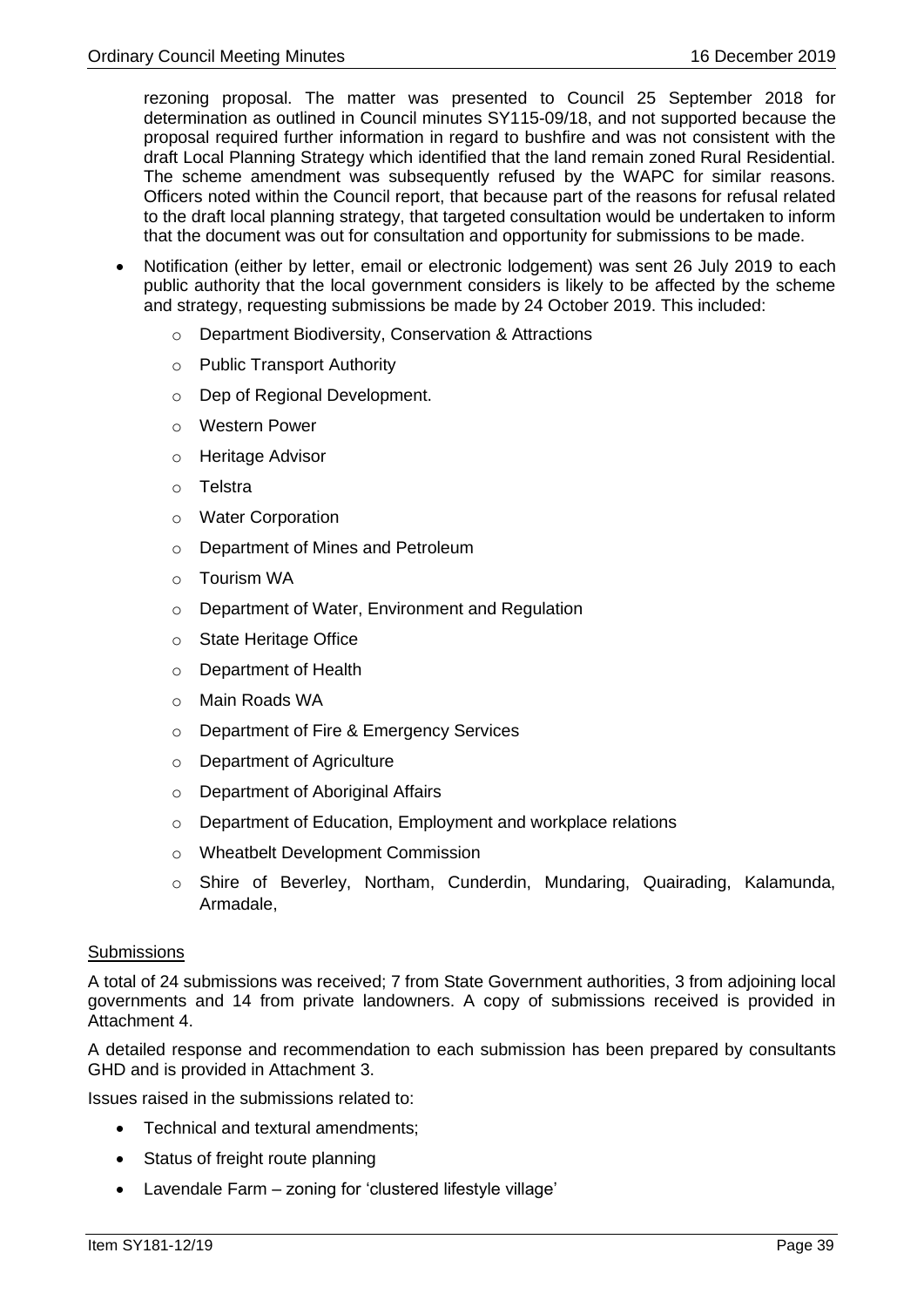rezoning proposal. The matter was presented to Council 25 September 2018 for determination as outlined in Council minutes SY115-09/18, and not supported because the proposal required further information in regard to bushfire and was not consistent with the draft Local Planning Strategy which identified that the land remain zoned Rural Residential. The scheme amendment was subsequently refused by the WAPC for similar reasons. Officers noted within the Council report, that because part of the reasons for refusal related to the draft local planning strategy, that targeted consultation would be undertaken to inform that the document was out for consultation and opportunity for submissions to be made.

- Notification (either by letter, email or electronic lodgement) was sent 26 July 2019 to each public authority that the local government considers is likely to be affected by the scheme and strategy, requesting submissions be made by 24 October 2019. This included:
  - Department Biodiversity, Conservation & Attractions
  - Public Transport Authority
  - Dep of Regional Development.
  - Western Power
  - Heritage Advisor
  - Telstra
  - Water Corporation
  - Department of Mines and Petroleum
  - Tourism WA
  - Department of Water, Environment and Regulation
  - State Heritage Office
  - Department of Health
  - Main Roads WA
  - Department of Fire & Emergency Services
  - Department of Agriculture
  - Department of Aboriginal Affairs
  - Department of Education, Employment and workplace relations
  - Wheatbelt Development Commission
  - Shire of Beverley, Northam, Cunderdin, Mundaring, Quairading, Kalamunda, Armadale,

<u>Submissions</u>

A total of 24 submissions was received; 7 from State Government authorities, 3 from adjoining local governments and 14 from private landowners. A copy of submissions received is provided in Attachment 4.

A detailed response and recommendation to each submission has been prepared by consultants GHD and is provided in Attachment 3.

Issues raised in the submissions related to:

- Technical and textural amendments;
- Status of freight route planning
- Lavendale Farm – zoning for 'clustered lifestyle village'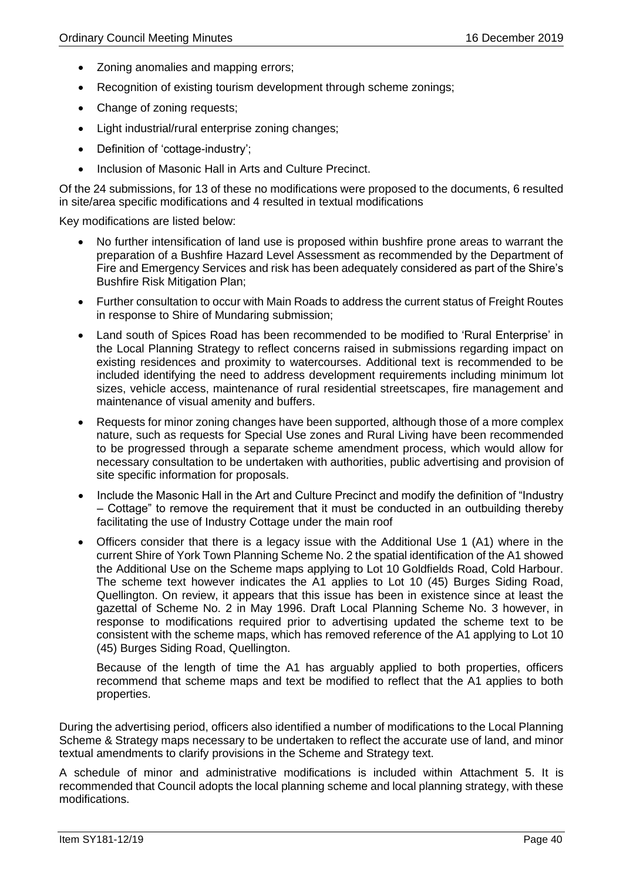- Zoning anomalies and mapping errors;
- Recognition of existing tourism development through scheme zonings;
- Change of zoning requests;
- Light industrial/rural enterprise zoning changes;
- Definition of 'cottage-industry';
- Inclusion of Masonic Hall in Arts and Culture Precinct.

Of the 24 submissions, for 13 of these no modifications were proposed to the documents, 6 resulted in site/area specific modifications and 4 resulted in textual modifications

Key modifications are listed below:

- No further intensification of land use is proposed within bushfire prone areas to warrant the preparation of a Bushfire Hazard Level Assessment as recommended by the Department of Fire and Emergency Services and risk has been adequately considered as part of the Shire's Bushfire Risk Mitigation Plan;
- Further consultation to occur with Main Roads to address the current status of Freight Routes in response to Shire of Mundaring submission;
- Land south of Spices Road has been recommended to be modified to 'Rural Enterprise' in the Local Planning Strategy to reflect concerns raised in submissions regarding impact on existing residences and proximity to watercourses. Additional text is recommended to be included identifying the need to address development requirements including minimum lot sizes, vehicle access, maintenance of rural residential streetscapes, fire management and maintenance of visual amenity and buffers.
- Requests for minor zoning changes have been supported, although those of a more complex nature, such as requests for Special Use zones and Rural Living have been recommended to be progressed through a separate scheme amendment process, which would allow for necessary consultation to be undertaken with authorities, public advertising and provision of site specific information for proposals.
- Include the Masonic Hall in the Art and Culture Precinct and modify the definition of "Industry – Cottage" to remove the requirement that it must be conducted in an outbuilding thereby facilitating the use of Industry Cottage under the main roof
- Officers consider that there is a legacy issue with the Additional Use 1 (A1) where in the current Shire of York Town Planning Scheme No. 2 the spatial identification of the A1 showed the Additional Use on the Scheme maps applying to Lot 10 Goldfields Road, Cold Harbour. The scheme text however indicates the A1 applies to Lot 10 (45) Burges Siding Road, Quellington. On review, it appears that this issue has been in existence since at least the gazettal of Scheme No. 2 in May 1996. Draft Local Planning Scheme No. 3 however, in response to modifications required prior to advertising updated the scheme text to be consistent with the scheme maps, which has removed reference of the A1 applying to Lot 10 (45) Burges Siding Road, Quellington.

  Because of the length of time the A1 has arguably applied to both properties, officers recommend that scheme maps and text be modified to reflect that the A1 applies to both properties.

During the advertising period, officers also identified a number of modifications to the Local Planning Scheme & Strategy maps necessary to be undertaken to reflect the accurate use of land, and minor textual amendments to clarify provisions in the Scheme and Strategy text.

A schedule of minor and administrative modifications is included within Attachment 5. It is recommended that Council adopts the local planning scheme and local planning strategy, with these modifications.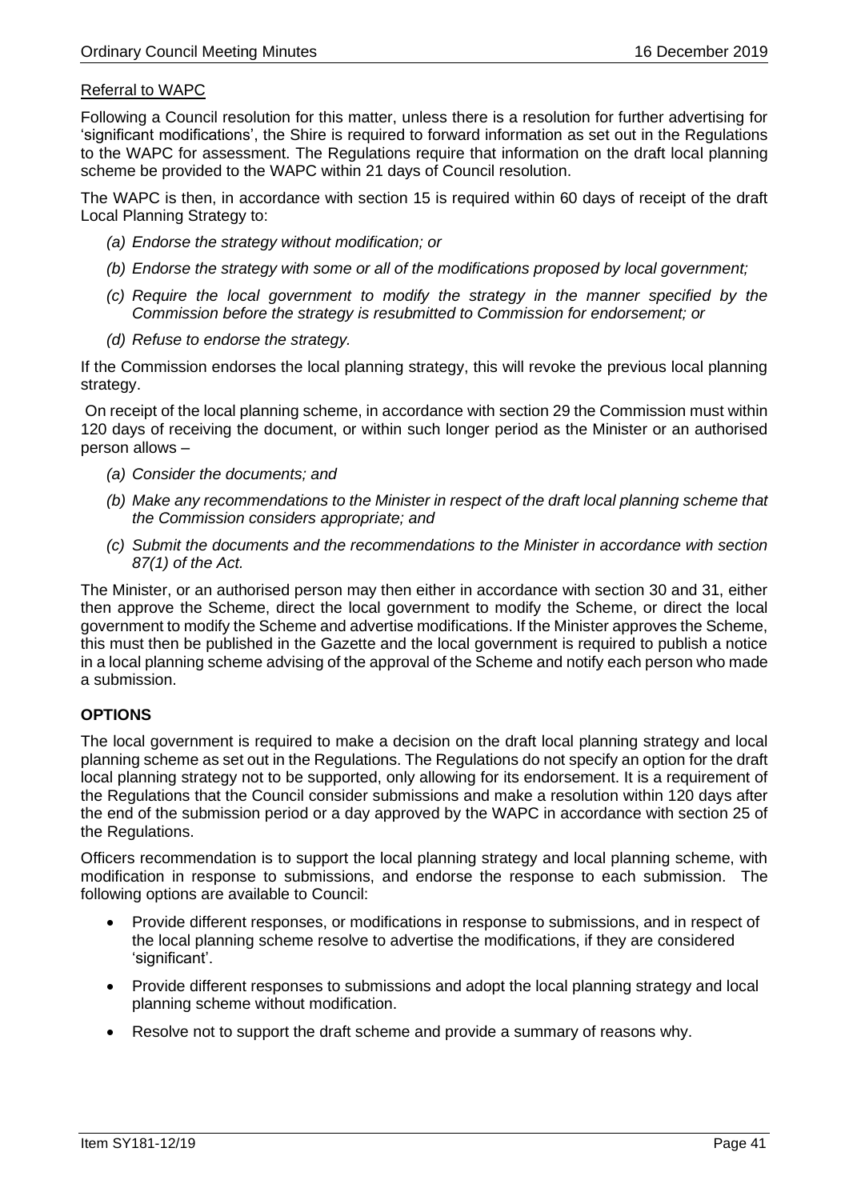Referral to WAPC

Following a Council resolution for this matter, unless there is a resolution for further advertising for 'significant modifications', the Shire is required to forward information as set out in the Regulations to the WAPC for assessment. The Regulations require that information on the draft local planning scheme be provided to the WAPC within 21 days of Council resolution.

The WAPC is then, in accordance with section 15 is required within 60 days of receipt of the draft Local Planning Strategy to:

- *(a) Endorse the strategy without modification; or*
- *(b) Endorse the strategy with some or all of the modifications proposed by local government;*
- *(c) Require the local government to modify the strategy in the manner specified by the Commission before the strategy is resubmitted to Commission for endorsement; or*
- *(d) Refuse to endorse the strategy.*

If the Commission endorses the local planning strategy, this will revoke the previous local planning strategy.

On receipt of the local planning scheme, in accordance with section 29 the Commission must within 120 days of receiving the document, or within such longer period as the Minister or an authorised person allows –

- *(a) Consider the documents; and*
- *(b) Make any recommendations to the Minister in respect of the draft local planning scheme that the Commission considers appropriate; and*
- *(c) Submit the documents and the recommendations to the Minister in accordance with section 87(1) of the Act.*

The Minister, or an authorised person may then either in accordance with section 30 and 31, either then approve the Scheme, direct the local government to modify the Scheme, or direct the local government to modify the Scheme and advertise modifications. If the Minister approves the Scheme, this must then be published in the Gazette and the local government is required to publish a notice in a local planning scheme advising of the approval of the Scheme and notify each person who made a submission.

## OPTIONS

The local government is required to make a decision on the draft local planning strategy and local planning scheme as set out in the Regulations. The Regulations do not specify an option for the draft local planning strategy not to be supported, only allowing for its endorsement. It is a requirement of the Regulations that the Council consider submissions and make a resolution within 120 days after the end of the submission period or a day approved by the WAPC in accordance with section 25 of the Regulations.

Officers recommendation is to support the local planning strategy and local planning scheme, with modification in response to submissions, and endorse the response to each submission. The following options are available to Council:

- Provide different responses, or modifications in response to submissions, and in respect of the local planning scheme resolve to advertise the modifications, if they are considered 'significant'.
- Provide different responses to submissions and adopt the local planning strategy and local planning scheme without modification.
- Resolve not to support the draft scheme and provide a summary of reasons why.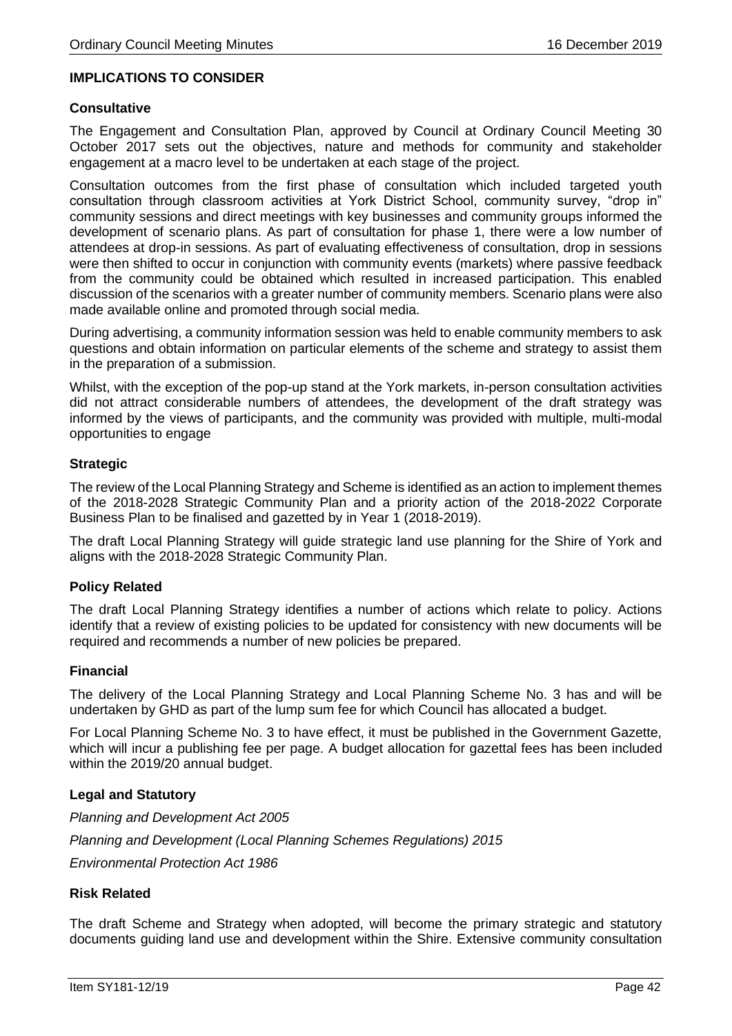### IMPLICATIONS TO CONSIDER

**Consultative**

The Engagement and Consultation Plan, approved by Council at Ordinary Council Meeting 30 October 2017 sets out the objectives, nature and methods for community and stakeholder engagement at a macro level to be undertaken at each stage of the project.

Consultation outcomes from the first phase of consultation which included targeted youth consultation through classroom activities at York District School, community survey, "drop in" community sessions and direct meetings with key businesses and community groups informed the development of scenario plans. As part of consultation for phase 1, there were a low number of attendees at drop-in sessions. As part of evaluating effectiveness of consultation, drop in sessions were then shifted to occur in conjunction with community events (markets) where passive feedback from the community could be obtained which resulted in increased participation. This enabled discussion of the scenarios with a greater number of community members. Scenario plans were also made available online and promoted through social media.

During advertising, a community information session was held to enable community members to ask questions and obtain information on particular elements of the scheme and strategy to assist them in the preparation of a submission.

Whilst, with the exception of the pop-up stand at the York markets, in-person consultation activities did not attract considerable numbers of attendees, the development of the draft strategy was informed by the views of participants, and the community was provided with multiple, multi-modal opportunities to engage

**Strategic**

The review of the Local Planning Strategy and Scheme is identified as an action to implement themes of the 2018-2028 Strategic Community Plan and a priority action of the 2018-2022 Corporate Business Plan to be finalised and gazetted by in Year 1 (2018-2019).

The draft Local Planning Strategy will guide strategic land use planning for the Shire of York and aligns with the 2018-2028 Strategic Community Plan.

**Policy Related**

The draft Local Planning Strategy identifies a number of actions which relate to policy. Actions identify that a review of existing policies to be updated for consistency with new documents will be required and recommends a number of new policies be prepared.

**Financial**

The delivery of the Local Planning Strategy and Local Planning Scheme No. 3 has and will be undertaken by GHD as part of the lump sum fee for which Council has allocated a budget.

For Local Planning Scheme No. 3 to have effect, it must be published in the Government Gazette, which will incur a publishing fee per page. A budget allocation for gazettal fees has been included within the 2019/20 annual budget.

**Legal and Statutory**

*Planning and Development Act 2005*

*Planning and Development (Local Planning Schemes Regulations) 2015*

*Environmental Protection Act 1986*

**Risk Related**

The draft Scheme and Strategy when adopted, will become the primary strategic and statutory documents guiding land use and development within the Shire. Extensive community consultation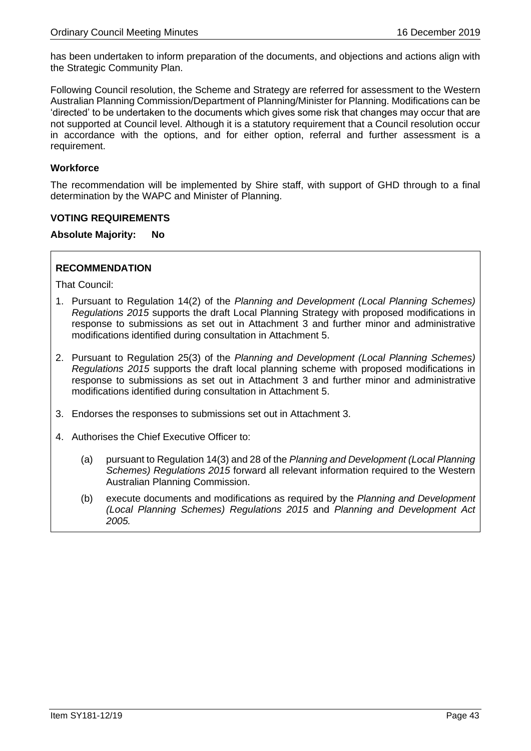has been undertaken to inform preparation of the documents, and objections and actions align with the Strategic Community Plan.

Following Council resolution, the Scheme and Strategy are referred for assessment to the Western Australian Planning Commission/Department of Planning/Minister for Planning. Modifications can be 'directed' to be undertaken to the documents which gives some risk that changes may occur that are not supported at Council level. Although it is a statutory requirement that a Council resolution occur in accordance with the options, and for either option, referral and further assessment is a requirement.

**Workforce**

The recommendation will be implemented by Shire staff, with support of GHD through to a final determination by the WAPC and Minister of Planning.

**VOTING REQUIREMENTS**

**Absolute Majority: No**

**RECOMMENDATION**

That Council:

1. Pursuant to Regulation 14(2) of the *Planning and Development (Local Planning Schemes) Regulations 2015* supports the draft Local Planning Strategy with proposed modifications in response to submissions as set out in Attachment 3 and further minor and administrative modifications identified during consultation in Attachment 5.

2. Pursuant to Regulation 25(3) of the *Planning and Development (Local Planning Schemes) Regulations 2015* supports the draft local planning scheme with proposed modifications in response to submissions as set out in Attachment 3 and further minor and administrative modifications identified during consultation in Attachment 5.

3. Endorses the responses to submissions set out in Attachment 3.

4. Authorises the Chief Executive Officer to:

   (a) pursuant to Regulation 14(3) and 28 of the *Planning and Development (Local Planning Schemes) Regulations 2015* forward all relevant information required to the Western Australian Planning Commission.

   (b) execute documents and modifications as required by the *Planning and Development (Local Planning Schemes) Regulations 2015* and *Planning and Development Act 2005.*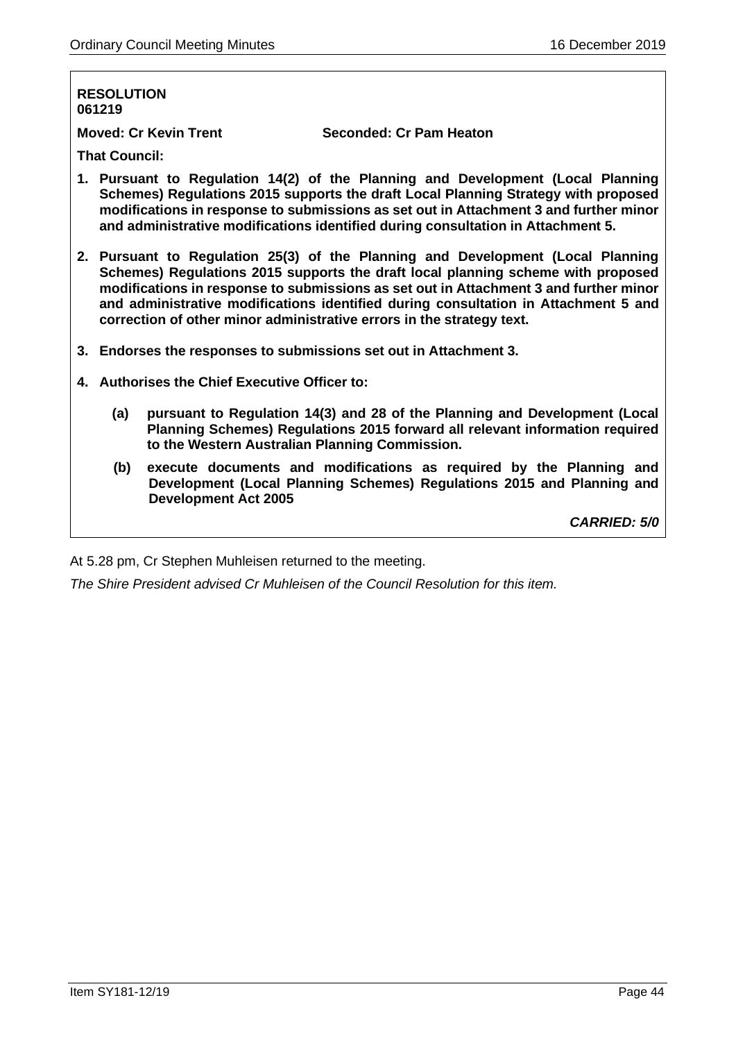**RESOLUTION**
**061219**

**Moved: Cr Kevin Trent** **Seconded: Cr Pam Heaton**

**That Council:**

1. **Pursuant to Regulation 14(2) of the Planning and Development (Local Planning Schemes) Regulations 2015 supports the draft Local Planning Strategy with proposed modifications in response to submissions as set out in Attachment 3 and further minor and administrative modifications identified during consultation in Attachment 5.**

2. **Pursuant to Regulation 25(3) of the Planning and Development (Local Planning Schemes) Regulations 2015 supports the draft local planning scheme with proposed modifications in response to submissions as set out in Attachment 3 and further minor and administrative modifications identified during consultation in Attachment 5 and correction of other minor administrative errors in the strategy text.**

3. **Endorses the responses to submissions set out in Attachment 3.**

4. **Authorises the Chief Executive Officer to:**

   **(a) pursuant to Regulation 14(3) and 28 of the Planning and Development (Local Planning Schemes) Regulations 2015 forward all relevant information required to the Western Australian Planning Commission.**

   **(b) execute documents and modifications as required by the Planning and Development (Local Planning Schemes) Regulations 2015 and Planning and Development Act 2005**

***CARRIED: 5/0***

At 5.28 pm, Cr Stephen Muhleisen returned to the meeting.

*The Shire President advised Cr Muhleisen of the Council Resolution for this item.*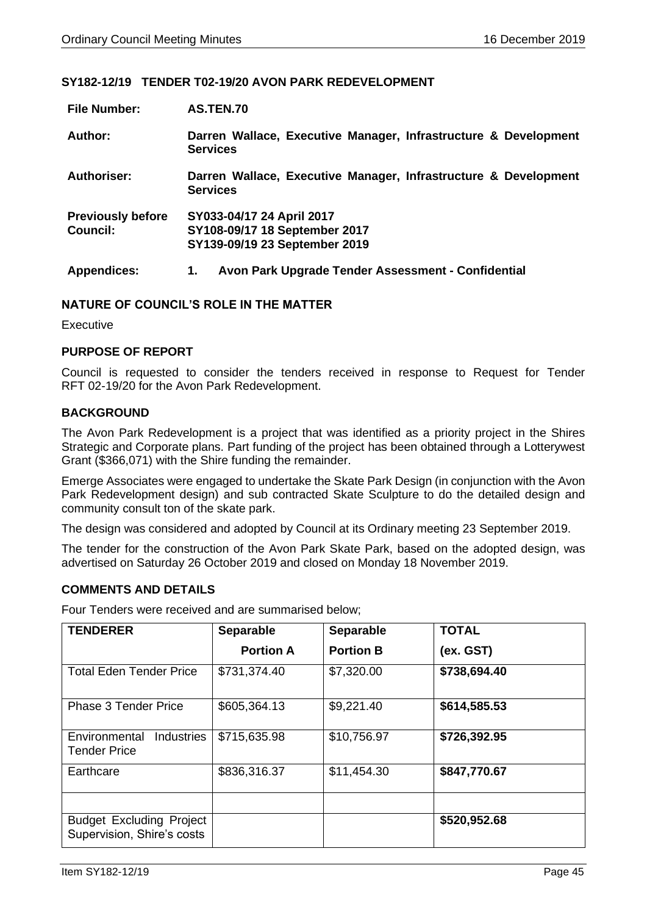## SY182-12/19 TENDER T02-19/20 AVON PARK REDEVELOPMENT

| | |
|---|---|
| **File Number:** | **AS.TEN.70** |
| **Author:** | **Darren Wallace, Executive Manager, Infrastructure & Development Services** |
| **Authoriser:** | **Darren Wallace, Executive Manager, Infrastructure & Development Services** |
| **Previously before Council:** | **SY033-04/17 24 April 2017**<br>**SY108-09/17 18 September 2017**<br>**SY139-09/19 23 September 2019** |
| **Appendices:** | **1. Avon Park Upgrade Tender Assessment - Confidential** |

### NATURE OF COUNCIL'S ROLE IN THE MATTER

Executive

### PURPOSE OF REPORT

Council is requested to consider the tenders received in response to Request for Tender RFT 02-19/20 for the Avon Park Redevelopment.

### BACKGROUND

The Avon Park Redevelopment is a project that was identified as a priority project in the Shires Strategic and Corporate plans. Part funding of the project has been obtained through a Lotterywest Grant ($366,071) with the Shire funding the remainder.

Emerge Associates were engaged to undertake the Skate Park Design (in conjunction with the Avon Park Redevelopment design) and sub contracted Skate Sculpture to do the detailed design and community consult ton of the skate park.

The design was considered and adopted by Council at its Ordinary meeting 23 September 2019.

The tender for the construction of the Avon Park Skate Park, based on the adopted design, was advertised on Saturday 26 October 2019 and closed on Monday 18 November 2019.

### COMMENTS AND DETAILS

Four Tenders were received and are summarised below;

| TENDERER | Separable Portion A | Separable Portion B | TOTAL (ex. GST) |
|---|---|---|---|
| Total Eden Tender Price | $731,374.40 | $7,320.00 | **$738,694.40** |
| Phase 3 Tender Price | $605,364.13 | $9,221.40 | **$614,585.53** |
| Environmental Industries Tender Price | $715,635.98 | $10,756.97 | **$726,392.95** |
| Earthcare | $836,316.37 | $11,454.30 | **$847,770.67** |
| | | | |
| Budget Excluding Project Supervision, Shire's costs | | | **$520,952.68** |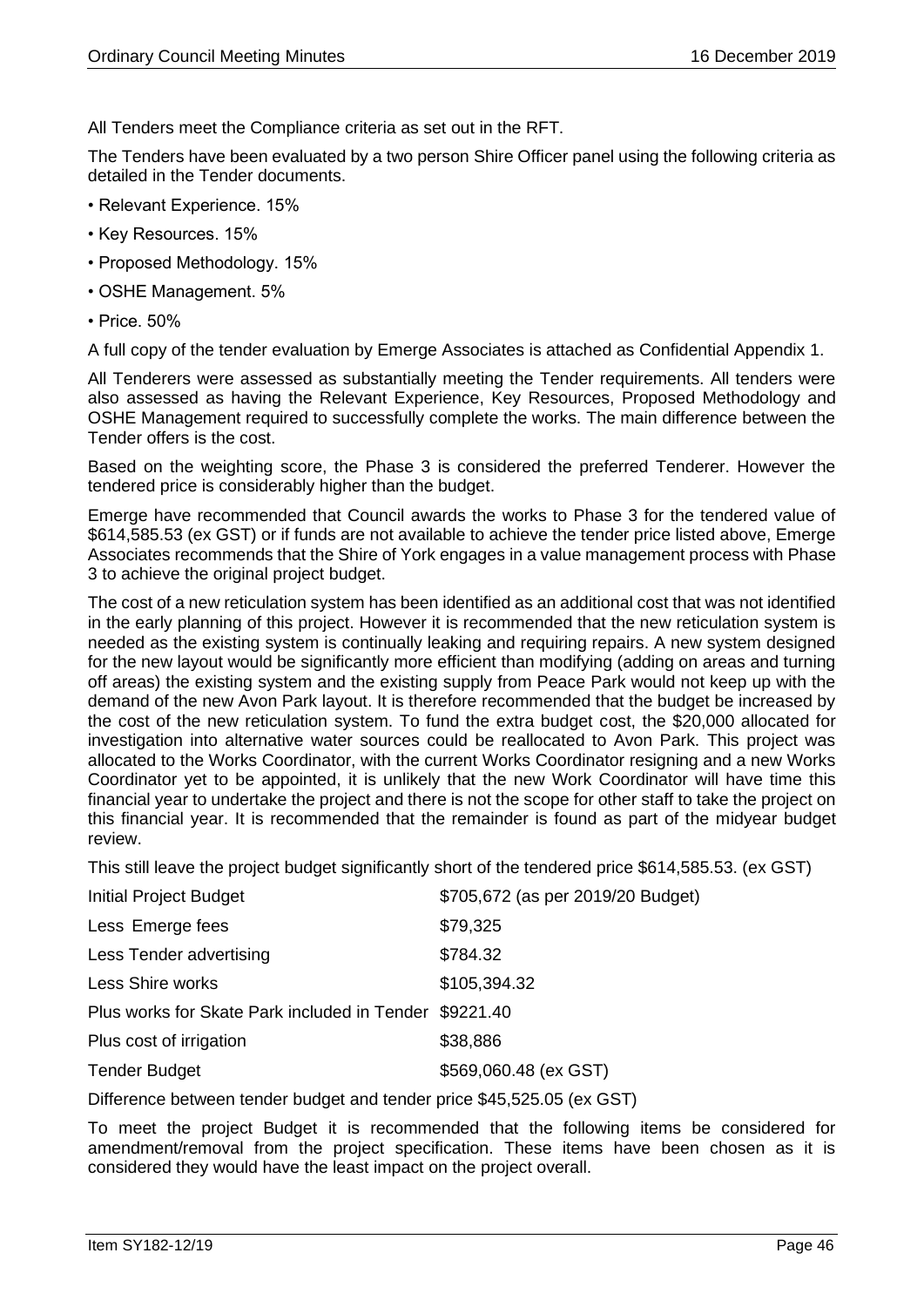All Tenders meet the Compliance criteria as set out in the RFT.

The Tenders have been evaluated by a two person Shire Officer panel using the following criteria as detailed in the Tender documents.

- Relevant Experience. 15%
- Key Resources. 15%
- Proposed Methodology. 15%
- OSHE Management. 5%
- Price. 50%

A full copy of the tender evaluation by Emerge Associates is attached as Confidential Appendix 1.

All Tenderers were assessed as substantially meeting the Tender requirements. All tenders were also assessed as having the Relevant Experience, Key Resources, Proposed Methodology and OSHE Management required to successfully complete the works. The main difference between the Tender offers is the cost.

Based on the weighting score, the Phase 3 is considered the preferred Tenderer. However the tendered price is considerably higher than the budget.

Emerge have recommended that Council awards the works to Phase 3 for the tendered value of $614,585.53 (ex GST) or if funds are not available to achieve the tender price listed above, Emerge Associates recommends that the Shire of York engages in a value management process with Phase 3 to achieve the original project budget.

The cost of a new reticulation system has been identified as an additional cost that was not identified in the early planning of this project. However it is recommended that the new reticulation system is needed as the existing system is continually leaking and requiring repairs. A new system designed for the new layout would be significantly more efficient than modifying (adding on areas and turning off areas) the existing system and the existing supply from Peace Park would not keep up with the demand of the new Avon Park layout. It is therefore recommended that the budget be increased by the cost of the new reticulation system. To fund the extra budget cost, the $20,000 allocated for investigation into alternative water sources could be reallocated to Avon Park. This project was allocated to the Works Coordinator, with the current Works Coordinator resigning and a new Works Coordinator yet to be appointed, it is unlikely that the new Work Coordinator will have time this financial year to undertake the project and there is not the scope for other staff to take the project on this financial year. It is recommended that the remainder is found as part of the midyear budget review.

This still leave the project budget significantly short of the tendered price $614,585.53. (ex GST)

| | |
|---|---|
| Initial Project Budget | $705,672 (as per 2019/20 Budget) |
| Less Emerge fees | $79,325 |
| Less Tender advertising | $784.32 |
| Less Shire works | $105,394.32 |
| Plus works for Skate Park included in Tender | $9221.40 |
| Plus cost of irrigation | $38,886 |
| Tender Budget | $569,060.48 (ex GST) |

Difference between tender budget and tender price $45,525.05 (ex GST)

To meet the project Budget it is recommended that the following items be considered for amendment/removal from the project specification. These items have been chosen as it is considered they would have the least impact on the project overall.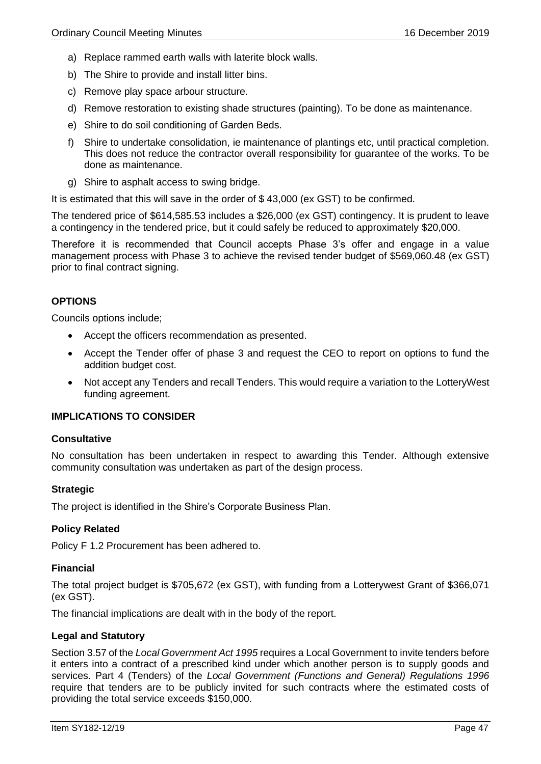a) Replace rammed earth walls with laterite block walls.

b) The Shire to provide and install litter bins.

c) Remove play space arbour structure.

d) Remove restoration to existing shade structures (painting). To be done as maintenance.

e) Shire to do soil conditioning of Garden Beds.

f) Shire to undertake consolidation, ie maintenance of plantings etc, until practical completion. This does not reduce the contractor overall responsibility for guarantee of the works. To be done as maintenance.

g) Shire to asphalt access to swing bridge.

It is estimated that this will save in the order of $ 43,000 (ex GST) to be confirmed.

The tendered price of $614,585.53 includes a $26,000 (ex GST) contingency. It is prudent to leave a contingency in the tendered price, but it could safely be reduced to approximately $20,000.

Therefore it is recommended that Council accepts Phase 3's offer and engage in a value management process with Phase 3 to achieve the revised tender budget of $569,060.48 (ex GST) prior to final contract signing.

### OPTIONS

Councils options include;

- Accept the officers recommendation as presented.
- Accept the Tender offer of phase 3 and request the CEO to report on options to fund the addition budget cost.
- Not accept any Tenders and recall Tenders. This would require a variation to the LotteryWest funding agreement.

### IMPLICATIONS TO CONSIDER

#### Consultative

No consultation has been undertaken in respect to awarding this Tender. Although extensive community consultation was undertaken as part of the design process.

#### Strategic

The project is identified in the Shire's Corporate Business Plan.

#### Policy Related

Policy F 1.2 Procurement has been adhered to.

#### Financial

The total project budget is $705,672 (ex GST), with funding from a Lotterywest Grant of $366,071 (ex GST).

The financial implications are dealt with in the body of the report.

#### Legal and Statutory

Section 3.57 of the *Local Government Act 1995* requires a Local Government to invite tenders before it enters into a contract of a prescribed kind under which another person is to supply goods and services. Part 4 (Tenders) of the *Local Government (Functions and General) Regulations 1996* require that tenders are to be publicly invited for such contracts where the estimated costs of providing the total service exceeds $150,000.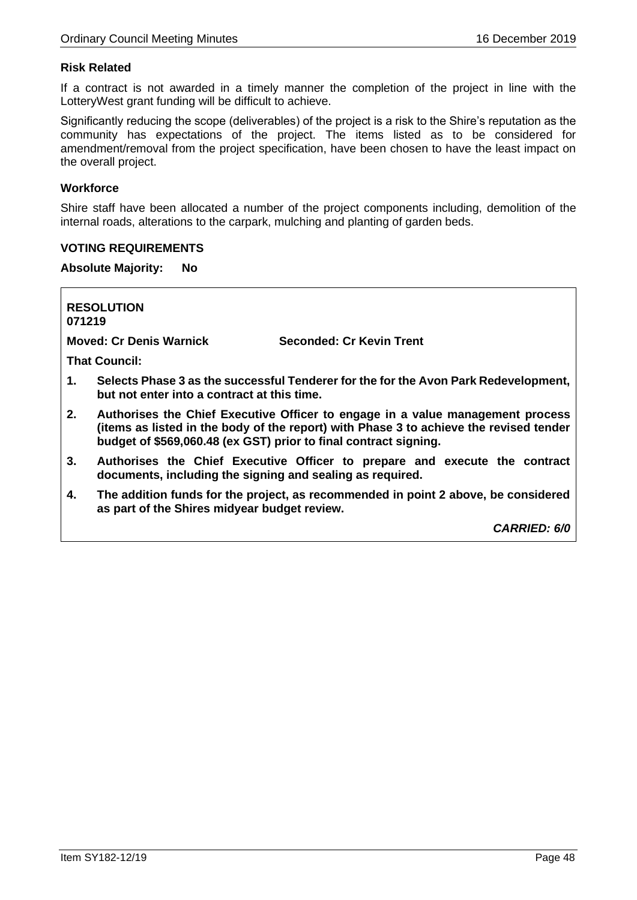### Risk Related

If a contract is not awarded in a timely manner the completion of the project in line with the LotteryWest grant funding will be difficult to achieve.

Significantly reducing the scope (deliverables) of the project is a risk to the Shire's reputation as the community has expectations of the project. The items listed as to be considered for amendment/removal from the project specification, have been chosen to have the least impact on the overall project.

### Workforce

Shire staff have been allocated a number of the project components including, demolition of the internal roads, alterations to the carpark, mulching and planting of garden beds.

### VOTING REQUIREMENTS

**Absolute Majority: No**

**RESOLUTION**
**071219**

**Moved: Cr Denis Warnick** **Seconded: Cr Kevin Trent**

**That Council:**

1. **Selects Phase 3 as the successful Tenderer for the for the Avon Park Redevelopment, but not enter into a contract at this time.**
2. **Authorises the Chief Executive Officer to engage in a value management process (items as listed in the body of the report) with Phase 3 to achieve the revised tender budget of $569,060.48 (ex GST) prior to final contract signing.**
3. **Authorises the Chief Executive Officer to prepare and execute the contract documents, including the signing and sealing as required.**
4. **The addition funds for the project, as recommended in point 2 above, be considered as part of the Shires midyear budget review.**

***CARRIED: 6/0***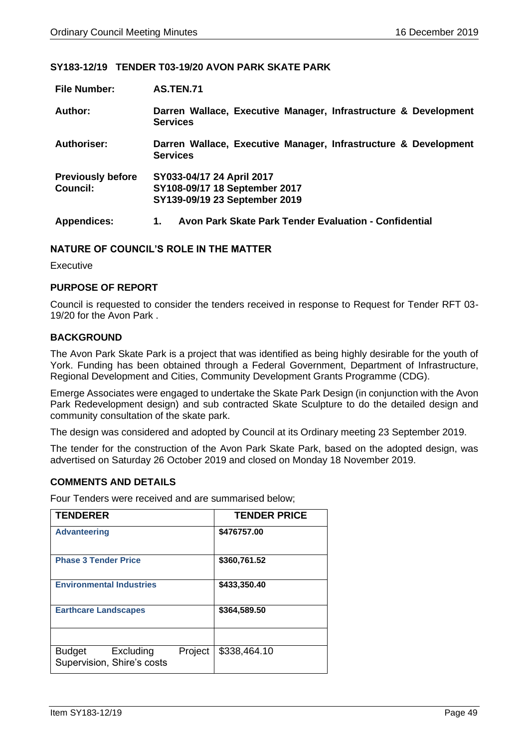## SY183-12/19 TENDER T03-19/20 AVON PARK SKATE PARK

| | |
|---|---|
| **File Number:** | **AS.TEN.71** |
| **Author:** | **Darren Wallace, Executive Manager, Infrastructure & Development Services** |
| **Authoriser:** | **Darren Wallace, Executive Manager, Infrastructure & Development Services** |
| **Previously before Council:** | **SY033-04/17 24 April 2017**<br>**SY108-09/17 18 September 2017**<br>**SY139-09/19 23 September 2019** |
| **Appendices:** | **1. Avon Park Skate Park Tender Evaluation - Confidential** |

### NATURE OF COUNCIL'S ROLE IN THE MATTER

Executive

### PURPOSE OF REPORT

Council is requested to consider the tenders received in response to Request for Tender RFT 03-19/20 for the Avon Park .

### BACKGROUND

The Avon Park Skate Park is a project that was identified as being highly desirable for the youth of York. Funding has been obtained through a Federal Government, Department of Infrastructure, Regional Development and Cities, Community Development Grants Programme (CDG).

Emerge Associates were engaged to undertake the Skate Park Design (in conjunction with the Avon Park Redevelopment design) and sub contracted Skate Sculpture to do the detailed design and community consultation of the skate park.

The design was considered and adopted by Council at its Ordinary meeting 23 September 2019.

The tender for the construction of the Avon Park Skate Park, based on the adopted design, was advertised on Saturday 26 October 2019 and closed on Monday 18 November 2019.

### COMMENTS AND DETAILS

Four Tenders were received and are summarised below;

| TENDERER | TENDER PRICE |
|---|---|
| **Advanteering** | **$476757.00** |
| **Phase 3 Tender Price** | **$360,761.52** |
| **Environmental Industries** | **$433,350.40** |
| **Earthcare Landscapes** | **$364,589.50** |
| | |
| Budget Excluding Project Supervision, Shire's costs | $338,464.10 |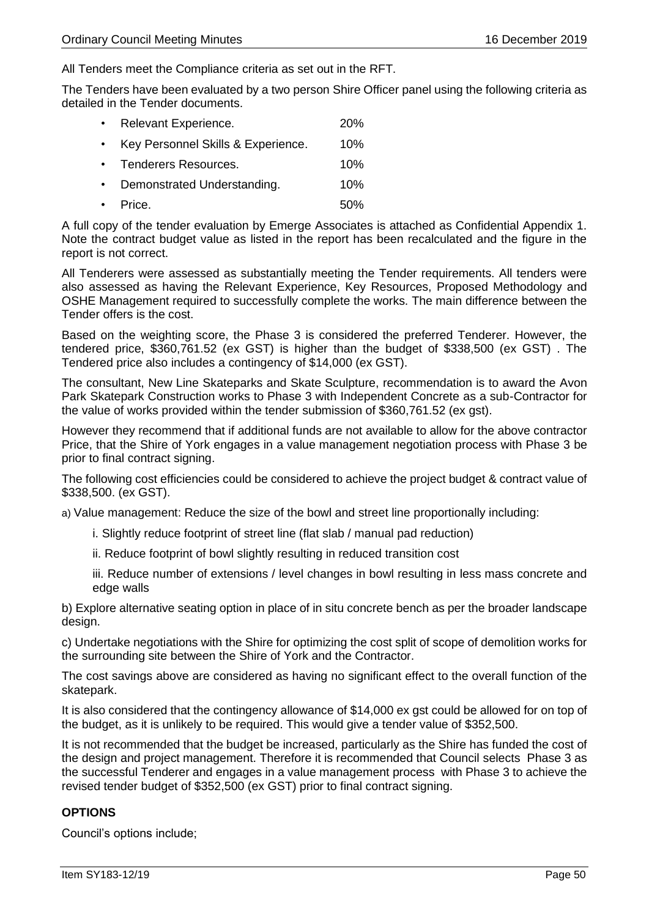All Tenders meet the Compliance criteria as set out in the RFT.

The Tenders have been evaluated by a two person Shire Officer panel using the following criteria as detailed in the Tender documents.

| | |
|---|---|
| • Relevant Experience. | 20% |
| • Key Personnel Skills & Experience. | 10% |
| • Tenderers Resources. | 10% |
| • Demonstrated Understanding. | 10% |
| • Price. | 50% |

A full copy of the tender evaluation by Emerge Associates is attached as Confidential Appendix 1. Note the contract budget value as listed in the report has been recalculated and the figure in the report is not correct.

All Tenderers were assessed as substantially meeting the Tender requirements. All tenders were also assessed as having the Relevant Experience, Key Resources, Proposed Methodology and OSHE Management required to successfully complete the works. The main difference between the Tender offers is the cost.

Based on the weighting score, the Phase 3 is considered the preferred Tenderer. However, the tendered price, $360,761.52 (ex GST) is higher than the budget of $338,500 (ex GST) . The Tendered price also includes a contingency of $14,000 (ex GST).

The consultant, New Line Skateparks and Skate Sculpture, recommendation is to award the Avon Park Skatepark Construction works to Phase 3 with Independent Concrete as a sub-Contractor for the value of works provided within the tender submission of $360,761.52 (ex gst).

However they recommend that if additional funds are not available to allow for the above contractor Price, that the Shire of York engages in a value management negotiation process with Phase 3 be prior to final contract signing.

The following cost efficiencies could be considered to achieve the project budget & contract value of $338,500. (ex GST).

a) Value management: Reduce the size of the bowl and street line proportionally including:

i. Slightly reduce footprint of street line (flat slab / manual pad reduction)

ii. Reduce footprint of bowl slightly resulting in reduced transition cost

iii. Reduce number of extensions / level changes in bowl resulting in less mass concrete and edge walls

b) Explore alternative seating option in place of in situ concrete bench as per the broader landscape design.

c) Undertake negotiations with the Shire for optimizing the cost split of scope of demolition works for the surrounding site between the Shire of York and the Contractor.

The cost savings above are considered as having no significant effect to the overall function of the skatepark.

It is also considered that the contingency allowance of $14,000 ex gst could be allowed for on top of the budget, as it is unlikely to be required. This would give a tender value of $352,500.

It is not recommended that the budget be increased, particularly as the Shire has funded the cost of the design and project management. Therefore it is recommended that Council selects Phase 3 as the successful Tenderer and engages in a value management process with Phase 3 to achieve the revised tender budget of $352,500 (ex GST) prior to final contract signing.

**OPTIONS**

Council's options include;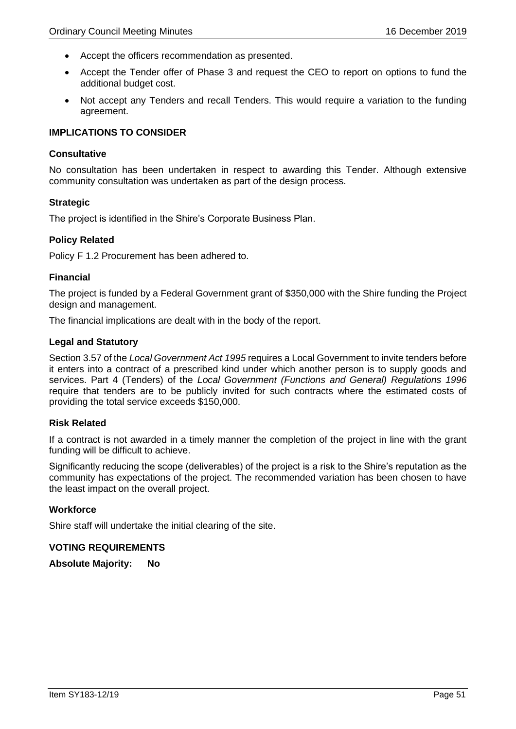- Accept the officers recommendation as presented.
- Accept the Tender offer of Phase 3 and request the CEO to report on options to fund the additional budget cost.
- Not accept any Tenders and recall Tenders. This would require a variation to the funding agreement.

**IMPLICATIONS TO CONSIDER**

**Consultative**

No consultation has been undertaken in respect to awarding this Tender. Although extensive community consultation was undertaken as part of the design process.

**Strategic**

The project is identified in the Shire's Corporate Business Plan.

**Policy Related**

Policy F 1.2 Procurement has been adhered to.

**Financial**

The project is funded by a Federal Government grant of $350,000 with the Shire funding the Project design and management.

The financial implications are dealt with in the body of the report.

**Legal and Statutory**

Section 3.57 of the *Local Government Act 1995* requires a Local Government to invite tenders before it enters into a contract of a prescribed kind under which another person is to supply goods and services. Part 4 (Tenders) of the *Local Government (Functions and General) Regulations 1996* require that tenders are to be publicly invited for such contracts where the estimated costs of providing the total service exceeds $150,000.

**Risk Related**

If a contract is not awarded in a timely manner the completion of the project in line with the grant funding will be difficult to achieve.

Significantly reducing the scope (deliverables) of the project is a risk to the Shire's reputation as the community has expectations of the project. The recommended variation has been chosen to have the least impact on the overall project.

**Workforce**

Shire staff will undertake the initial clearing of the site.

**VOTING REQUIREMENTS**

**Absolute Majority: No**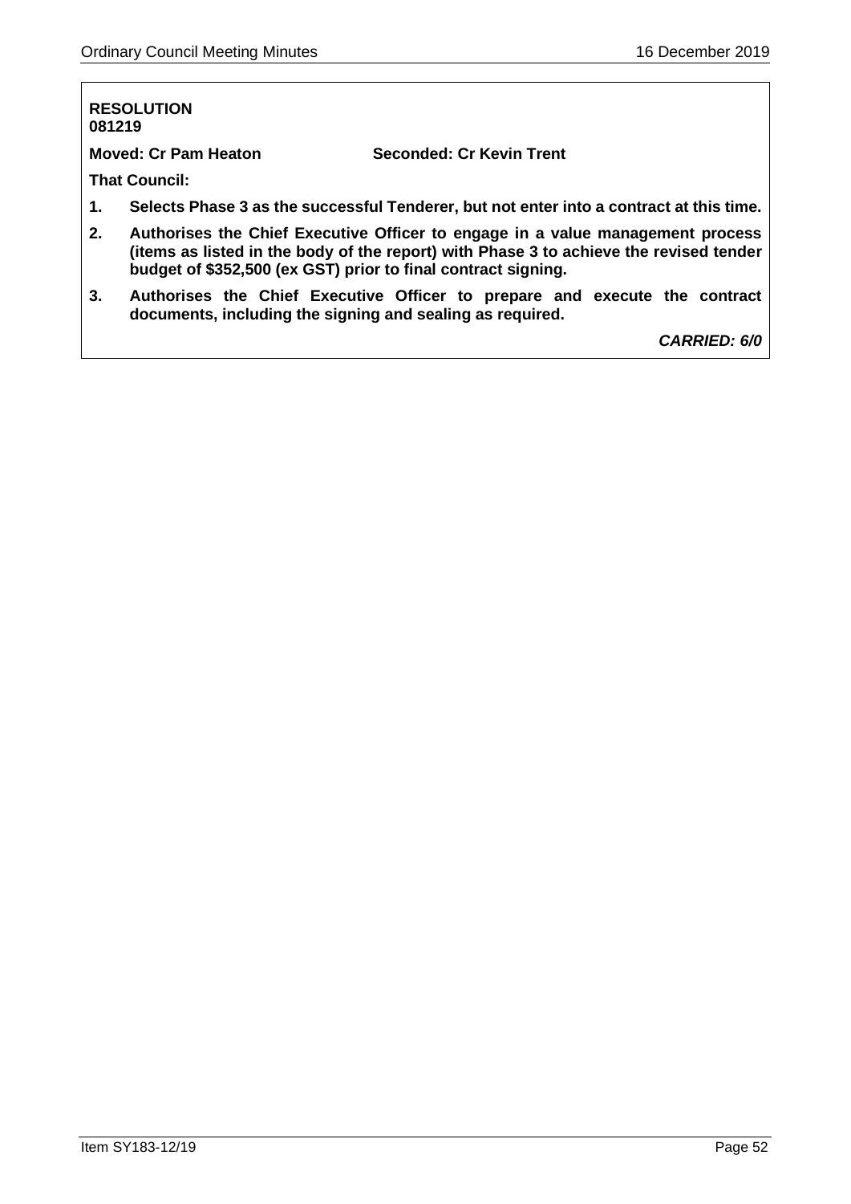**RESOLUTION**
**081219**

**Moved: Cr Pam Heaton** **Seconded: Cr Kevin Trent**

**That Council:**

1. **Selects Phase 3 as the successful Tenderer, but not enter into a contract at this time.**
2. **Authorises the Chief Executive Officer to engage in a value management process (items as listed in the body of the report) with Phase 3 to achieve the revised tender budget of $352,500 (ex GST) prior to final contract signing.**
3. **Authorises the Chief Executive Officer to prepare and execute the contract documents, including the signing and sealing as required.**

***CARRIED: 6/0***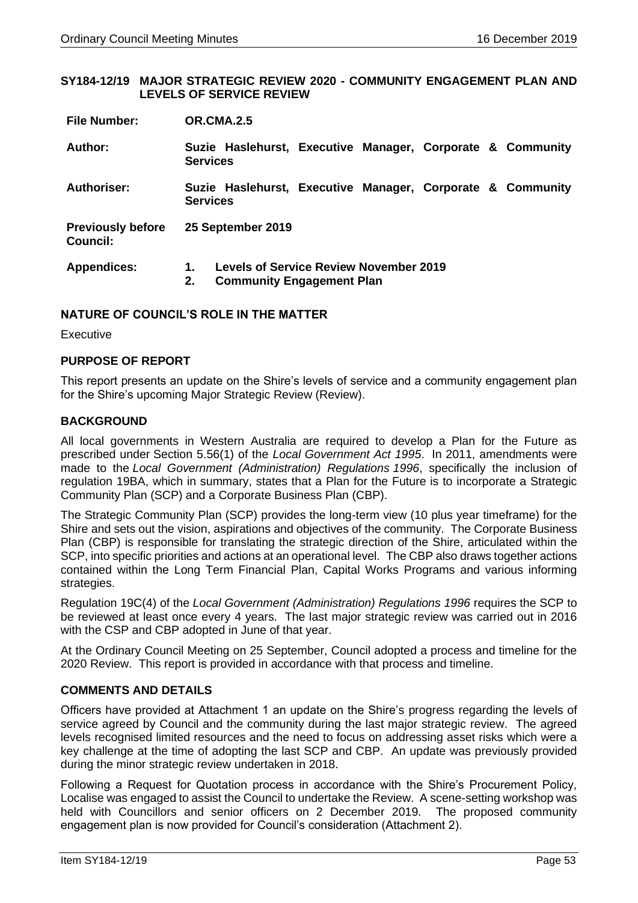## SY184-12/19 MAJOR STRATEGIC REVIEW 2020 - COMMUNITY ENGAGEMENT PLAN AND LEVELS OF SERVICE REVIEW

| | |
|---|---|
| **File Number:** | **OR.CMA.2.5** |
| **Author:** | **Suzie Haslehurst, Executive Manager, Corporate & Community Services** |
| **Authoriser:** | **Suzie Haslehurst, Executive Manager, Corporate & Community Services** |
| **Previously before Council:** | **25 September 2019** |
| **Appendices:** | **1. Levels of Service Review November 2019**<br>**2. Community Engagement Plan** |

### NATURE OF COUNCIL'S ROLE IN THE MATTER

Executive

### PURPOSE OF REPORT

This report presents an update on the Shire's levels of service and a community engagement plan for the Shire's upcoming Major Strategic Review (Review).

### BACKGROUND

All local governments in Western Australia are required to develop a Plan for the Future as prescribed under Section 5.56(1) of the *Local Government Act 1995*. In 2011, amendments were made to the *Local Government (Administration) Regulations 1996*, specifically the inclusion of regulation 19BA, which in summary, states that a Plan for the Future is to incorporate a Strategic Community Plan (SCP) and a Corporate Business Plan (CBP).

The Strategic Community Plan (SCP) provides the long-term view (10 plus year timeframe) for the Shire and sets out the vision, aspirations and objectives of the community. The Corporate Business Plan (CBP) is responsible for translating the strategic direction of the Shire, articulated within the SCP, into specific priorities and actions at an operational level. The CBP also draws together actions contained within the Long Term Financial Plan, Capital Works Programs and various informing strategies.

Regulation 19C(4) of the *Local Government (Administration) Regulations 1996* requires the SCP to be reviewed at least once every 4 years. The last major strategic review was carried out in 2016 with the CSP and CBP adopted in June of that year.

At the Ordinary Council Meeting on 25 September, Council adopted a process and timeline for the 2020 Review. This report is provided in accordance with that process and timeline.

### COMMENTS AND DETAILS

Officers have provided at Attachment 1 an update on the Shire's progress regarding the levels of service agreed by Council and the community during the last major strategic review. The agreed levels recognised limited resources and the need to focus on addressing asset risks which were a key challenge at the time of adopting the last SCP and CBP. An update was previously provided during the minor strategic review undertaken in 2018.

Following a Request for Quotation process in accordance with the Shire's Procurement Policy, Localise was engaged to assist the Council to undertake the Review. A scene-setting workshop was held with Councillors and senior officers on 2 December 2019. The proposed community engagement plan is now provided for Council's consideration (Attachment 2).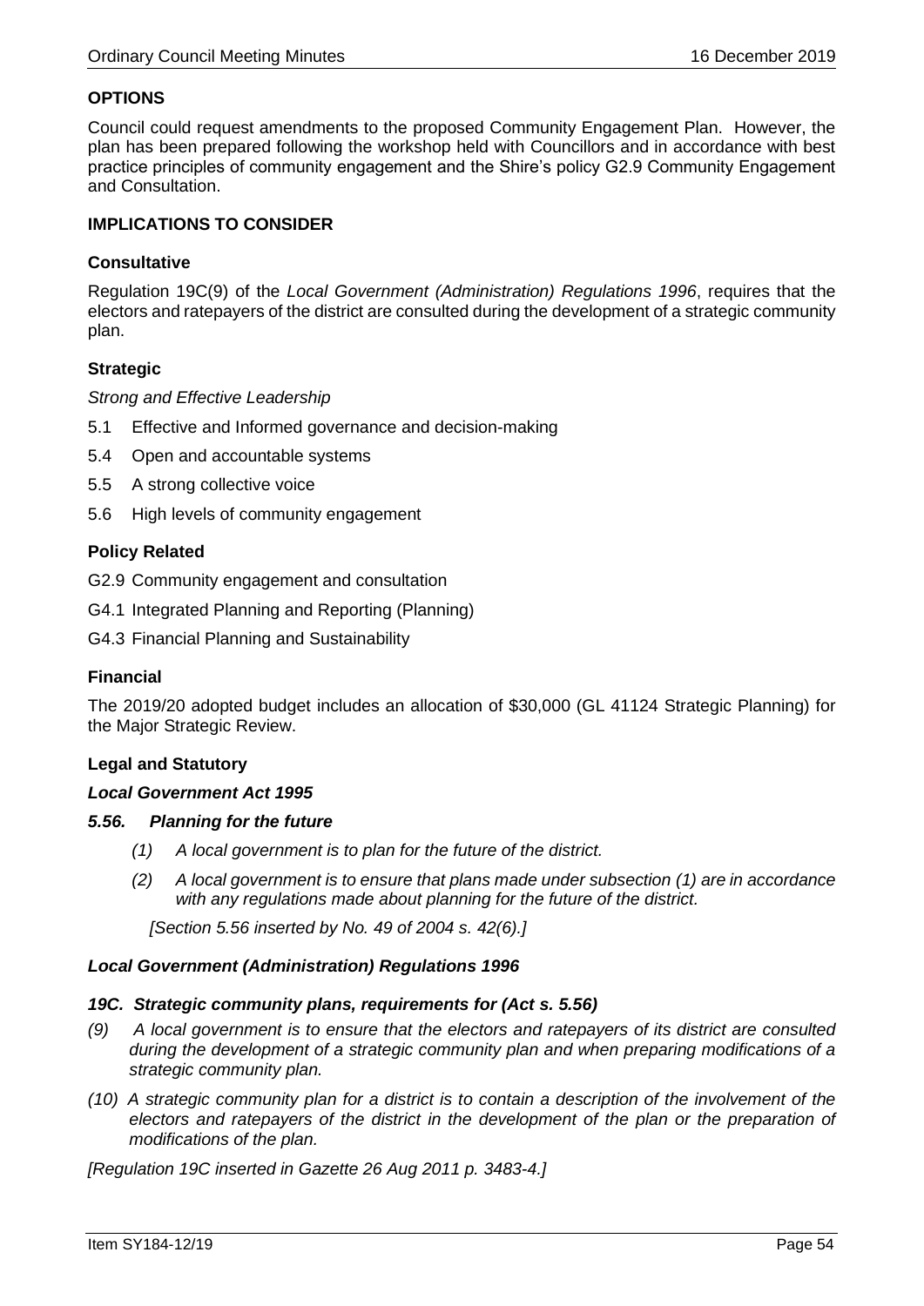**OPTIONS**

Council could request amendments to the proposed Community Engagement Plan. However, the plan has been prepared following the workshop held with Councillors and in accordance with best practice principles of community engagement and the Shire's policy G2.9 Community Engagement and Consultation.

**IMPLICATIONS TO CONSIDER**

**Consultative**

Regulation 19C(9) of the *Local Government (Administration) Regulations 1996*, requires that the electors and ratepayers of the district are consulted during the development of a strategic community plan.

**Strategic**

*Strong and Effective Leadership*

- 5.1 Effective and Informed governance and decision-making
- 5.4 Open and accountable systems
- 5.5 A strong collective voice
- 5.6 High levels of community engagement

**Policy Related**

- G2.9 Community engagement and consultation
- G4.1 Integrated Planning and Reporting (Planning)
- G4.3 Financial Planning and Sustainability

**Financial**

The 2019/20 adopted budget includes an allocation of $30,000 (GL 41124 Strategic Planning) for the Major Strategic Review.

**Legal and Statutory**

***Local Government Act 1995***

***5.56. Planning for the future***

> *(1) A local government is to plan for the future of the district.*
>
> *(2) A local government is to ensure that plans made under subsection (1) are in accordance with any regulations made about planning for the future of the district.*
>
> *[Section 5.56 inserted by No. 49 of 2004 s. 42(6).]*

***Local Government (Administration) Regulations 1996***

***19C. Strategic community plans, requirements for (Act s. 5.56)***

*(9) A local government is to ensure that the electors and ratepayers of its district are consulted during the development of a strategic community plan and when preparing modifications of a strategic community plan.*

*(10) A strategic community plan for a district is to contain a description of the involvement of the electors and ratepayers of the district in the development of the plan or the preparation of modifications of the plan.*

*[Regulation 19C inserted in Gazette 26 Aug 2011 p. 3483-4.]*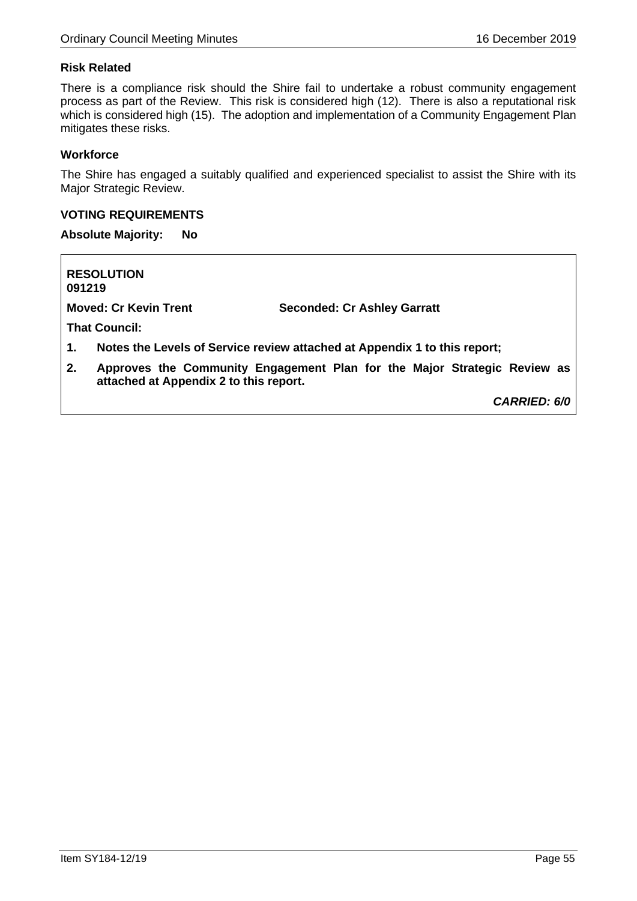**Risk Related**

There is a compliance risk should the Shire fail to undertake a robust community engagement process as part of the Review. This risk is considered high (12). There is also a reputational risk which is considered high (15). The adoption and implementation of a Community Engagement Plan mitigates these risks.

**Workforce**

The Shire has engaged a suitably qualified and experienced specialist to assist the Shire with its Major Strategic Review.

**VOTING REQUIREMENTS**

**Absolute Majority: No**

**RESOLUTION**
**091219**

**Moved: Cr Kevin Trent** **Seconded: Cr Ashley Garratt**

**That Council:**

1. **Notes the Levels of Service review attached at Appendix 1 to this report;**
2. **Approves the Community Engagement Plan for the Major Strategic Review as attached at Appendix 2 to this report.**

***CARRIED: 6/0***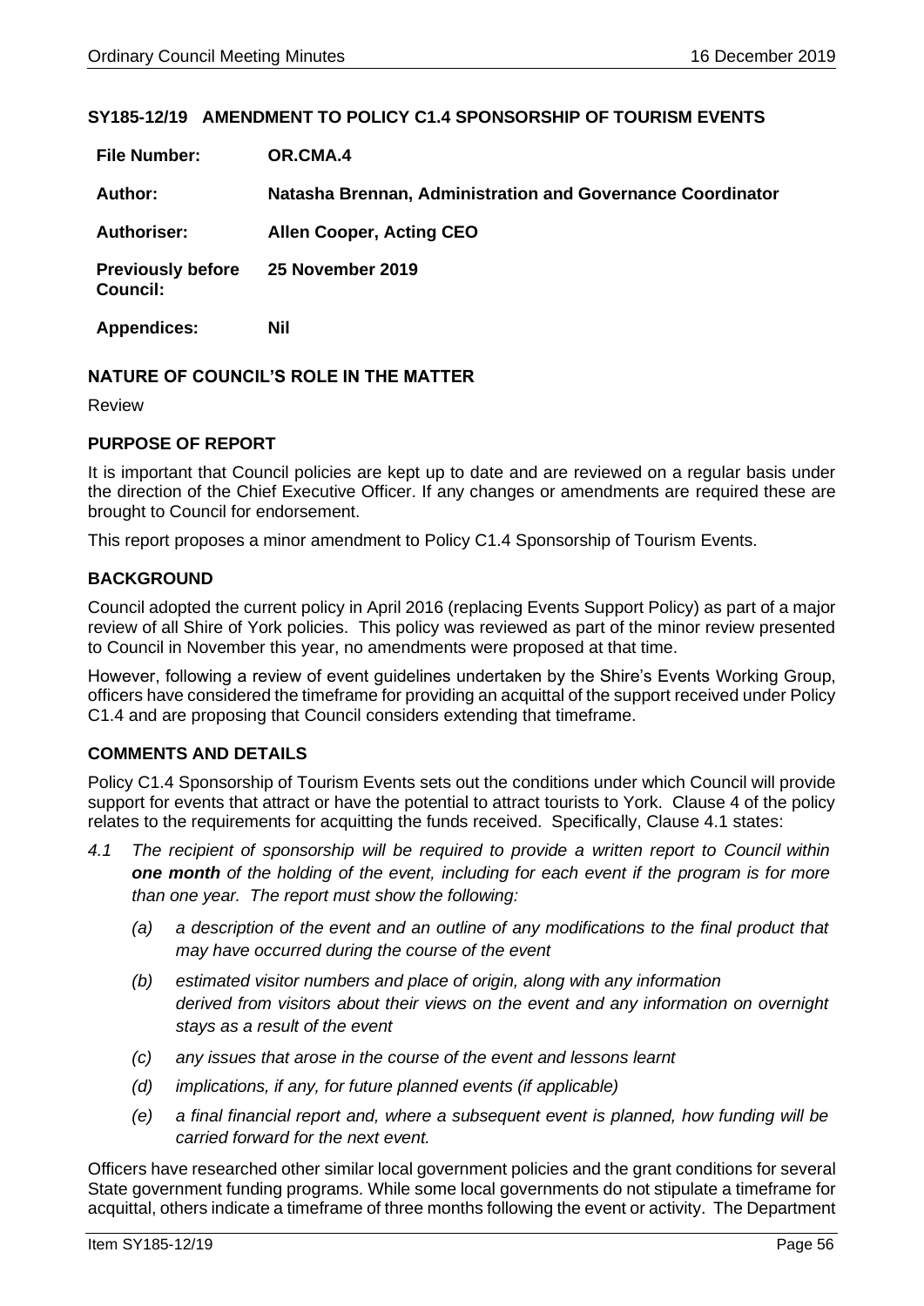### SY185-12/19 AMENDMENT TO POLICY C1.4 SPONSORSHIP OF TOURISM EVENTS

| | |
|---|---|
| **File Number:** | **OR.CMA.4** |
| **Author:** | **Natasha Brennan, Administration and Governance Coordinator** |
| **Authoriser:** | **Allen Cooper, Acting CEO** |
| **Previously before Council:** | **25 November 2019** |
| **Appendices:** | **Nil** |

### NATURE OF COUNCIL'S ROLE IN THE MATTER

Review

### PURPOSE OF REPORT

It is important that Council policies are kept up to date and are reviewed on a regular basis under the direction of the Chief Executive Officer. If any changes or amendments are required these are brought to Council for endorsement.

This report proposes a minor amendment to Policy C1.4 Sponsorship of Tourism Events.

### BACKGROUND

Council adopted the current policy in April 2016 (replacing Events Support Policy) as part of a major review of all Shire of York policies. This policy was reviewed as part of the minor review presented to Council in November this year, no amendments were proposed at that time.

However, following a review of event guidelines undertaken by the Shire's Events Working Group, officers have considered the timeframe for providing an acquittal of the support received under Policy C1.4 and are proposing that Council considers extending that timeframe.

### COMMENTS AND DETAILS

Policy C1.4 Sponsorship of Tourism Events sets out the conditions under which Council will provide support for events that attract or have the potential to attract tourists to York. Clause 4 of the policy relates to the requirements for acquitting the funds received. Specifically, Clause 4.1 states:

*4.1 The recipient of sponsorship will be required to provide a written report to Council within **one month** of the holding of the event, including for each event if the program is for more than one year. The report must show the following:*

- *(a) a description of the event and an outline of any modifications to the final product that may have occurred during the course of the event*
- *(b) estimated visitor numbers and place of origin, along with any information derived from visitors about their views on the event and any information on overnight stays as a result of the event*
- *(c) any issues that arose in the course of the event and lessons learnt*
- *(d) implications, if any, for future planned events (if applicable)*
- *(e) a final financial report and, where a subsequent event is planned, how funding will be carried forward for the next event.*

Officers have researched other similar local government policies and the grant conditions for several State government funding programs. While some local governments do not stipulate a timeframe for acquittal, others indicate a timeframe of three months following the event or activity. The Department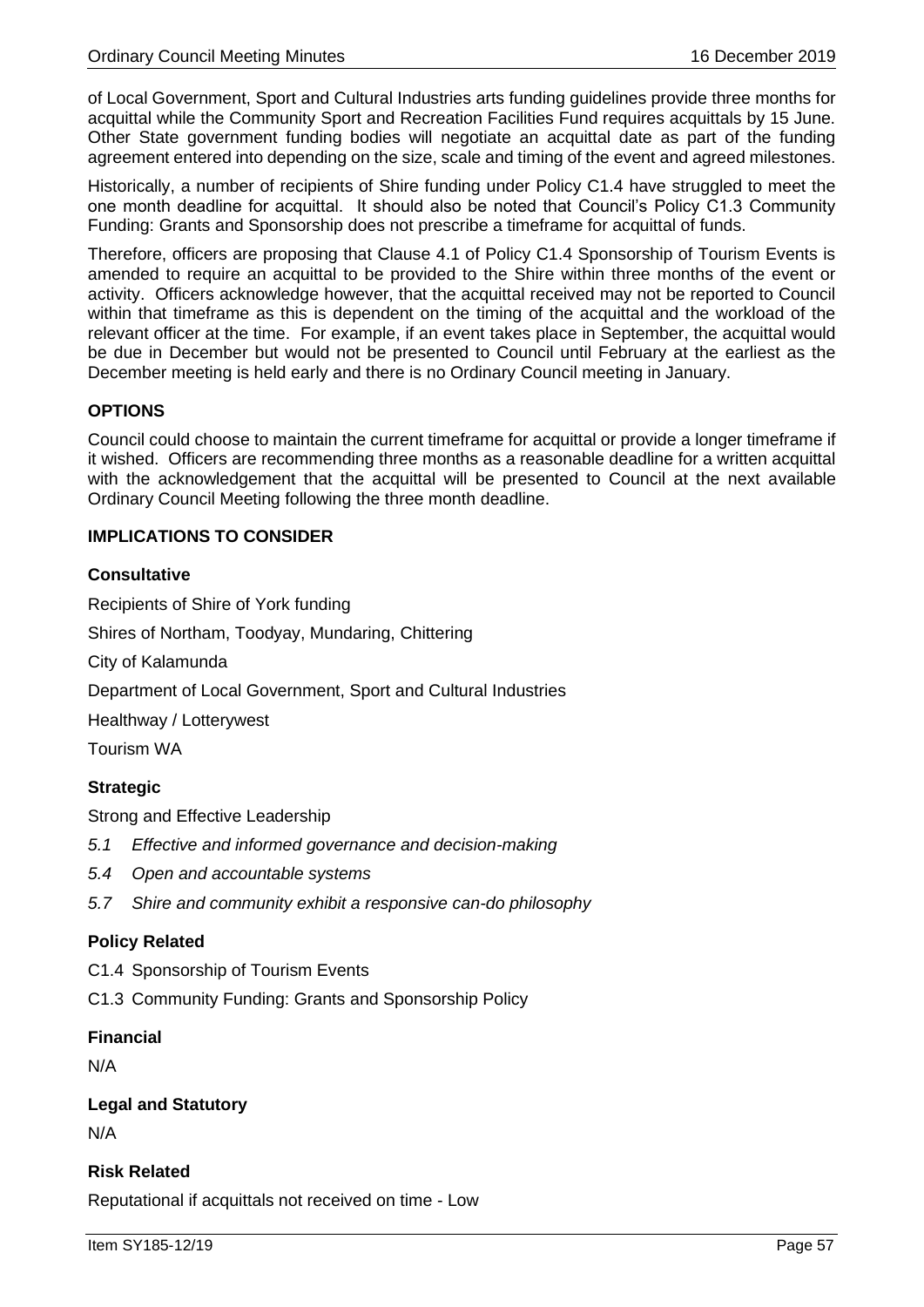of Local Government, Sport and Cultural Industries arts funding guidelines provide three months for acquittal while the Community Sport and Recreation Facilities Fund requires acquittals by 15 June. Other State government funding bodies will negotiate an acquittal date as part of the funding agreement entered into depending on the size, scale and timing of the event and agreed milestones.

Historically, a number of recipients of Shire funding under Policy C1.4 have struggled to meet the one month deadline for acquittal. It should also be noted that Council's Policy C1.3 Community Funding: Grants and Sponsorship does not prescribe a timeframe for acquittal of funds.

Therefore, officers are proposing that Clause 4.1 of Policy C1.4 Sponsorship of Tourism Events is amended to require an acquittal to be provided to the Shire within three months of the event or activity. Officers acknowledge however, that the acquittal received may not be reported to Council within that timeframe as this is dependent on the timing of the acquittal and the workload of the relevant officer at the time. For example, if an event takes place in September, the acquittal would be due in December but would not be presented to Council until February at the earliest as the December meeting is held early and there is no Ordinary Council meeting in January.

### OPTIONS

Council could choose to maintain the current timeframe for acquittal or provide a longer timeframe if it wished. Officers are recommending three months as a reasonable deadline for a written acquittal with the acknowledgement that the acquittal will be presented to Council at the next available Ordinary Council Meeting following the three month deadline.

### IMPLICATIONS TO CONSIDER

#### Consultative

Recipients of Shire of York funding

Shires of Northam, Toodyay, Mundaring, Chittering

City of Kalamunda

Department of Local Government, Sport and Cultural Industries

Healthway / Lotterywest

Tourism WA

#### Strategic

Strong and Effective Leadership

- *5.1 Effective and informed governance and decision-making*
- *5.4 Open and accountable systems*
- *5.7 Shire and community exhibit a responsive can-do philosophy*

#### Policy Related

C1.4 Sponsorship of Tourism Events

C1.3 Community Funding: Grants and Sponsorship Policy

#### Financial

N/A

#### Legal and Statutory

N/A

#### Risk Related

Reputational if acquittals not received on time - Low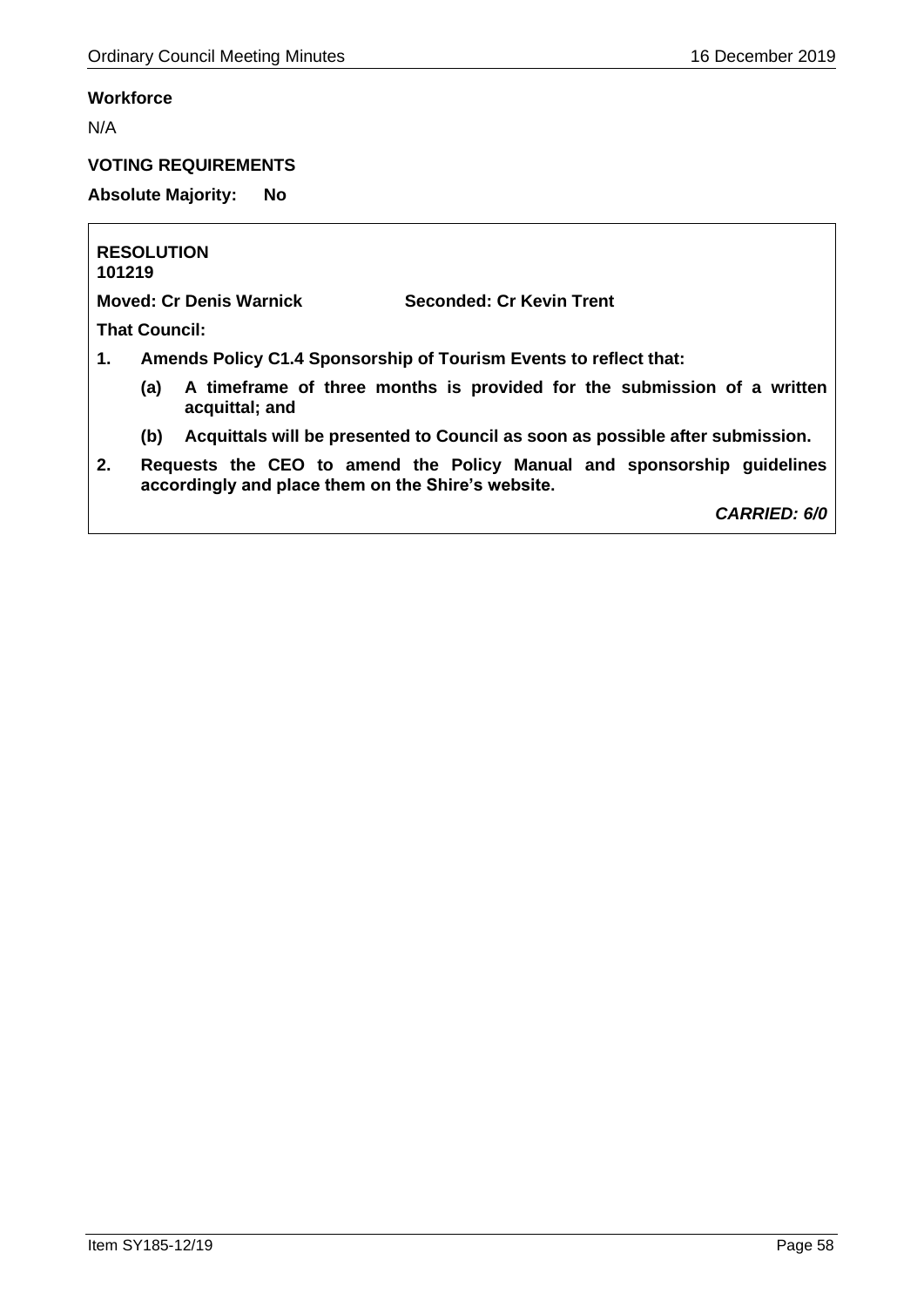**Workforce**

N/A

**VOTING REQUIREMENTS**

**Absolute Majority: No**

**RESOLUTION**
**101219**

**Moved: Cr Denis Warnick** **Seconded: Cr Kevin Trent**

**That Council:**

1. **Amends Policy C1.4 Sponsorship of Tourism Events to reflect that:**
   - **(a) A timeframe of three months is provided for the submission of a written acquittal; and**
   - **(b) Acquittals will be presented to Council as soon as possible after submission.**
2. **Requests the CEO to amend the Policy Manual and sponsorship guidelines accordingly and place them on the Shire's website.**

***CARRIED: 6/0***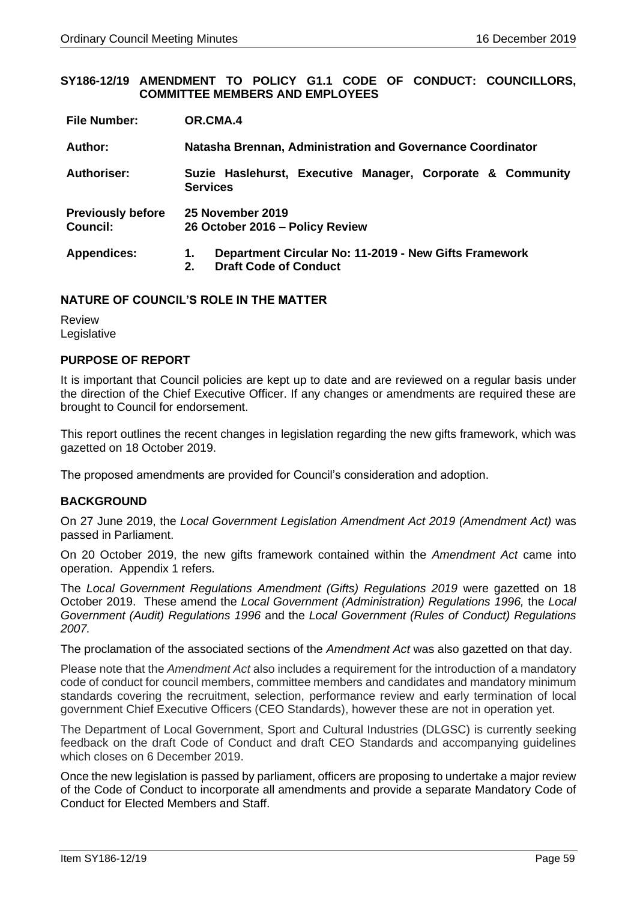## SY186-12/19 AMENDMENT TO POLICY G1.1 CODE OF CONDUCT: COUNCILLORS, COMMITTEE MEMBERS AND EMPLOYEES

| | |
|---|---|
| **File Number:** | **OR.CMA.4** |
| **Author:** | **Natasha Brennan, Administration and Governance Coordinator** |
| **Authoriser:** | **Suzie Haslehurst, Executive Manager, Corporate & Community Services** |
| **Previously before Council:** | **25 November 2019**<br>**26 October 2016 – Policy Review** |
| **Appendices:** | **1. Department Circular No: 11-2019 - New Gifts Framework**<br>**2. Draft Code of Conduct** |

### NATURE OF COUNCIL'S ROLE IN THE MATTER

Review
Legislative

### PURPOSE OF REPORT

It is important that Council policies are kept up to date and are reviewed on a regular basis under the direction of the Chief Executive Officer. If any changes or amendments are required these are brought to Council for endorsement.

This report outlines the recent changes in legislation regarding the new gifts framework, which was gazetted on 18 October 2019.

The proposed amendments are provided for Council's consideration and adoption.

### BACKGROUND

On 27 June 2019, the *Local Government Legislation Amendment Act 2019 (Amendment Act)* was passed in Parliament.

On 20 October 2019, the new gifts framework contained within the *Amendment Act* came into operation. Appendix 1 refers.

The *Local Government Regulations Amendment (Gifts) Regulations 2019* were gazetted on 18 October 2019. These amend the *Local Government (Administration) Regulations 1996,* the *Local Government (Audit) Regulations 1996* and the *Local Government (Rules of Conduct) Regulations 2007.*

The proclamation of the associated sections of the *Amendment Act* was also gazetted on that day.

Please note that the *Amendment Act* also includes a requirement for the introduction of a mandatory code of conduct for council members, committee members and candidates and mandatory minimum standards covering the recruitment, selection, performance review and early termination of local government Chief Executive Officers (CEO Standards), however these are not in operation yet.

The Department of Local Government, Sport and Cultural Industries (DLGSC) is currently seeking feedback on the draft Code of Conduct and draft CEO Standards and accompanying guidelines which closes on 6 December 2019.

Once the new legislation is passed by parliament, officers are proposing to undertake a major review of the Code of Conduct to incorporate all amendments and provide a separate Mandatory Code of Conduct for Elected Members and Staff.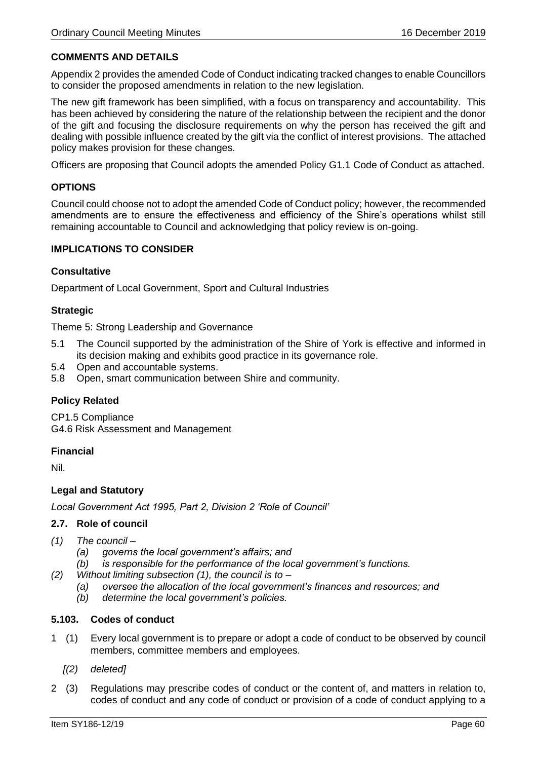### COMMENTS AND DETAILS

Appendix 2 provides the amended Code of Conduct indicating tracked changes to enable Councillors to consider the proposed amendments in relation to the new legislation.

The new gift framework has been simplified, with a focus on transparency and accountability. This has been achieved by considering the nature of the relationship between the recipient and the donor of the gift and focusing the disclosure requirements on why the person has received the gift and dealing with possible influence created by the gift via the conflict of interest provisions. The attached policy makes provision for these changes.

Officers are proposing that Council adopts the amended Policy G1.1 Code of Conduct as attached.

### OPTIONS

Council could choose not to adopt the amended Code of Conduct policy; however, the recommended amendments are to ensure the effectiveness and efficiency of the Shire's operations whilst still remaining accountable to Council and acknowledging that policy review is on-going.

### IMPLICATIONS TO CONSIDER

#### Consultative

Department of Local Government, Sport and Cultural Industries

#### Strategic

Theme 5: Strong Leadership and Governance

5.1 The Council supported by the administration of the Shire of York is effective and informed in its decision making and exhibits good practice in its governance role.
5.4 Open and accountable systems.
5.8 Open, smart communication between Shire and community.

#### Policy Related

CP1.5 Compliance
G4.6 Risk Assessment and Management

#### Financial

Nil.

#### Legal and Statutory

*Local Government Act 1995, Part 2, Division 2 'Role of Council'*

**2.7. Role of council**

*(1) The council –*
   *(a) governs the local government's affairs; and*
   *(b) is responsible for the performance of the local government's functions.*

*(2) Without limiting subsection (1), the council is to –*
   *(a) oversee the allocation of the local government's finances and resources; and*
   *(b) determine the local government's policies.*

**5.103. Codes of conduct**

1 (1) Every local government is to prepare or adopt a code of conduct to be observed by council members, committee members and employees.

*[(2) deleted]*

2 (3) Regulations may prescribe codes of conduct or the content of, and matters in relation to, codes of conduct and any code of conduct or provision of a code of conduct applying to a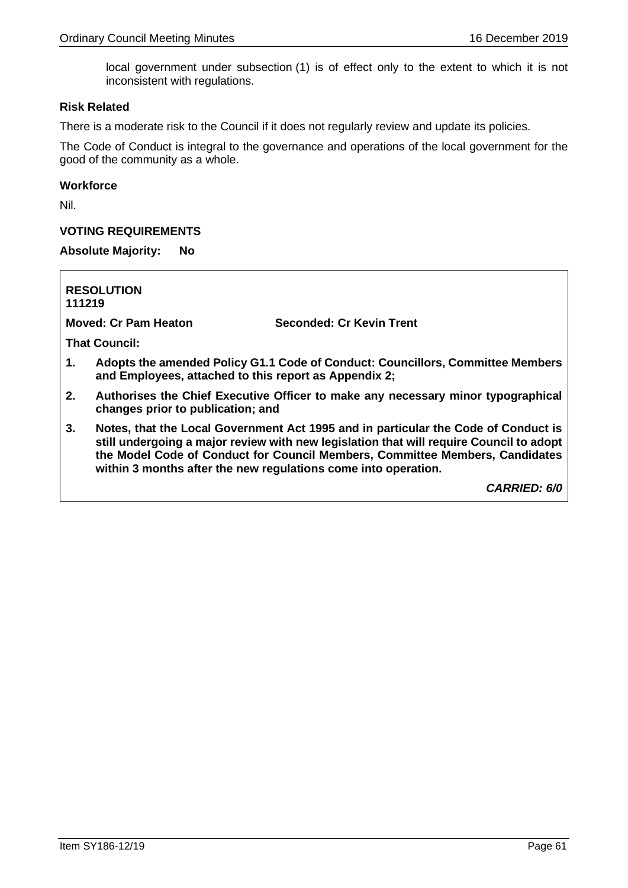local government under subsection (1) is of effect only to the extent to which it is not inconsistent with regulations.

**Risk Related**

There is a moderate risk to the Council if it does not regularly review and update its policies.

The Code of Conduct is integral to the governance and operations of the local government for the good of the community as a whole.

**Workforce**

Nil.

**VOTING REQUIREMENTS**

**Absolute Majority: No**

**RESOLUTION**
**111219**

**Moved: Cr Pam Heaton** **Seconded: Cr Kevin Trent**

**That Council:**

1. **Adopts the amended Policy G1.1 Code of Conduct: Councillors, Committee Members and Employees, attached to this report as Appendix 2;**
2. **Authorises the Chief Executive Officer to make any necessary minor typographical changes prior to publication; and**
3. **Notes, that the Local Government Act 1995 and in particular the Code of Conduct is still undergoing a major review with new legislation that will require Council to adopt the Model Code of Conduct for Council Members, Committee Members, Candidates within 3 months after the new regulations come into operation.**

***CARRIED: 6/0***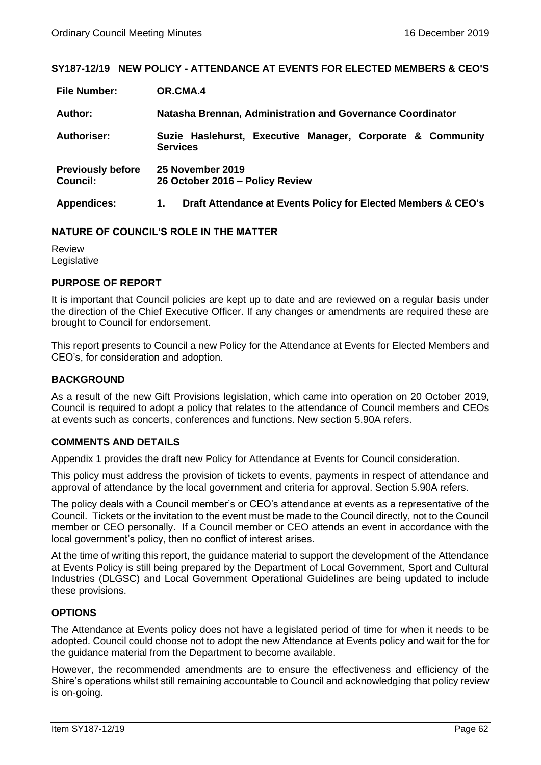## SY187-12/19 NEW POLICY - ATTENDANCE AT EVENTS FOR ELECTED MEMBERS & CEO'S

| | |
|---|---|
| **File Number:** | **OR.CMA.4** |
| **Author:** | **Natasha Brennan, Administration and Governance Coordinator** |
| **Authoriser:** | **Suzie Haslehurst, Executive Manager, Corporate & Community Services** |
| **Previously before Council:** | **25 November 2019**<br>**26 October 2016 – Policy Review** |
| **Appendices:** | **1. Draft Attendance at Events Policy for Elected Members & CEO's** |

### NATURE OF COUNCIL'S ROLE IN THE MATTER

Review
Legislative

### PURPOSE OF REPORT

It is important that Council policies are kept up to date and are reviewed on a regular basis under the direction of the Chief Executive Officer. If any changes or amendments are required these are brought to Council for endorsement.

This report presents to Council a new Policy for the Attendance at Events for Elected Members and CEO's, for consideration and adoption.

### BACKGROUND

As a result of the new Gift Provisions legislation, which came into operation on 20 October 2019, Council is required to adopt a policy that relates to the attendance of Council members and CEOs at events such as concerts, conferences and functions. New section 5.90A refers.

### COMMENTS AND DETAILS

Appendix 1 provides the draft new Policy for Attendance at Events for Council consideration.

This policy must address the provision of tickets to events, payments in respect of attendance and approval of attendance by the local government and criteria for approval. Section 5.90A refers.

The policy deals with a Council member's or CEO's attendance at events as a representative of the Council. Tickets or the invitation to the event must be made to the Council directly, not to the Council member or CEO personally. If a Council member or CEO attends an event in accordance with the local government's policy, then no conflict of interest arises.

At the time of writing this report, the guidance material to support the development of the Attendance at Events Policy is still being prepared by the Department of Local Government, Sport and Cultural Industries (DLGSC) and Local Government Operational Guidelines are being updated to include these provisions.

### OPTIONS

The Attendance at Events policy does not have a legislated period of time for when it needs to be adopted. Council could choose not to adopt the new Attendance at Events policy and wait for the for the guidance material from the Department to become available.

However, the recommended amendments are to ensure the effectiveness and efficiency of the Shire's operations whilst still remaining accountable to Council and acknowledging that policy review is on-going.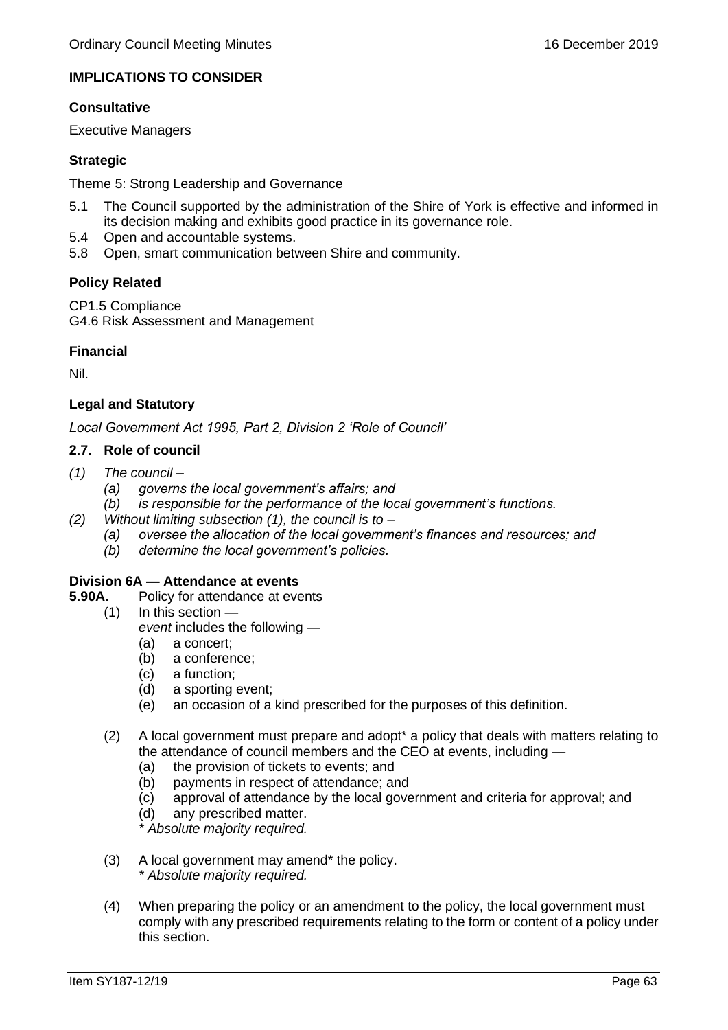**IMPLICATIONS TO CONSIDER**

**Consultative**

Executive Managers

**Strategic**

Theme 5: Strong Leadership and Governance

- 5.1 The Council supported by the administration of the Shire of York is effective and informed in its decision making and exhibits good practice in its governance role.
- 5.4 Open and accountable systems.
- 5.8 Open, smart communication between Shire and community.

**Policy Related**

CP1.5 Compliance
G4.6 Risk Assessment and Management

**Financial**

Nil.

**Legal and Statutory**

*Local Government Act 1995, Part 2, Division 2 'Role of Council'*

**2.7. Role of council**

*(1) The council –*
   *(a) governs the local government's affairs; and*
   *(b) is responsible for the performance of the local government's functions.*
*(2) Without limiting subsection (1), the council is to –*
   *(a) oversee the allocation of the local government's finances and resources; and*
   *(b) determine the local government's policies.*

**Division 6A — Attendance at events**

**5.90A.** Policy for attendance at events

(1) In this section —
   *event* includes the following —
   (a) a concert;
   (b) a conference;
   (c) a function;
   (d) a sporting event;
   (e) an occasion of a kind prescribed for the purposes of this definition.

(2) A local government must prepare and adopt* a policy that deals with matters relating to the attendance of council members and the CEO at events, including —
   (a) the provision of tickets to events; and
   (b) payments in respect of attendance; and
   (c) approval of attendance by the local government and criteria for approval; and
   (d) any prescribed matter.
   *\* Absolute majority required.*

(3) A local government may amend* the policy.
   *\* Absolute majority required.*

(4) When preparing the policy or an amendment to the policy, the local government must comply with any prescribed requirements relating to the form or content of a policy under this section.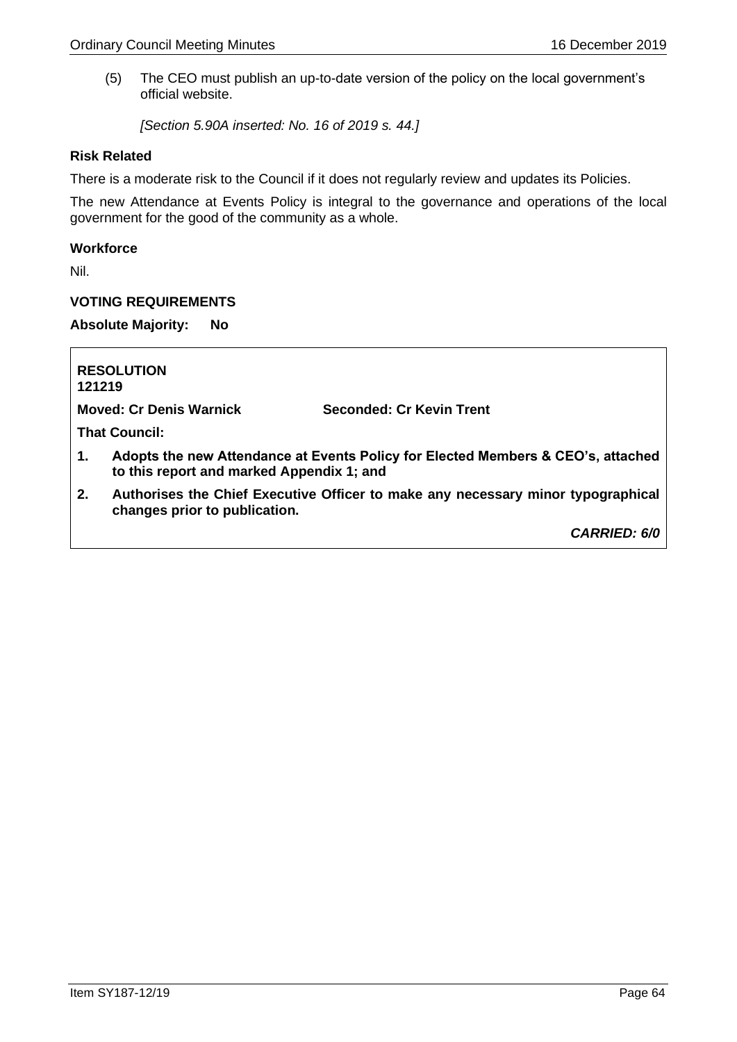(5) The CEO must publish an up-to-date version of the policy on the local government's official website.

*[Section 5.90A inserted: No. 16 of 2019 s. 44.]*

**Risk Related**

There is a moderate risk to the Council if it does not regularly review and updates its Policies.

The new Attendance at Events Policy is integral to the governance and operations of the local government for the good of the community as a whole.

**Workforce**

Nil.

**VOTING REQUIREMENTS**

**Absolute Majority: No**

**RESOLUTION**
**121219**

**Moved: Cr Denis Warnick** **Seconded: Cr Kevin Trent**

**That Council:**

1. **Adopts the new Attendance at Events Policy for Elected Members & CEO's, attached to this report and marked Appendix 1; and**
2. **Authorises the Chief Executive Officer to make any necessary minor typographical changes prior to publication.**

***CARRIED: 6/0***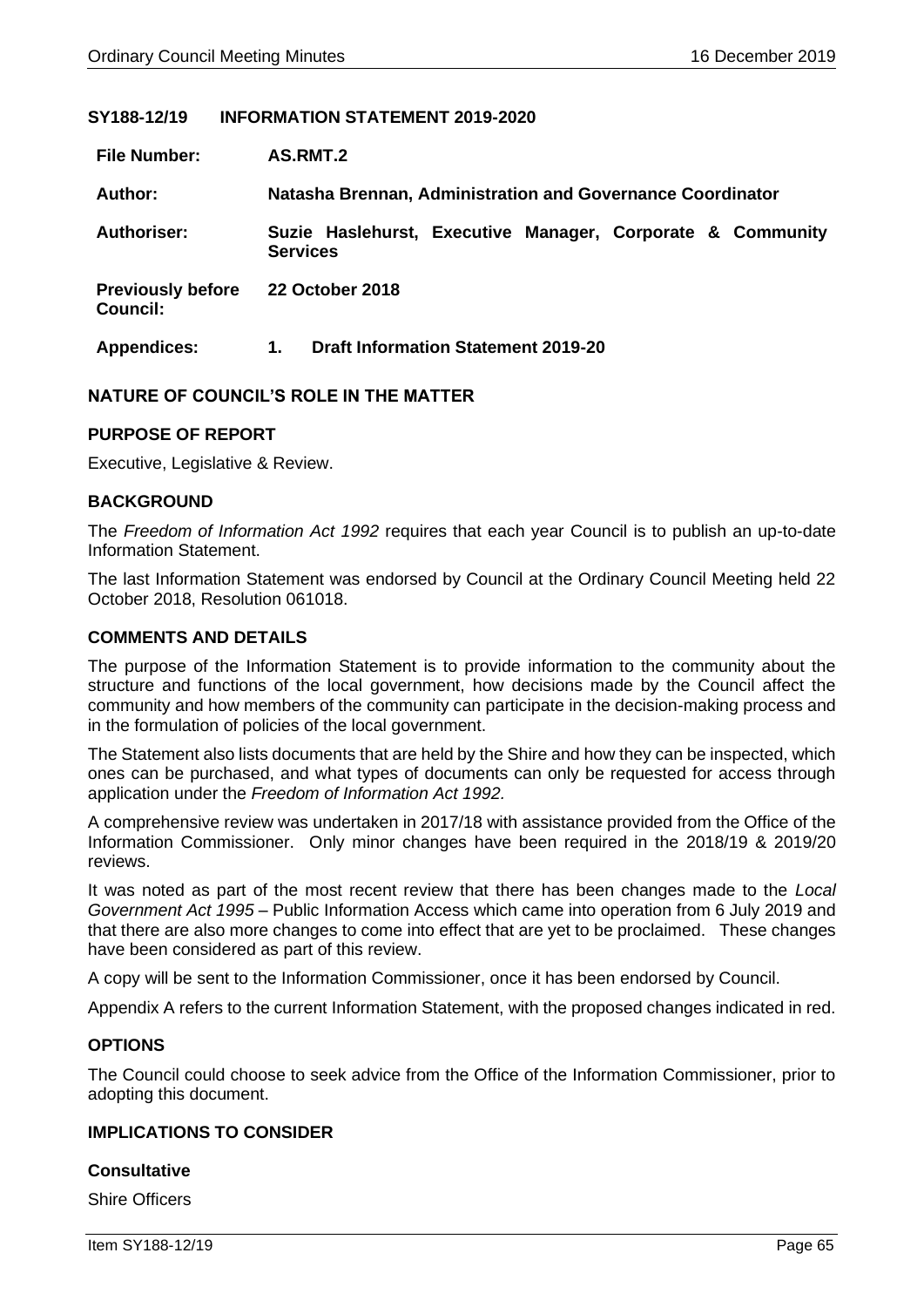## SY188-12/19 INFORMATION STATEMENT 2019-2020

| | |
|---|---|
| **File Number:** | **AS.RMT.2** |
| **Author:** | **Natasha Brennan, Administration and Governance Coordinator** |
| **Authoriser:** | **Suzie Haslehurst, Executive Manager, Corporate & Community Services** |
| **Previously before Council:** | **22 October 2018** |
| **Appendices:** | **1. Draft Information Statement 2019-20** |

### NATURE OF COUNCIL'S ROLE IN THE MATTER

### PURPOSE OF REPORT

Executive, Legislative & Review.

### BACKGROUND

The *Freedom of Information Act 1992* requires that each year Council is to publish an up-to-date Information Statement.

The last Information Statement was endorsed by Council at the Ordinary Council Meeting held 22 October 2018, Resolution 061018.

### COMMENTS AND DETAILS

The purpose of the Information Statement is to provide information to the community about the structure and functions of the local government, how decisions made by the Council affect the community and how members of the community can participate in the decision-making process and in the formulation of policies of the local government.

The Statement also lists documents that are held by the Shire and how they can be inspected, which ones can be purchased, and what types of documents can only be requested for access through application under the *Freedom of Information Act 1992.*

A comprehensive review was undertaken in 2017/18 with assistance provided from the Office of the Information Commissioner. Only minor changes have been required in the 2018/19 & 2019/20 reviews.

It was noted as part of the most recent review that there has been changes made to the *Local Government Act 1995* – Public Information Access which came into operation from 6 July 2019 and that there are also more changes to come into effect that are yet to be proclaimed. These changes have been considered as part of this review.

A copy will be sent to the Information Commissioner, once it has been endorsed by Council.

Appendix A refers to the current Information Statement, with the proposed changes indicated in red.

### OPTIONS

The Council could choose to seek advice from the Office of the Information Commissioner, prior to adopting this document.

### IMPLICATIONS TO CONSIDER

#### Consultative

Shire Officers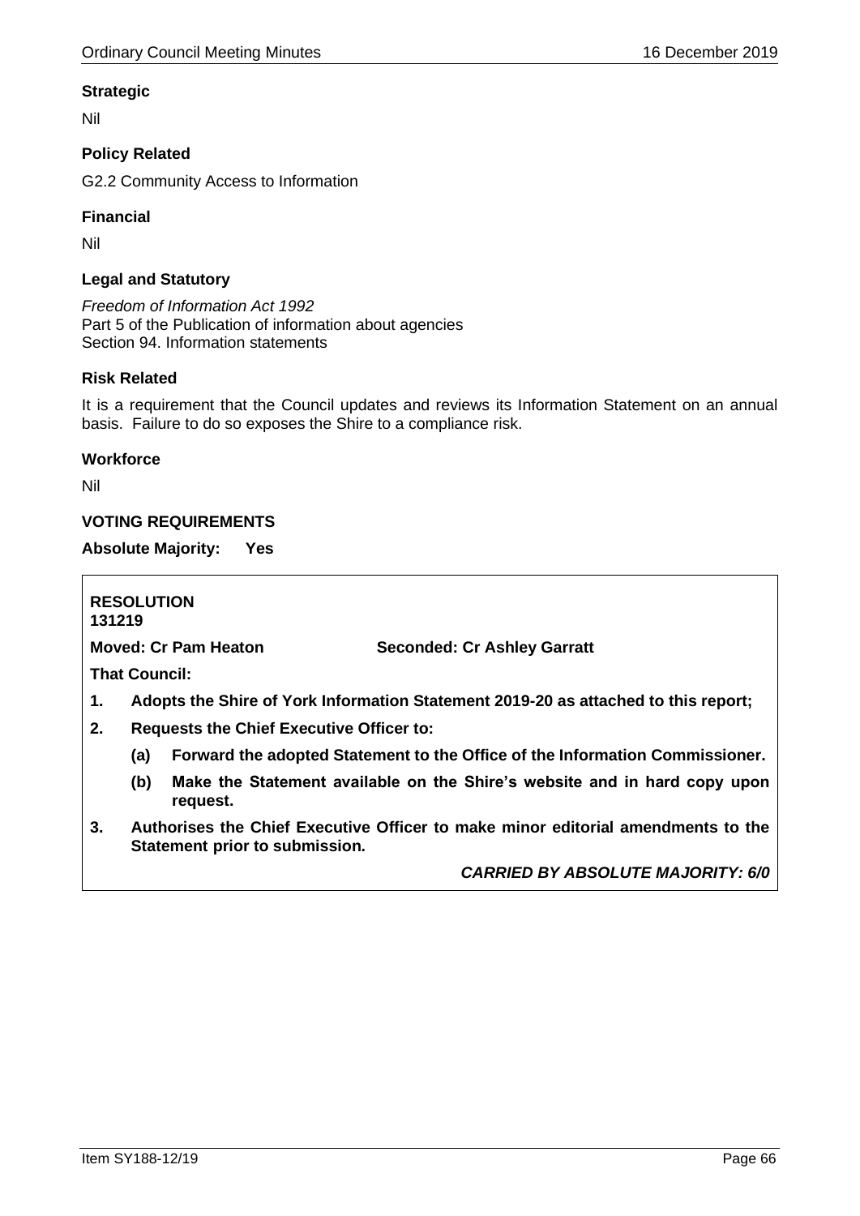### Strategic

Nil

### Policy Related

G2.2 Community Access to Information

### Financial

Nil

### Legal and Statutory

*Freedom of Information Act 1992*
Part 5 of the Publication of information about agencies
Section 94. Information statements

### Risk Related

It is a requirement that the Council updates and reviews its Information Statement on an annual basis. Failure to do so exposes the Shire to a compliance risk.

### Workforce

Nil

### VOTING REQUIREMENTS

**Absolute Majority: Yes**

**RESOLUTION**
**131219**

**Moved: Cr Pam Heaton** **Seconded: Cr Ashley Garratt**

**That Council:**

1. **Adopts the Shire of York Information Statement 2019-20 as attached to this report;**
2. **Requests the Chief Executive Officer to:**
   - **(a) Forward the adopted Statement to the Office of the Information Commissioner.**
   - **(b) Make the Statement available on the Shire's website and in hard copy upon request.**
3. **Authorises the Chief Executive Officer to make minor editorial amendments to the Statement prior to submission.**

***CARRIED BY ABSOLUTE MAJORITY: 6/0***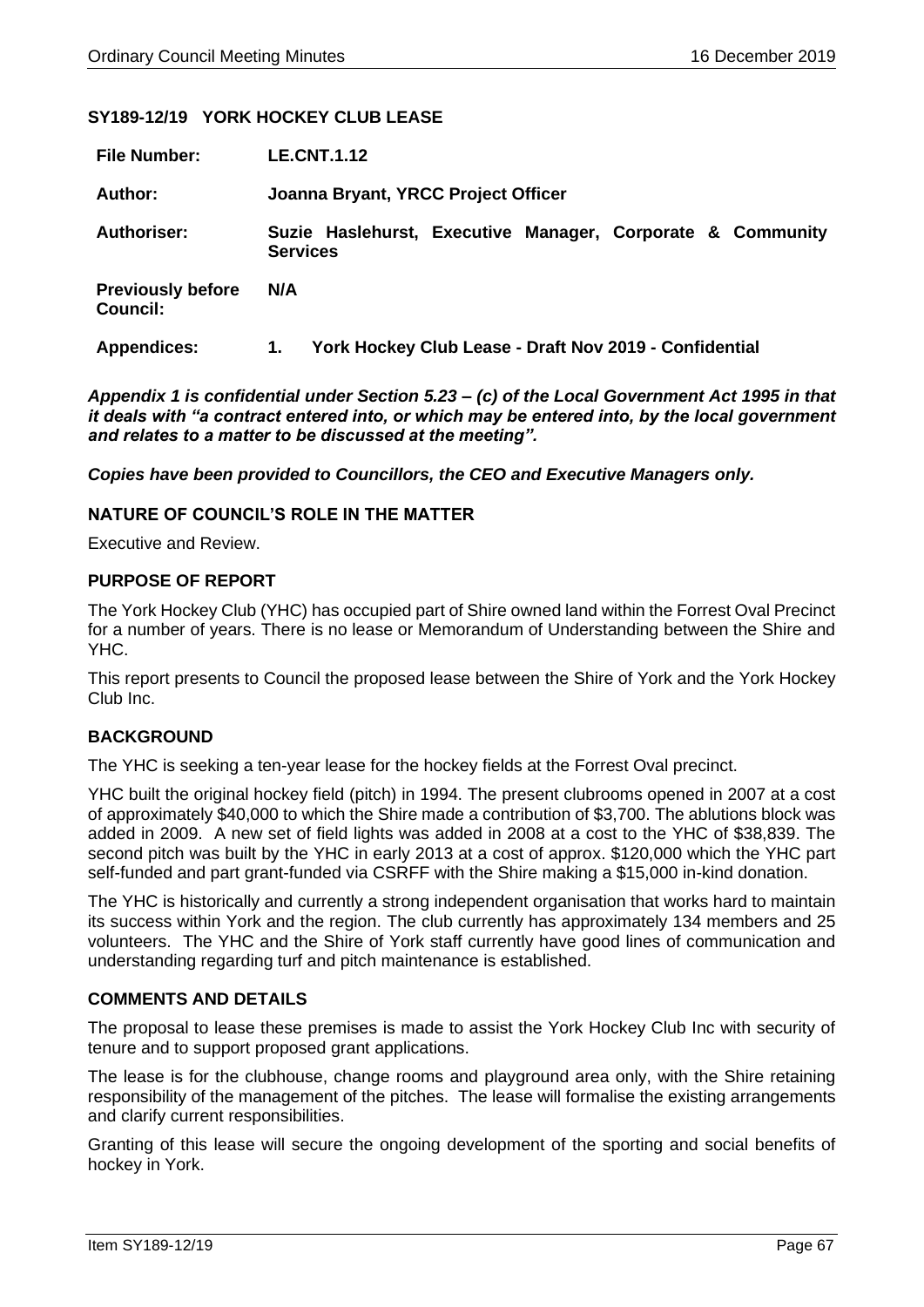### SY189-12/19 YORK HOCKEY CLUB LEASE

| | |
|---|---|
| **File Number:** | **LE.CNT.1.12** |
| **Author:** | **Joanna Bryant, YRCC Project Officer** |
| **Authoriser:** | **Suzie Haslehurst, Executive Manager, Corporate & Community Services** |
| **Previously before Council:** | **N/A** |
| **Appendices:** | **1. York Hockey Club Lease - Draft Nov 2019 - Confidential** |

***Appendix 1 is confidential under Section 5.23 – (c) of the Local Government Act 1995 in that it deals with "a contract entered into, or which may be entered into, by the local government and relates to a matter to be discussed at the meeting".***

***Copies have been provided to Councillors, the CEO and Executive Managers only.***

### NATURE OF COUNCIL'S ROLE IN THE MATTER

Executive and Review.

### PURPOSE OF REPORT

The York Hockey Club (YHC) has occupied part of Shire owned land within the Forrest Oval Precinct for a number of years. There is no lease or Memorandum of Understanding between the Shire and YHC.

This report presents to Council the proposed lease between the Shire of York and the York Hockey Club Inc.

### BACKGROUND

The YHC is seeking a ten-year lease for the hockey fields at the Forrest Oval precinct.

YHC built the original hockey field (pitch) in 1994. The present clubrooms opened in 2007 at a cost of approximately $40,000 to which the Shire made a contribution of $3,700. The ablutions block was added in 2009. A new set of field lights was added in 2008 at a cost to the YHC of $38,839. The second pitch was built by the YHC in early 2013 at a cost of approx. $120,000 which the YHC part self-funded and part grant-funded via CSRFF with the Shire making a $15,000 in-kind donation.

The YHC is historically and currently a strong independent organisation that works hard to maintain its success within York and the region. The club currently has approximately 134 members and 25 volunteers. The YHC and the Shire of York staff currently have good lines of communication and understanding regarding turf and pitch maintenance is established.

### COMMENTS AND DETAILS

The proposal to lease these premises is made to assist the York Hockey Club Inc with security of tenure and to support proposed grant applications.

The lease is for the clubhouse, change rooms and playground area only, with the Shire retaining responsibility of the management of the pitches. The lease will formalise the existing arrangements and clarify current responsibilities.

Granting of this lease will secure the ongoing development of the sporting and social benefits of hockey in York.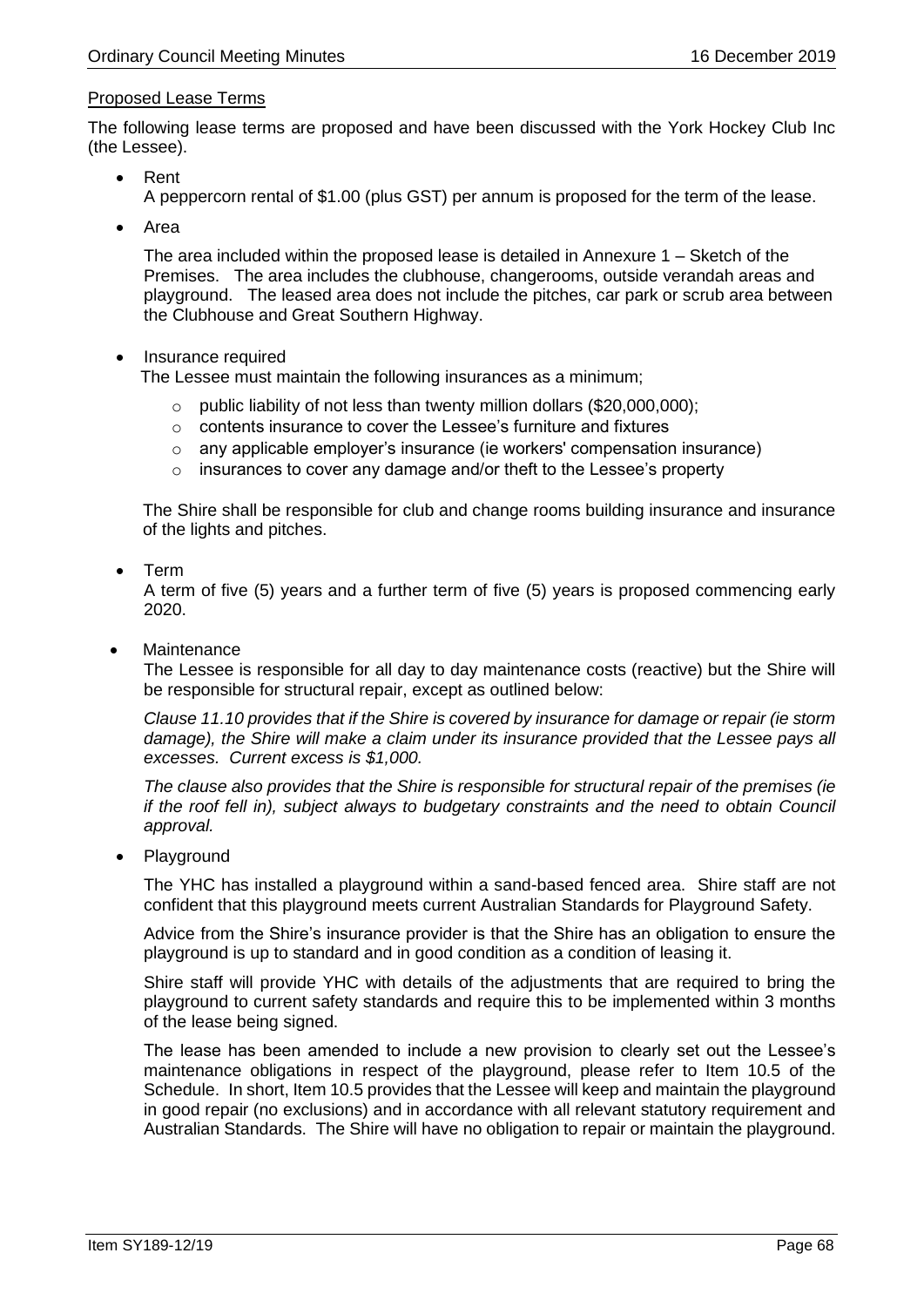Proposed Lease Terms

The following lease terms are proposed and have been discussed with the York Hockey Club Inc (the Lessee).

- Rent

  A peppercorn rental of $1.00 (plus GST) per annum is proposed for the term of the lease.

- Area

  The area included within the proposed lease is detailed in Annexure 1 – Sketch of the Premises. The area includes the clubhouse, changerooms, outside verandah areas and playground. The leased area does not include the pitches, car park or scrub area between the Clubhouse and Great Southern Highway.

- Insurance required

  The Lessee must maintain the following insurances as a minimum;

  - public liability of not less than twenty million dollars ($20,000,000);
  - contents insurance to cover the Lessee's furniture and fixtures
  - any applicable employer's insurance (ie workers' compensation insurance)
  - insurances to cover any damage and/or theft to the Lessee's property

  The Shire shall be responsible for club and change rooms building insurance and insurance of the lights and pitches.

- Term

  A term of five (5) years and a further term of five (5) years is proposed commencing early 2020.

- Maintenance

  The Lessee is responsible for all day to day maintenance costs (reactive) but the Shire will be responsible for structural repair, except as outlined below:

  *Clause 11.10 provides that if the Shire is covered by insurance for damage or repair (ie storm damage), the Shire will make a claim under its insurance provided that the Lessee pays all excesses. Current excess is $1,000.*

  *The clause also provides that the Shire is responsible for structural repair of the premises (ie if the roof fell in), subject always to budgetary constraints and the need to obtain Council approval.*

- Playground

  The YHC has installed a playground within a sand-based fenced area. Shire staff are not confident that this playground meets current Australian Standards for Playground Safety.

  Advice from the Shire's insurance provider is that the Shire has an obligation to ensure the playground is up to standard and in good condition as a condition of leasing it.

  Shire staff will provide YHC with details of the adjustments that are required to bring the playground to current safety standards and require this to be implemented within 3 months of the lease being signed.

  The lease has been amended to include a new provision to clearly set out the Lessee's maintenance obligations in respect of the playground, please refer to Item 10.5 of the Schedule. In short, Item 10.5 provides that the Lessee will keep and maintain the playground in good repair (no exclusions) and in accordance with all relevant statutory requirement and Australian Standards. The Shire will have no obligation to repair or maintain the playground.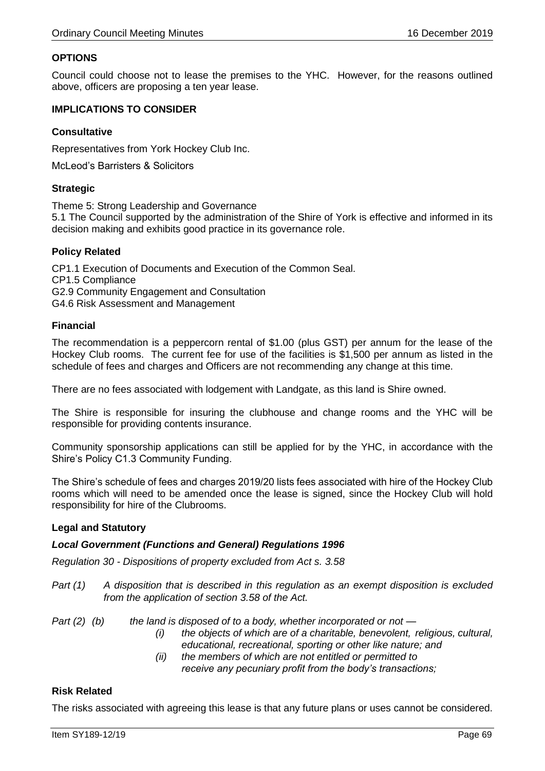**OPTIONS**

Council could choose not to lease the premises to the YHC. However, for the reasons outlined above, officers are proposing a ten year lease.

**IMPLICATIONS TO CONSIDER**

**Consultative**

Representatives from York Hockey Club Inc.

McLeod's Barristers & Solicitors

**Strategic**

Theme 5: Strong Leadership and Governance
5.1 The Council supported by the administration of the Shire of York is effective and informed in its decision making and exhibits good practice in its governance role.

**Policy Related**

CP1.1 Execution of Documents and Execution of the Common Seal.
CP1.5 Compliance
G2.9 Community Engagement and Consultation
G4.6 Risk Assessment and Management

**Financial**

The recommendation is a peppercorn rental of $1.00 (plus GST) per annum for the lease of the Hockey Club rooms. The current fee for use of the facilities is $1,500 per annum as listed in the schedule of fees and charges and Officers are not recommending any change at this time.

There are no fees associated with lodgement with Landgate, as this land is Shire owned.

The Shire is responsible for insuring the clubhouse and change rooms and the YHC will be responsible for providing contents insurance.

Community sponsorship applications can still be applied for by the YHC, in accordance with the Shire's Policy C1.3 Community Funding.

The Shire's schedule of fees and charges 2019/20 lists fees associated with hire of the Hockey Club rooms which will need to be amended once the lease is signed, since the Hockey Club will hold responsibility for hire of the Clubrooms.

**Legal and Statutory**

***Local Government (Functions and General) Regulations 1996***

*Regulation 30 - Dispositions of property excluded from Act s. 3.58*

*Part (1) A disposition that is described in this regulation as an exempt disposition is excluded from the application of section 3.58 of the Act.*

*Part (2) (b) the land is disposed of to a body, whether incorporated or not —*

- *(i) the objects of which are of a charitable, benevolent, religious, cultural, educational, recreational, sporting or other like nature; and*
- *(ii) the members of which are not entitled or permitted to receive any pecuniary profit from the body's transactions;*

**Risk Related**

The risks associated with agreeing this lease is that any future plans or uses cannot be considered.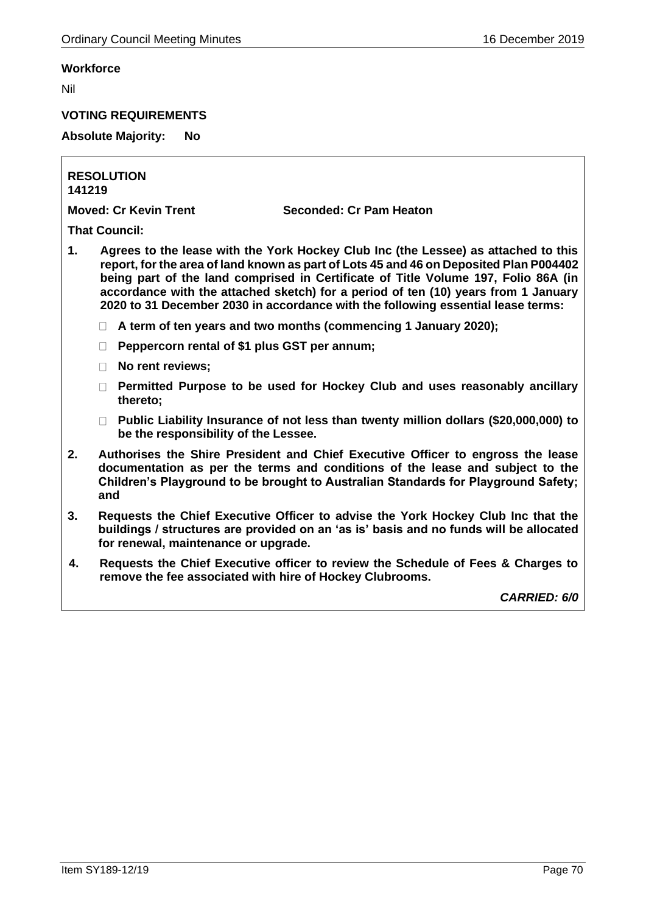**Workforce**

Nil

**VOTING REQUIREMENTS**

**Absolute Majority: No**

**RESOLUTION**
**141219**

**Moved: Cr Kevin Trent** **Seconded: Cr Pam Heaton**

**That Council:**

1. **Agrees to the lease with the York Hockey Club Inc (the Lessee) as attached to this report, for the area of land known as part of Lots 45 and 46 on Deposited Plan P004402 being part of the land comprised in Certificate of Title Volume 197, Folio 86A (in accordance with the attached sketch) for a period of ten (10) years from 1 January 2020 to 31 December 2030 in accordance with the following essential lease terms:**
   - **A term of ten years and two months (commencing 1 January 2020);**
   - **Peppercorn rental of $1 plus GST per annum;**
   - **No rent reviews;**
   - **Permitted Purpose to be used for Hockey Club and uses reasonably ancillary thereto;**
   - **Public Liability Insurance of not less than twenty million dollars ($20,000,000) to be the responsibility of the Lessee.**
2. **Authorises the Shire President and Chief Executive Officer to engross the lease documentation as per the terms and conditions of the lease and subject to the Children's Playground to be brought to Australian Standards for Playground Safety; and**
3. **Requests the Chief Executive Officer to advise the York Hockey Club Inc that the buildings / structures are provided on an 'as is' basis and no funds will be allocated for renewal, maintenance or upgrade.**
4. **Requests the Chief Executive officer to review the Schedule of Fees & Charges to remove the fee associated with hire of Hockey Clubrooms.**

***CARRIED: 6/0***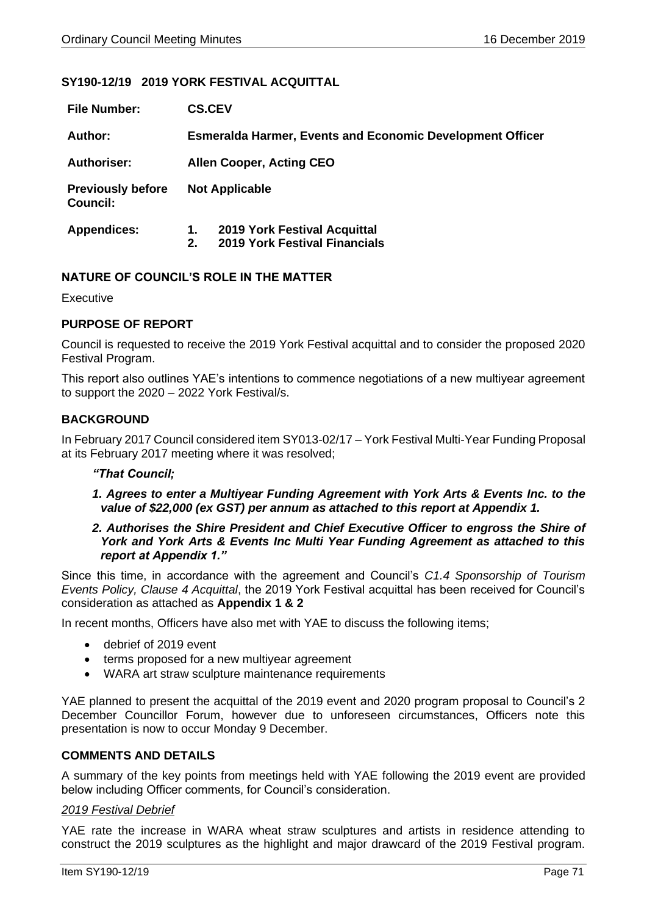### SY190-12/19 2019 YORK FESTIVAL ACQUITTAL

| | |
|---|---|
| **File Number:** | **CS.CEV** |
| **Author:** | **Esmeralda Harmer, Events and Economic Development Officer** |
| **Authoriser:** | **Allen Cooper, Acting CEO** |
| **Previously before Council:** | **Not Applicable** |
| **Appendices:** | **1. 2019 York Festival Acquittal**<br>**2. 2019 York Festival Financials** |

### NATURE OF COUNCIL'S ROLE IN THE MATTER

Executive

### PURPOSE OF REPORT

Council is requested to receive the 2019 York Festival acquittal and to consider the proposed 2020 Festival Program.

This report also outlines YAE's intentions to commence negotiations of a new multiyear agreement to support the 2020 – 2022 York Festival/s.

### BACKGROUND

In February 2017 Council considered item SY013-02/17 – York Festival Multi-Year Funding Proposal at its February 2017 meeting where it was resolved;

***"That Council;***

1. ***Agrees to enter a Multiyear Funding Agreement with York Arts & Events Inc. to the value of $22,000 (ex GST) per annum as attached to this report at Appendix 1.***
2. ***Authorises the Shire President and Chief Executive Officer to engross the Shire of York and York Arts & Events Inc Multi Year Funding Agreement as attached to this report at Appendix 1."***

Since this time, in accordance with the agreement and Council's *C1.4 Sponsorship of Tourism Events Policy, Clause 4 Acquittal*, the 2019 York Festival acquittal has been received for Council's consideration as attached as **Appendix 1 & 2**

In recent months, Officers have also met with YAE to discuss the following items;

- debrief of 2019 event
- terms proposed for a new multiyear agreement
- WARA art straw sculpture maintenance requirements

YAE planned to present the acquittal of the 2019 event and 2020 program proposal to Council's 2 December Councillor Forum, however due to unforeseen circumstances, Officers note this presentation is now to occur Monday 9 December.

### COMMENTS AND DETAILS

A summary of the key points from meetings held with YAE following the 2019 event are provided below including Officer comments, for Council's consideration.

*2019 Festival Debrief*

YAE rate the increase in WARA wheat straw sculptures and artists in residence attending to construct the 2019 sculptures as the highlight and major drawcard of the 2019 Festival program.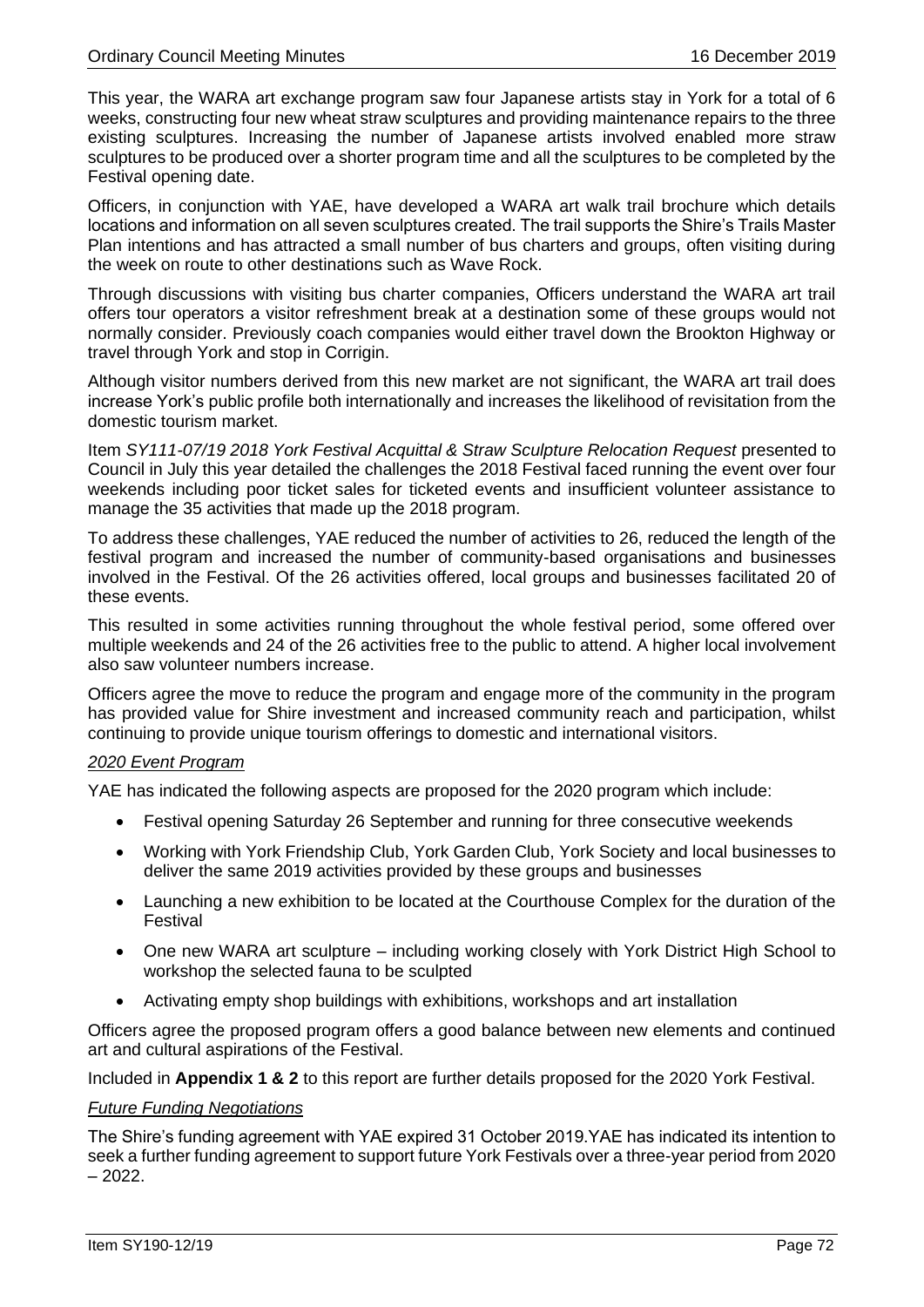This year, the WARA art exchange program saw four Japanese artists stay in York for a total of 6 weeks, constructing four new wheat straw sculptures and providing maintenance repairs to the three existing sculptures. Increasing the number of Japanese artists involved enabled more straw sculptures to be produced over a shorter program time and all the sculptures to be completed by the Festival opening date.

Officers, in conjunction with YAE, have developed a WARA art walk trail brochure which details locations and information on all seven sculptures created. The trail supports the Shire's Trails Master Plan intentions and has attracted a small number of bus charters and groups, often visiting during the week on route to other destinations such as Wave Rock.

Through discussions with visiting bus charter companies, Officers understand the WARA art trail offers tour operators a visitor refreshment break at a destination some of these groups would not normally consider. Previously coach companies would either travel down the Brookton Highway or travel through York and stop in Corrigin.

Although visitor numbers derived from this new market are not significant, the WARA art trail does increase York's public profile both internationally and increases the likelihood of revisitation from the domestic tourism market.

Item *SY111-07/19 2018 York Festival Acquittal & Straw Sculpture Relocation Request* presented to Council in July this year detailed the challenges the 2018 Festival faced running the event over four weekends including poor ticket sales for ticketed events and insufficient volunteer assistance to manage the 35 activities that made up the 2018 program.

To address these challenges, YAE reduced the number of activities to 26, reduced the length of the festival program and increased the number of community-based organisations and businesses involved in the Festival. Of the 26 activities offered, local groups and businesses facilitated 20 of these events.

This resulted in some activities running throughout the whole festival period, some offered over multiple weekends and 24 of the 26 activities free to the public to attend. A higher local involvement also saw volunteer numbers increase.

Officers agree the move to reduce the program and engage more of the community in the program has provided value for Shire investment and increased community reach and participation, whilst continuing to provide unique tourism offerings to domestic and international visitors.

*2020 Event Program*

YAE has indicated the following aspects are proposed for the 2020 program which include:

- Festival opening Saturday 26 September and running for three consecutive weekends
- Working with York Friendship Club, York Garden Club, York Society and local businesses to deliver the same 2019 activities provided by these groups and businesses
- Launching a new exhibition to be located at the Courthouse Complex for the duration of the Festival
- One new WARA art sculpture – including working closely with York District High School to workshop the selected fauna to be sculpted
- Activating empty shop buildings with exhibitions, workshops and art installation

Officers agree the proposed program offers a good balance between new elements and continued art and cultural aspirations of the Festival.

Included in **Appendix 1 & 2** to this report are further details proposed for the 2020 York Festival.

*Future Funding Negotiations*

The Shire's funding agreement with YAE expired 31 October 2019.YAE has indicated its intention to seek a further funding agreement to support future York Festivals over a three-year period from 2020 – 2022.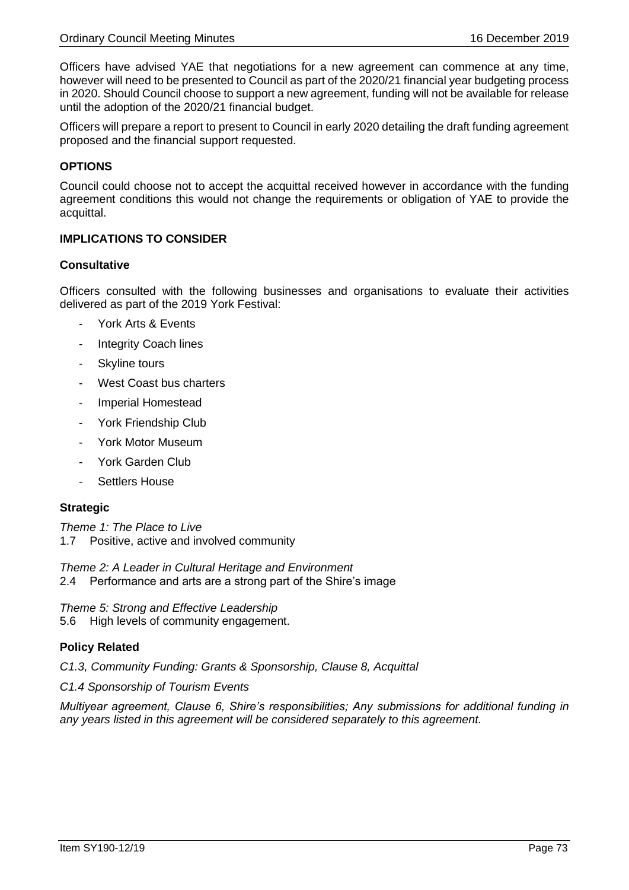Officers have advised YAE that negotiations for a new agreement can commence at any time, however will need to be presented to Council as part of the 2020/21 financial year budgeting process in 2020. Should Council choose to support a new agreement, funding will not be available for release until the adoption of the 2020/21 financial budget.

Officers will prepare a report to present to Council in early 2020 detailing the draft funding agreement proposed and the financial support requested.

**OPTIONS**

Council could choose not to accept the acquittal received however in accordance with the funding agreement conditions this would not change the requirements or obligation of YAE to provide the acquittal.

**IMPLICATIONS TO CONSIDER**

**Consultative**

Officers consulted with the following businesses and organisations to evaluate their activities delivered as part of the 2019 York Festival:

- York Arts & Events
- Integrity Coach lines
- Skyline tours
- West Coast bus charters
- Imperial Homestead
- York Friendship Club
- York Motor Museum
- York Garden Club
- Settlers House

**Strategic**

*Theme 1: The Place to Live*
1.7 Positive, active and involved community

*Theme 2: A Leader in Cultural Heritage and Environment*
2.4 Performance and arts are a strong part of the Shire's image

*Theme 5: Strong and Effective Leadership*
5.6 High levels of community engagement.

**Policy Related**

*C1.3, Community Funding: Grants & Sponsorship, Clause 8, Acquittal*

*C1.4 Sponsorship of Tourism Events*

*Multiyear agreement, Clause 6, Shire's responsibilities; Any submissions for additional funding in any years listed in this agreement will be considered separately to this agreement.*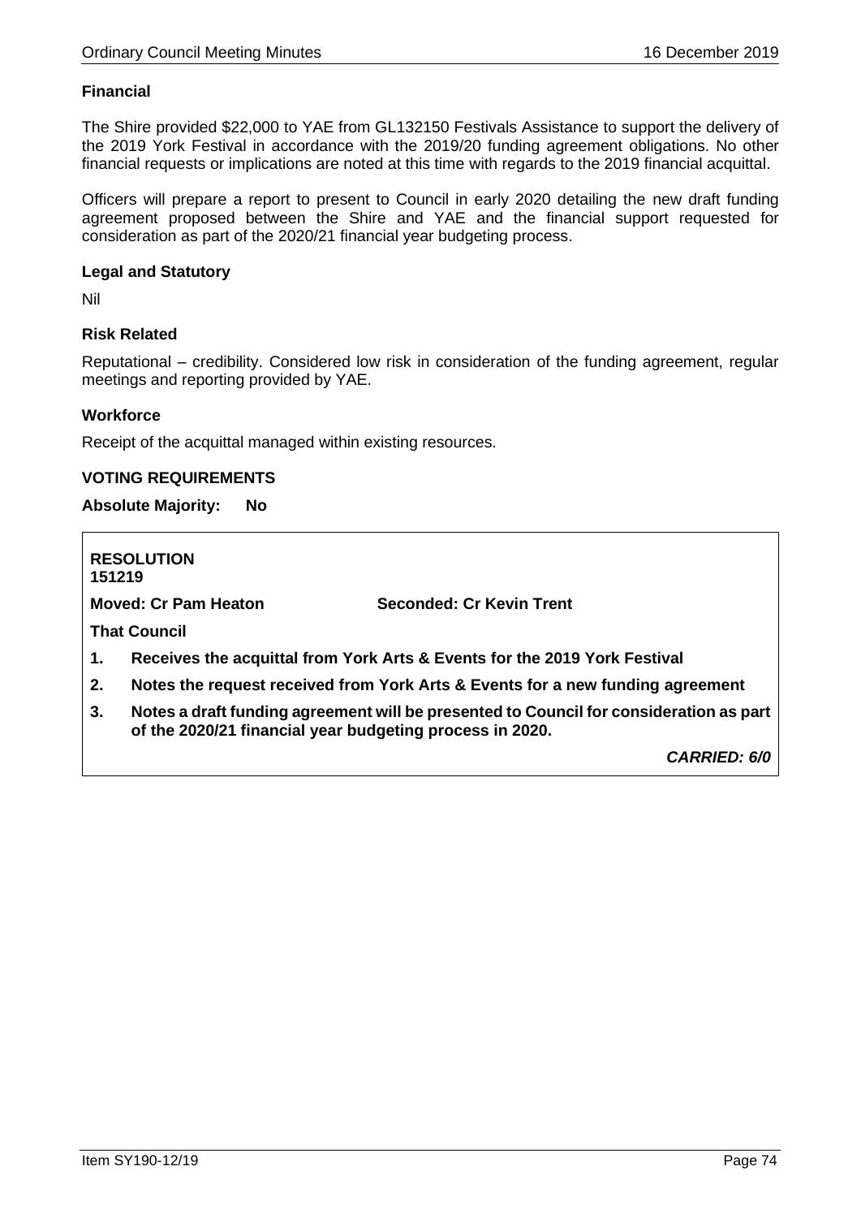**Financial**

The Shire provided $22,000 to YAE from GL132150 Festivals Assistance to support the delivery of the 2019 York Festival in accordance with the 2019/20 funding agreement obligations. No other financial requests or implications are noted at this time with regards to the 2019 financial acquittal.

Officers will prepare a report to present to Council in early 2020 detailing the new draft funding agreement proposed between the Shire and YAE and the financial support requested for consideration as part of the 2020/21 financial year budgeting process.

**Legal and Statutory**

Nil

**Risk Related**

Reputational – credibility. Considered low risk in consideration of the funding agreement, regular meetings and reporting provided by YAE.

**Workforce**

Receipt of the acquittal managed within existing resources.

**VOTING REQUIREMENTS**

**Absolute Majority: No**

**RESOLUTION**
**151219**

**Moved: Cr Pam Heaton** **Seconded: Cr Kevin Trent**

**That Council**

1. **Receives the acquittal from York Arts & Events for the 2019 York Festival**
2. **Notes the request received from York Arts & Events for a new funding agreement**
3. **Notes a draft funding agreement will be presented to Council for consideration as part of the 2020/21 financial year budgeting process in 2020.**

***CARRIED: 6/0***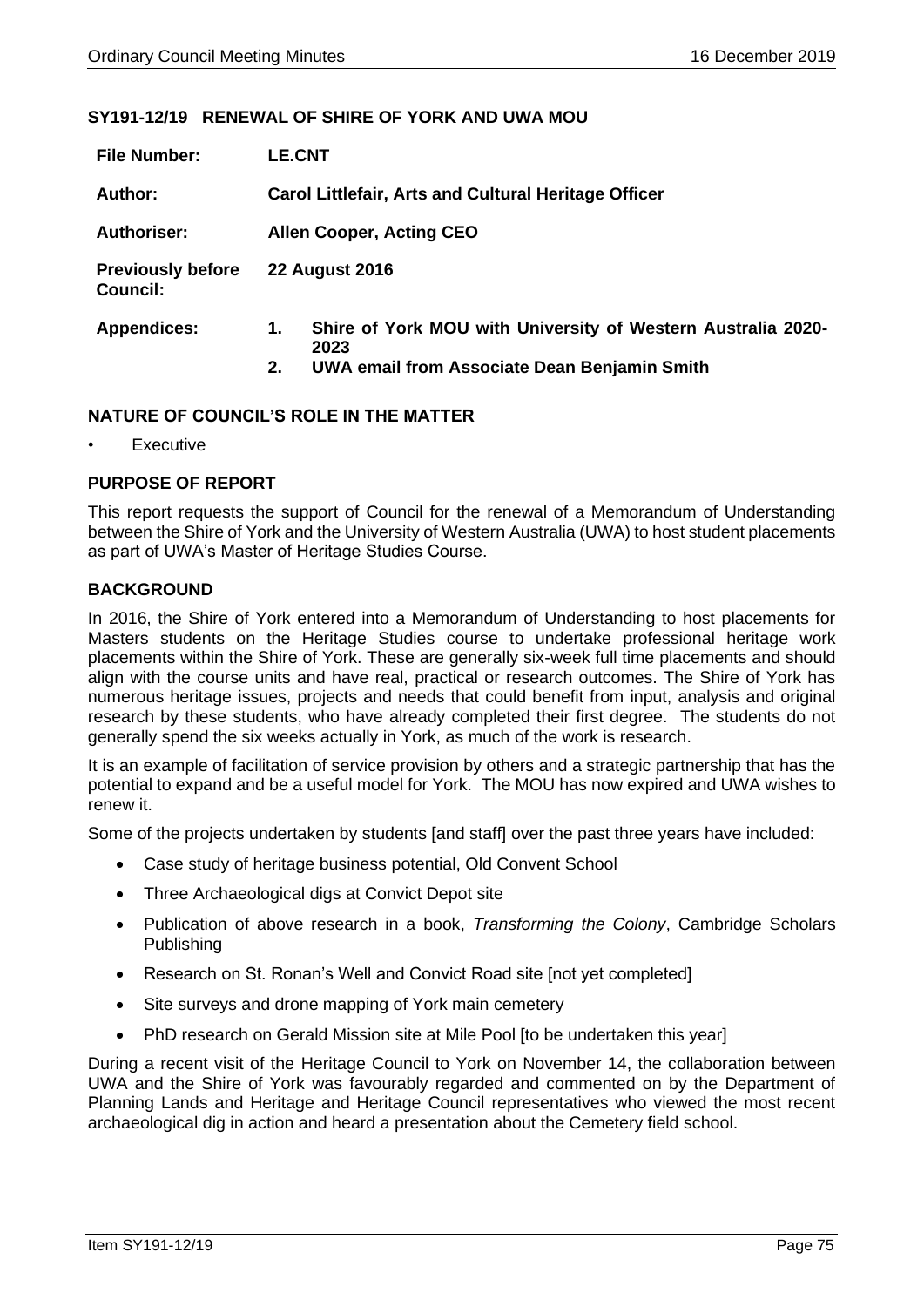## SY191-12/19 RENEWAL OF SHIRE OF YORK AND UWA MOU

| | |
|---|---|
| **File Number:** | **LE.CNT** |
| **Author:** | **Carol Littlefair, Arts and Cultural Heritage Officer** |
| **Authoriser:** | **Allen Cooper, Acting CEO** |
| **Previously before Council:** | **22 August 2016** |
| **Appendices:** | **1. Shire of York MOU with University of Western Australia 2020-2023**<br>**2. UWA email from Associate Dean Benjamin Smith** |

### NATURE OF COUNCIL'S ROLE IN THE MATTER

- Executive

### PURPOSE OF REPORT

This report requests the support of Council for the renewal of a Memorandum of Understanding between the Shire of York and the University of Western Australia (UWA) to host student placements as part of UWA's Master of Heritage Studies Course.

### BACKGROUND

In 2016, the Shire of York entered into a Memorandum of Understanding to host placements for Masters students on the Heritage Studies course to undertake professional heritage work placements within the Shire of York. These are generally six-week full time placements and should align with the course units and have real, practical or research outcomes. The Shire of York has numerous heritage issues, projects and needs that could benefit from input, analysis and original research by these students, who have already completed their first degree. The students do not generally spend the six weeks actually in York, as much of the work is research.

It is an example of facilitation of service provision by others and a strategic partnership that has the potential to expand and be a useful model for York. The MOU has now expired and UWA wishes to renew it.

Some of the projects undertaken by students [and staff] over the past three years have included:

- Case study of heritage business potential, Old Convent School
- Three Archaeological digs at Convict Depot site
- Publication of above research in a book, *Transforming the Colony*, Cambridge Scholars Publishing
- Research on St. Ronan's Well and Convict Road site [not yet completed]
- Site surveys and drone mapping of York main cemetery
- PhD research on Gerald Mission site at Mile Pool [to be undertaken this year]

During a recent visit of the Heritage Council to York on November 14, the collaboration between UWA and the Shire of York was favourably regarded and commented on by the Department of Planning Lands and Heritage and Heritage Council representatives who viewed the most recent archaeological dig in action and heard a presentation about the Cemetery field school.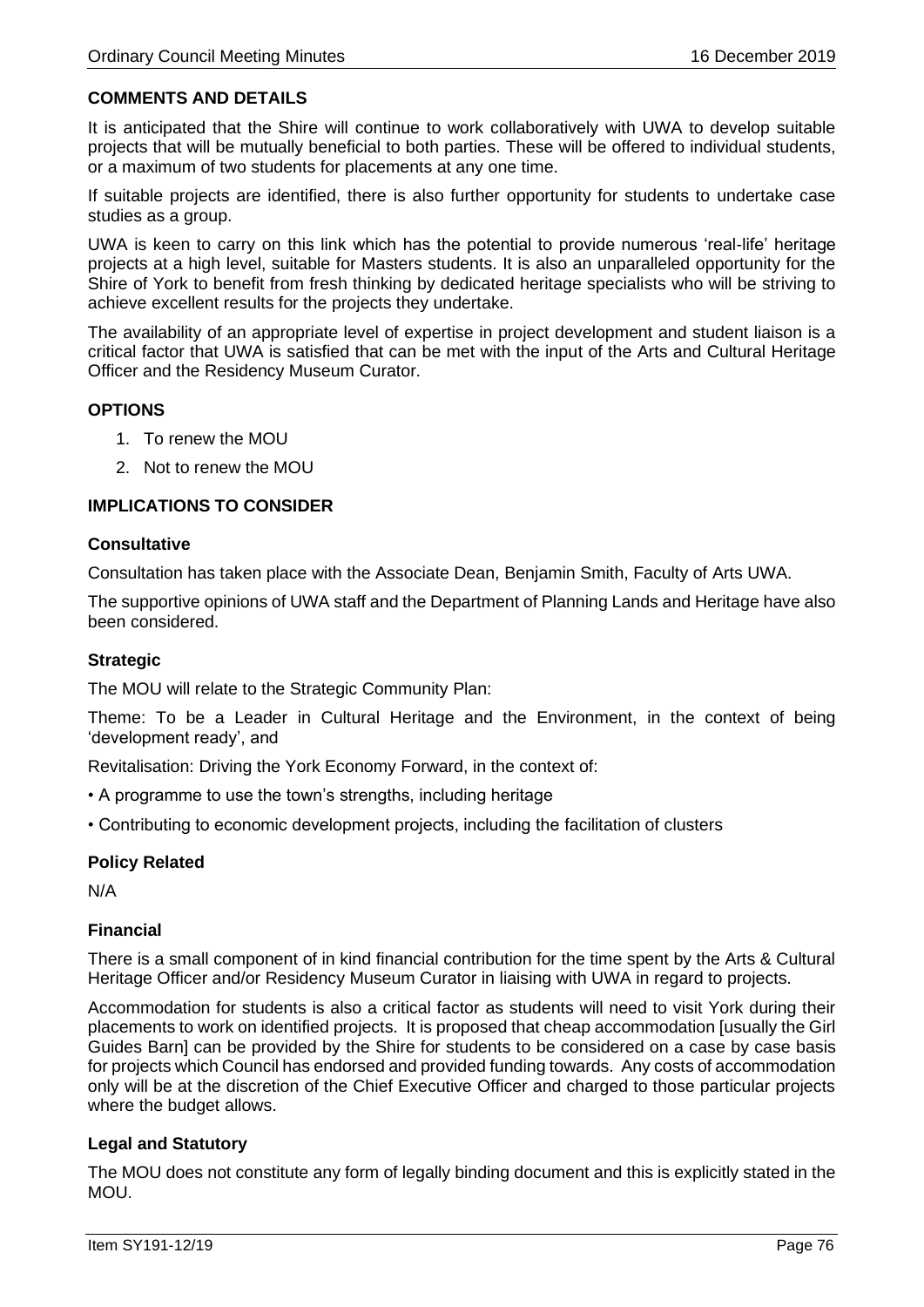### COMMENTS AND DETAILS

It is anticipated that the Shire will continue to work collaboratively with UWA to develop suitable projects that will be mutually beneficial to both parties. These will be offered to individual students, or a maximum of two students for placements at any one time.

If suitable projects are identified, there is also further opportunity for students to undertake case studies as a group.

UWA is keen to carry on this link which has the potential to provide numerous 'real-life' heritage projects at a high level, suitable for Masters students. It is also an unparalleled opportunity for the Shire of York to benefit from fresh thinking by dedicated heritage specialists who will be striving to achieve excellent results for the projects they undertake.

The availability of an appropriate level of expertise in project development and student liaison is a critical factor that UWA is satisfied that can be met with the input of the Arts and Cultural Heritage Officer and the Residency Museum Curator.

### OPTIONS

1. To renew the MOU
2. Not to renew the MOU

### IMPLICATIONS TO CONSIDER

#### Consultative

Consultation has taken place with the Associate Dean, Benjamin Smith, Faculty of Arts UWA.

The supportive opinions of UWA staff and the Department of Planning Lands and Heritage have also been considered.

#### Strategic

The MOU will relate to the Strategic Community Plan:

Theme: To be a Leader in Cultural Heritage and the Environment, in the context of being 'development ready', and

Revitalisation: Driving the York Economy Forward, in the context of:

- A programme to use the town's strengths, including heritage
- Contributing to economic development projects, including the facilitation of clusters

#### Policy Related

N/A

#### Financial

There is a small component of in kind financial contribution for the time spent by the Arts & Cultural Heritage Officer and/or Residency Museum Curator in liaising with UWA in regard to projects.

Accommodation for students is also a critical factor as students will need to visit York during their placements to work on identified projects. It is proposed that cheap accommodation [usually the Girl Guides Barn] can be provided by the Shire for students to be considered on a case by case basis for projects which Council has endorsed and provided funding towards. Any costs of accommodation only will be at the discretion of the Chief Executive Officer and charged to those particular projects where the budget allows.

#### Legal and Statutory

The MOU does not constitute any form of legally binding document and this is explicitly stated in the MOU.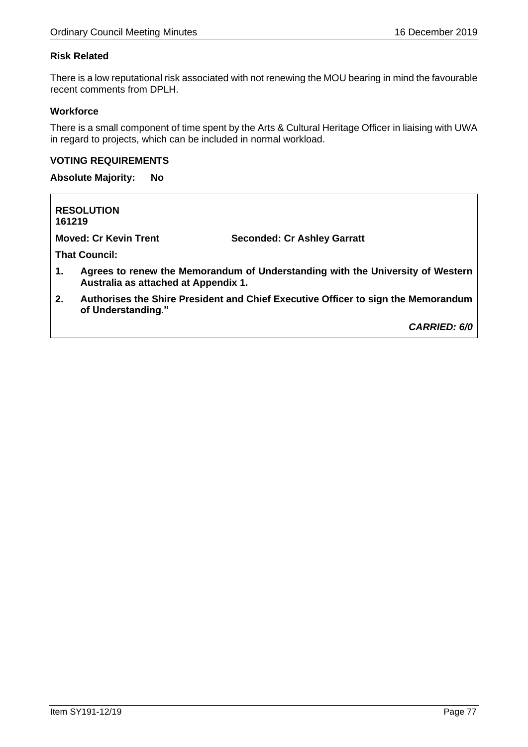### Risk Related

There is a low reputational risk associated with not renewing the MOU bearing in mind the favourable recent comments from DPLH.

### Workforce

There is a small component of time spent by the Arts & Cultural Heritage Officer in liaising with UWA in regard to projects, which can be included in normal workload.

### VOTING REQUIREMENTS

**Absolute Majority: No**

**RESOLUTION**
**161219**

**Moved: Cr Kevin Trent** **Seconded: Cr Ashley Garratt**

**That Council:**

1. **Agrees to renew the Memorandum of Understanding with the University of Western Australia as attached at Appendix 1.**
2. **Authorises the Shire President and Chief Executive Officer to sign the Memorandum of Understanding."**

***CARRIED: 6/0***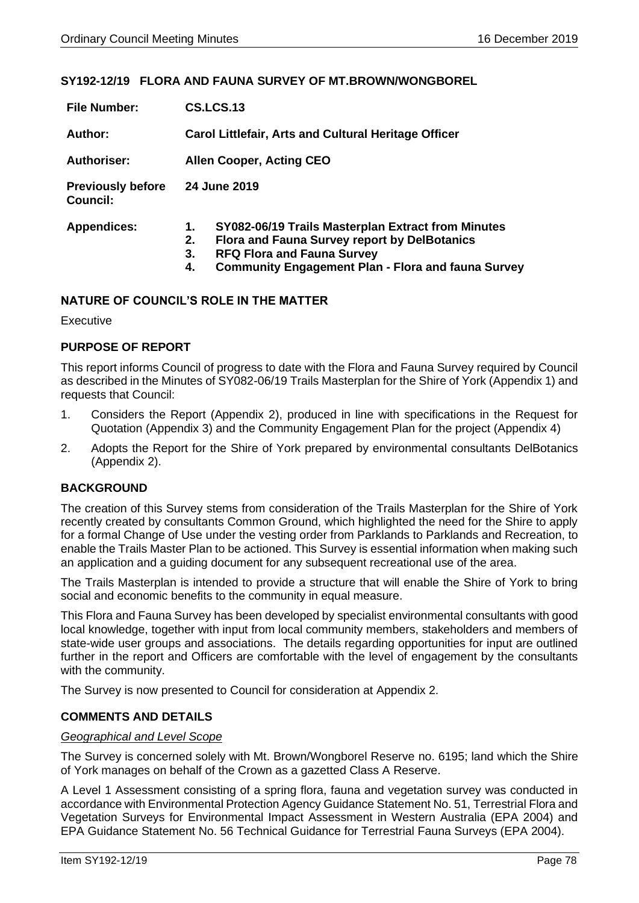## SY192-12/19 FLORA AND FAUNA SURVEY OF MT.BROWN/WONGBOREL

| | |
|---|---|
| **File Number:** | **CS.LCS.13** |
| **Author:** | **Carol Littlefair, Arts and Cultural Heritage Officer** |
| **Authoriser:** | **Allen Cooper, Acting CEO** |
| **Previously before Council:** | **24 June 2019** |
| **Appendices:** | **1. SY082-06/19 Trails Masterplan Extract from Minutes**<br>**2. Flora and Fauna Survey report by DelBotanics**<br>**3. RFQ Flora and Fauna Survey**<br>**4. Community Engagement Plan - Flora and fauna Survey** |

### NATURE OF COUNCIL'S ROLE IN THE MATTER

Executive

### PURPOSE OF REPORT

This report informs Council of progress to date with the Flora and Fauna Survey required by Council as described in the Minutes of SY082-06/19 Trails Masterplan for the Shire of York (Appendix 1) and requests that Council:

1. Considers the Report (Appendix 2), produced in line with specifications in the Request for Quotation (Appendix 3) and the Community Engagement Plan for the project (Appendix 4)
2. Adopts the Report for the Shire of York prepared by environmental consultants DelBotanics (Appendix 2).

### BACKGROUND

The creation of this Survey stems from consideration of the Trails Masterplan for the Shire of York recently created by consultants Common Ground, which highlighted the need for the Shire to apply for a formal Change of Use under the vesting order from Parklands to Parklands and Recreation, to enable the Trails Master Plan to be actioned. This Survey is essential information when making such an application and a guiding document for any subsequent recreational use of the area.

The Trails Masterplan is intended to provide a structure that will enable the Shire of York to bring social and economic benefits to the community in equal measure.

This Flora and Fauna Survey has been developed by specialist environmental consultants with good local knowledge, together with input from local community members, stakeholders and members of state-wide user groups and associations. The details regarding opportunities for input are outlined further in the report and Officers are comfortable with the level of engagement by the consultants with the community.

The Survey is now presented to Council for consideration at Appendix 2.

### COMMENTS AND DETAILS

*Geographical and Level Scope*

The Survey is concerned solely with Mt. Brown/Wongborel Reserve no. 6195; land which the Shire of York manages on behalf of the Crown as a gazetted Class A Reserve.

A Level 1 Assessment consisting of a spring flora, fauna and vegetation survey was conducted in accordance with Environmental Protection Agency Guidance Statement No. 51, Terrestrial Flora and Vegetation Surveys for Environmental Impact Assessment in Western Australia (EPA 2004) and EPA Guidance Statement No. 56 Technical Guidance for Terrestrial Fauna Surveys (EPA 2004).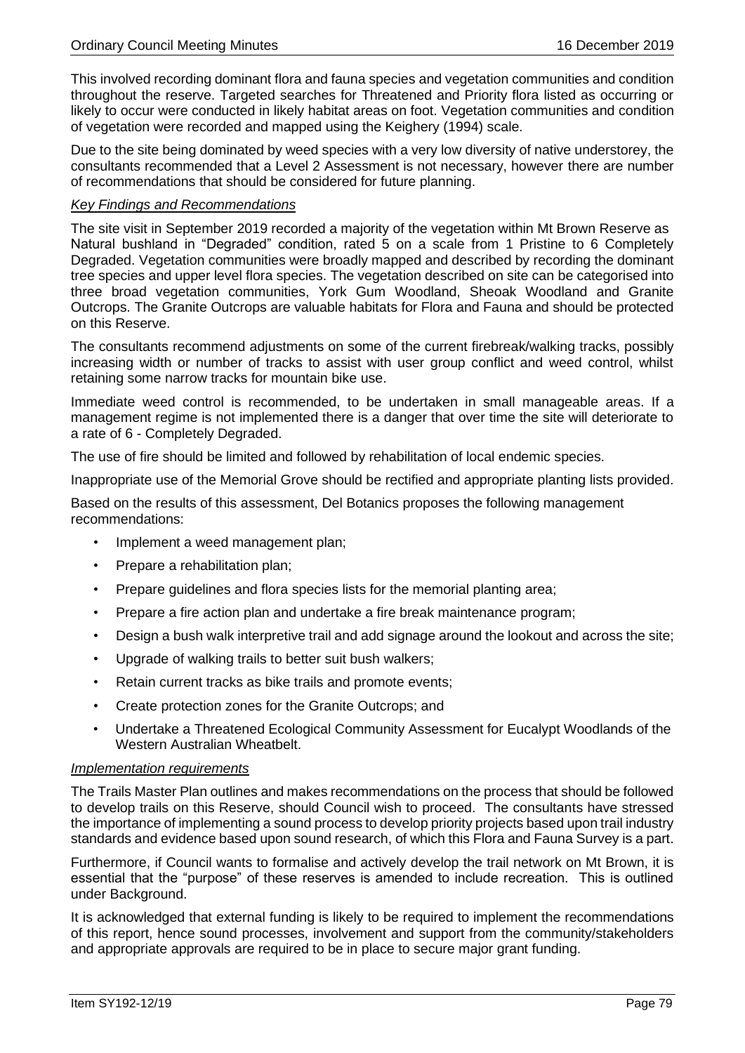This involved recording dominant flora and fauna species and vegetation communities and condition throughout the reserve. Targeted searches for Threatened and Priority flora listed as occurring or likely to occur were conducted in likely habitat areas on foot. Vegetation communities and condition of vegetation were recorded and mapped using the Keighery (1994) scale.

Due to the site being dominated by weed species with a very low diversity of native understorey, the consultants recommended that a Level 2 Assessment is not necessary, however there are number of recommendations that should be considered for future planning.

*Key Findings and Recommendations*

The site visit in September 2019 recorded a majority of the vegetation within Mt Brown Reserve as Natural bushland in "Degraded" condition, rated 5 on a scale from 1 Pristine to 6 Completely Degraded. Vegetation communities were broadly mapped and described by recording the dominant tree species and upper level flora species. The vegetation described on site can be categorised into three broad vegetation communities, York Gum Woodland, Sheoak Woodland and Granite Outcrops. The Granite Outcrops are valuable habitats for Flora and Fauna and should be protected on this Reserve.

The consultants recommend adjustments on some of the current firebreak/walking tracks, possibly increasing width or number of tracks to assist with user group conflict and weed control, whilst retaining some narrow tracks for mountain bike use.

Immediate weed control is recommended, to be undertaken in small manageable areas. If a management regime is not implemented there is a danger that over time the site will deteriorate to a rate of 6 - Completely Degraded.

The use of fire should be limited and followed by rehabilitation of local endemic species.

Inappropriate use of the Memorial Grove should be rectified and appropriate planting lists provided.

Based on the results of this assessment, Del Botanics proposes the following management recommendations:

- Implement a weed management plan;
- Prepare a rehabilitation plan;
- Prepare guidelines and flora species lists for the memorial planting area;
- Prepare a fire action plan and undertake a fire break maintenance program;
- Design a bush walk interpretive trail and add signage around the lookout and across the site;
- Upgrade of walking trails to better suit bush walkers;
- Retain current tracks as bike trails and promote events;
- Create protection zones for the Granite Outcrops; and
- Undertake a Threatened Ecological Community Assessment for Eucalypt Woodlands of the Western Australian Wheatbelt.

*Implementation requirements*

The Trails Master Plan outlines and makes recommendations on the process that should be followed to develop trails on this Reserve, should Council wish to proceed. The consultants have stressed the importance of implementing a sound process to develop priority projects based upon trail industry standards and evidence based upon sound research, of which this Flora and Fauna Survey is a part.

Furthermore, if Council wants to formalise and actively develop the trail network on Mt Brown, it is essential that the "purpose" of these reserves is amended to include recreation. This is outlined under Background.

It is acknowledged that external funding is likely to be required to implement the recommendations of this report, hence sound processes, involvement and support from the community/stakeholders and appropriate approvals are required to be in place to secure major grant funding.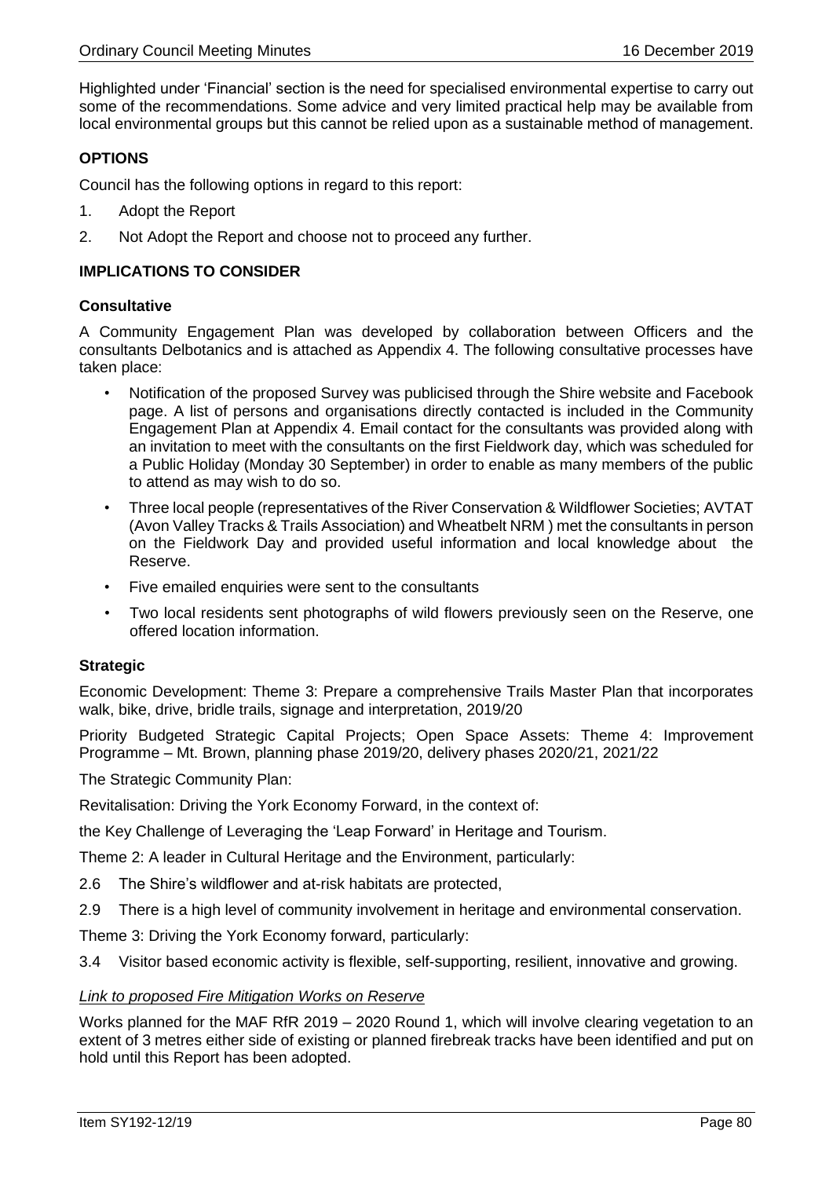Highlighted under 'Financial' section is the need for specialised environmental expertise to carry out some of the recommendations. Some advice and very limited practical help may be available from local environmental groups but this cannot be relied upon as a sustainable method of management.

## OPTIONS

Council has the following options in regard to this report:

1. Adopt the Report
2. Not Adopt the Report and choose not to proceed any further.

## IMPLICATIONS TO CONSIDER

### Consultative

A Community Engagement Plan was developed by collaboration between Officers and the consultants Delbotanics and is attached as Appendix 4. The following consultative processes have taken place:

- Notification of the proposed Survey was publicised through the Shire website and Facebook page. A list of persons and organisations directly contacted is included in the Community Engagement Plan at Appendix 4. Email contact for the consultants was provided along with an invitation to meet with the consultants on the first Fieldwork day, which was scheduled for a Public Holiday (Monday 30 September) in order to enable as many members of the public to attend as may wish to do so.
- Three local people (representatives of the River Conservation & Wildflower Societies; AVTAT (Avon Valley Tracks & Trails Association) and Wheatbelt NRM ) met the consultants in person on the Fieldwork Day and provided useful information and local knowledge about the Reserve.
- Five emailed enquiries were sent to the consultants
- Two local residents sent photographs of wild flowers previously seen on the Reserve, one offered location information.

### Strategic

Economic Development: Theme 3: Prepare a comprehensive Trails Master Plan that incorporates walk, bike, drive, bridle trails, signage and interpretation, 2019/20

Priority Budgeted Strategic Capital Projects; Open Space Assets: Theme 4: Improvement Programme – Mt. Brown, planning phase 2019/20, delivery phases 2020/21, 2021/22

The Strategic Community Plan:

Revitalisation: Driving the York Economy Forward, in the context of:

the Key Challenge of Leveraging the 'Leap Forward' in Heritage and Tourism.

Theme 2: A leader in Cultural Heritage and the Environment, particularly:

2.6 The Shire's wildflower and at-risk habitats are protected,

2.9 There is a high level of community involvement in heritage and environmental conservation.

Theme 3: Driving the York Economy forward, particularly:

3.4 Visitor based economic activity is flexible, self-supporting, resilient, innovative and growing.

*Link to proposed Fire Mitigation Works on Reserve*

Works planned for the MAF RfR 2019 – 2020 Round 1, which will involve clearing vegetation to an extent of 3 metres either side of existing or planned firebreak tracks have been identified and put on hold until this Report has been adopted.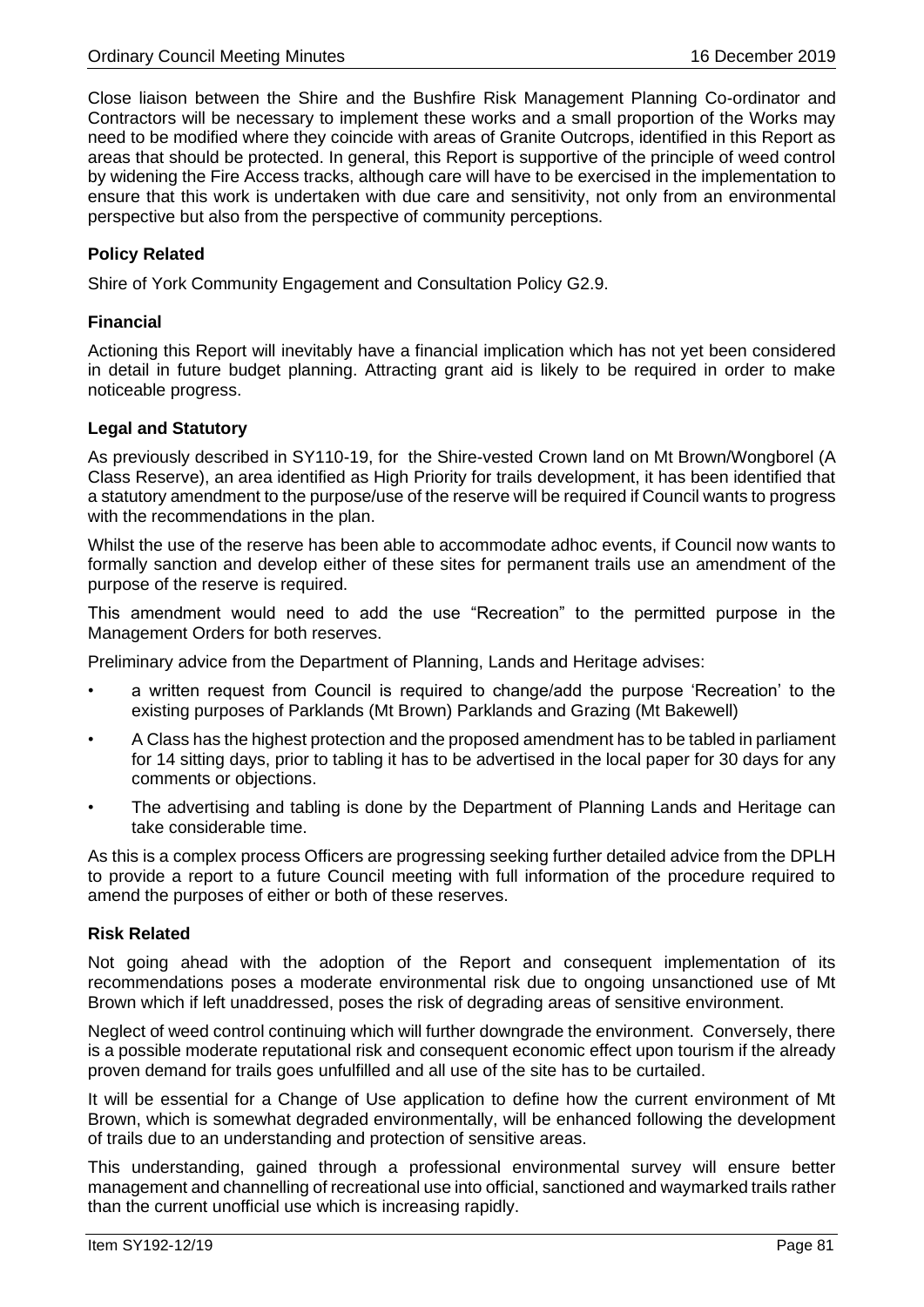Close liaison between the Shire and the Bushfire Risk Management Planning Co-ordinator and Contractors will be necessary to implement these works and a small proportion of the Works may need to be modified where they coincide with areas of Granite Outcrops, identified in this Report as areas that should be protected. In general, this Report is supportive of the principle of weed control by widening the Fire Access tracks, although care will have to be exercised in the implementation to ensure that this work is undertaken with due care and sensitivity, not only from an environmental perspective but also from the perspective of community perceptions.

**Policy Related**

Shire of York Community Engagement and Consultation Policy G2.9.

**Financial**

Actioning this Report will inevitably have a financial implication which has not yet been considered in detail in future budget planning. Attracting grant aid is likely to be required in order to make noticeable progress.

**Legal and Statutory**

As previously described in SY110-19, for the Shire-vested Crown land on Mt Brown/Wongborel (A Class Reserve), an area identified as High Priority for trails development, it has been identified that a statutory amendment to the purpose/use of the reserve will be required if Council wants to progress with the recommendations in the plan.

Whilst the use of the reserve has been able to accommodate adhoc events, if Council now wants to formally sanction and develop either of these sites for permanent trails use an amendment of the purpose of the reserve is required.

This amendment would need to add the use "Recreation" to the permitted purpose in the Management Orders for both reserves.

Preliminary advice from the Department of Planning, Lands and Heritage advises:

- a written request from Council is required to change/add the purpose 'Recreation' to the existing purposes of Parklands (Mt Brown) Parklands and Grazing (Mt Bakewell)
- A Class has the highest protection and the proposed amendment has to be tabled in parliament for 14 sitting days, prior to tabling it has to be advertised in the local paper for 30 days for any comments or objections.
- The advertising and tabling is done by the Department of Planning Lands and Heritage can take considerable time.

As this is a complex process Officers are progressing seeking further detailed advice from the DPLH to provide a report to a future Council meeting with full information of the procedure required to amend the purposes of either or both of these reserves.

**Risk Related**

Not going ahead with the adoption of the Report and consequent implementation of its recommendations poses a moderate environmental risk due to ongoing unsanctioned use of Mt Brown which if left unaddressed, poses the risk of degrading areas of sensitive environment.

Neglect of weed control continuing which will further downgrade the environment. Conversely, there is a possible moderate reputational risk and consequent economic effect upon tourism if the already proven demand for trails goes unfulfilled and all use of the site has to be curtailed.

It will be essential for a Change of Use application to define how the current environment of Mt Brown, which is somewhat degraded environmentally, will be enhanced following the development of trails due to an understanding and protection of sensitive areas.

This understanding, gained through a professional environmental survey will ensure better management and channelling of recreational use into official, sanctioned and waymarked trails rather than the current unofficial use which is increasing rapidly.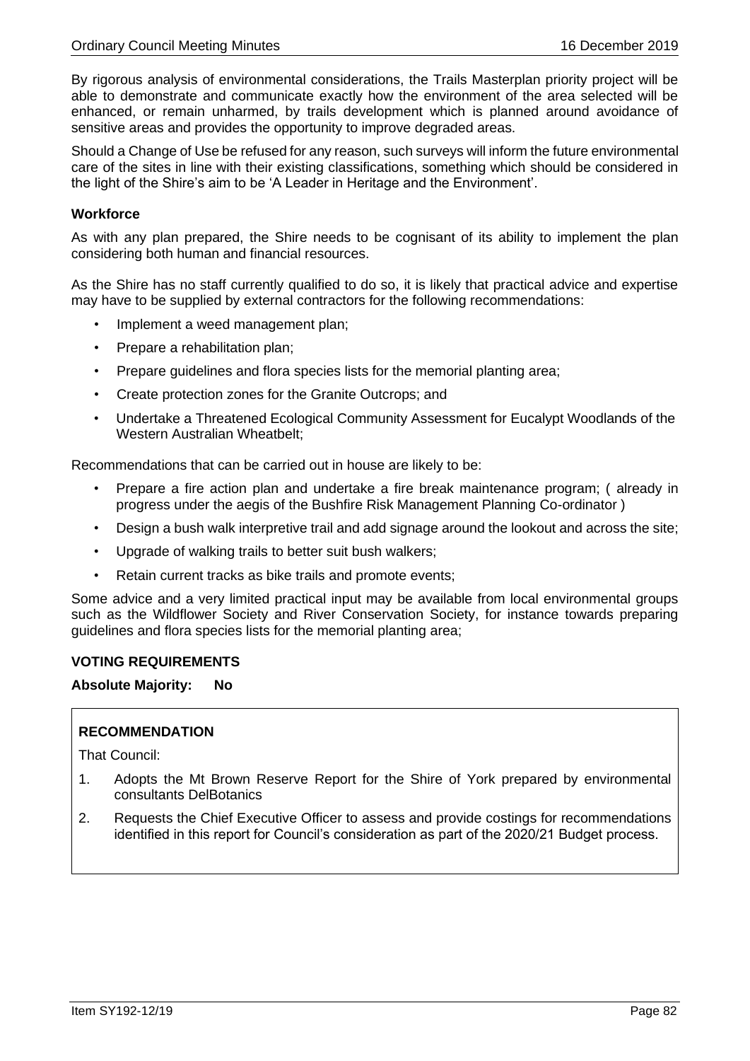By rigorous analysis of environmental considerations, the Trails Masterplan priority project will be able to demonstrate and communicate exactly how the environment of the area selected will be enhanced, or remain unharmed, by trails development which is planned around avoidance of sensitive areas and provides the opportunity to improve degraded areas.

Should a Change of Use be refused for any reason, such surveys will inform the future environmental care of the sites in line with their existing classifications, something which should be considered in the light of the Shire's aim to be 'A Leader in Heritage and the Environment'.

**Workforce**

As with any plan prepared, the Shire needs to be cognisant of its ability to implement the plan considering both human and financial resources.

As the Shire has no staff currently qualified to do so, it is likely that practical advice and expertise may have to be supplied by external contractors for the following recommendations:

- Implement a weed management plan;
- Prepare a rehabilitation plan;
- Prepare guidelines and flora species lists for the memorial planting area;
- Create protection zones for the Granite Outcrops; and
- Undertake a Threatened Ecological Community Assessment for Eucalypt Woodlands of the Western Australian Wheatbelt;

Recommendations that can be carried out in house are likely to be:

- Prepare a fire action plan and undertake a fire break maintenance program; ( already in progress under the aegis of the Bushfire Risk Management Planning Co-ordinator )
- Design a bush walk interpretive trail and add signage around the lookout and across the site;
- Upgrade of walking trails to better suit bush walkers;
- Retain current tracks as bike trails and promote events;

Some advice and a very limited practical input may be available from local environmental groups such as the Wildflower Society and River Conservation Society, for instance towards preparing guidelines and flora species lists for the memorial planting area;

**VOTING REQUIREMENTS**

**Absolute Majority: No**

**RECOMMENDATION**

That Council:

1. Adopts the Mt Brown Reserve Report for the Shire of York prepared by environmental consultants DelBotanics
2. Requests the Chief Executive Officer to assess and provide costings for recommendations identified in this report for Council's consideration as part of the 2020/21 Budget process.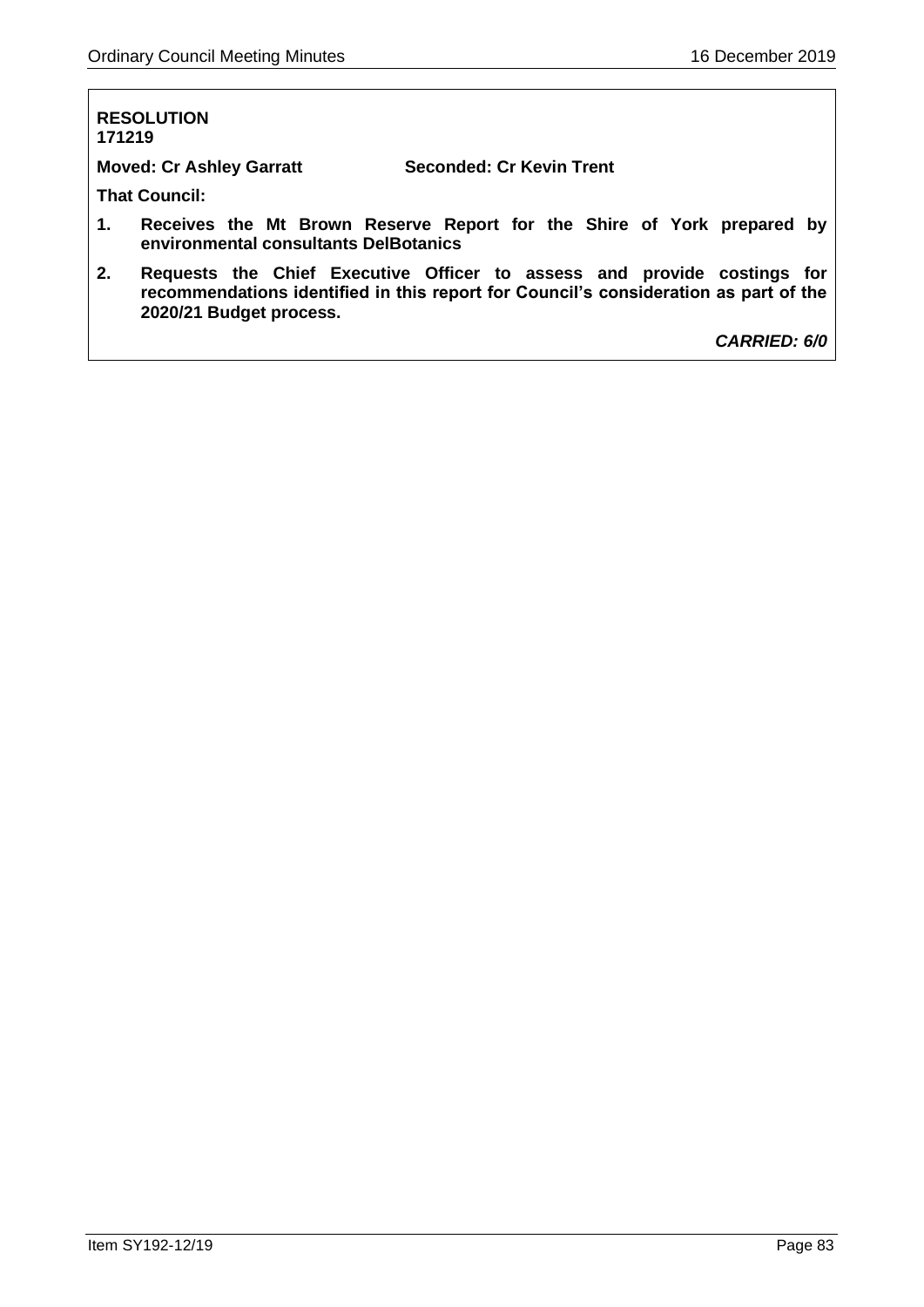**RESOLUTION**
**171219**

**Moved: Cr Ashley Garratt** **Seconded: Cr Kevin Trent**

**That Council:**

1. **Receives the Mt Brown Reserve Report for the Shire of York prepared by environmental consultants DelBotanics**
2. **Requests the Chief Executive Officer to assess and provide costings for recommendations identified in this report for Council's consideration as part of the 2020/21 Budget process.**

***CARRIED: 6/0***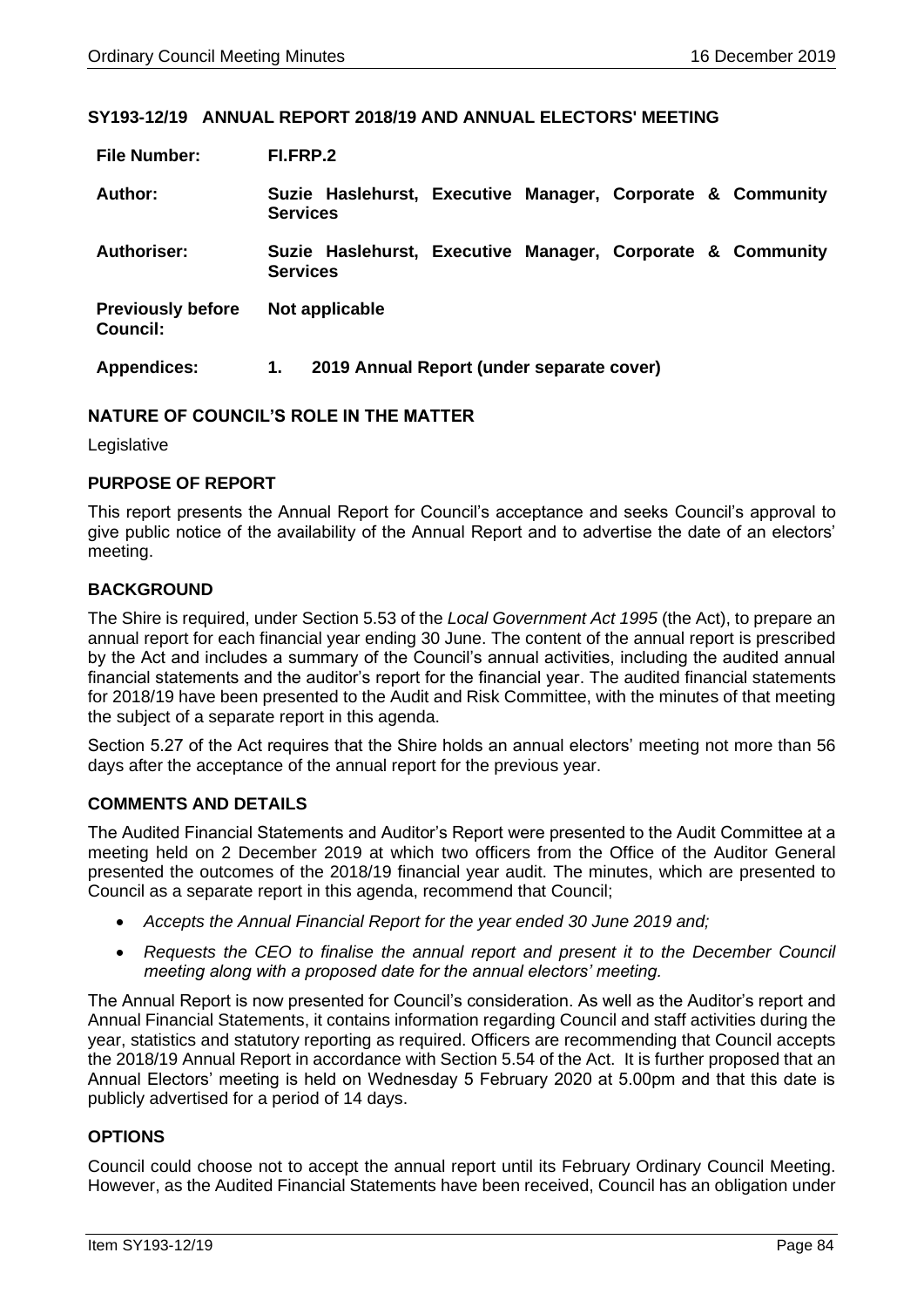## SY193-12/19 ANNUAL REPORT 2018/19 AND ANNUAL ELECTORS' MEETING

| | |
|---|---|
| **File Number:** | **FI.FRP.2** |
| **Author:** | **Suzie Haslehurst, Executive Manager, Corporate & Community Services** |
| **Authoriser:** | **Suzie Haslehurst, Executive Manager, Corporate & Community Services** |
| **Previously before Council:** | **Not applicable** |
| **Appendices:** | **1. 2019 Annual Report (under separate cover)** |

### NATURE OF COUNCIL'S ROLE IN THE MATTER

Legislative

### PURPOSE OF REPORT

This report presents the Annual Report for Council's acceptance and seeks Council's approval to give public notice of the availability of the Annual Report and to advertise the date of an electors' meeting.

### BACKGROUND

The Shire is required, under Section 5.53 of the *Local Government Act 1995* (the Act), to prepare an annual report for each financial year ending 30 June. The content of the annual report is prescribed by the Act and includes a summary of the Council's annual activities, including the audited annual financial statements and the auditor's report for the financial year. The audited financial statements for 2018/19 have been presented to the Audit and Risk Committee, with the minutes of that meeting the subject of a separate report in this agenda.

Section 5.27 of the Act requires that the Shire holds an annual electors' meeting not more than 56 days after the acceptance of the annual report for the previous year.

### COMMENTS AND DETAILS

The Audited Financial Statements and Auditor's Report were presented to the Audit Committee at a meeting held on 2 December 2019 at which two officers from the Office of the Auditor General presented the outcomes of the 2018/19 financial year audit. The minutes, which are presented to Council as a separate report in this agenda, recommend that Council;

- *Accepts the Annual Financial Report for the year ended 30 June 2019 and;*
- *Requests the CEO to finalise the annual report and present it to the December Council meeting along with a proposed date for the annual electors' meeting.*

The Annual Report is now presented for Council's consideration. As well as the Auditor's report and Annual Financial Statements, it contains information regarding Council and staff activities during the year, statistics and statutory reporting as required. Officers are recommending that Council accepts the 2018/19 Annual Report in accordance with Section 5.54 of the Act. It is further proposed that an Annual Electors' meeting is held on Wednesday 5 February 2020 at 5.00pm and that this date is publicly advertised for a period of 14 days.

### OPTIONS

Council could choose not to accept the annual report until its February Ordinary Council Meeting. However, as the Audited Financial Statements have been received, Council has an obligation under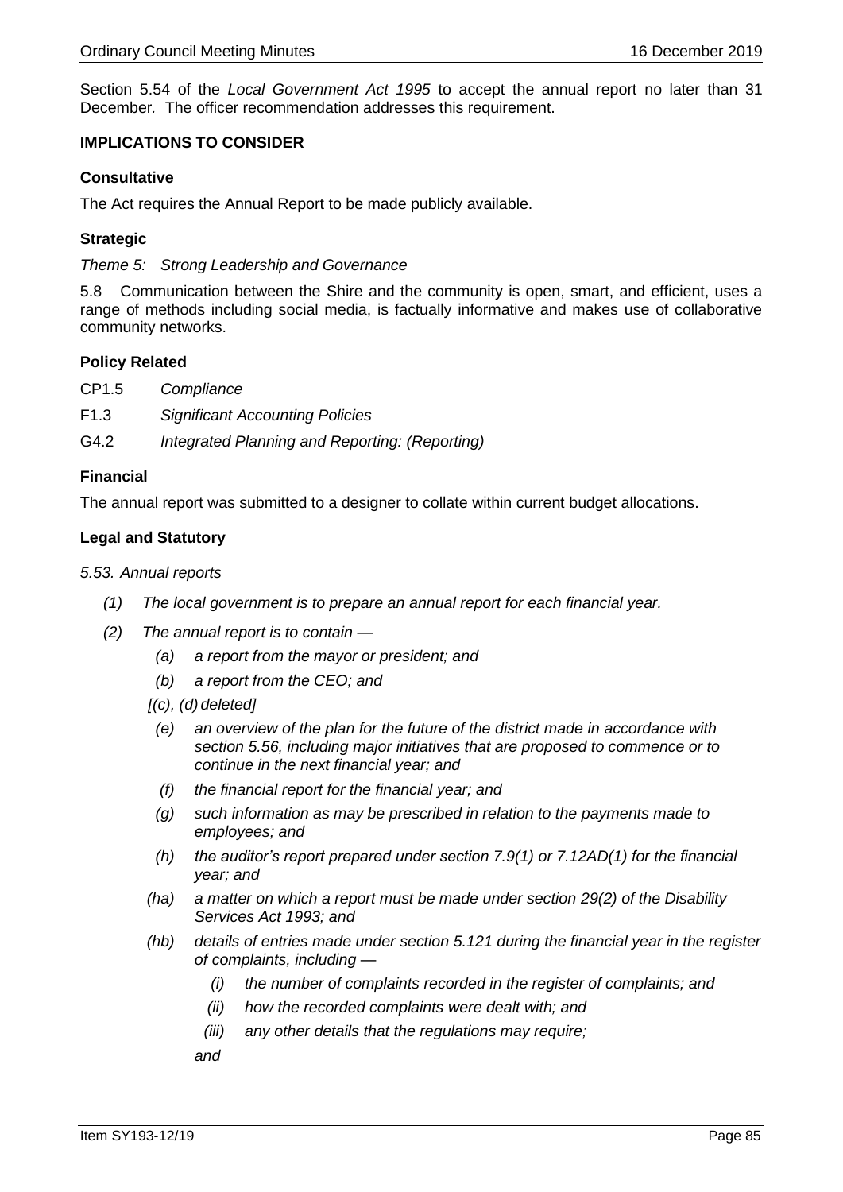Section 5.54 of the *Local Government Act 1995* to accept the annual report no later than 31 December. The officer recommendation addresses this requirement.

### IMPLICATIONS TO CONSIDER

#### Consultative

The Act requires the Annual Report to be made publicly available.

#### Strategic

*Theme 5: Strong Leadership and Governance*

5.8 Communication between the Shire and the community is open, smart, and efficient, uses a range of methods including social media, is factually informative and makes use of collaborative community networks.

#### Policy Related

CP1.5 *Compliance*

F1.3 *Significant Accounting Policies*

G4.2 *Integrated Planning and Reporting: (Reporting)*

#### Financial

The annual report was submitted to a designer to collate within current budget allocations.

#### Legal and Statutory

*5.53. Annual reports*

*(1) The local government is to prepare an annual report for each financial year.*

*(2) The annual report is to contain —*

- *(a) a report from the mayor or president; and*
- *(b) a report from the CEO; and*
- *[(c), (d) deleted]*
- *(e) an overview of the plan for the future of the district made in accordance with section 5.56, including major initiatives that are proposed to commence or to continue in the next financial year; and*
- *(f) the financial report for the financial year; and*
- *(g) such information as may be prescribed in relation to the payments made to employees; and*
- *(h) the auditor's report prepared under section 7.9(1) or 7.12AD(1) for the financial year; and*
- *(ha) a matter on which a report must be made under section 29(2) of the Disability Services Act 1993; and*
- *(hb) details of entries made under section 5.121 during the financial year in the register of complaints, including —*
  - *(i) the number of complaints recorded in the register of complaints; and*
  - *(ii) how the recorded complaints were dealt with; and*
  - *(iii) any other details that the regulations may require;*

  *and*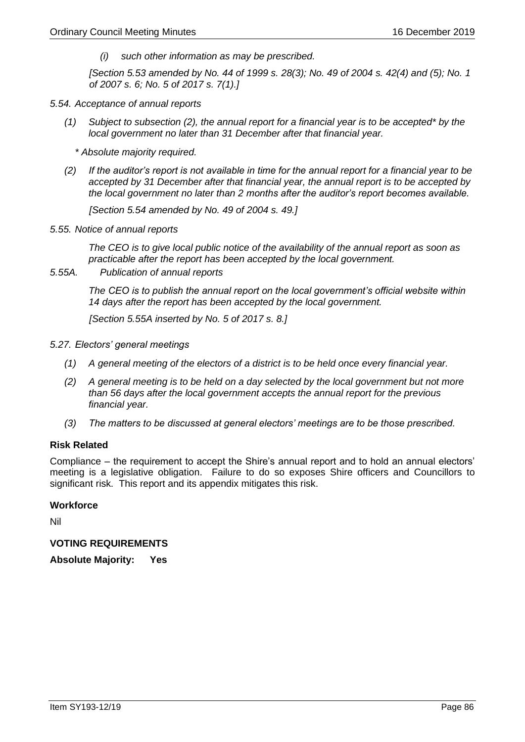*(i) such other information as may be prescribed.*

*[Section 5.53 amended by No. 44 of 1999 s. 28(3); No. 49 of 2004 s. 42(4) and (5); No. 1 of 2007 s. 6; No. 5 of 2017 s. 7(1).]*

*5.54. Acceptance of annual reports*

*(1) Subject to subsection (2), the annual report for a financial year is to be accepted\* by the local government no later than 31 December after that financial year.*

*\* Absolute majority required.*

*(2) If the auditor's report is not available in time for the annual report for a financial year to be accepted by 31 December after that financial year, the annual report is to be accepted by the local government no later than 2 months after the auditor's report becomes available.*

*[Section 5.54 amended by No. 49 of 2004 s. 49.]*

*5.55. Notice of annual reports*

*The CEO is to give local public notice of the availability of the annual report as soon as practicable after the report has been accepted by the local government.*

*5.55A. Publication of annual reports*

*The CEO is to publish the annual report on the local government's official website within 14 days after the report has been accepted by the local government.*

*[Section 5.55A inserted by No. 5 of 2017 s. 8.]*

*5.27. Electors' general meetings*

*(1) A general meeting of the electors of a district is to be held once every financial year.*

*(2) A general meeting is to be held on a day selected by the local government but not more than 56 days after the local government accepts the annual report for the previous financial year.*

*(3) The matters to be discussed at general electors' meetings are to be those prescribed.*

**Risk Related**

Compliance – the requirement to accept the Shire's annual report and to hold an annual electors' meeting is a legislative obligation. Failure to do so exposes Shire officers and Councillors to significant risk. This report and its appendix mitigates this risk.

**Workforce**

Nil

**VOTING REQUIREMENTS**

**Absolute Majority: Yes**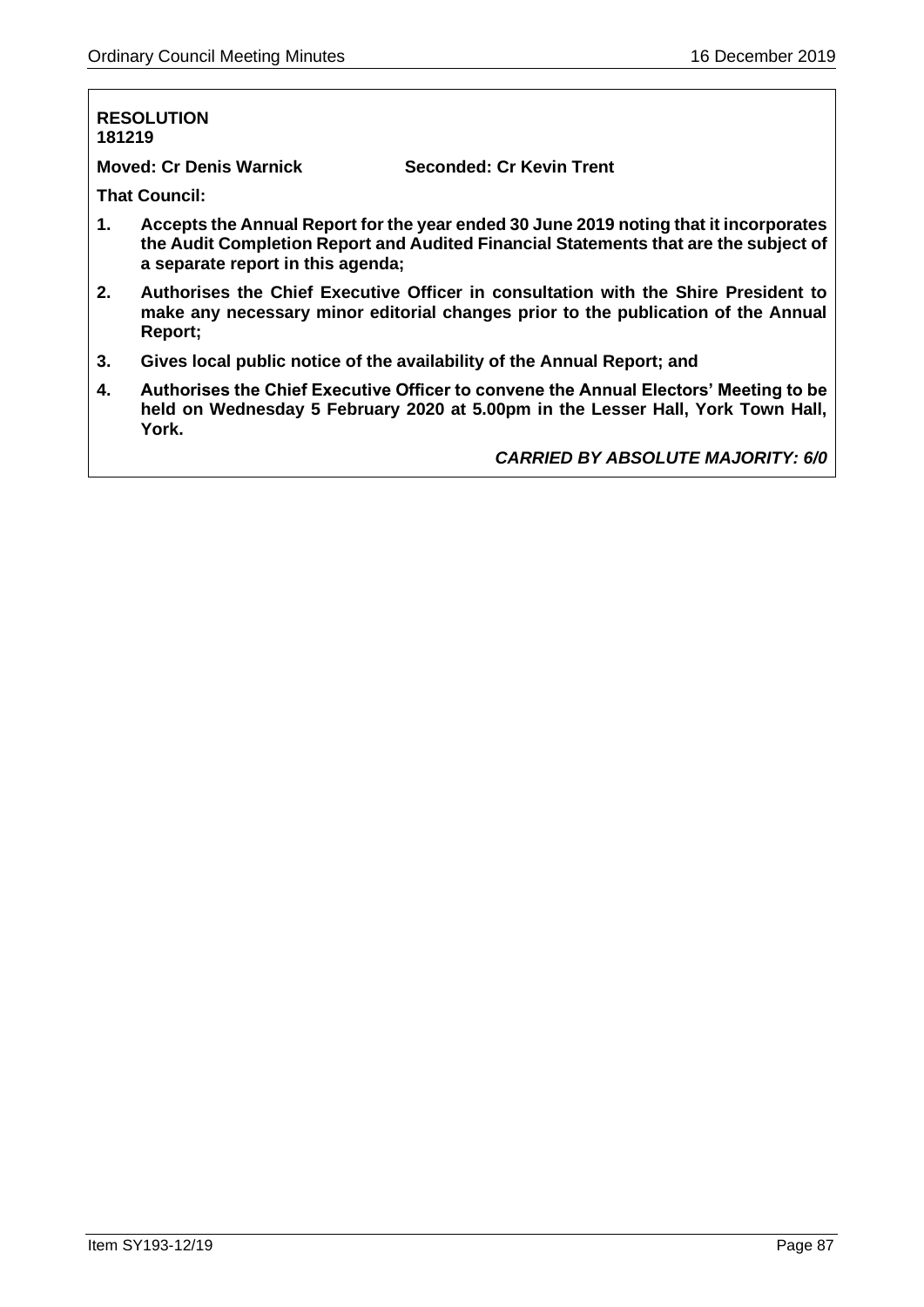**RESOLUTION**
**181219**

**Moved: Cr Denis Warnick** **Seconded: Cr Kevin Trent**

**That Council:**

1. **Accepts the Annual Report for the year ended 30 June 2019 noting that it incorporates the Audit Completion Report and Audited Financial Statements that are the subject of a separate report in this agenda;**
2. **Authorises the Chief Executive Officer in consultation with the Shire President to make any necessary minor editorial changes prior to the publication of the Annual Report;**
3. **Gives local public notice of the availability of the Annual Report; and**
4. **Authorises the Chief Executive Officer to convene the Annual Electors' Meeting to be held on Wednesday 5 February 2020 at 5.00pm in the Lesser Hall, York Town Hall, York.**

***CARRIED BY ABSOLUTE MAJORITY: 6/0***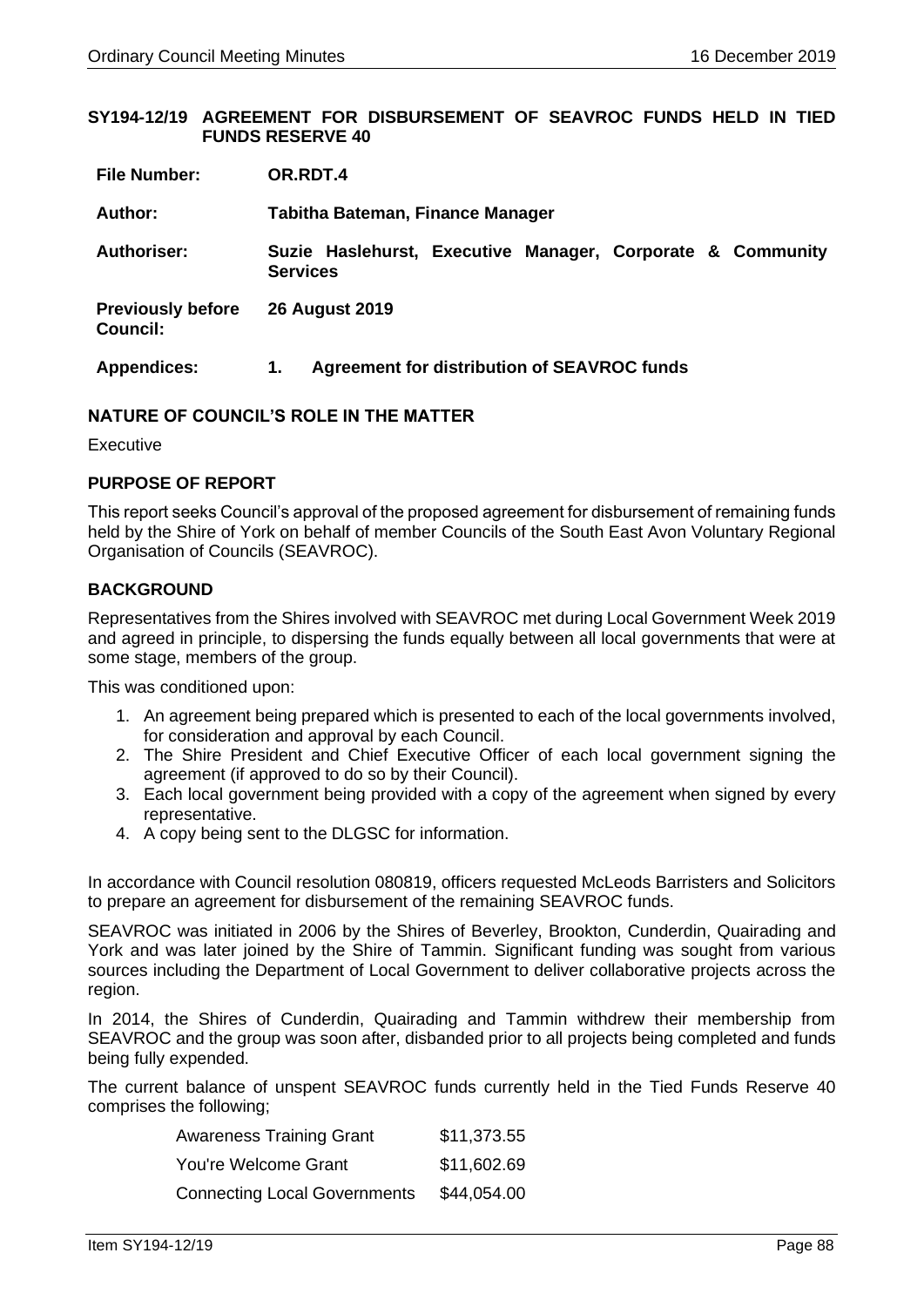## SY194-12/19 AGREEMENT FOR DISBURSEMENT OF SEAVROC FUNDS HELD IN TIED FUNDS RESERVE 40

| | |
|---|---|
| **File Number:** | **OR.RDT.4** |
| **Author:** | **Tabitha Bateman, Finance Manager** |
| **Authoriser:** | **Suzie Haslehurst, Executive Manager, Corporate & Community Services** |
| **Previously before Council:** | **26 August 2019** |
| **Appendices:** | **1. Agreement for distribution of SEAVROC funds** |

### NATURE OF COUNCIL'S ROLE IN THE MATTER

Executive

### PURPOSE OF REPORT

This report seeks Council's approval of the proposed agreement for disbursement of remaining funds held by the Shire of York on behalf of member Councils of the South East Avon Voluntary Regional Organisation of Councils (SEAVROC).

### BACKGROUND

Representatives from the Shires involved with SEAVROC met during Local Government Week 2019 and agreed in principle, to dispersing the funds equally between all local governments that were at some stage, members of the group.

This was conditioned upon:

1. An agreement being prepared which is presented to each of the local governments involved, for consideration and approval by each Council.
2. The Shire President and Chief Executive Officer of each local government signing the agreement (if approved to do so by their Council).
3. Each local government being provided with a copy of the agreement when signed by every representative.
4. A copy being sent to the DLGSC for information.

In accordance with Council resolution 080819, officers requested McLeods Barristers and Solicitors to prepare an agreement for disbursement of the remaining SEAVROC funds.

SEAVROC was initiated in 2006 by the Shires of Beverley, Brookton, Cunderdin, Quairading and York and was later joined by the Shire of Tammin. Significant funding was sought from various sources including the Department of Local Government to deliver collaborative projects across the region.

In 2014, the Shires of Cunderdin, Quairading and Tammin withdrew their membership from SEAVROC and the group was soon after, disbanded prior to all projects being completed and funds being fully expended.

The current balance of unspent SEAVROC funds currently held in the Tied Funds Reserve 40 comprises the following;

| | |
|---|---|
| Awareness Training Grant | \$11,373.55 |
| You're Welcome Grant | \$11,602.69 |
| Connecting Local Governments | \$44,054.00 |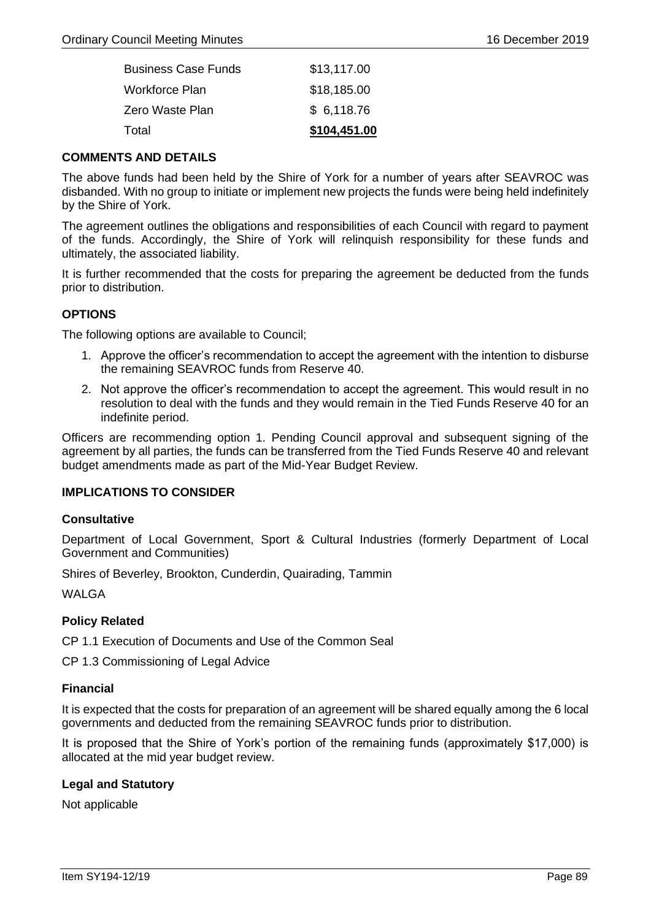| | |
|---|---|
| Business Case Funds | $13,117.00 |
| Workforce Plan | $18,185.00 |
| Zero Waste Plan | $ 6,118.76 |
| Total | **$104,451.00** |

**COMMENTS AND DETAILS**

The above funds had been held by the Shire of York for a number of years after SEAVROC was disbanded. With no group to initiate or implement new projects the funds were being held indefinitely by the Shire of York.

The agreement outlines the obligations and responsibilities of each Council with regard to payment of the funds. Accordingly, the Shire of York will relinquish responsibility for these funds and ultimately, the associated liability.

It is further recommended that the costs for preparing the agreement be deducted from the funds prior to distribution.

**OPTIONS**

The following options are available to Council;

1. Approve the officer's recommendation to accept the agreement with the intention to disburse the remaining SEAVROC funds from Reserve 40.
2. Not approve the officer's recommendation to accept the agreement. This would result in no resolution to deal with the funds and they would remain in the Tied Funds Reserve 40 for an indefinite period.

Officers are recommending option 1. Pending Council approval and subsequent signing of the agreement by all parties, the funds can be transferred from the Tied Funds Reserve 40 and relevant budget amendments made as part of the Mid-Year Budget Review.

**IMPLICATIONS TO CONSIDER**

**Consultative**

Department of Local Government, Sport & Cultural Industries (formerly Department of Local Government and Communities)

Shires of Beverley, Brookton, Cunderdin, Quairading, Tammin

WALGA

**Policy Related**

CP 1.1 Execution of Documents and Use of the Common Seal

CP 1.3 Commissioning of Legal Advice

**Financial**

It is expected that the costs for preparation of an agreement will be shared equally among the 6 local governments and deducted from the remaining SEAVROC funds prior to distribution.

It is proposed that the Shire of York's portion of the remaining funds (approximately $17,000) is allocated at the mid year budget review.

**Legal and Statutory**

Not applicable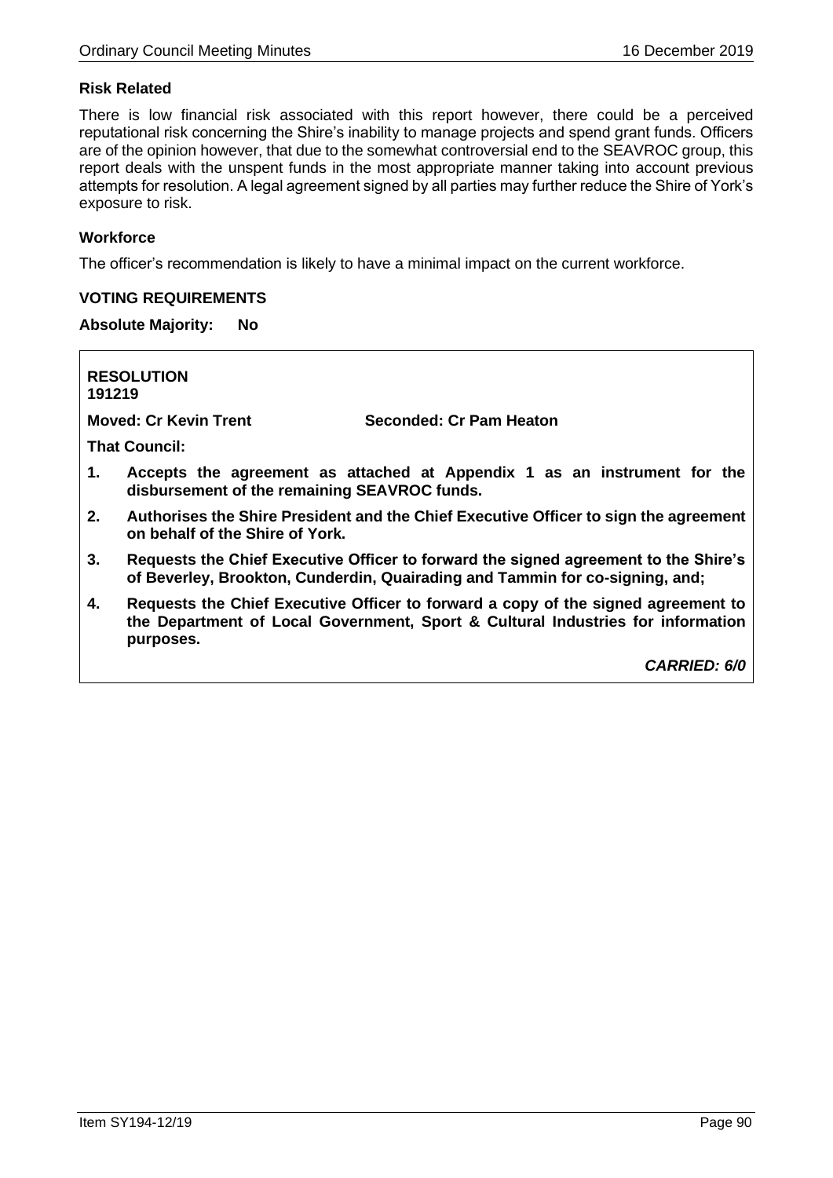### Risk Related

There is low financial risk associated with this report however, there could be a perceived reputational risk concerning the Shire's inability to manage projects and spend grant funds. Officers are of the opinion however, that due to the somewhat controversial end to the SEAVROC group, this report deals with the unspent funds in the most appropriate manner taking into account previous attempts for resolution. A legal agreement signed by all parties may further reduce the Shire of York's exposure to risk.

### Workforce

The officer's recommendation is likely to have a minimal impact on the current workforce.

### VOTING REQUIREMENTS

**Absolute Majority: No**

**RESOLUTION**
**191219**

**Moved: Cr Kevin Trent** **Seconded: Cr Pam Heaton**

**That Council:**

1. **Accepts the agreement as attached at Appendix 1 as an instrument for the disbursement of the remaining SEAVROC funds.**
2. **Authorises the Shire President and the Chief Executive Officer to sign the agreement on behalf of the Shire of York.**
3. **Requests the Chief Executive Officer to forward the signed agreement to the Shire's of Beverley, Brookton, Cunderdin, Quairading and Tammin for co-signing, and;**
4. **Requests the Chief Executive Officer to forward a copy of the signed agreement to the Department of Local Government, Sport & Cultural Industries for information purposes.**

***CARRIED: 6/0***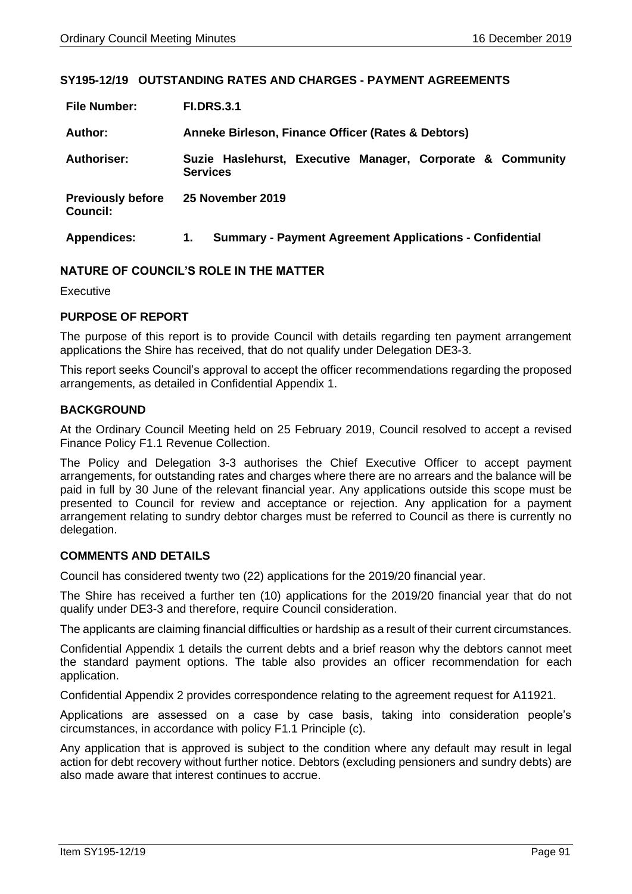## SY195-12/19 OUTSTANDING RATES AND CHARGES - PAYMENT AGREEMENTS

| | |
|---|---|
| **File Number:** | **FI.DRS.3.1** |
| **Author:** | **Anneke Birleson, Finance Officer (Rates & Debtors)** |
| **Authoriser:** | **Suzie Haslehurst, Executive Manager, Corporate & Community Services** |
| **Previously before Council:** | **25 November 2019** |
| **Appendices:** | **1. Summary - Payment Agreement Applications - Confidential** |

### NATURE OF COUNCIL'S ROLE IN THE MATTER

Executive

### PURPOSE OF REPORT

The purpose of this report is to provide Council with details regarding ten payment arrangement applications the Shire has received, that do not qualify under Delegation DE3-3.

This report seeks Council's approval to accept the officer recommendations regarding the proposed arrangements, as detailed in Confidential Appendix 1.

### BACKGROUND

At the Ordinary Council Meeting held on 25 February 2019, Council resolved to accept a revised Finance Policy F1.1 Revenue Collection.

The Policy and Delegation 3-3 authorises the Chief Executive Officer to accept payment arrangements, for outstanding rates and charges where there are no arrears and the balance will be paid in full by 30 June of the relevant financial year. Any applications outside this scope must be presented to Council for review and acceptance or rejection. Any application for a payment arrangement relating to sundry debtor charges must be referred to Council as there is currently no delegation.

### COMMENTS AND DETAILS

Council has considered twenty two (22) applications for the 2019/20 financial year.

The Shire has received a further ten (10) applications for the 2019/20 financial year that do not qualify under DE3-3 and therefore, require Council consideration.

The applicants are claiming financial difficulties or hardship as a result of their current circumstances.

Confidential Appendix 1 details the current debts and a brief reason why the debtors cannot meet the standard payment options. The table also provides an officer recommendation for each application.

Confidential Appendix 2 provides correspondence relating to the agreement request for A11921.

Applications are assessed on a case by case basis, taking into consideration people's circumstances, in accordance with policy F1.1 Principle (c).

Any application that is approved is subject to the condition where any default may result in legal action for debt recovery without further notice. Debtors (excluding pensioners and sundry debts) are also made aware that interest continues to accrue.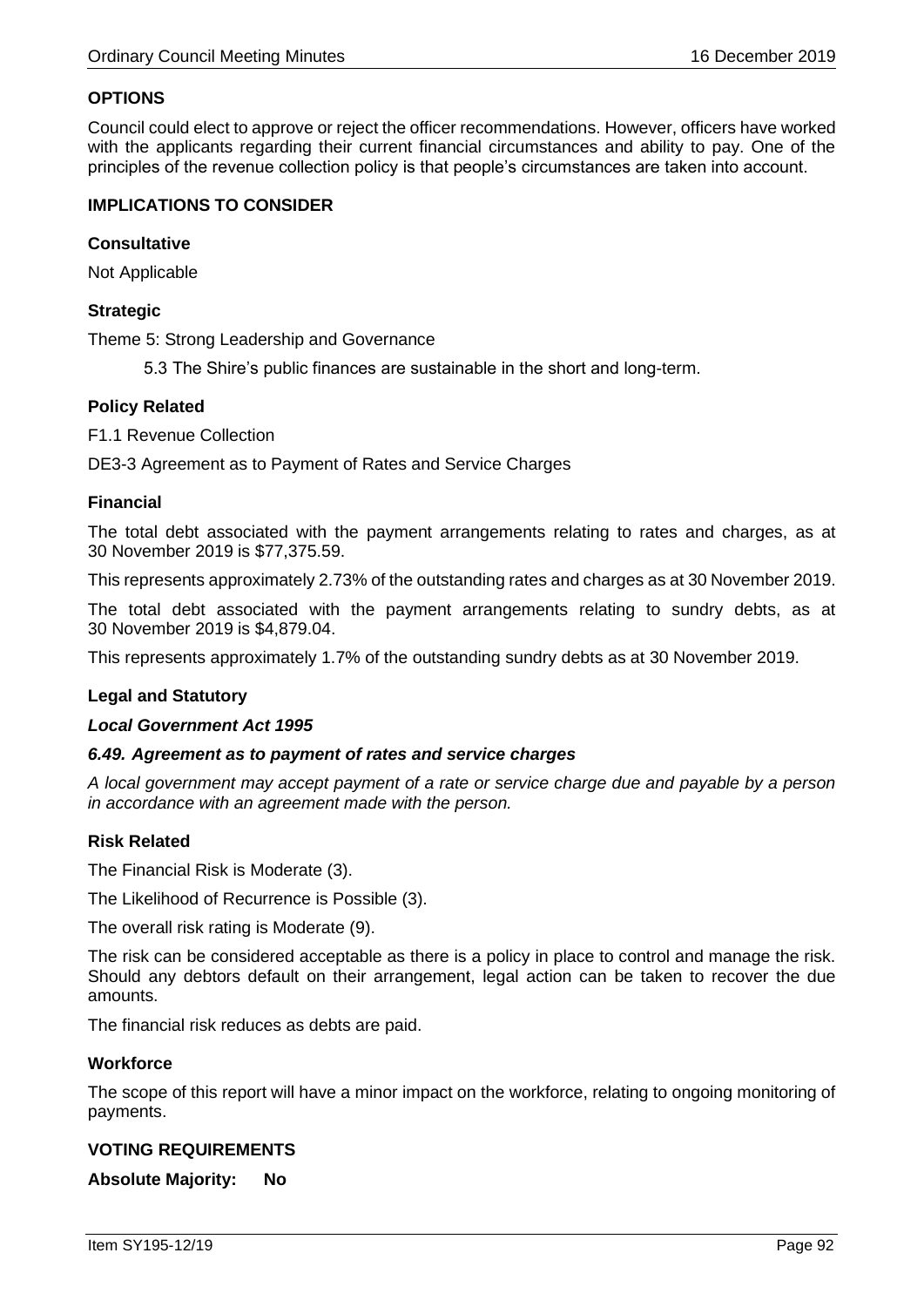### OPTIONS

Council could elect to approve or reject the officer recommendations. However, officers have worked with the applicants regarding their current financial circumstances and ability to pay. One of the principles of the revenue collection policy is that people's circumstances are taken into account.

### IMPLICATIONS TO CONSIDER

#### Consultative

Not Applicable

#### Strategic

Theme 5: Strong Leadership and Governance

5.3 The Shire's public finances are sustainable in the short and long-term.

#### Policy Related

F1.1 Revenue Collection

DE3-3 Agreement as to Payment of Rates and Service Charges

#### Financial

The total debt associated with the payment arrangements relating to rates and charges, as at 30 November 2019 is $77,375.59.

This represents approximately 2.73% of the outstanding rates and charges as at 30 November 2019.

The total debt associated with the payment arrangements relating to sundry debts, as at 30 November 2019 is $4,879.04.

This represents approximately 1.7% of the outstanding sundry debts as at 30 November 2019.

#### Legal and Statutory

***Local Government Act 1995***

***6.49. Agreement as to payment of rates and service charges***

*A local government may accept payment of a rate or service charge due and payable by a person in accordance with an agreement made with the person.*

#### Risk Related

The Financial Risk is Moderate (3).

The Likelihood of Recurrence is Possible (3).

The overall risk rating is Moderate (9).

The risk can be considered acceptable as there is a policy in place to control and manage the risk. Should any debtors default on their arrangement, legal action can be taken to recover the due amounts.

The financial risk reduces as debts are paid.

#### Workforce

The scope of this report will have a minor impact on the workforce, relating to ongoing monitoring of payments.

### VOTING REQUIREMENTS

**Absolute Majority: No**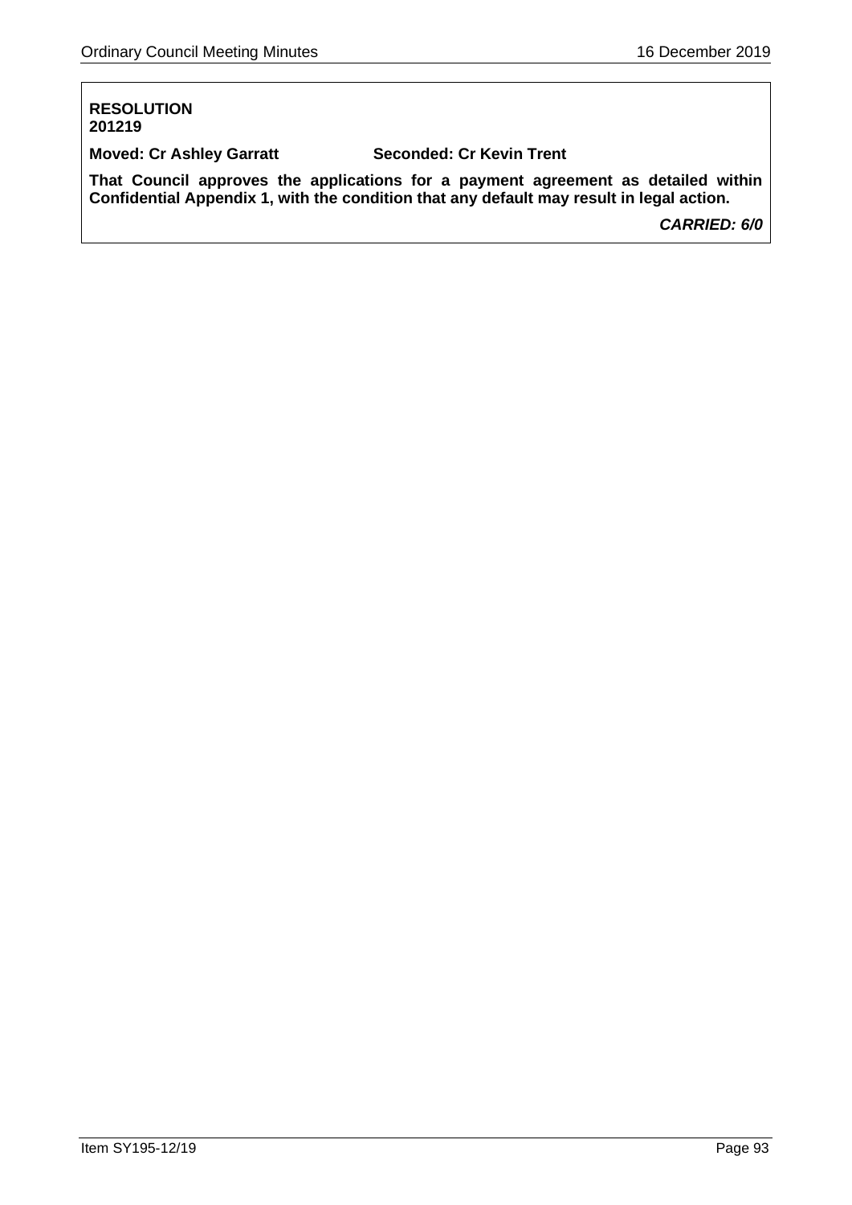**RESOLUTION**
**201219**

**Moved: Cr Ashley Garratt** **Seconded: Cr Kevin Trent**

**That Council approves the applications for a payment agreement as detailed within Confidential Appendix 1, with the condition that any default may result in legal action.**

***CARRIED: 6/0***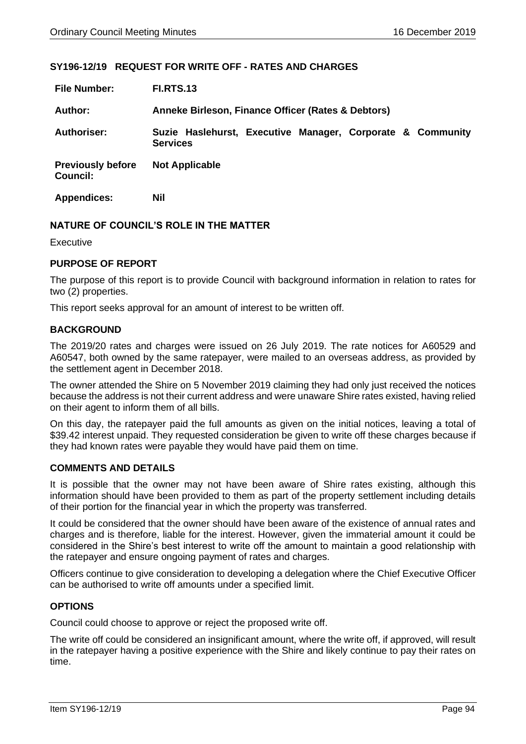## SY196-12/19 REQUEST FOR WRITE OFF - RATES AND CHARGES

| | |
|---|---|
| **File Number:** | **FI.RTS.13** |
| **Author:** | **Anneke Birleson, Finance Officer (Rates & Debtors)** |
| **Authoriser:** | **Suzie Haslehurst, Executive Manager, Corporate & Community Services** |
| **Previously before Council:** | **Not Applicable** |
| **Appendices:** | **Nil** |

### NATURE OF COUNCIL'S ROLE IN THE MATTER

Executive

### PURPOSE OF REPORT

The purpose of this report is to provide Council with background information in relation to rates for two (2) properties.

This report seeks approval for an amount of interest to be written off.

### BACKGROUND

The 2019/20 rates and charges were issued on 26 July 2019. The rate notices for A60529 and A60547, both owned by the same ratepayer, were mailed to an overseas address, as provided by the settlement agent in December 2018.

The owner attended the Shire on 5 November 2019 claiming they had only just received the notices because the address is not their current address and were unaware Shire rates existed, having relied on their agent to inform them of all bills.

On this day, the ratepayer paid the full amounts as given on the initial notices, leaving a total of $39.42 interest unpaid. They requested consideration be given to write off these charges because if they had known rates were payable they would have paid them on time.

### COMMENTS AND DETAILS

It is possible that the owner may not have been aware of Shire rates existing, although this information should have been provided to them as part of the property settlement including details of their portion for the financial year in which the property was transferred.

It could be considered that the owner should have been aware of the existence of annual rates and charges and is therefore, liable for the interest. However, given the immaterial amount it could be considered in the Shire's best interest to write off the amount to maintain a good relationship with the ratepayer and ensure ongoing payment of rates and charges.

Officers continue to give consideration to developing a delegation where the Chief Executive Officer can be authorised to write off amounts under a specified limit.

### OPTIONS

Council could choose to approve or reject the proposed write off.

The write off could be considered an insignificant amount, where the write off, if approved, will result in the ratepayer having a positive experience with the Shire and likely continue to pay their rates on time.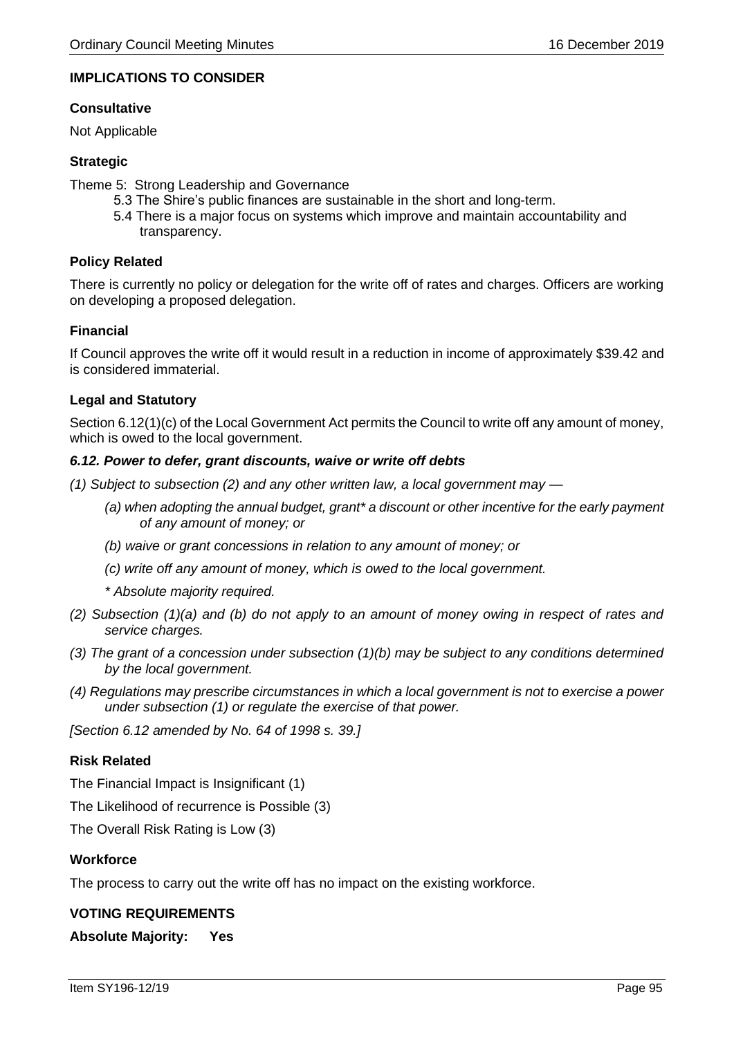**IMPLICATIONS TO CONSIDER**

**Consultative**

Not Applicable

**Strategic**

Theme 5: Strong Leadership and Governance

- 5.3 The Shire's public finances are sustainable in the short and long-term.
- 5.4 There is a major focus on systems which improve and maintain accountability and transparency.

**Policy Related**

There is currently no policy or delegation for the write off of rates and charges. Officers are working on developing a proposed delegation.

**Financial**

If Council approves the write off it would result in a reduction in income of approximately $39.42 and is considered immaterial.

**Legal and Statutory**

Section 6.12(1)(c) of the Local Government Act permits the Council to write off any amount of money, which is owed to the local government.

***6.12. Power to defer, grant discounts, waive or write off debts***

*(1) Subject to subsection (2) and any other written law, a local government may —*

*(a) when adopting the annual budget, grant* a discount or other incentive for the early payment of any amount of money; or*

*(b) waive or grant concessions in relation to any amount of money; or*

*(c) write off any amount of money, which is owed to the local government.*

** Absolute majority required.*

*(2) Subsection (1)(a) and (b) do not apply to an amount of money owing in respect of rates and service charges.*

*(3) The grant of a concession under subsection (1)(b) may be subject to any conditions determined by the local government.*

*(4) Regulations may prescribe circumstances in which a local government is not to exercise a power under subsection (1) or regulate the exercise of that power.*

*[Section 6.12 amended by No. 64 of 1998 s. 39.]*

**Risk Related**

The Financial Impact is Insignificant (1)

The Likelihood of recurrence is Possible (3)

The Overall Risk Rating is Low (3)

**Workforce**

The process to carry out the write off has no impact on the existing workforce.

**VOTING REQUIREMENTS**

**Absolute Majority: Yes**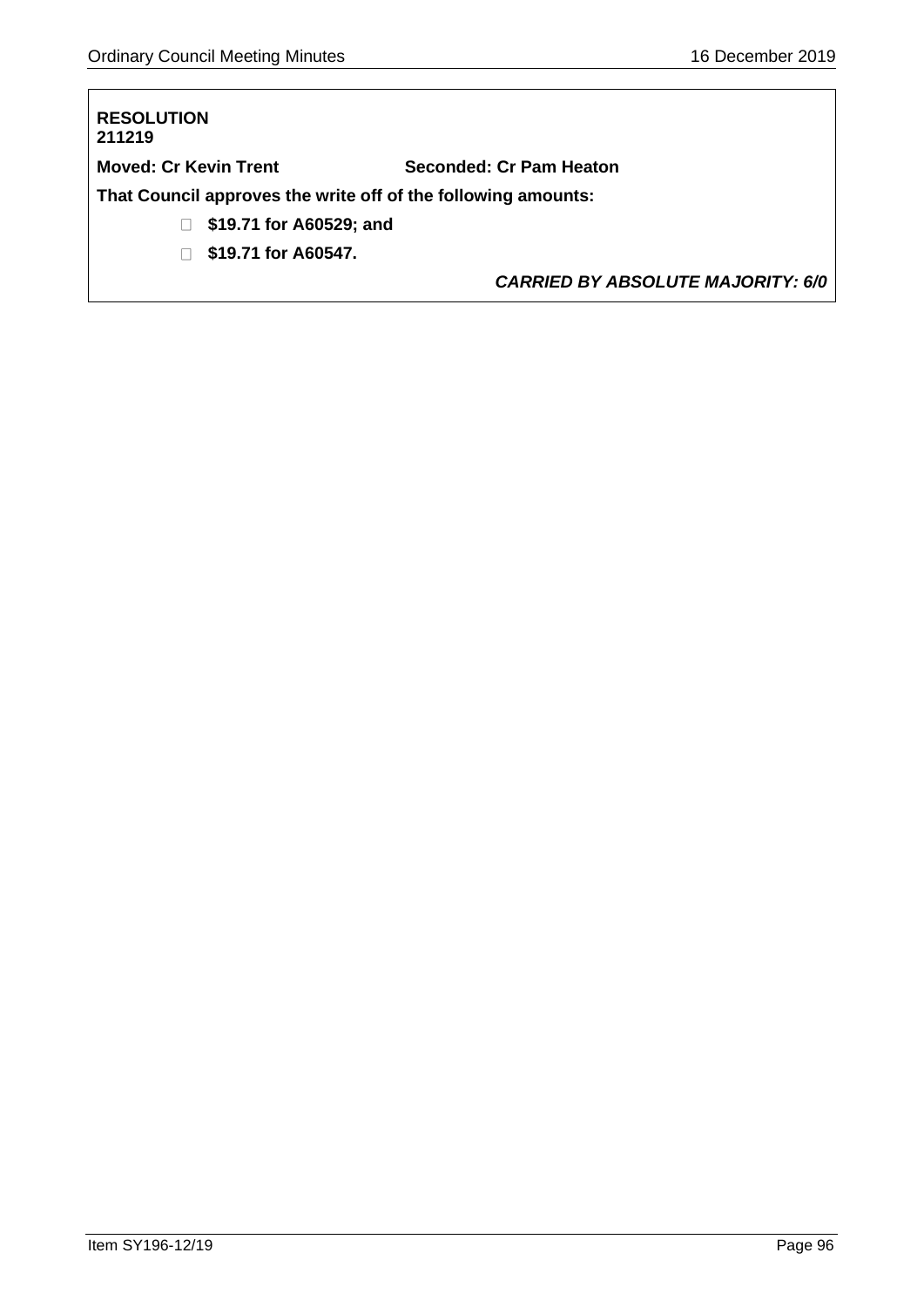**RESOLUTION 211219**

**Moved: Cr Kevin Trent** **Seconded: Cr Pam Heaton**

**That Council approves the write off of the following amounts:**

- **$19.71 for A60529; and**
- **$19.71 for A60547.**

***CARRIED BY ABSOLUTE MAJORITY: 6/0***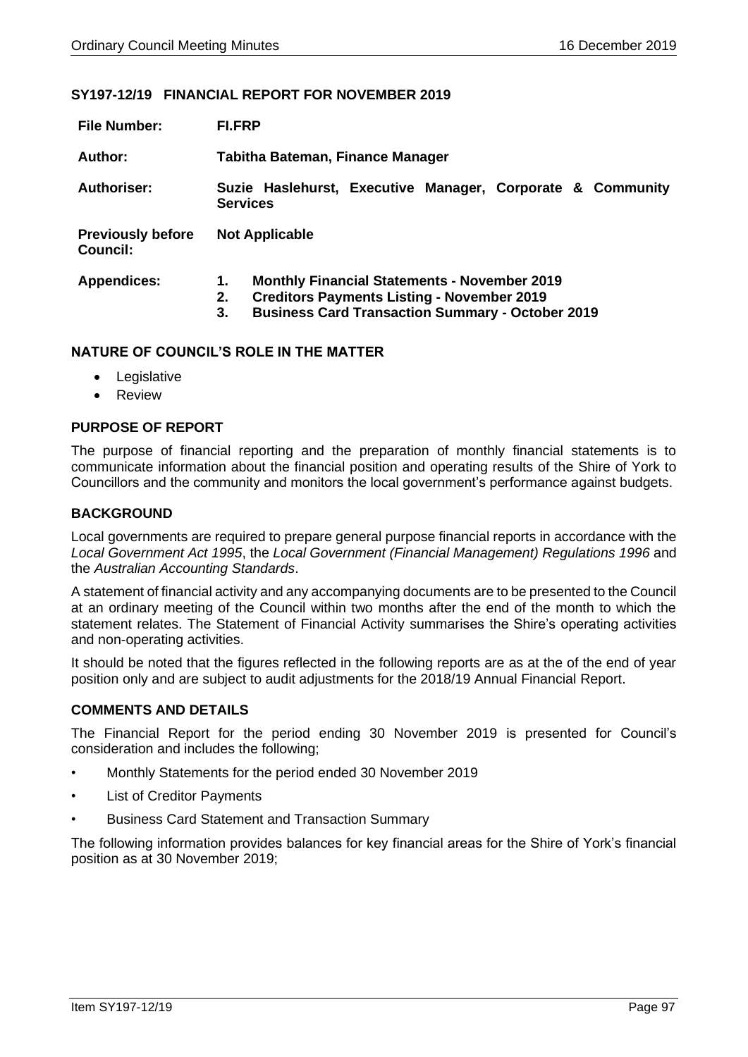## SY197-12/19 FINANCIAL REPORT FOR NOVEMBER 2019

| | |
|---|---|
| **File Number:** | **FI.FRP** |
| **Author:** | **Tabitha Bateman, Finance Manager** |
| **Authoriser:** | **Suzie Haslehurst, Executive Manager, Corporate & Community Services** |
| **Previously before Council:** | **Not Applicable** |
| **Appendices:** | **1. Monthly Financial Statements - November 2019**<br>**2. Creditors Payments Listing - November 2019**<br>**3. Business Card Transaction Summary - October 2019** |

### NATURE OF COUNCIL'S ROLE IN THE MATTER

- Legislative
- Review

### PURPOSE OF REPORT

The purpose of financial reporting and the preparation of monthly financial statements is to communicate information about the financial position and operating results of the Shire of York to Councillors and the community and monitors the local government's performance against budgets.

### BACKGROUND

Local governments are required to prepare general purpose financial reports in accordance with the *Local Government Act 1995*, the *Local Government (Financial Management) Regulations 1996* and the *Australian Accounting Standards*.

A statement of financial activity and any accompanying documents are to be presented to the Council at an ordinary meeting of the Council within two months after the end of the month to which the statement relates. The Statement of Financial Activity summarises the Shire's operating activities and non-operating activities.

It should be noted that the figures reflected in the following reports are as at the of the end of year position only and are subject to audit adjustments for the 2018/19 Annual Financial Report.

### COMMENTS AND DETAILS

The Financial Report for the period ending 30 November 2019 is presented for Council's consideration and includes the following;

- Monthly Statements for the period ended 30 November 2019
- List of Creditor Payments
- Business Card Statement and Transaction Summary

The following information provides balances for key financial areas for the Shire of York's financial position as at 30 November 2019;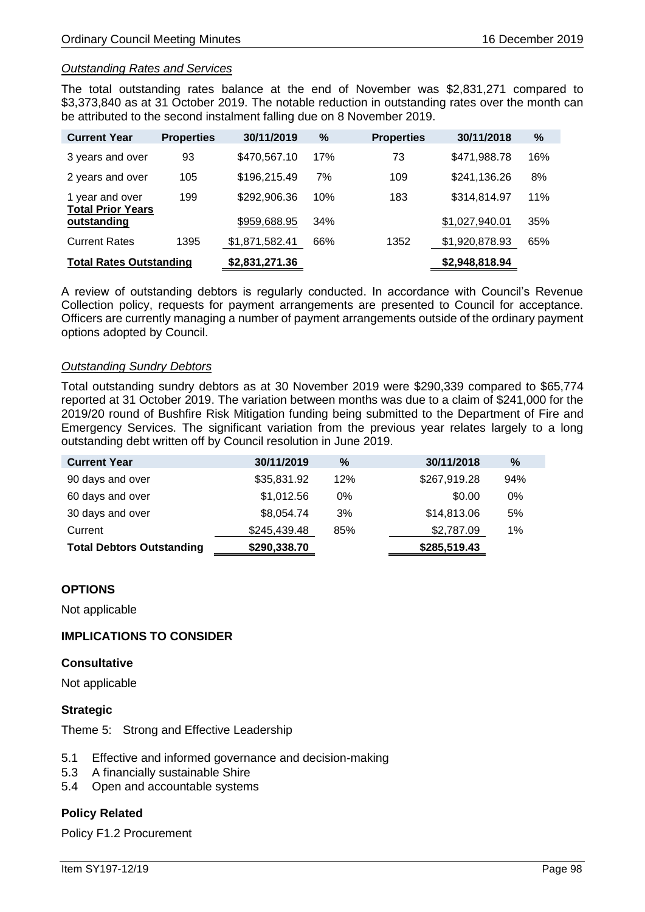*Outstanding Rates and Services*

The total outstanding rates balance at the end of November was $2,831,271 compared to $3,373,840 as at 31 October 2019. The notable reduction in outstanding rates over the month can be attributed to the second instalment falling due on 8 November 2019.

| Current Year | Properties | 30/11/2019 | % | Properties | 30/11/2018 | % |
|---|---|---|---|---|---|---|
| 3 years and over | 93 | $470,567.10 | 17% | 73 | $471,988.78 | 16% |
| 2 years and over | 105 | $196,215.49 | 7% | 109 | $241,136.26 | 8% |
| 1 year and over | 199 | $292,906.36 | 10% | 183 | $314,814.97 | 11% |
| **Total Prior Years outstanding** | | $959,688.95 | 34% | | $1,027,940.01 | 35% |
| Current Rates | 1395 | $1,871,582.41 | 66% | 1352 | $1,920,878.93 | 65% |
| **Total Rates Outstanding** | | **$2,831,271.36** | | | **$2,948,818.94** | |

A review of outstanding debtors is regularly conducted. In accordance with Council's Revenue Collection policy, requests for payment arrangements are presented to Council for acceptance. Officers are currently managing a number of payment arrangements outside of the ordinary payment options adopted by Council.

*Outstanding Sundry Debtors*

Total outstanding sundry debtors as at 30 November 2019 were $290,339 compared to $65,774 reported at 31 October 2019. The variation between months was due to a claim of $241,000 for the 2019/20 round of Bushfire Risk Mitigation funding being submitted to the Department of Fire and Emergency Services. The significant variation from the previous year relates largely to a long outstanding debt written off by Council resolution in June 2019.

| Current Year | 30/11/2019 | % | 30/11/2018 | % |
|---|---|---|---|---|
| 90 days and over | $35,831.92 | 12% | $267,919.28 | 94% |
| 60 days and over | $1,012.56 | 0% | $0.00 | 0% |
| 30 days and over | $8,054.74 | 3% | $14,813.06 | 5% |
| Current | $245,439.48 | 85% | $2,787.09 | 1% |
| **Total Debtors Outstanding** | **$290,338.70** | | **$285,519.43** | |

## OPTIONS

Not applicable

## IMPLICATIONS TO CONSIDER

### Consultative

Not applicable

### Strategic

Theme 5: Strong and Effective Leadership

- 5.1 Effective and informed governance and decision-making
- 5.3 A financially sustainable Shire
- 5.4 Open and accountable systems

### Policy Related

Policy F1.2 Procurement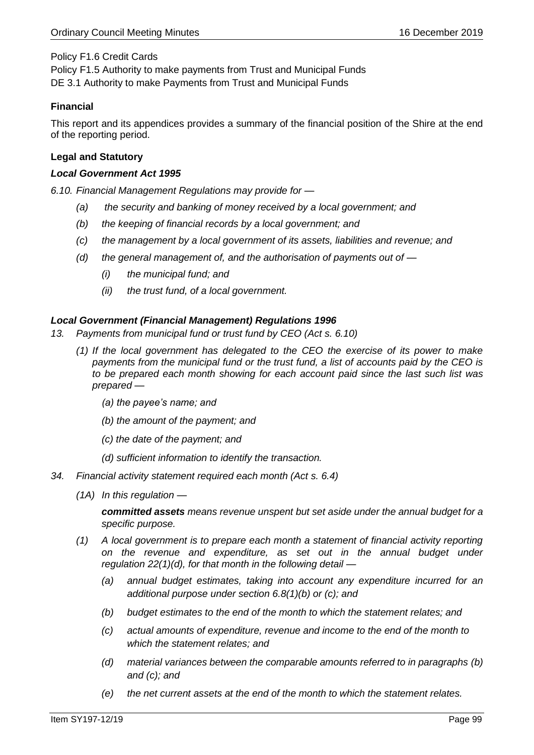Policy F1.6 Credit Cards

Policy F1.5 Authority to make payments from Trust and Municipal Funds

DE 3.1 Authority to make Payments from Trust and Municipal Funds

### Financial

This report and its appendices provides a summary of the financial position of the Shire at the end of the reporting period.

### Legal and Statutory

#### *Local Government Act 1995*

*6.10. Financial Management Regulations may provide for —*

- *(a) the security and banking of money received by a local government; and*
- *(b) the keeping of financial records by a local government; and*
- *(c) the management by a local government of its assets, liabilities and revenue; and*
- *(d) the general management of, and the authorisation of payments out of —*
  - *(i) the municipal fund; and*
  - *(ii) the trust fund, of a local government.*

#### *Local Government (Financial Management) Regulations 1996*

*13. Payments from municipal fund or trust fund by CEO (Act s. 6.10)*

*(1) If the local government has delegated to the CEO the exercise of its power to make payments from the municipal fund or the trust fund, a list of accounts paid by the CEO is to be prepared each month showing for each account paid since the last such list was prepared —*

- *(a) the payee's name; and*
- *(b) the amount of the payment; and*
- *(c) the date of the payment; and*
- *(d) sufficient information to identify the transaction.*

*34. Financial activity statement required each month (Act s. 6.4)*

*(1A) In this regulation —*

***committed assets*** *means revenue unspent but set aside under the annual budget for a specific purpose.*

*(1) A local government is to prepare each month a statement of financial activity reporting on the revenue and expenditure, as set out in the annual budget under regulation 22(1)(d), for that month in the following detail —*

- *(a) annual budget estimates, taking into account any expenditure incurred for an additional purpose under section 6.8(1)(b) or (c); and*
- *(b) budget estimates to the end of the month to which the statement relates; and*
- *(c) actual amounts of expenditure, revenue and income to the end of the month to which the statement relates; and*
- *(d) material variances between the comparable amounts referred to in paragraphs (b) and (c); and*
- *(e) the net current assets at the end of the month to which the statement relates.*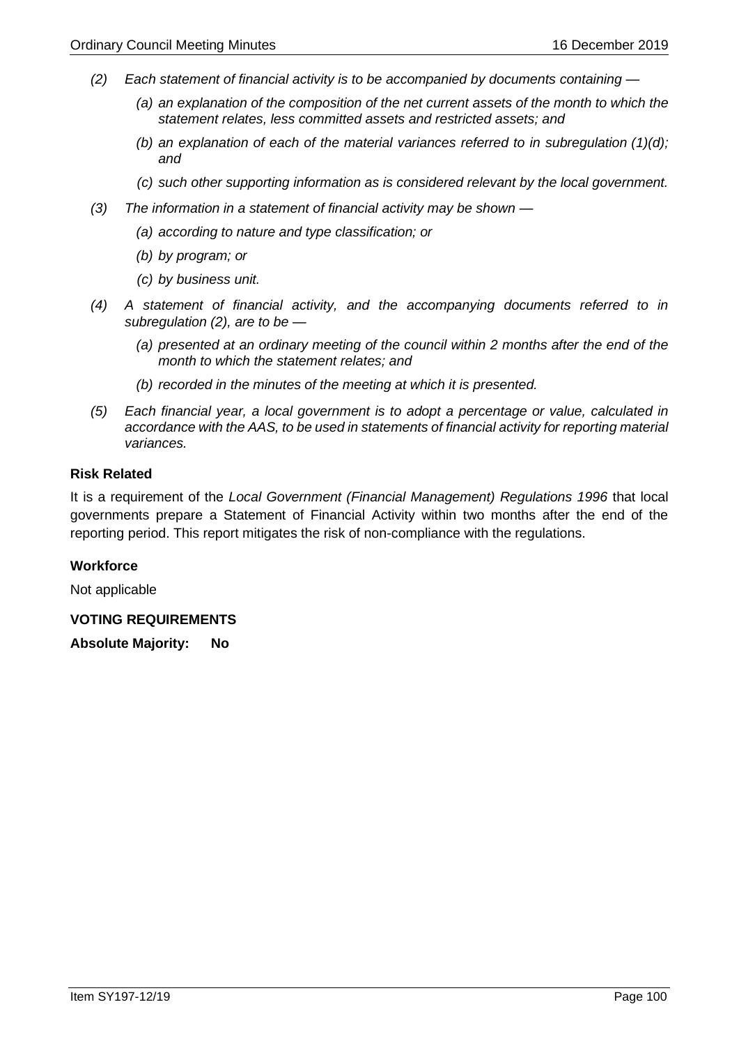*(2) Each statement of financial activity is to be accompanied by documents containing —*

> *(a) an explanation of the composition of the net current assets of the month to which the statement relates, less committed assets and restricted assets; and*
>
> *(b) an explanation of each of the material variances referred to in subregulation (1)(d); and*
>
> *(c) such other supporting information as is considered relevant by the local government.*

*(3) The information in a statement of financial activity may be shown —*

> *(a) according to nature and type classification; or*
>
> *(b) by program; or*
>
> *(c) by business unit.*

*(4) A statement of financial activity, and the accompanying documents referred to in subregulation (2), are to be —*

> *(a) presented at an ordinary meeting of the council within 2 months after the end of the month to which the statement relates; and*
>
> *(b) recorded in the minutes of the meeting at which it is presented.*

*(5) Each financial year, a local government is to adopt a percentage or value, calculated in accordance with the AAS, to be used in statements of financial activity for reporting material variances.*

**Risk Related**

It is a requirement of the *Local Government (Financial Management) Regulations 1996* that local governments prepare a Statement of Financial Activity within two months after the end of the reporting period. This report mitigates the risk of non-compliance with the regulations.

**Workforce**

Not applicable

**VOTING REQUIREMENTS**

**Absolute Majority: No**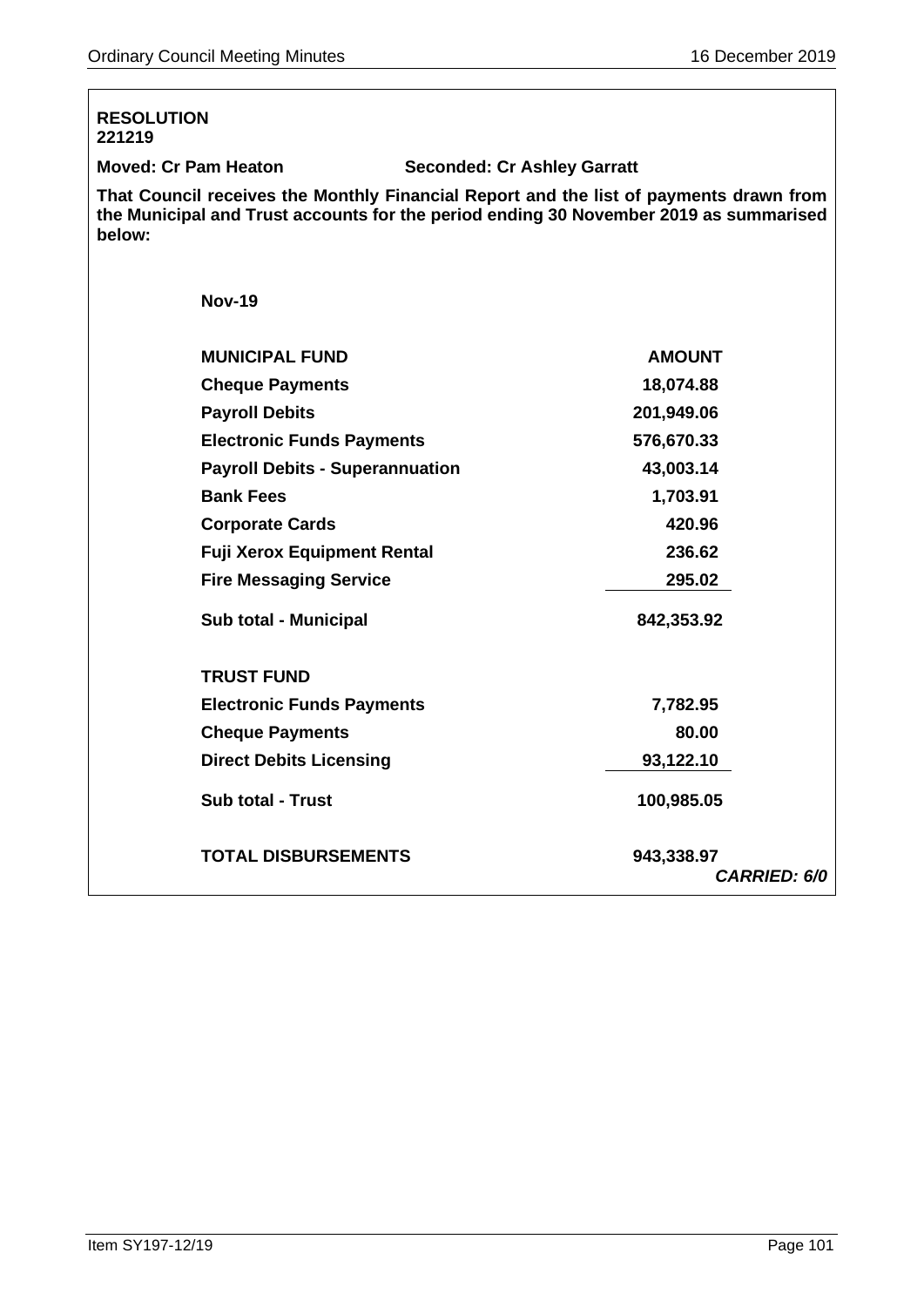**RESOLUTION**
**221219**

**Moved: Cr Pam Heaton** **Seconded: Cr Ashley Garratt**

**That Council receives the Monthly Financial Report and the list of payments drawn from the Municipal and Trust accounts for the period ending 30 November 2019 as summarised below:**

**Nov-19**

| **MUNICIPAL FUND** | **AMOUNT** |
| --- | --- |
| **Cheque Payments** | **18,074.88** |
| **Payroll Debits** | **201,949.06** |
| **Electronic Funds Payments** | **576,670.33** |
| **Payroll Debits - Superannuation** | **43,003.14** |
| **Bank Fees** | **1,703.91** |
| **Corporate Cards** | **420.96** |
| **Fuji Xerox Equipment Rental** | **236.62** |
| **Fire Messaging Service** | **295.02** |
| **Sub total - Municipal** | **842,353.92** |
| | |
| **TRUST FUND** | |
| **Electronic Funds Payments** | **7,782.95** |
| **Cheque Payments** | **80.00** |
| **Direct Debits Licensing** | **93,122.10** |
| **Sub total - Trust** | **100,985.05** |
| | |
| **TOTAL DISBURSEMENTS** | **943,338.97** |

***CARRIED: 6/0***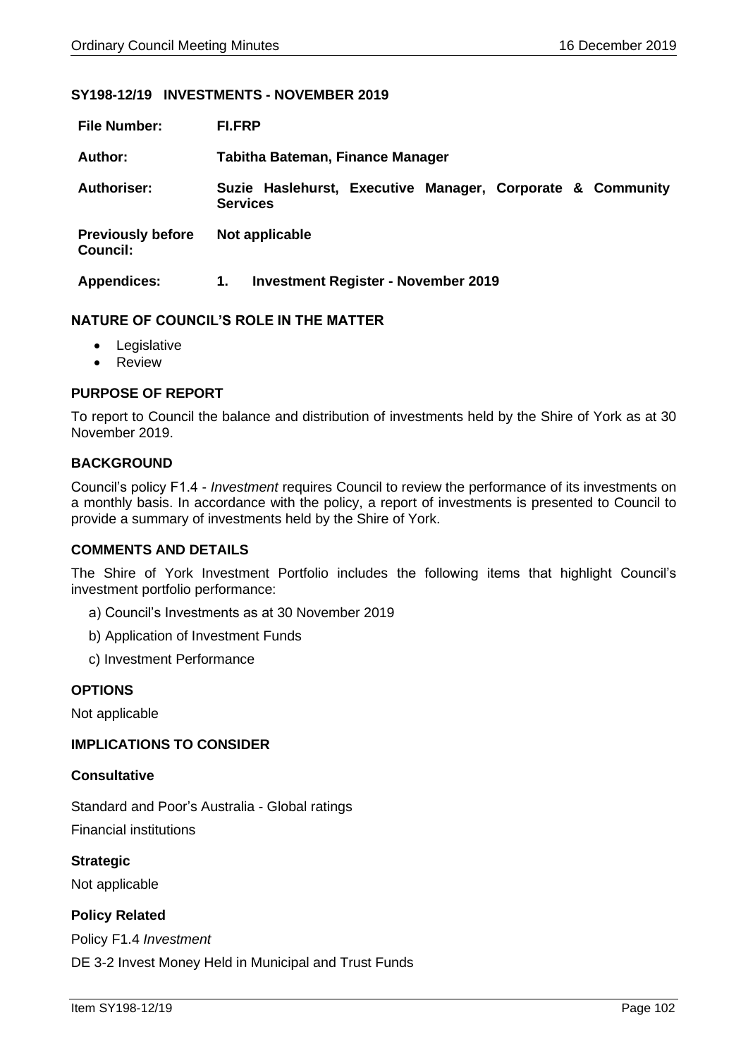### SY198-12/19 INVESTMENTS - NOVEMBER 2019

| | |
|---|---|
| **File Number:** | **FI.FRP** |
| **Author:** | **Tabitha Bateman, Finance Manager** |
| **Authoriser:** | **Suzie Haslehurst, Executive Manager, Corporate & Community Services** |
| **Previously before Council:** | **Not applicable** |
| **Appendices:** | **1. Investment Register - November 2019** |

### NATURE OF COUNCIL'S ROLE IN THE MATTER

- Legislative
- Review

### PURPOSE OF REPORT

To report to Council the balance and distribution of investments held by the Shire of York as at 30 November 2019.

### BACKGROUND

Council's policy F1.4 - *Investment* requires Council to review the performance of its investments on a monthly basis. In accordance with the policy, a report of investments is presented to Council to provide a summary of investments held by the Shire of York.

### COMMENTS AND DETAILS

The Shire of York Investment Portfolio includes the following items that highlight Council's investment portfolio performance:

a) Council's Investments as at 30 November 2019

b) Application of Investment Funds

c) Investment Performance

### OPTIONS

Not applicable

### IMPLICATIONS TO CONSIDER

#### Consultative

Standard and Poor's Australia - Global ratings

Financial institutions

#### Strategic

Not applicable

#### Policy Related

Policy F1.4 *Investment*

DE 3-2 Invest Money Held in Municipal and Trust Funds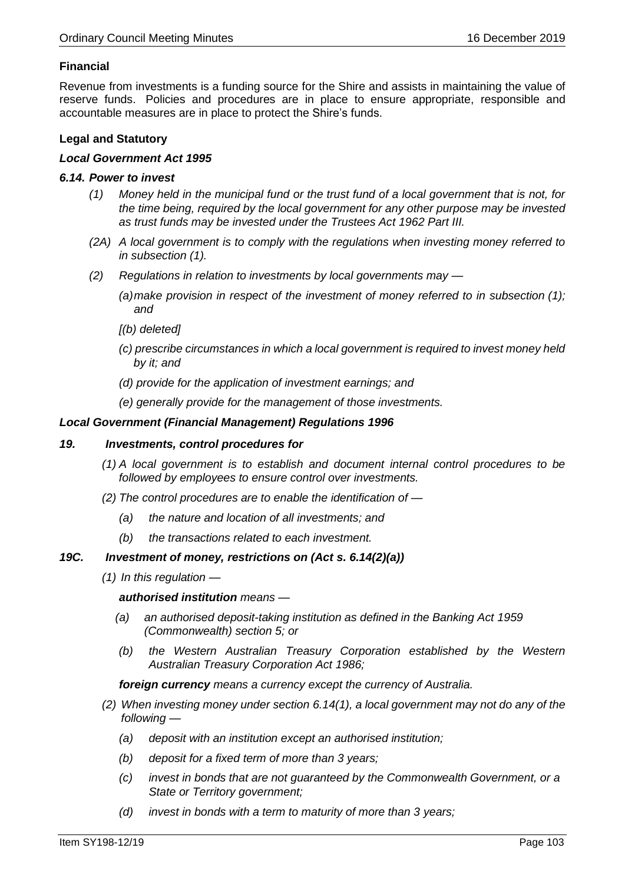**Financial**

Revenue from investments is a funding source for the Shire and assists in maintaining the value of reserve funds. Policies and procedures are in place to ensure appropriate, responsible and accountable measures are in place to protect the Shire's funds.

**Legal and Statutory**

***Local Government Act 1995***

***6.14. Power to invest***

*(1) Money held in the municipal fund or the trust fund of a local government that is not, for the time being, required by the local government for any other purpose may be invested as trust funds may be invested under the Trustees Act 1962 Part III.*

*(2A) A local government is to comply with the regulations when investing money referred to in subsection (1).*

*(2) Regulations in relation to investments by local governments may —*

*(a) make provision in respect of the investment of money referred to in subsection (1); and*

*[(b) deleted]*

*(c) prescribe circumstances in which a local government is required to invest money held by it; and*

*(d) provide for the application of investment earnings; and*

*(e) generally provide for the management of those investments.*

***Local Government (Financial Management) Regulations 1996***

***19. Investments, control procedures for***

*(1) A local government is to establish and document internal control procedures to be followed by employees to ensure control over investments.*

*(2) The control procedures are to enable the identification of —*

*(a) the nature and location of all investments; and*

*(b) the transactions related to each investment.*

***19C. Investment of money, restrictions on (Act s. 6.14(2)(a))***

*(1) In this regulation —*

***authorised institution** means —*

*(a) an authorised deposit-taking institution as defined in the Banking Act 1959 (Commonwealth) section 5; or*

*(b) the Western Australian Treasury Corporation established by the Western Australian Treasury Corporation Act 1986;*

***foreign currency** means a currency except the currency of Australia.*

*(2) When investing money under section 6.14(1), a local government may not do any of the following —*

*(a) deposit with an institution except an authorised institution;*

*(b) deposit for a fixed term of more than 3 years;*

*(c) invest in bonds that are not guaranteed by the Commonwealth Government, or a State or Territory government;*

*(d) invest in bonds with a term to maturity of more than 3 years;*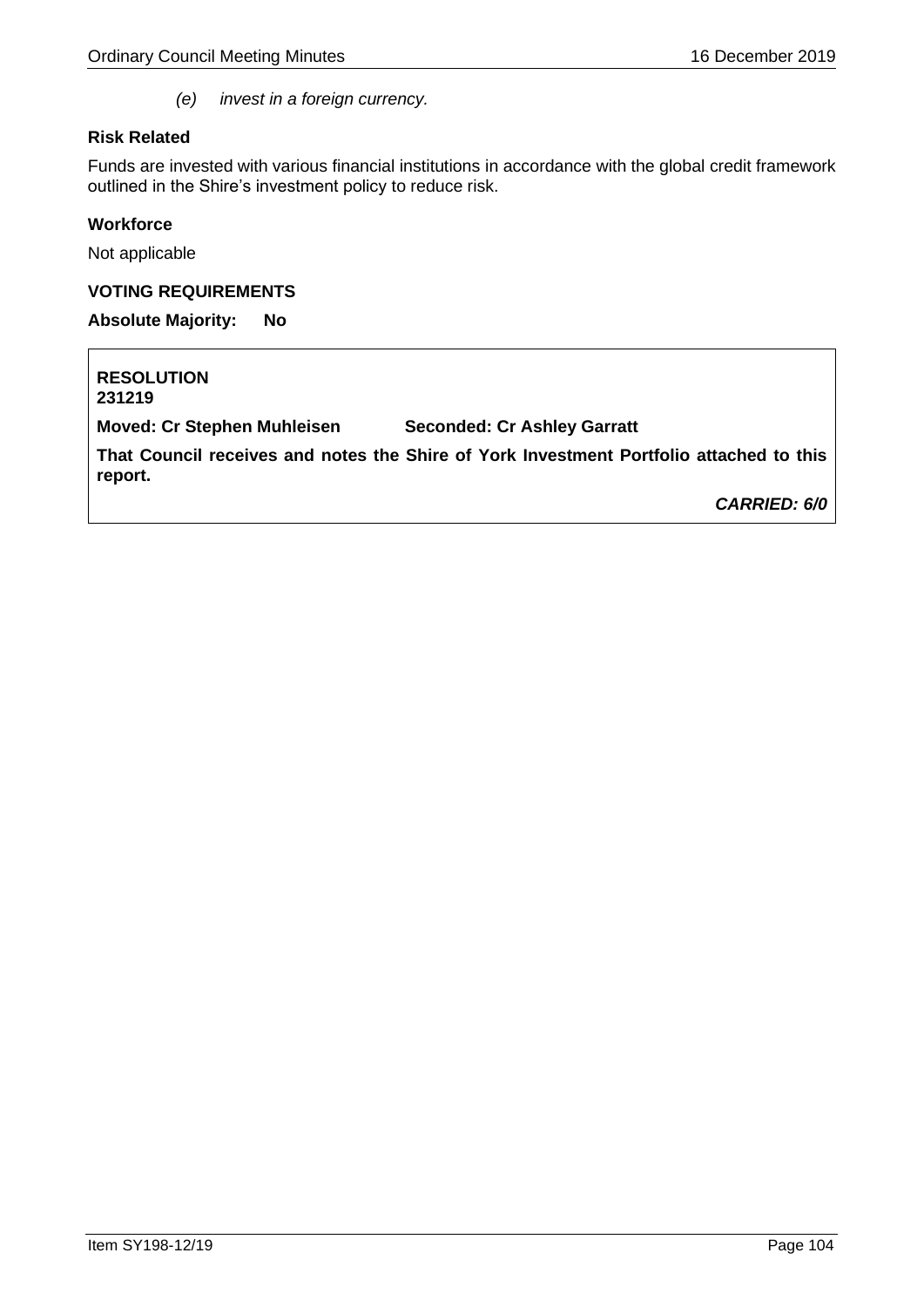*(e) invest in a foreign currency.*

**Risk Related**

Funds are invested with various financial institutions in accordance with the global credit framework outlined in the Shire's investment policy to reduce risk.

**Workforce**

Not applicable

**VOTING REQUIREMENTS**

**Absolute Majority: No**

**RESOLUTION**
**231219**

**Moved: Cr Stephen Muhleisen** **Seconded: Cr Ashley Garratt**

**That Council receives and notes the Shire of York Investment Portfolio attached to this report.**

***CARRIED: 6/0***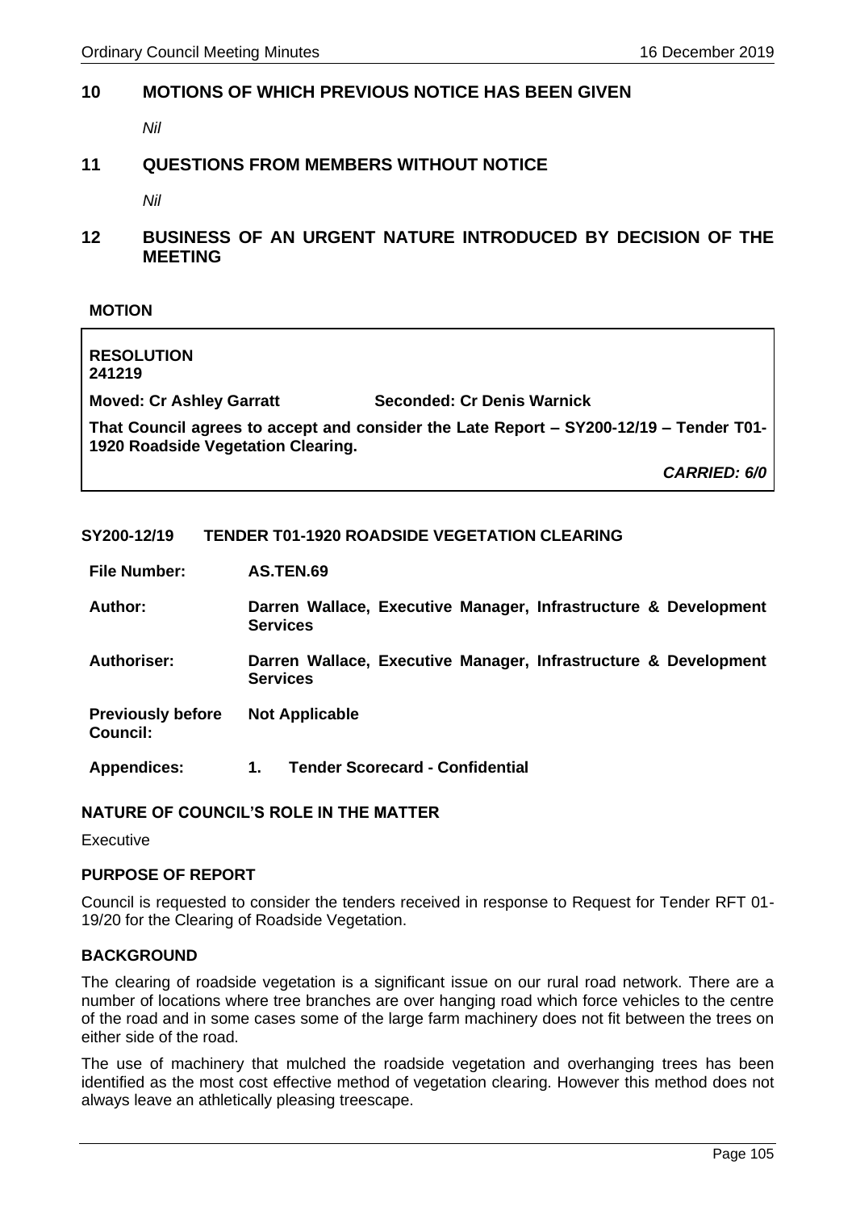## 10 MOTIONS OF WHICH PREVIOUS NOTICE HAS BEEN GIVEN

*Nil*

## 11 QUESTIONS FROM MEMBERS WITHOUT NOTICE

*Nil*

## 12 BUSINESS OF AN URGENT NATURE INTRODUCED BY DECISION OF THE MEETING

**MOTION**

**RESOLUTION**
**241219**

**Moved: Cr Ashley Garratt** **Seconded: Cr Denis Warnick**

**That Council agrees to accept and consider the Late Report – SY200-12/19 – Tender T01-1920 Roadside Vegetation Clearing.**

***CARRIED: 6/0***

### SY200-12/19 TENDER T01-1920 ROADSIDE VEGETATION CLEARING

| | |
|---|---|
| **File Number:** | **AS.TEN.69** |
| **Author:** | **Darren Wallace, Executive Manager, Infrastructure & Development Services** |
| **Authoriser:** | **Darren Wallace, Executive Manager, Infrastructure & Development Services** |
| **Previously before Council:** | **Not Applicable** |
| **Appendices:** | **1. Tender Scorecard - Confidential** |

**NATURE OF COUNCIL'S ROLE IN THE MATTER**

Executive

**PURPOSE OF REPORT**

Council is requested to consider the tenders received in response to Request for Tender RFT 01-19/20 for the Clearing of Roadside Vegetation.

**BACKGROUND**

The clearing of roadside vegetation is a significant issue on our rural road network. There are a number of locations where tree branches are over hanging road which force vehicles to the centre of the road and in some cases some of the large farm machinery does not fit between the trees on either side of the road.

The use of machinery that mulched the roadside vegetation and overhanging trees has been identified as the most cost effective method of vegetation clearing. However this method does not always leave an athletically pleasing treescape.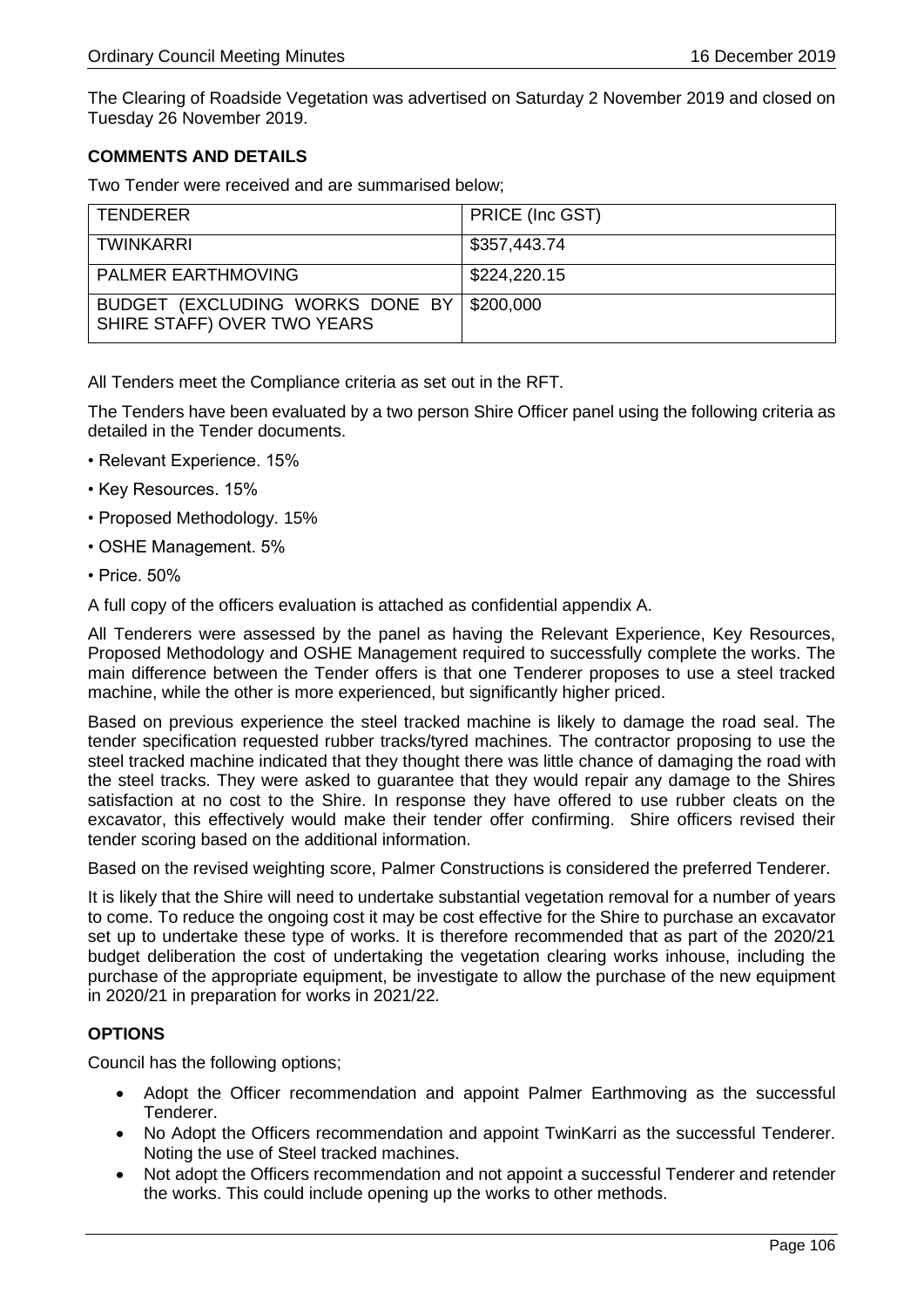The Clearing of Roadside Vegetation was advertised on Saturday 2 November 2019 and closed on Tuesday 26 November 2019.

**COMMENTS AND DETAILS**

Two Tender were received and are summarised below;

| TENDERER | PRICE (Inc GST) |
|---|---|
| TWINKARRI | $357,443.74 |
| PALMER EARTHMOVING | $224,220.15 |
| BUDGET (EXCLUDING WORKS DONE BY SHIRE STAFF) OVER TWO YEARS | $200,000 |

All Tenders meet the Compliance criteria as set out in the RFT.

The Tenders have been evaluated by a two person Shire Officer panel using the following criteria as detailed in the Tender documents.

- Relevant Experience. 15%
- Key Resources. 15%
- Proposed Methodology. 15%
- OSHE Management. 5%
- Price. 50%

A full copy of the officers evaluation is attached as confidential appendix A.

All Tenderers were assessed by the panel as having the Relevant Experience, Key Resources, Proposed Methodology and OSHE Management required to successfully complete the works. The main difference between the Tender offers is that one Tenderer proposes to use a steel tracked machine, while the other is more experienced, but significantly higher priced.

Based on previous experience the steel tracked machine is likely to damage the road seal. The tender specification requested rubber tracks/tyred machines. The contractor proposing to use the steel tracked machine indicated that they thought there was little chance of damaging the road with the steel tracks. They were asked to guarantee that they would repair any damage to the Shires satisfaction at no cost to the Shire. In response they have offered to use rubber cleats on the excavator, this effectively would make their tender offer confirming. Shire officers revised their tender scoring based on the additional information.

Based on the revised weighting score, Palmer Constructions is considered the preferred Tenderer.

It is likely that the Shire will need to undertake substantial vegetation removal for a number of years to come. To reduce the ongoing cost it may be cost effective for the Shire to purchase an excavator set up to undertake these type of works. It is therefore recommended that as part of the 2020/21 budget deliberation the cost of undertaking the vegetation clearing works inhouse, including the purchase of the appropriate equipment, be investigate to allow the purchase of the new equipment in 2020/21 in preparation for works in 2021/22.

**OPTIONS**

Council has the following options;

- Adopt the Officer recommendation and appoint Palmer Earthmoving as the successful Tenderer.
- No Adopt the Officers recommendation and appoint TwinKarri as the successful Tenderer. Noting the use of Steel tracked machines.
- Not adopt the Officers recommendation and not appoint a successful Tenderer and retender the works. This could include opening up the works to other methods.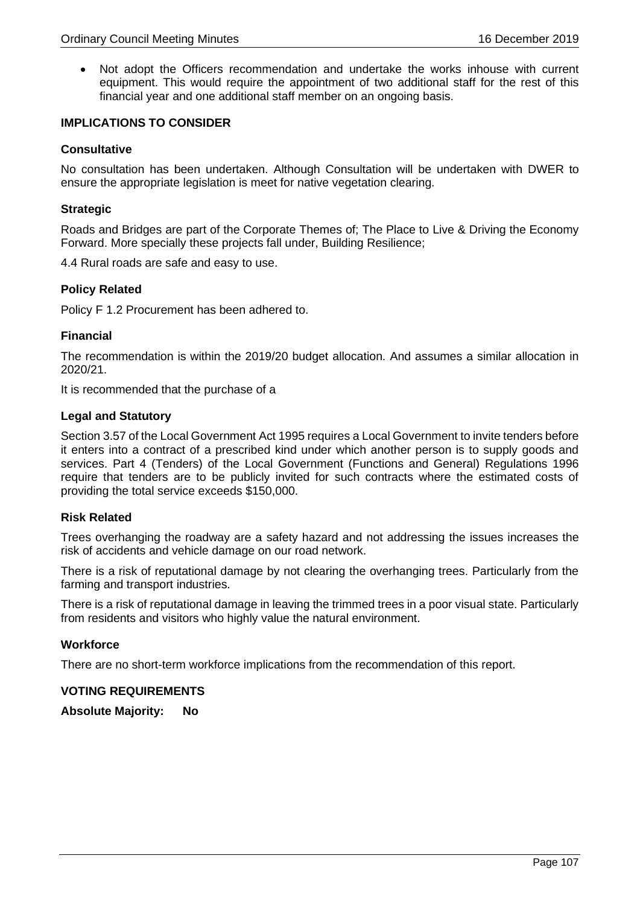- Not adopt the Officers recommendation and undertake the works inhouse with current equipment. This would require the appointment of two additional staff for the rest of this financial year and one additional staff member on an ongoing basis.

### IMPLICATIONS TO CONSIDER

#### Consultative

No consultation has been undertaken. Although Consultation will be undertaken with DWER to ensure the appropriate legislation is meet for native vegetation clearing.

#### Strategic

Roads and Bridges are part of the Corporate Themes of; The Place to Live & Driving the Economy Forward. More specially these projects fall under, Building Resilience;

4.4 Rural roads are safe and easy to use.

#### Policy Related

Policy F 1.2 Procurement has been adhered to.

#### Financial

The recommendation is within the 2019/20 budget allocation. And assumes a similar allocation in 2020/21.

It is recommended that the purchase of a

#### Legal and Statutory

Section 3.57 of the Local Government Act 1995 requires a Local Government to invite tenders before it enters into a contract of a prescribed kind under which another person is to supply goods and services. Part 4 (Tenders) of the Local Government (Functions and General) Regulations 1996 require that tenders are to be publicly invited for such contracts where the estimated costs of providing the total service exceeds $150,000.

#### Risk Related

Trees overhanging the roadway are a safety hazard and not addressing the issues increases the risk of accidents and vehicle damage on our road network.

There is a risk of reputational damage by not clearing the overhanging trees. Particularly from the farming and transport industries.

There is a risk of reputational damage in leaving the trimmed trees in a poor visual state. Particularly from residents and visitors who highly value the natural environment.

#### Workforce

There are no short-term workforce implications from the recommendation of this report.

### VOTING REQUIREMENTS

**Absolute Majority: No**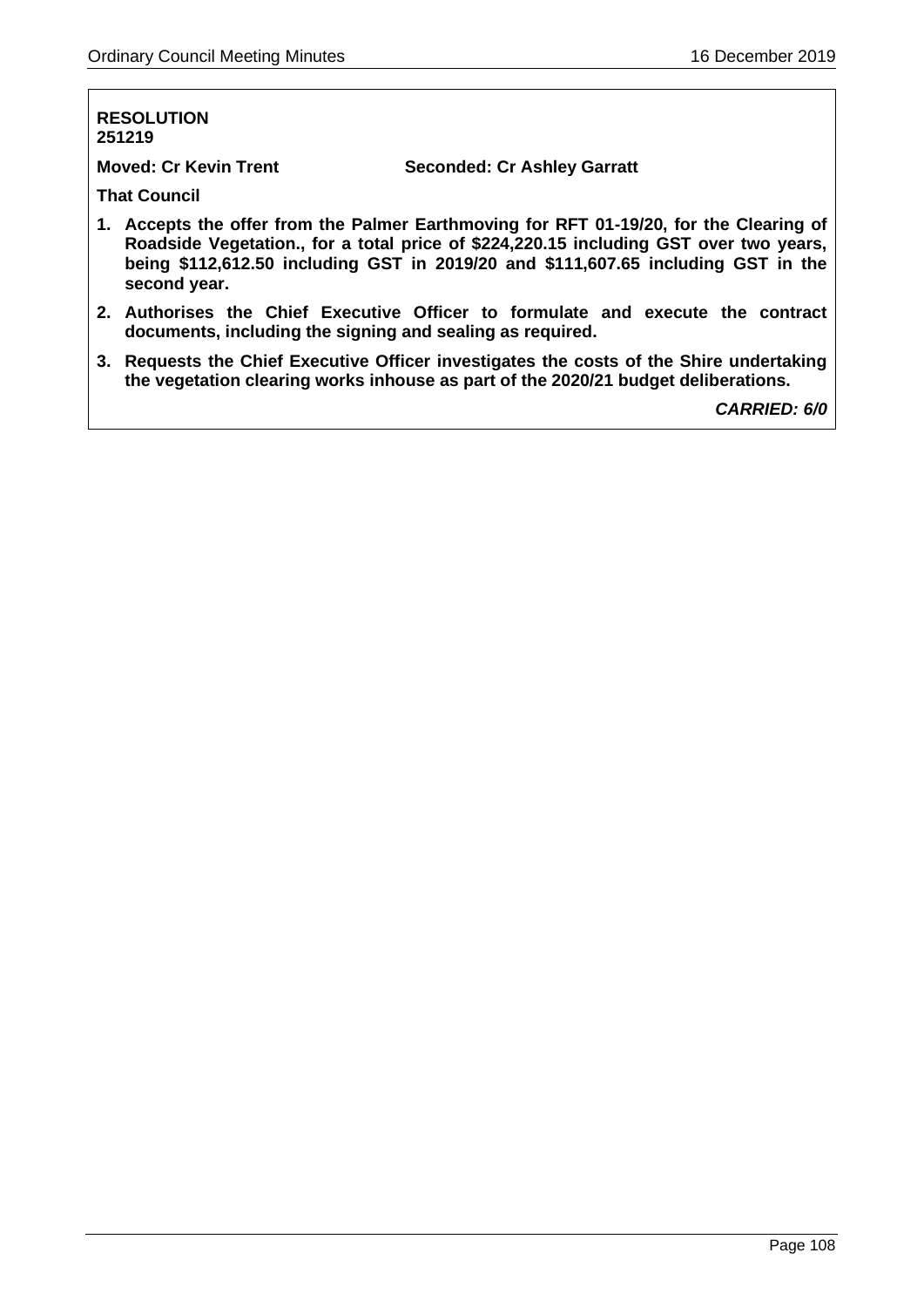**RESOLUTION**
**251219**

**Moved: Cr Kevin Trent** **Seconded: Cr Ashley Garratt**

**That Council**

1. **Accepts the offer from the Palmer Earthmoving for RFT 01-19/20, for the Clearing of Roadside Vegetation., for a total price of $224,220.15 including GST over two years, being $112,612.50 including GST in 2019/20 and $111,607.65 including GST in the second year.**
2. **Authorises the Chief Executive Officer to formulate and execute the contract documents, including the signing and sealing as required.**
3. **Requests the Chief Executive Officer investigates the costs of the Shire undertaking the vegetation clearing works inhouse as part of the 2020/21 budget deliberations.**

***CARRIED: 6/0***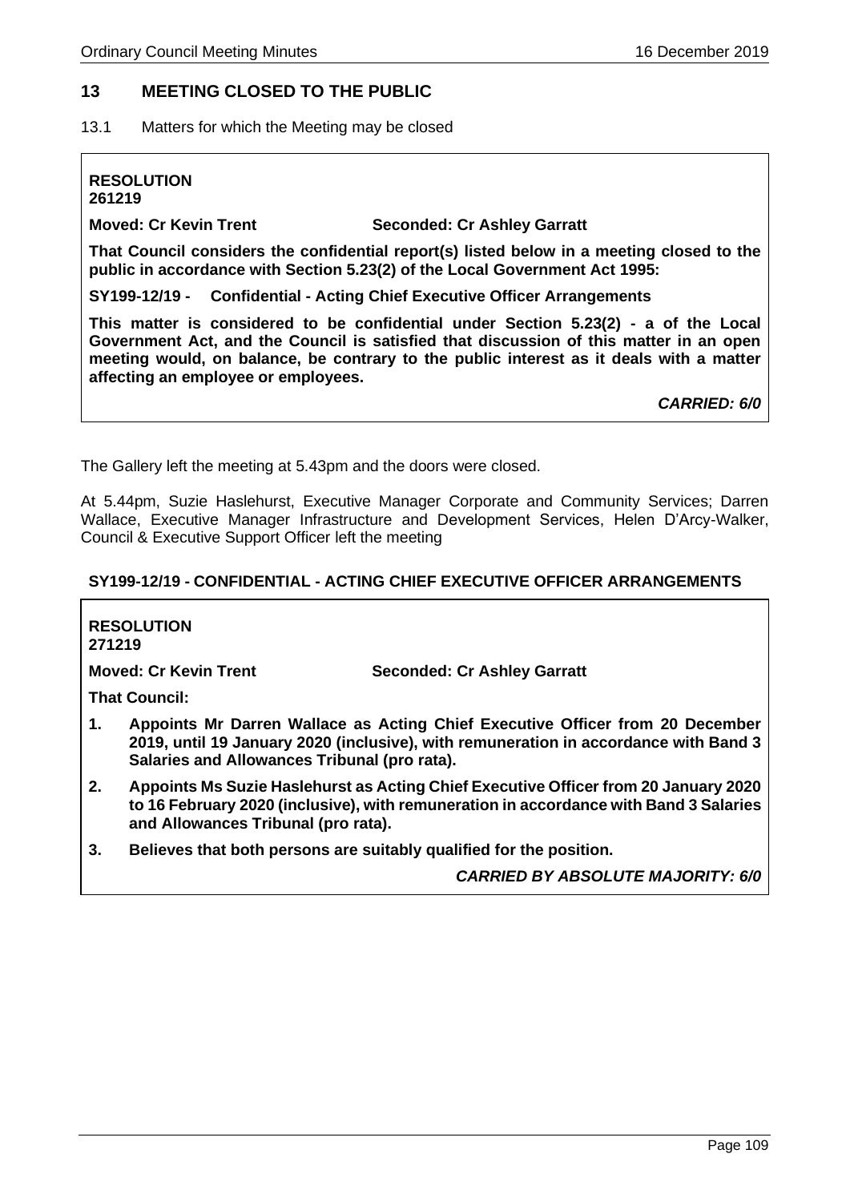## 13 MEETING CLOSED TO THE PUBLIC

13.1 Matters for which the Meeting may be closed

**RESOLUTION**
**261219**

**Moved: Cr Kevin Trent** **Seconded: Cr Ashley Garratt**

**That Council considers the confidential report(s) listed below in a meeting closed to the public in accordance with Section 5.23(2) of the Local Government Act 1995:**

**SY199-12/19 - Confidential - Acting Chief Executive Officer Arrangements**

**This matter is considered to be confidential under Section 5.23(2) - a of the Local Government Act, and the Council is satisfied that discussion of this matter in an open meeting would, on balance, be contrary to the public interest as it deals with a matter affecting an employee or employees.**

***CARRIED: 6/0***

The Gallery left the meeting at 5.43pm and the doors were closed.

At 5.44pm, Suzie Haslehurst, Executive Manager Corporate and Community Services; Darren Wallace, Executive Manager Infrastructure and Development Services, Helen D'Arcy-Walker, Council & Executive Support Officer left the meeting

### SY199-12/19 - CONFIDENTIAL - ACTING CHIEF EXECUTIVE OFFICER ARRANGEMENTS

**RESOLUTION**
**271219**

**Moved: Cr Kevin Trent** **Seconded: Cr Ashley Garratt**

**That Council:**

1. **Appoints Mr Darren Wallace as Acting Chief Executive Officer from 20 December 2019, until 19 January 2020 (inclusive), with remuneration in accordance with Band 3 Salaries and Allowances Tribunal (pro rata).**
2. **Appoints Ms Suzie Haslehurst as Acting Chief Executive Officer from 20 January 2020 to 16 February 2020 (inclusive), with remuneration in accordance with Band 3 Salaries and Allowances Tribunal (pro rata).**
3. **Believes that both persons are suitably qualified for the position.**

***CARRIED BY ABSOLUTE MAJORITY: 6/0***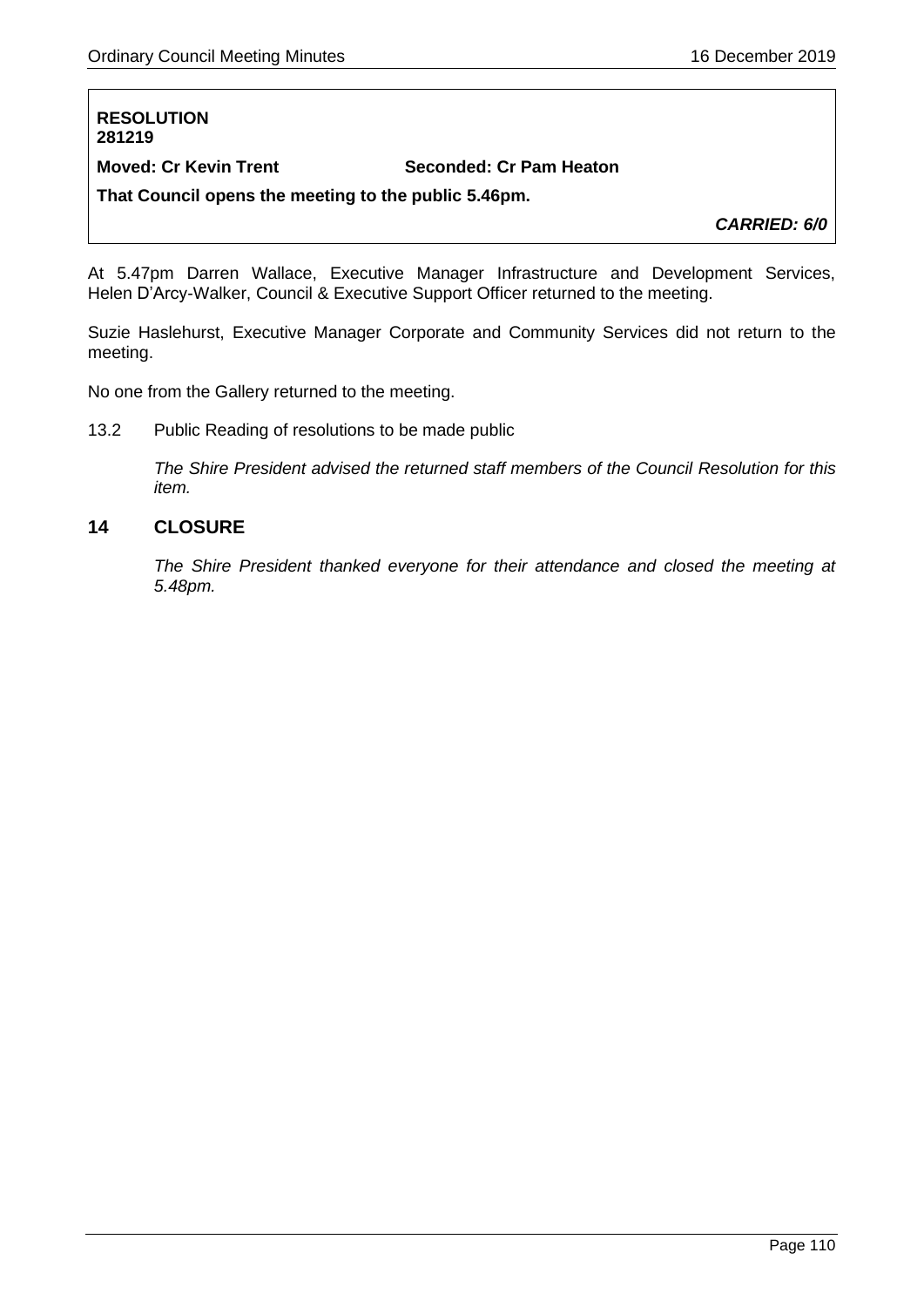**RESOLUTION**
**281219**

**Moved: Cr Kevin Trent** **Seconded: Cr Pam Heaton**

**That Council opens the meeting to the public 5.46pm.**

***CARRIED: 6/0***

At 5.47pm Darren Wallace, Executive Manager Infrastructure and Development Services, Helen D'Arcy-Walker, Council & Executive Support Officer returned to the meeting.

Suzie Haslehurst, Executive Manager Corporate and Community Services did not return to the meeting.

No one from the Gallery returned to the meeting.

13.2 Public Reading of resolutions to be made public

*The Shire President advised the returned staff members of the Council Resolution for this item.*

## 14 CLOSURE

*The Shire President thanked everyone for their attendance and closed the meeting at 5.48pm.*